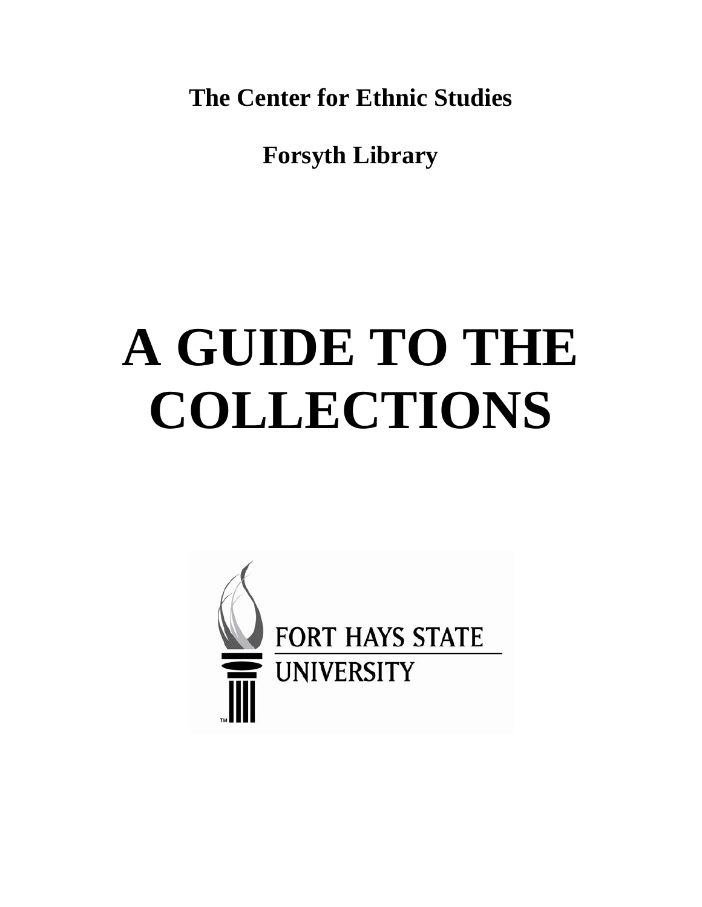**The Center for Ethnic Studies**

**Forsyth Library**

# A GUIDE TO THE COLLECTIONS

FORT HAYS STATE UNIVERSITY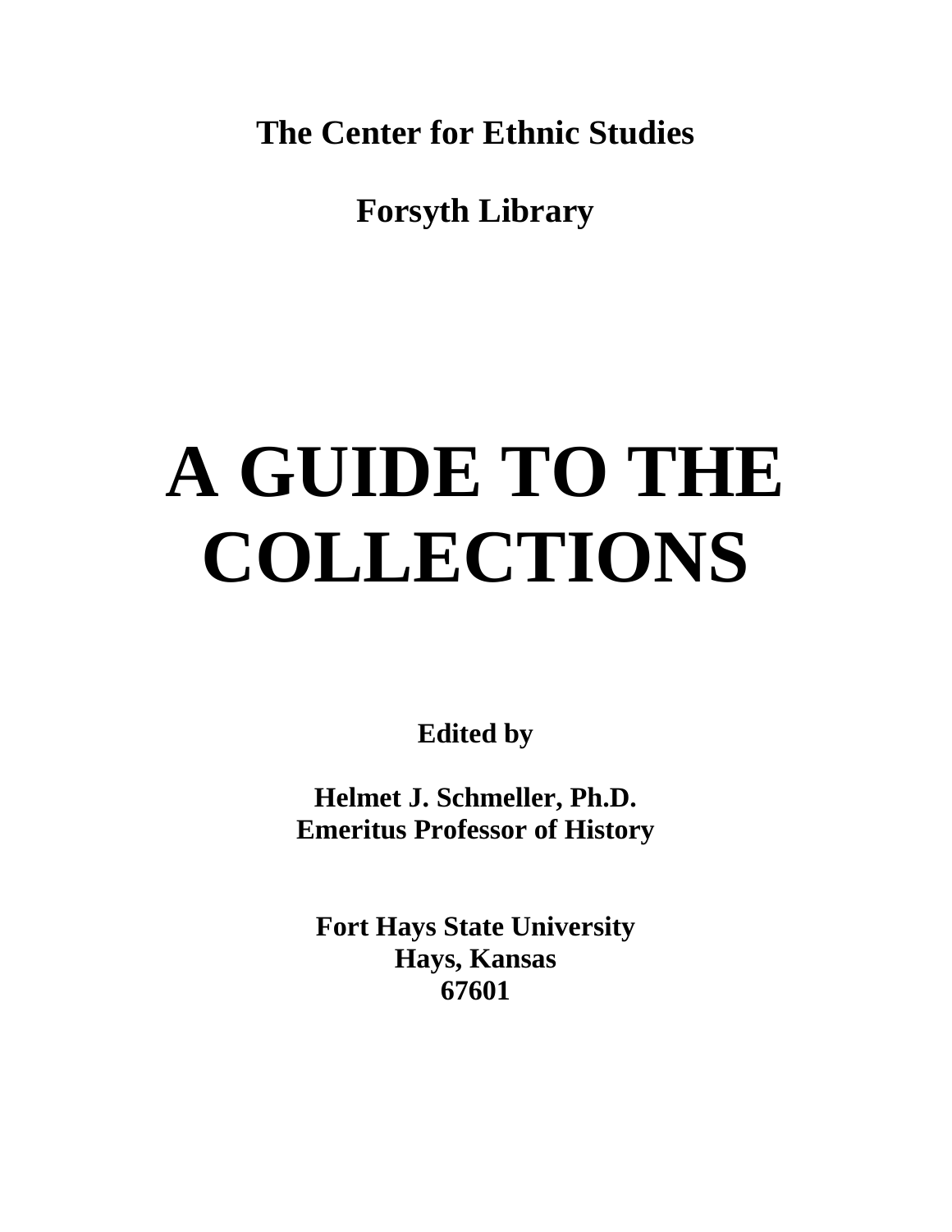**The Center for Ethnic Studies**

**Forsyth Library**

# A GUIDE TO THE COLLECTIONS

**Edited by**

**Helmet J. Schmeller, Ph.D.**
**Emeritus Professor of History**

**Fort Hays State University**
**Hays, Kansas**
**67601**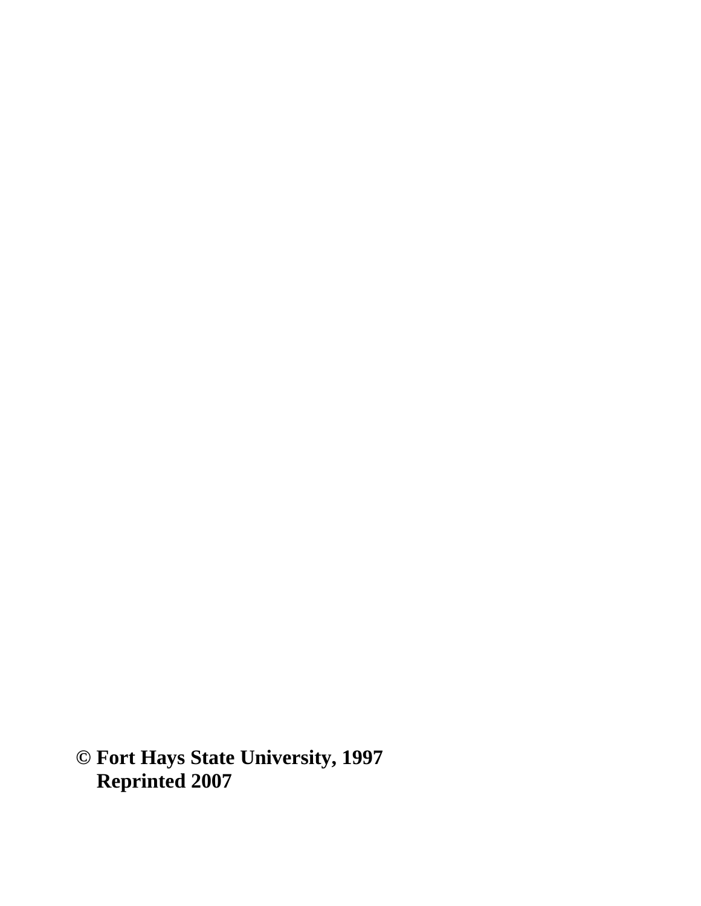**© Fort Hays State University, 1997**
**Reprinted 2007**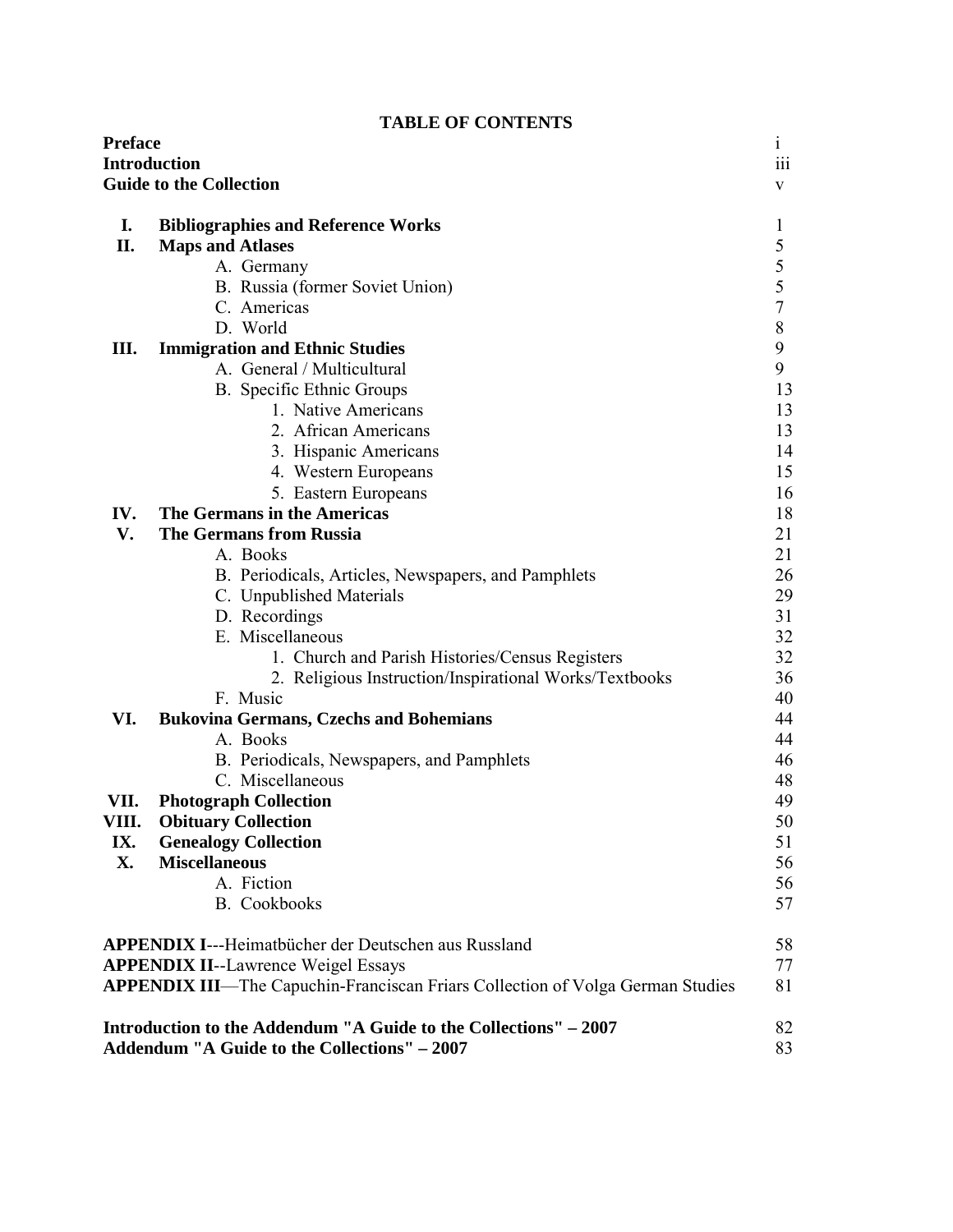# TABLE OF CONTENTS

| | | |
|---|---|---|
| **Preface** | | i |
| **Introduction** | | iii |
| **Guide to the Collection** | | v |
| | | |
| **I.** | **Bibliographies and Reference Works** | 1 |
| **II.** | **Maps and Atlases** | 5 |
| | A. Germany | 5 |
| | B. Russia (former Soviet Union) | 5 |
| | C. Americas | 7 |
| | D. World | 8 |
| **III.** | **Immigration and Ethnic Studies** | 9 |
| | A. General / Multicultural | 9 |
| | B. Specific Ethnic Groups | 13 |
| | 1. Native Americans | 13 |
| | 2. African Americans | 13 |
| | 3. Hispanic Americans | 14 |
| | 4. Western Europeans | 15 |
| | 5. Eastern Europeans | 16 |
| **IV.** | **The Germans in the Americas** | 18 |
| **V.** | **The Germans from Russia** | 21 |
| | A. Books | 21 |
| | B. Periodicals, Articles, Newspapers, and Pamphlets | 26 |
| | C. Unpublished Materials | 29 |
| | D. Recordings | 31 |
| | E. Miscellaneous | 32 |
| | 1. Church and Parish Histories/Census Registers | 32 |
| | 2. Religious Instruction/Inspirational Works/Textbooks | 36 |
| | F. Music | 40 |
| **VI.** | **Bukovina Germans, Czechs and Bohemians** | 44 |
| | A. Books | 44 |
| | B. Periodicals, Newspapers, and Pamphlets | 46 |
| | C. Miscellaneous | 48 |
| **VII.** | **Photograph Collection** | 49 |
| **VIII.** | **Obituary Collection** | 50 |
| **IX.** | **Genealogy Collection** | 51 |
| **X.** | **Miscellaneous** | 56 |
| | A. Fiction | 56 |
| | B. Cookbooks | 57 |
| | | |
| **APPENDIX I**---Heimatbücher der Deutschen aus Russland | | 58 |
| **APPENDIX II**--Lawrence Weigel Essays | | 77 |
| **APPENDIX III**—The Capuchin-Franciscan Friars Collection of Volga German Studies | | 81 |
| | | |
| **Introduction to the Addendum "A Guide to the Collections" – 2007** | | 82 |
| **Addendum "A Guide to the Collections" – 2007** | | 83 |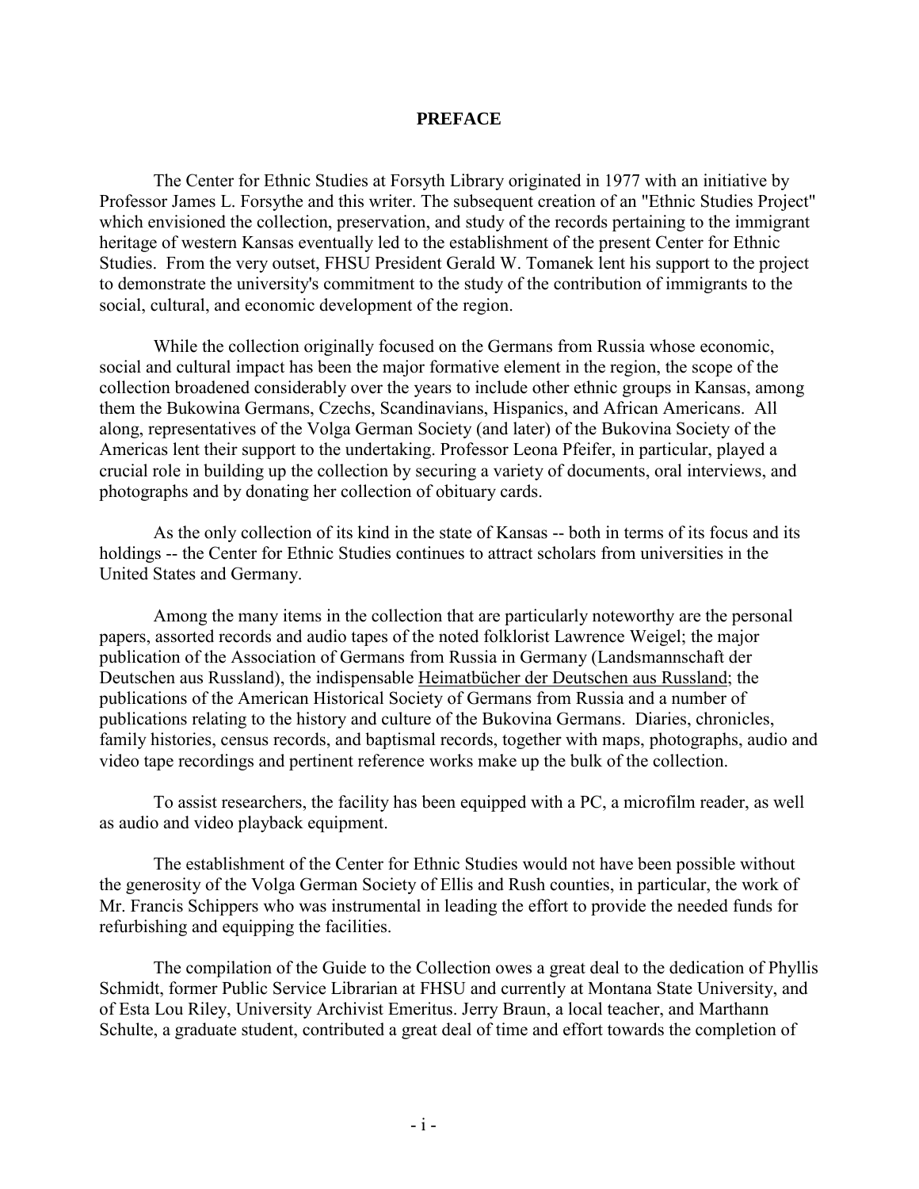## PREFACE

The Center for Ethnic Studies at Forsyth Library originated in 1977 with an initiative by Professor James L. Forsythe and this writer. The subsequent creation of an "Ethnic Studies Project" which envisioned the collection, preservation, and study of the records pertaining to the immigrant heritage of western Kansas eventually led to the establishment of the present Center for Ethnic Studies. From the very outset, FHSU President Gerald W. Tomanek lent his support to the project to demonstrate the university's commitment to the study of the contribution of immigrants to the social, cultural, and economic development of the region.

While the collection originally focused on the Germans from Russia whose economic, social and cultural impact has been the major formative element in the region, the scope of the collection broadened considerably over the years to include other ethnic groups in Kansas, among them the Bukowina Germans, Czechs, Scandinavians, Hispanics, and African Americans. All along, representatives of the Volga German Society (and later) of the Bukovina Society of the Americas lent their support to the undertaking. Professor Leona Pfeifer, in particular, played a crucial role in building up the collection by securing a variety of documents, oral interviews, and photographs and by donating her collection of obituary cards.

As the only collection of its kind in the state of Kansas -- both in terms of its focus and its holdings -- the Center for Ethnic Studies continues to attract scholars from universities in the United States and Germany.

Among the many items in the collection that are particularly noteworthy are the personal papers, assorted records and audio tapes of the noted folklorist Lawrence Weigel; the major publication of the Association of Germans from Russia in Germany (Landsmannschaft der Deutschen aus Russland), the indispensable Heimatbücher der Deutschen aus Russland; the publications of the American Historical Society of Germans from Russia and a number of publications relating to the history and culture of the Bukovina Germans. Diaries, chronicles, family histories, census records, and baptismal records, together with maps, photographs, audio and video tape recordings and pertinent reference works make up the bulk of the collection.

To assist researchers, the facility has been equipped with a PC, a microfilm reader, as well as audio and video playback equipment.

The establishment of the Center for Ethnic Studies would not have been possible without the generosity of the Volga German Society of Ellis and Rush counties, in particular, the work of Mr. Francis Schippers who was instrumental in leading the effort to provide the needed funds for refurbishing and equipping the facilities.

The compilation of the Guide to the Collection owes a great deal to the dedication of Phyllis Schmidt, former Public Service Librarian at FHSU and currently at Montana State University, and of Esta Lou Riley, University Archivist Emeritus. Jerry Braun, a local teacher, and Marthann Schulte, a graduate student, contributed a great deal of time and effort towards the completion of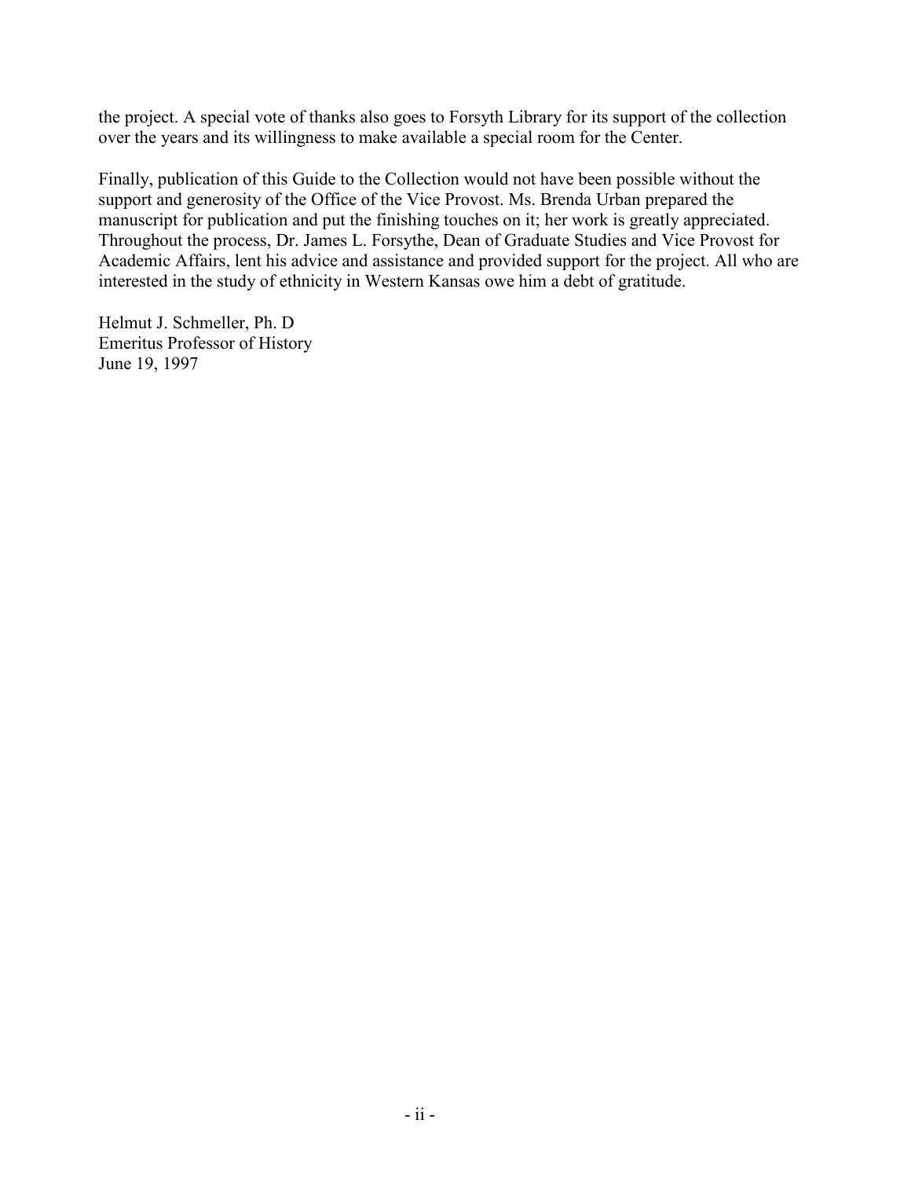the project. A special vote of thanks also goes to Forsyth Library for its support of the collection over the years and its willingness to make available a special room for the Center.

Finally, publication of this Guide to the Collection would not have been possible without the support and generosity of the Office of the Vice Provost. Ms. Brenda Urban prepared the manuscript for publication and put the finishing touches on it; her work is greatly appreciated. Throughout the process, Dr. James L. Forsythe, Dean of Graduate Studies and Vice Provost for Academic Affairs, lent his advice and assistance and provided support for the project. All who are interested in the study of ethnicity in Western Kansas owe him a debt of gratitude.

Helmut J. Schmeller, Ph. D  
Emeritus Professor of History  
June 19, 1997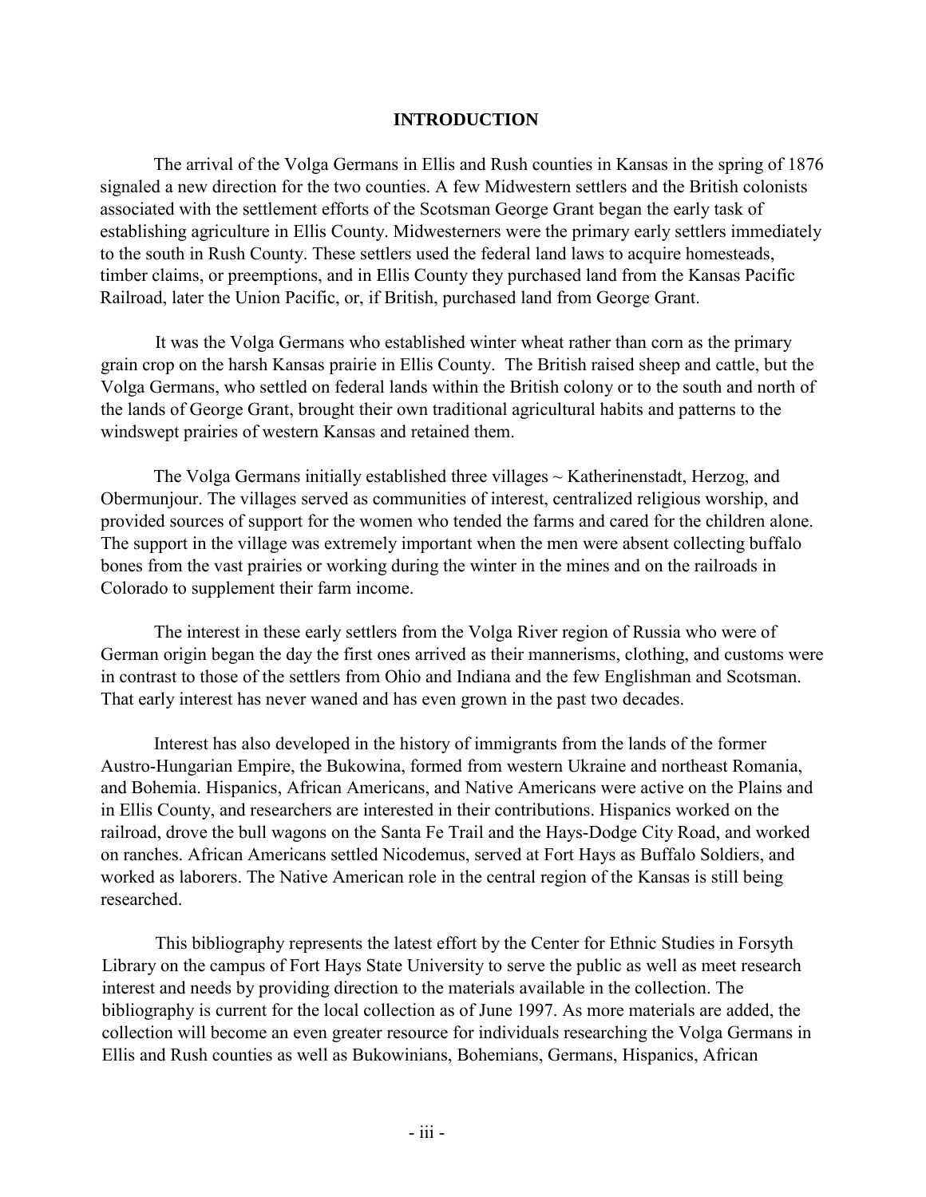# INTRODUCTION

The arrival of the Volga Germans in Ellis and Rush counties in Kansas in the spring of 1876 signaled a new direction for the two counties. A few Midwestern settlers and the British colonists associated with the settlement efforts of the Scotsman George Grant began the early task of establishing agriculture in Ellis County. Midwesterners were the primary early settlers immediately to the south in Rush County. These settlers used the federal land laws to acquire homesteads, timber claims, or preemptions, and in Ellis County they purchased land from the Kansas Pacific Railroad, later the Union Pacific, or, if British, purchased land from George Grant.

It was the Volga Germans who established winter wheat rather than corn as the primary grain crop on the harsh Kansas prairie in Ellis County. The British raised sheep and cattle, but the Volga Germans, who settled on federal lands within the British colony or to the south and north of the lands of George Grant, brought their own traditional agricultural habits and patterns to the windswept prairies of western Kansas and retained them.

The Volga Germans initially established three villages ~ Katherinenstadt, Herzog, and Obermunjour. The villages served as communities of interest, centralized religious worship, and provided sources of support for the women who tended the farms and cared for the children alone. The support in the village was extremely important when the men were absent collecting buffalo bones from the vast prairies or working during the winter in the mines and on the railroads in Colorado to supplement their farm income.

The interest in these early settlers from the Volga River region of Russia who were of German origin began the day the first ones arrived as their mannerisms, clothing, and customs were in contrast to those of the settlers from Ohio and Indiana and the few Englishman and Scotsman. That early interest has never waned and has even grown in the past two decades.

Interest has also developed in the history of immigrants from the lands of the former Austro-Hungarian Empire, the Bukowina, formed from western Ukraine and northeast Romania, and Bohemia. Hispanics, African Americans, and Native Americans were active on the Plains and in Ellis County, and researchers are interested in their contributions. Hispanics worked on the railroad, drove the bull wagons on the Santa Fe Trail and the Hays-Dodge City Road, and worked on ranches. African Americans settled Nicodemus, served at Fort Hays as Buffalo Soldiers, and worked as laborers. The Native American role in the central region of the Kansas is still being researched.

This bibliography represents the latest effort by the Center for Ethnic Studies in Forsyth Library on the campus of Fort Hays State University to serve the public as well as meet research interest and needs by providing direction to the materials available in the collection. The bibliography is current for the local collection as of June 1997. As more materials are added, the collection will become an even greater resource for individuals researching the Volga Germans in Ellis and Rush counties as well as Bukowinians, Bohemians, Germans, Hispanics, African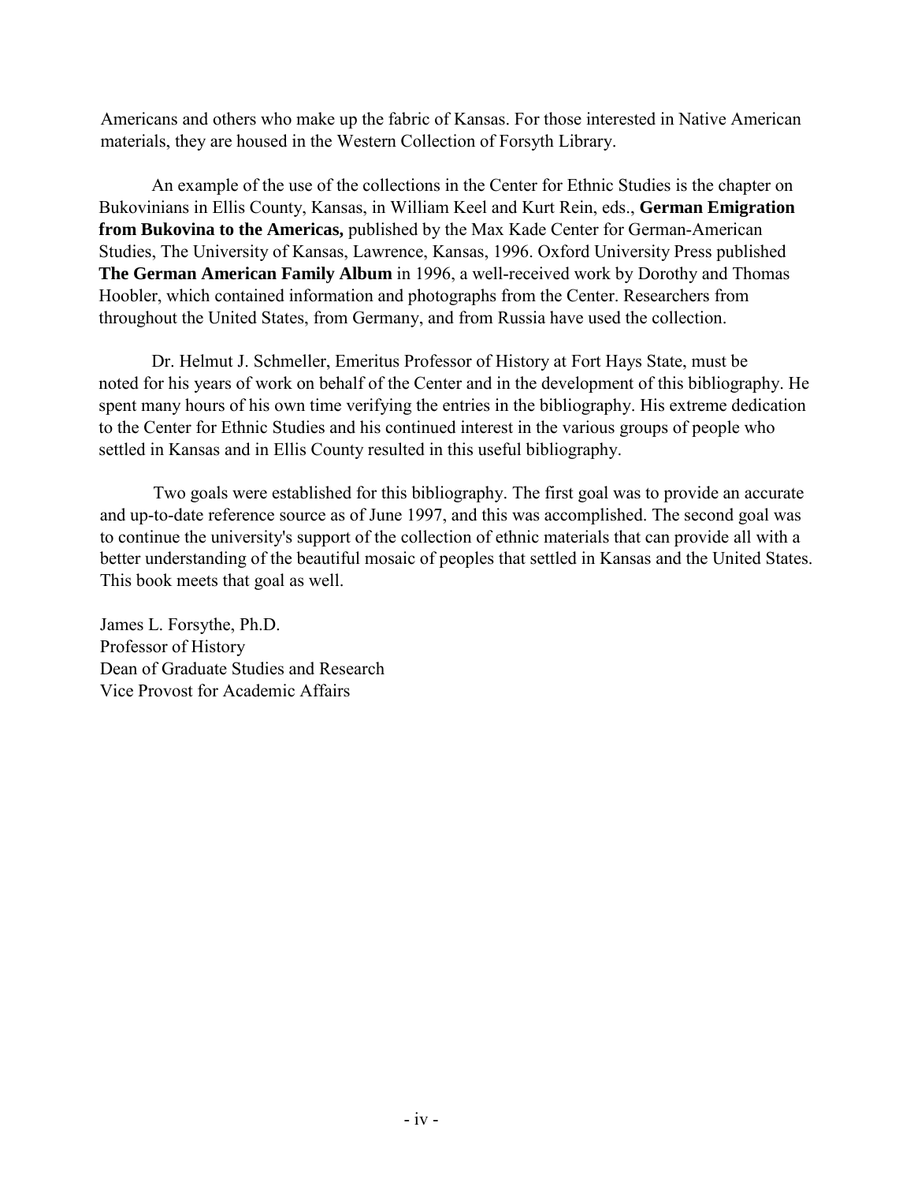Americans and others who make up the fabric of Kansas. For those interested in Native American materials, they are housed in the Western Collection of Forsyth Library.

An example of the use of the collections in the Center for Ethnic Studies is the chapter on Bukovinians in Ellis County, Kansas, in William Keel and Kurt Rein, eds., **German Emigration from Bukovina to the Americas,** published by the Max Kade Center for German-American Studies, The University of Kansas, Lawrence, Kansas, 1996. Oxford University Press published **The German American Family Album** in 1996, a well-received work by Dorothy and Thomas Hoobler, which contained information and photographs from the Center. Researchers from throughout the United States, from Germany, and from Russia have used the collection.

Dr. Helmut J. Schmeller, Emeritus Professor of History at Fort Hays State, must be noted for his years of work on behalf of the Center and in the development of this bibliography. He spent many hours of his own time verifying the entries in the bibliography. His extreme dedication to the Center for Ethnic Studies and his continued interest in the various groups of people who settled in Kansas and in Ellis County resulted in this useful bibliography.

Two goals were established for this bibliography. The first goal was to provide an accurate and up-to-date reference source as of June 1997, and this was accomplished. The second goal was to continue the university's support of the collection of ethnic materials that can provide all with a better understanding of the beautiful mosaic of peoples that settled in Kansas and the United States. This book meets that goal as well.

James L. Forsythe, Ph.D.
Professor of History
Dean of Graduate Studies and Research
Vice Provost for Academic Affairs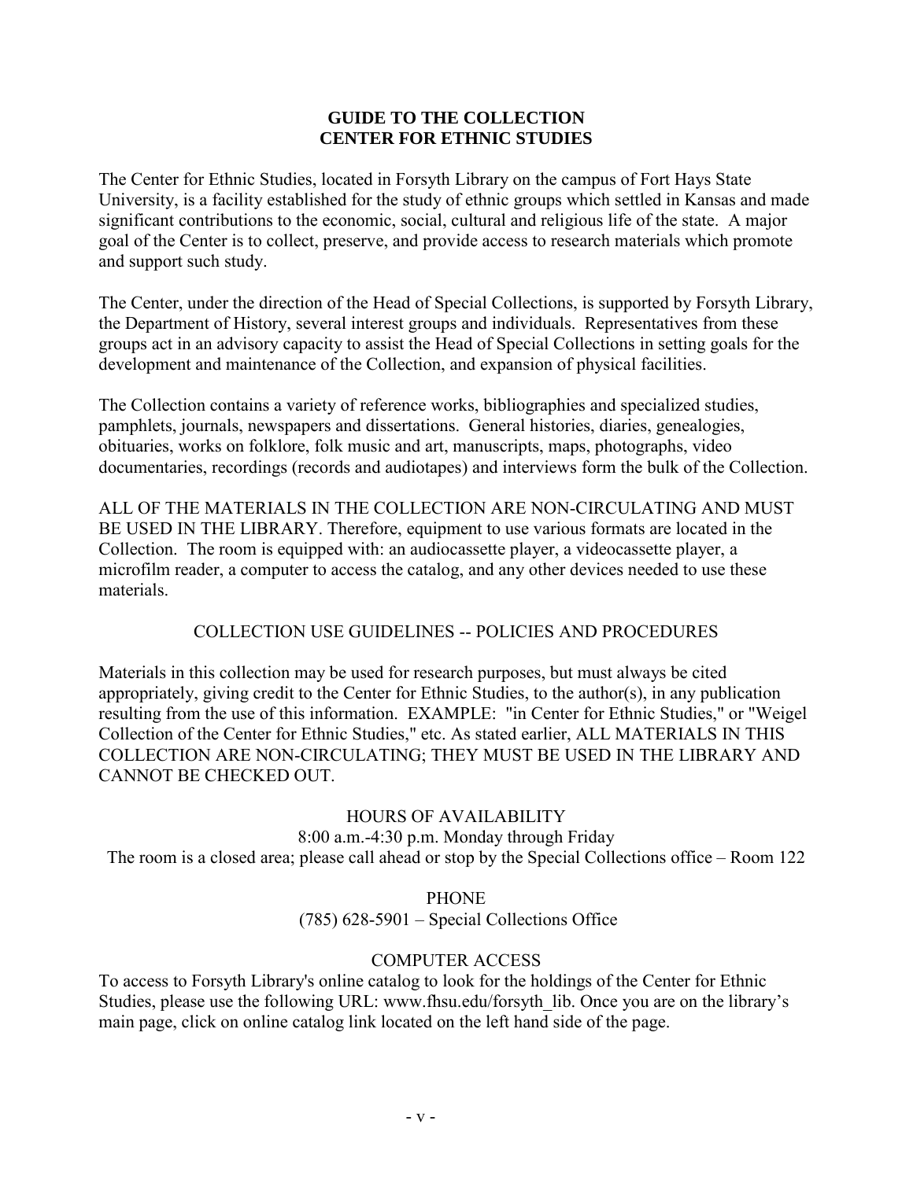# GUIDE TO THE COLLECTION
# CENTER FOR ETHNIC STUDIES

The Center for Ethnic Studies, located in Forsyth Library on the campus of Fort Hays State University, is a facility established for the study of ethnic groups which settled in Kansas and made significant contributions to the economic, social, cultural and religious life of the state. A major goal of the Center is to collect, preserve, and provide access to research materials which promote and support such study.

The Center, under the direction of the Head of Special Collections, is supported by Forsyth Library, the Department of History, several interest groups and individuals. Representatives from these groups act in an advisory capacity to assist the Head of Special Collections in setting goals for the development and maintenance of the Collection, and expansion of physical facilities.

The Collection contains a variety of reference works, bibliographies and specialized studies, pamphlets, journals, newspapers and dissertations. General histories, diaries, genealogies, obituaries, works on folklore, folk music and art, manuscripts, maps, photographs, video documentaries, recordings (records and audiotapes) and interviews form the bulk of the Collection.

ALL OF THE MATERIALS IN THE COLLECTION ARE NON-CIRCULATING AND MUST BE USED IN THE LIBRARY. Therefore, equipment to use various formats are located in the Collection. The room is equipped with: an audiocassette player, a videocassette player, a microfilm reader, a computer to access the catalog, and any other devices needed to use these materials.

## COLLECTION USE GUIDELINES -- POLICIES AND PROCEDURES

Materials in this collection may be used for research purposes, but must always be cited appropriately, giving credit to the Center for Ethnic Studies, to the author(s), in any publication resulting from the use of this information. EXAMPLE: "in Center for Ethnic Studies," or "Weigel Collection of the Center for Ethnic Studies," etc. As stated earlier, ALL MATERIALS IN THIS COLLECTION ARE NON-CIRCULATING; THEY MUST BE USED IN THE LIBRARY AND CANNOT BE CHECKED OUT.

## HOURS OF AVAILABILITY

8:00 a.m.-4:30 p.m. Monday through Friday
The room is a closed area; please call ahead or stop by the Special Collections office – Room 122

## PHONE

(785) 628-5901 – Special Collections Office

## COMPUTER ACCESS

To access to Forsyth Library's online catalog to look for the holdings of the Center for Ethnic Studies, please use the following URL: www.fhsu.edu/forsyth_lib. Once you are on the library's main page, click on online catalog link located on the left hand side of the page.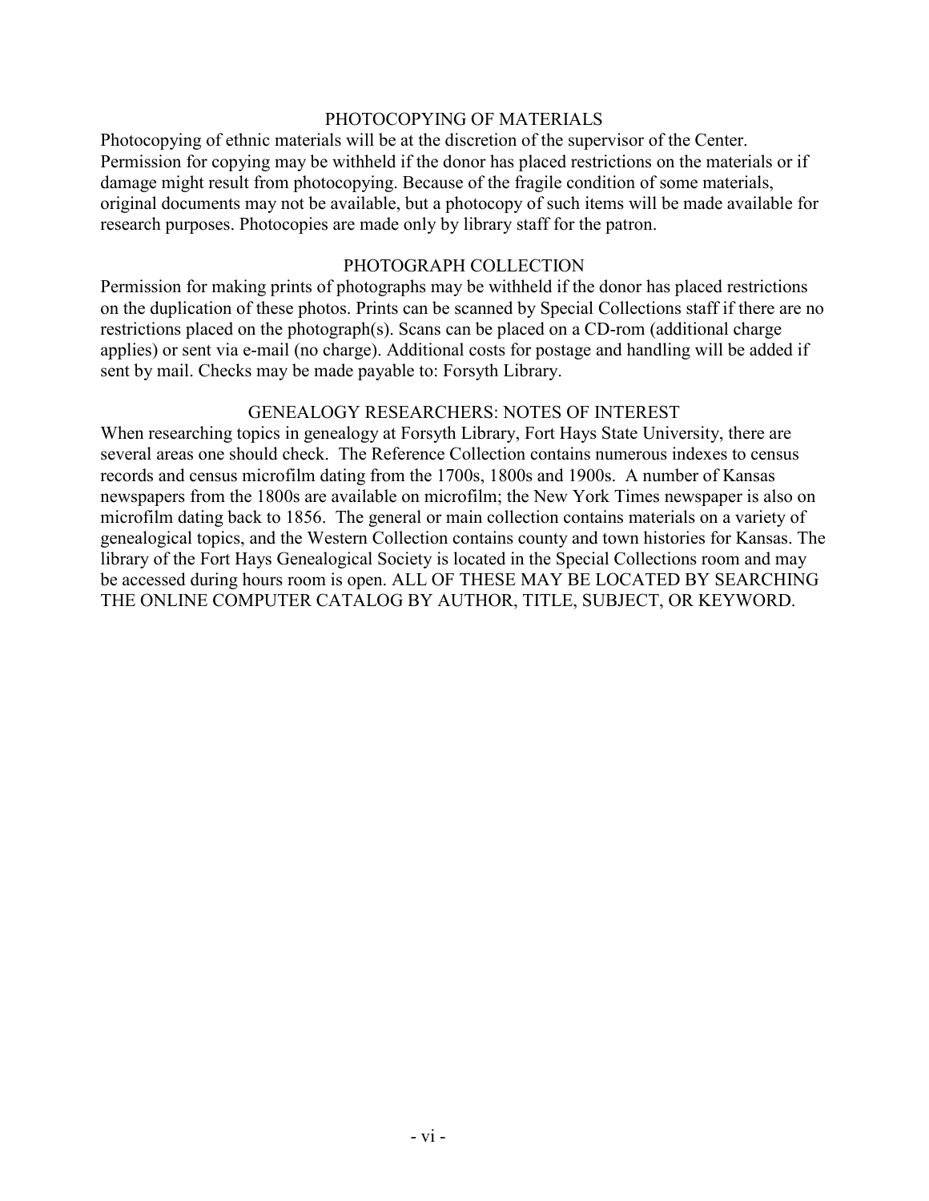## PHOTOCOPYING OF MATERIALS

Photocopying of ethnic materials will be at the discretion of the supervisor of the Center. Permission for copying may be withheld if the donor has placed restrictions on the materials or if damage might result from photocopying. Because of the fragile condition of some materials, original documents may not be available, but a photocopy of such items will be made available for research purposes. Photocopies are made only by library staff for the patron.

## PHOTOGRAPH COLLECTION

Permission for making prints of photographs may be withheld if the donor has placed restrictions on the duplication of these photos. Prints can be scanned by Special Collections staff if there are no restrictions placed on the photograph(s). Scans can be placed on a CD-rom (additional charge applies) or sent via e-mail (no charge). Additional costs for postage and handling will be added if sent by mail. Checks may be made payable to: Forsyth Library.

## GENEALOGY RESEARCHERS: NOTES OF INTEREST

When researching topics in genealogy at Forsyth Library, Fort Hays State University, there are several areas one should check. The Reference Collection contains numerous indexes to census records and census microfilm dating from the 1700s, 1800s and 1900s. A number of Kansas newspapers from the 1800s are available on microfilm; the New York Times newspaper is also on microfilm dating back to 1856. The general or main collection contains materials on a variety of genealogical topics, and the Western Collection contains county and town histories for Kansas. The library of the Fort Hays Genealogical Society is located in the Special Collections room and may be accessed during hours room is open. ALL OF THESE MAY BE LOCATED BY SEARCHING THE ONLINE COMPUTER CATALOG BY AUTHOR, TITLE, SUBJECT, OR KEYWORD.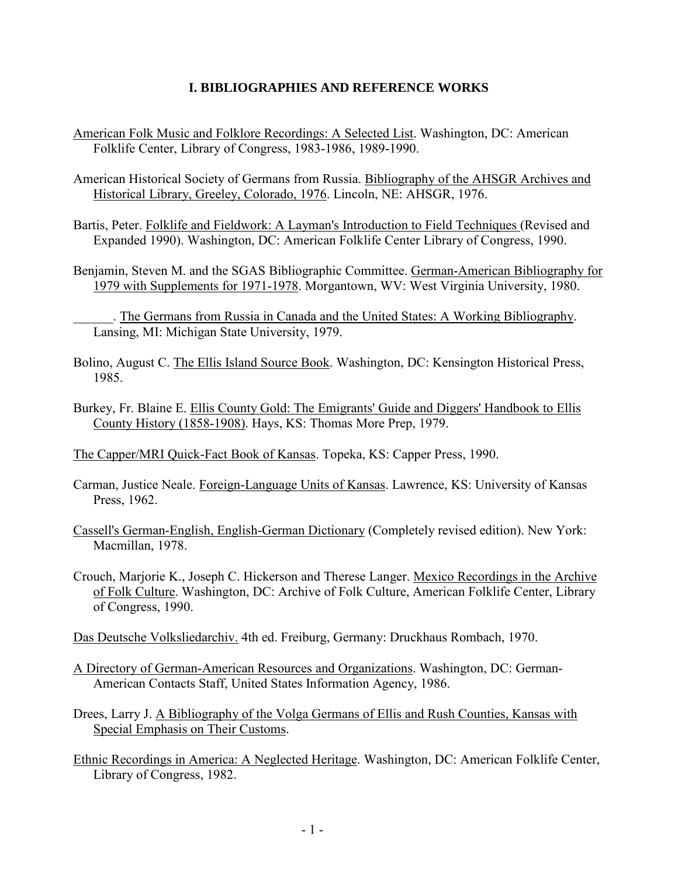## I. BIBLIOGRAPHIES AND REFERENCE WORKS

American Folk Music and Folklore Recordings: A Selected List. Washington, DC: American Folklife Center, Library of Congress, 1983-1986, 1989-1990.

American Historical Society of Germans from Russia. Bibliography of the AHSGR Archives and Historical Library, Greeley, Colorado, 1976. Lincoln, NE: AHSGR, 1976.

Bartis, Peter. Folklife and Fieldwork: A Layman's Introduction to Field Techniques (Revised and Expanded 1990). Washington, DC: American Folklife Center Library of Congress, 1990.

Benjamin, Steven M. and the SGAS Bibliographic Committee. German-American Bibliography for 1979 with Supplements for 1971-1978. Morgantown, WV: West Virginia University, 1980.

______. The Germans from Russia in Canada and the United States: A Working Bibliography. Lansing, MI: Michigan State University, 1979.

Bolino, August C. The Ellis Island Source Book. Washington, DC: Kensington Historical Press, 1985.

Burkey, Fr. Blaine E. Ellis County Gold: The Emigrants' Guide and Diggers' Handbook to Ellis County History (1858-1908). Hays, KS: Thomas More Prep, 1979.

The Capper/MRI Quick-Fact Book of Kansas. Topeka, KS: Capper Press, 1990.

Carman, Justice Neale. Foreign-Language Units of Kansas. Lawrence, KS: University of Kansas Press, 1962.

Cassell's German-English, English-German Dictionary (Completely revised edition). New York: Macmillan, 1978.

Crouch, Marjorie K., Joseph C. Hickerson and Therese Langer. Mexico Recordings in the Archive of Folk Culture. Washington, DC: Archive of Folk Culture, American Folklife Center, Library of Congress, 1990.

Das Deutsche Volksliedarchiv. 4th ed. Freiburg, Germany: Druckhaus Rombach, 1970.

A Directory of German-American Resources and Organizations. Washington, DC: German-American Contacts Staff, United States Information Agency, 1986.

Drees, Larry J. A Bibliography of the Volga Germans of Ellis and Rush Counties, Kansas with Special Emphasis on Their Customs.

Ethnic Recordings in America: A Neglected Heritage. Washington, DC: American Folklife Center, Library of Congress, 1982.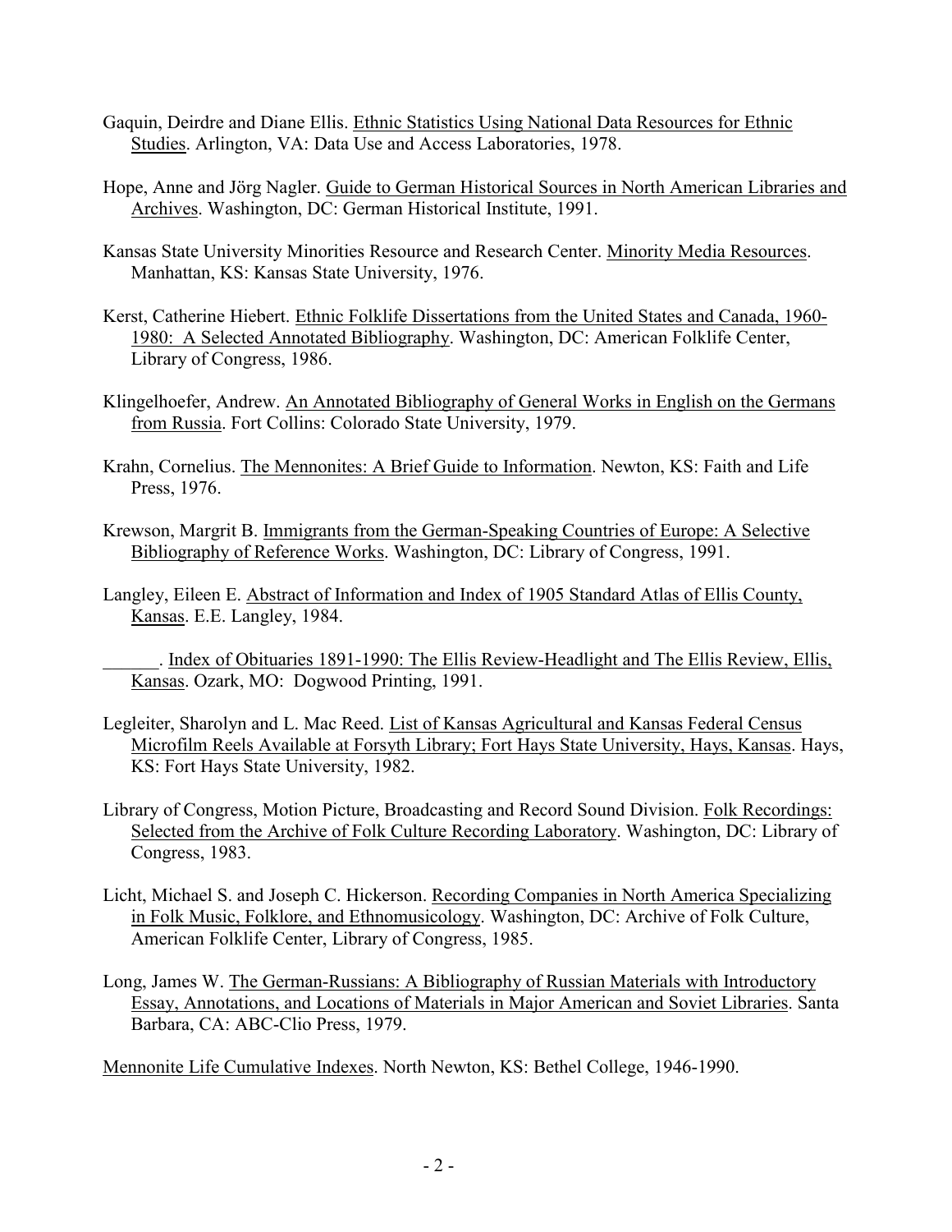Gaquin, Deirdre and Diane Ellis. Ethnic Statistics Using National Data Resources for Ethnic Studies. Arlington, VA: Data Use and Access Laboratories, 1978.

Hope, Anne and Jörg Nagler. Guide to German Historical Sources in North American Libraries and Archives. Washington, DC: German Historical Institute, 1991.

Kansas State University Minorities Resource and Research Center. Minority Media Resources. Manhattan, KS: Kansas State University, 1976.

Kerst, Catherine Hiebert. Ethnic Folklife Dissertations from the United States and Canada, 1960-1980: A Selected Annotated Bibliography. Washington, DC: American Folklife Center, Library of Congress, 1986.

Klingelhoefer, Andrew. An Annotated Bibliography of General Works in English on the Germans from Russia. Fort Collins: Colorado State University, 1979.

Krahn, Cornelius. The Mennonites: A Brief Guide to Information. Newton, KS: Faith and Life Press, 1976.

Krewson, Margrit B. Immigrants from the German-Speaking Countries of Europe: A Selective Bibliography of Reference Works. Washington, DC: Library of Congress, 1991.

Langley, Eileen E. Abstract of Information and Index of 1905 Standard Atlas of Ellis County, Kansas. E.E. Langley, 1984.

______. Index of Obituaries 1891-1990: The Ellis Review-Headlight and The Ellis Review, Ellis, Kansas. Ozark, MO: Dogwood Printing, 1991.

Legleiter, Sharolyn and L. Mac Reed. List of Kansas Agricultural and Kansas Federal Census Microfilm Reels Available at Forsyth Library; Fort Hays State University, Hays, Kansas. Hays, KS: Fort Hays State University, 1982.

Library of Congress, Motion Picture, Broadcasting and Record Sound Division. Folk Recordings: Selected from the Archive of Folk Culture Recording Laboratory. Washington, DC: Library of Congress, 1983.

Licht, Michael S. and Joseph C. Hickerson. Recording Companies in North America Specializing in Folk Music, Folklore, and Ethnomusicology. Washington, DC: Archive of Folk Culture, American Folklife Center, Library of Congress, 1985.

Long, James W. The German-Russians: A Bibliography of Russian Materials with Introductory Essay, Annotations, and Locations of Materials in Major American and Soviet Libraries. Santa Barbara, CA: ABC-Clio Press, 1979.

Mennonite Life Cumulative Indexes. North Newton, KS: Bethel College, 1946-1990.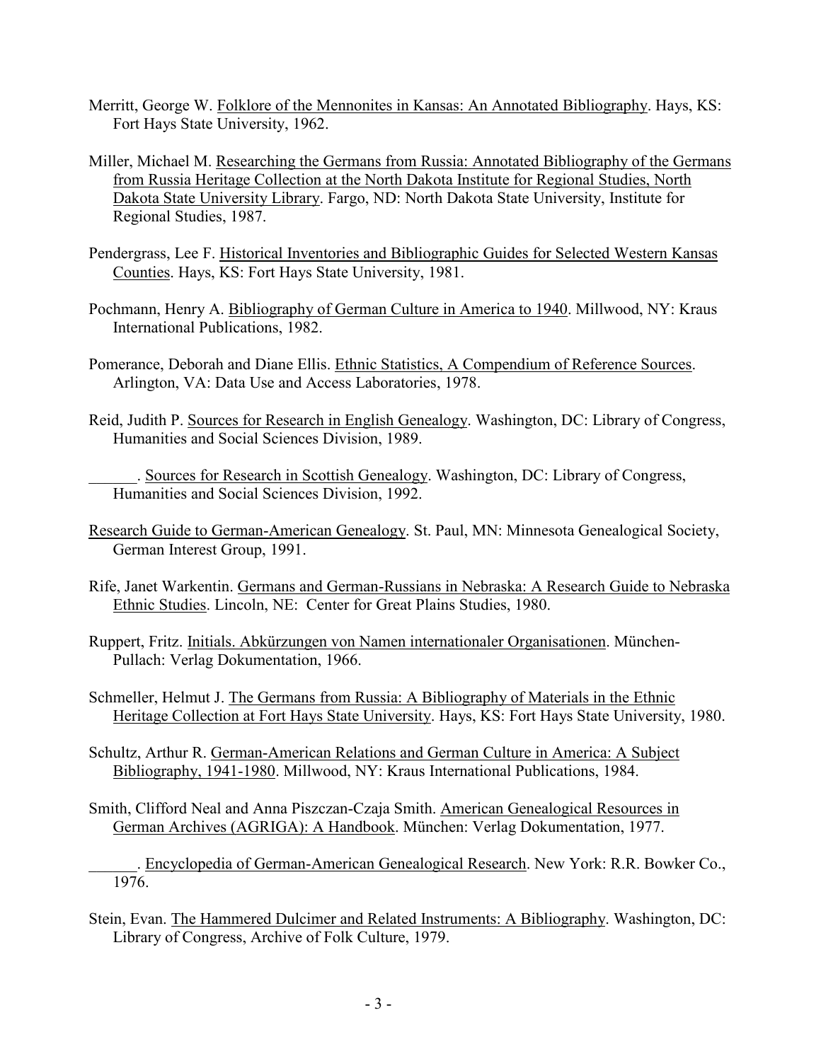Merritt, George W. Folklore of the Mennonites in Kansas: An Annotated Bibliography. Hays, KS: Fort Hays State University, 1962.

Miller, Michael M. Researching the Germans from Russia: Annotated Bibliography of the Germans from Russia Heritage Collection at the North Dakota Institute for Regional Studies, North Dakota State University Library. Fargo, ND: North Dakota State University, Institute for Regional Studies, 1987.

Pendergrass, Lee F. Historical Inventories and Bibliographic Guides for Selected Western Kansas Counties. Hays, KS: Fort Hays State University, 1981.

Pochmann, Henry A. Bibliography of German Culture in America to 1940. Millwood, NY: Kraus International Publications, 1982.

Pomerance, Deborah and Diane Ellis. Ethnic Statistics, A Compendium of Reference Sources. Arlington, VA: Data Use and Access Laboratories, 1978.

Reid, Judith P. Sources for Research in English Genealogy. Washington, DC: Library of Congress, Humanities and Social Sciences Division, 1989.

______. Sources for Research in Scottish Genealogy. Washington, DC: Library of Congress, Humanities and Social Sciences Division, 1992.

Research Guide to German-American Genealogy. St. Paul, MN: Minnesota Genealogical Society, German Interest Group, 1991.

Rife, Janet Warkentin. Germans and German-Russians in Nebraska: A Research Guide to Nebraska Ethnic Studies. Lincoln, NE: Center for Great Plains Studies, 1980.

Ruppert, Fritz. Initials. Abkürzungen von Namen internationaler Organisationen. München-Pullach: Verlag Dokumentation, 1966.

Schmeller, Helmut J. The Germans from Russia: A Bibliography of Materials in the Ethnic Heritage Collection at Fort Hays State University. Hays, KS: Fort Hays State University, 1980.

Schultz, Arthur R. German-American Relations and German Culture in America: A Subject Bibliography, 1941-1980. Millwood, NY: Kraus International Publications, 1984.

Smith, Clifford Neal and Anna Piszczan-Czaja Smith. American Genealogical Resources in German Archives (AGRIGA): A Handbook. München: Verlag Dokumentation, 1977.

______. Encyclopedia of German-American Genealogical Research. New York: R.R. Bowker Co., 1976.

Stein, Evan. The Hammered Dulcimer and Related Instruments: A Bibliography. Washington, DC: Library of Congress, Archive of Folk Culture, 1979.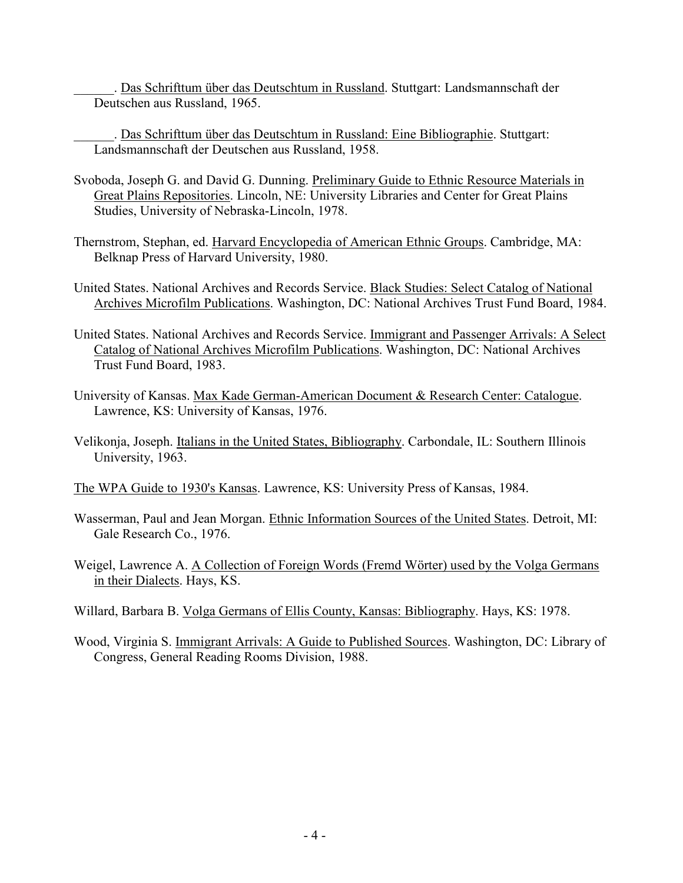______. Das Schrifttum über das Deutschtum in Russland. Stuttgart: Landsmannschaft der Deutschen aus Russland, 1965.

______. Das Schrifttum über das Deutschtum in Russland: Eine Bibliographie. Stuttgart: Landsmannschaft der Deutschen aus Russland, 1958.

Svoboda, Joseph G. and David G. Dunning. Preliminary Guide to Ethnic Resource Materials in Great Plains Repositories. Lincoln, NE: University Libraries and Center for Great Plains Studies, University of Nebraska-Lincoln, 1978.

Thernstrom, Stephan, ed. Harvard Encyclopedia of American Ethnic Groups. Cambridge, MA: Belknap Press of Harvard University, 1980.

United States. National Archives and Records Service. Black Studies: Select Catalog of National Archives Microfilm Publications. Washington, DC: National Archives Trust Fund Board, 1984.

United States. National Archives and Records Service. Immigrant and Passenger Arrivals: A Select Catalog of National Archives Microfilm Publications. Washington, DC: National Archives Trust Fund Board, 1983.

University of Kansas. Max Kade German-American Document & Research Center: Catalogue. Lawrence, KS: University of Kansas, 1976.

Velikonja, Joseph. Italians in the United States, Bibliography. Carbondale, IL: Southern Illinois University, 1963.

The WPA Guide to 1930's Kansas. Lawrence, KS: University Press of Kansas, 1984.

Wasserman, Paul and Jean Morgan. Ethnic Information Sources of the United States. Detroit, MI: Gale Research Co., 1976.

Weigel, Lawrence A. A Collection of Foreign Words (Fremd Wörter) used by the Volga Germans in their Dialects. Hays, KS.

Willard, Barbara B. Volga Germans of Ellis County, Kansas: Bibliography. Hays, KS: 1978.

Wood, Virginia S. Immigrant Arrivals: A Guide to Published Sources. Washington, DC: Library of Congress, General Reading Rooms Division, 1988.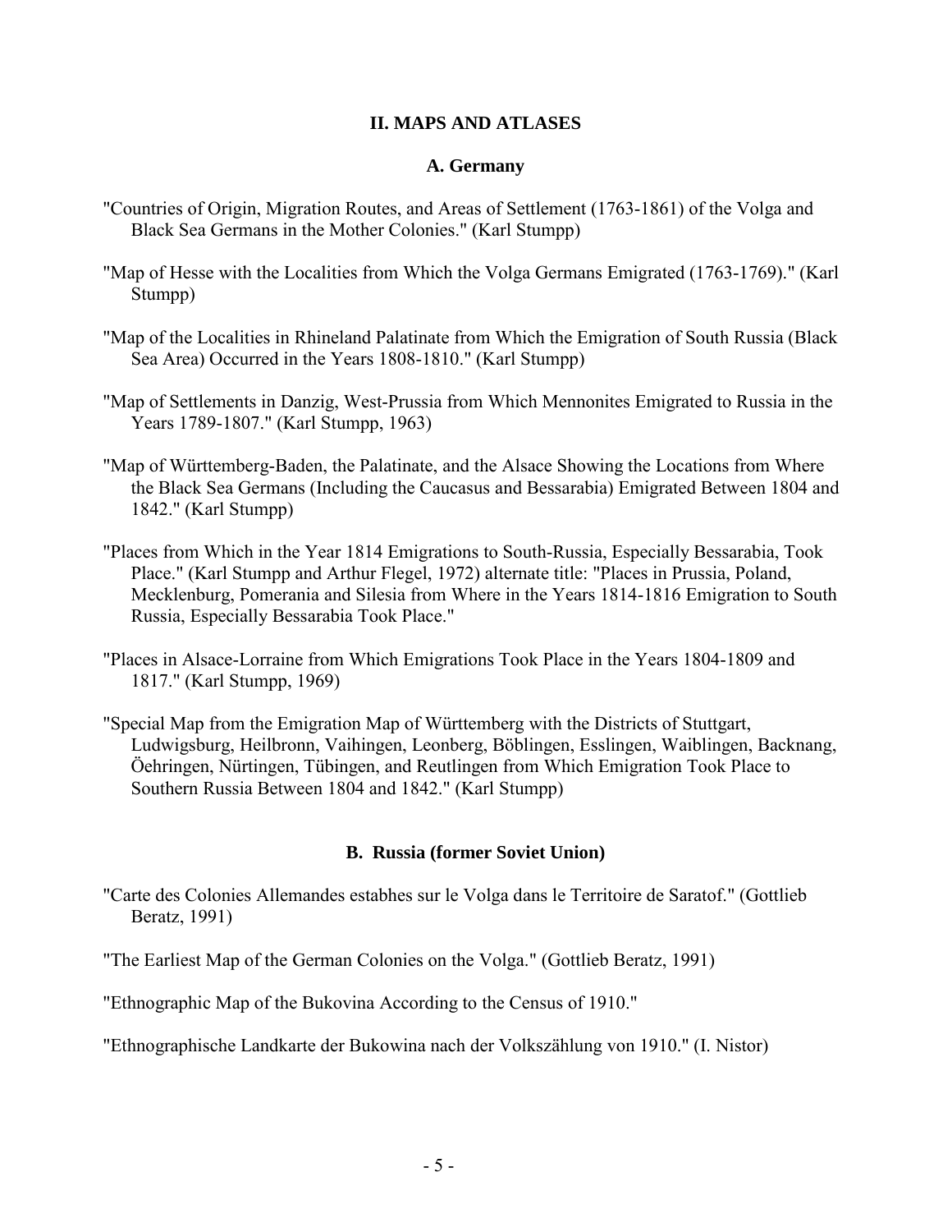## II. MAPS AND ATLASES

### A. Germany

"Countries of Origin, Migration Routes, and Areas of Settlement (1763-1861) of the Volga and Black Sea Germans in the Mother Colonies." (Karl Stumpp)

"Map of Hesse with the Localities from Which the Volga Germans Emigrated (1763-1769)." (Karl Stumpp)

"Map of the Localities in Rhineland Palatinate from Which the Emigration of South Russia (Black Sea Area) Occurred in the Years 1808-1810." (Karl Stumpp)

"Map of Settlements in Danzig, West-Prussia from Which Mennonites Emigrated to Russia in the Years 1789-1807." (Karl Stumpp, 1963)

"Map of Württemberg-Baden, the Palatinate, and the Alsace Showing the Locations from Where the Black Sea Germans (Including the Caucasus and Bessarabia) Emigrated Between 1804 and 1842." (Karl Stumpp)

"Places from Which in the Year 1814 Emigrations to South-Russia, Especially Bessarabia, Took Place." (Karl Stumpp and Arthur Flegel, 1972) alternate title: "Places in Prussia, Poland, Mecklenburg, Pomerania and Silesia from Where in the Years 1814-1816 Emigration to South Russia, Especially Bessarabia Took Place."

"Places in Alsace-Lorraine from Which Emigrations Took Place in the Years 1804-1809 and 1817." (Karl Stumpp, 1969)

"Special Map from the Emigration Map of Württemberg with the Districts of Stuttgart, Ludwigsburg, Heilbronn, Vaihingen, Leonberg, Böblingen, Esslingen, Waiblingen, Backnang, Öehringen, Nürtingen, Tübingen, and Reutlingen from Which Emigration Took Place to Southern Russia Between 1804 and 1842." (Karl Stumpp)

### B. Russia (former Soviet Union)

"Carte des Colonies Allemandes estabhes sur le Volga dans le Territoire de Saratof." (Gottlieb Beratz, 1991)

"The Earliest Map of the German Colonies on the Volga." (Gottlieb Beratz, 1991)

"Ethnographic Map of the Bukovina According to the Census of 1910."

"Ethnographische Landkarte der Bukowina nach der Volkszählung von 1910." (I. Nistor)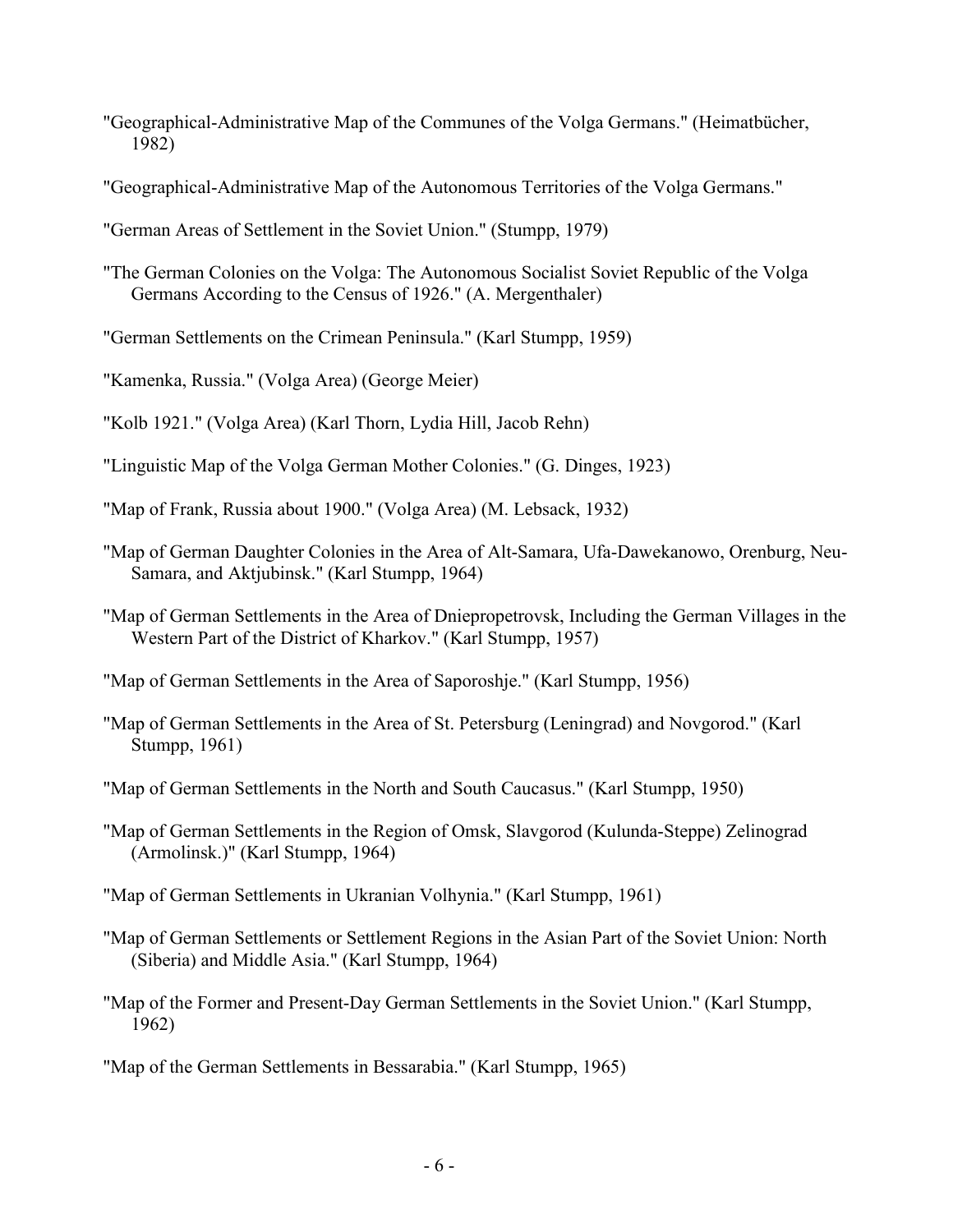"Geographical-Administrative Map of the Communes of the Volga Germans." (Heimatbücher, 1982)

"Geographical-Administrative Map of the Autonomous Territories of the Volga Germans."

"German Areas of Settlement in the Soviet Union." (Stumpp, 1979)

"The German Colonies on the Volga: The Autonomous Socialist Soviet Republic of the Volga Germans According to the Census of 1926." (A. Mergenthaler)

"German Settlements on the Crimean Peninsula." (Karl Stumpp, 1959)

"Kamenka, Russia." (Volga Area) (George Meier)

"Kolb 1921." (Volga Area) (Karl Thorn, Lydia Hill, Jacob Rehn)

"Linguistic Map of the Volga German Mother Colonies." (G. Dinges, 1923)

"Map of Frank, Russia about 1900." (Volga Area) (M. Lebsack, 1932)

"Map of German Daughter Colonies in the Area of Alt-Samara, Ufa-Dawekanowo, Orenburg, Neu-Samara, and Aktjubinsk." (Karl Stumpp, 1964)

"Map of German Settlements in the Area of Dniepropetrovsk, Including the German Villages in the Western Part of the District of Kharkov." (Karl Stumpp, 1957)

"Map of German Settlements in the Area of Saporoshje." (Karl Stumpp, 1956)

"Map of German Settlements in the Area of St. Petersburg (Leningrad) and Novgorod." (Karl Stumpp, 1961)

"Map of German Settlements in the North and South Caucasus." (Karl Stumpp, 1950)

"Map of German Settlements in the Region of Omsk, Slavgorod (Kulunda-Steppe) Zelinograd (Armolinsk.)" (Karl Stumpp, 1964)

"Map of German Settlements in Ukranian Volhynia." (Karl Stumpp, 1961)

"Map of German Settlements or Settlement Regions in the Asian Part of the Soviet Union: North (Siberia) and Middle Asia." (Karl Stumpp, 1964)

"Map of the Former and Present-Day German Settlements in the Soviet Union." (Karl Stumpp, 1962)

"Map of the German Settlements in Bessarabia." (Karl Stumpp, 1965)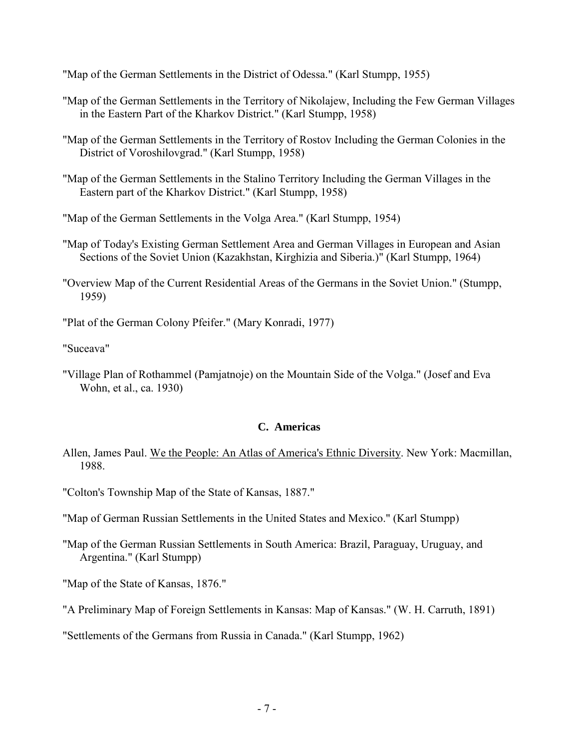"Map of the German Settlements in the District of Odessa." (Karl Stumpp, 1955)

"Map of the German Settlements in the Territory of Nikolajew, Including the Few German Villages in the Eastern Part of the Kharkov District." (Karl Stumpp, 1958)

"Map of the German Settlements in the Territory of Rostov Including the German Colonies in the District of Voroshilovgrad." (Karl Stumpp, 1958)

"Map of the German Settlements in the Stalino Territory Including the German Villages in the Eastern part of the Kharkov District." (Karl Stumpp, 1958)

"Map of the German Settlements in the Volga Area." (Karl Stumpp, 1954)

"Map of Today's Existing German Settlement Area and German Villages in European and Asian Sections of the Soviet Union (Kazakhstan, Kirghizia and Siberia.)" (Karl Stumpp, 1964)

"Overview Map of the Current Residential Areas of the Germans in the Soviet Union." (Stumpp, 1959)

"Plat of the German Colony Pfeifer." (Mary Konradi, 1977)

"Suceava"

"Village Plan of Rothammel (Pamjatnoje) on the Mountain Side of the Volga." (Josef and Eva Wohn, et al., ca. 1930)

### C. Americas

Allen, James Paul. We the People: An Atlas of America's Ethnic Diversity. New York: Macmillan, 1988.

"Colton's Township Map of the State of Kansas, 1887."

"Map of German Russian Settlements in the United States and Mexico." (Karl Stumpp)

"Map of the German Russian Settlements in South America: Brazil, Paraguay, Uruguay, and Argentina." (Karl Stumpp)

"Map of the State of Kansas, 1876."

"A Preliminary Map of Foreign Settlements in Kansas: Map of Kansas." (W. H. Carruth, 1891)

"Settlements of the Germans from Russia in Canada." (Karl Stumpp, 1962)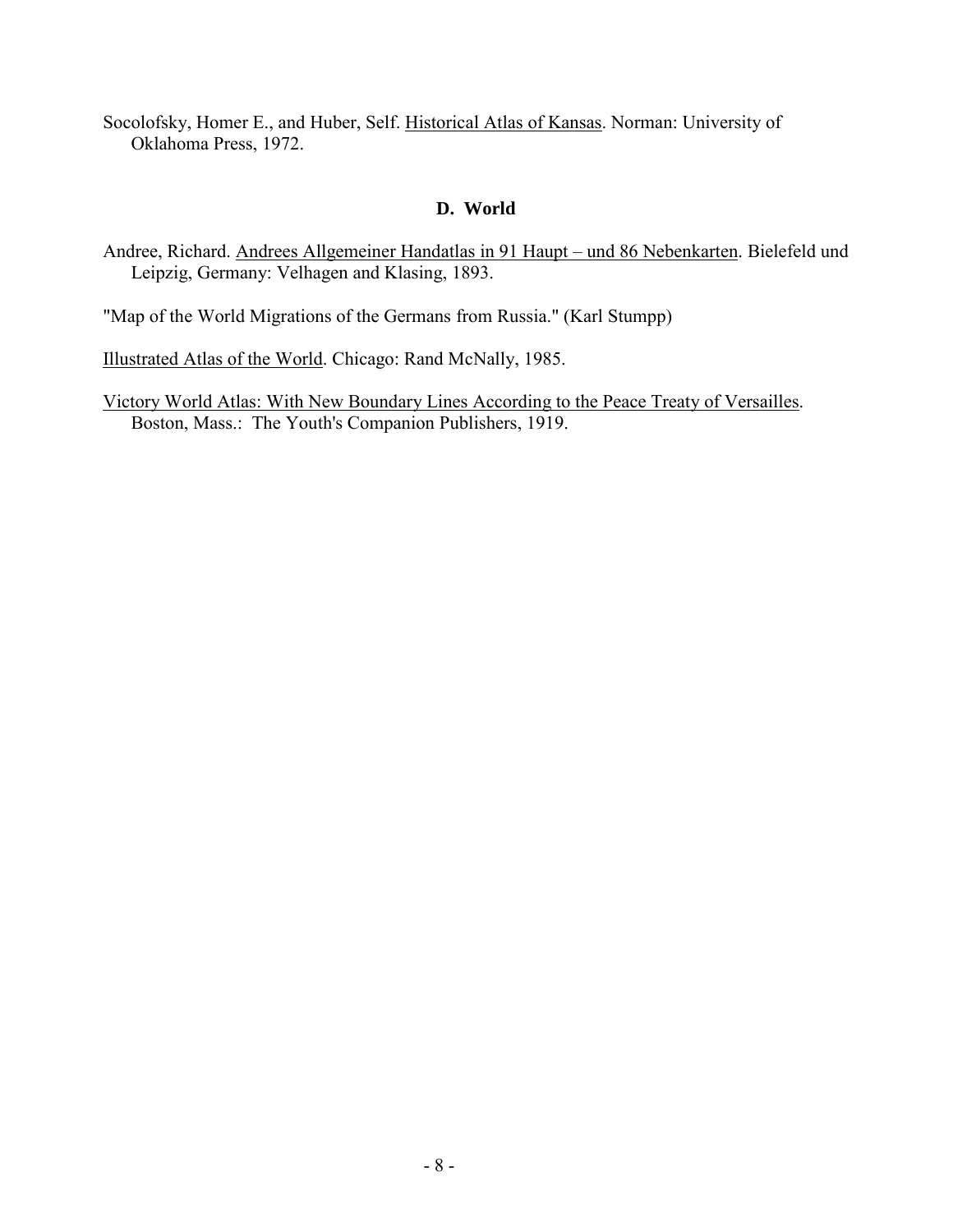Socolofsky, Homer E., and Huber, Self. Historical Atlas of Kansas. Norman: University of Oklahoma Press, 1972.

### D. World

Andree, Richard. Andrees Allgemeiner Handatlas in 91 Haupt – und 86 Nebenkarten. Bielefeld und Leipzig, Germany: Velhagen and Klasing, 1893.

"Map of the World Migrations of the Germans from Russia." (Karl Stumpp)

Illustrated Atlas of the World. Chicago: Rand McNally, 1985.

Victory World Atlas: With New Boundary Lines According to the Peace Treaty of Versailles. Boston, Mass.: The Youth's Companion Publishers, 1919.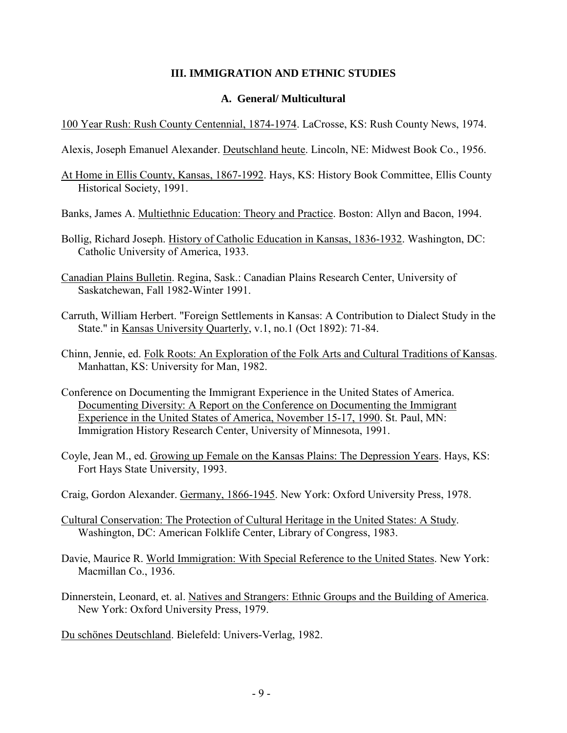## III. IMMIGRATION AND ETHNIC STUDIES

### A. General/ Multicultural

100 Year Rush: Rush County Centennial, 1874-1974. LaCrosse, KS: Rush County News, 1974.

Alexis, Joseph Emanuel Alexander. Deutschland heute. Lincoln, NE: Midwest Book Co., 1956.

At Home in Ellis County, Kansas, 1867-1992. Hays, KS: History Book Committee, Ellis County Historical Society, 1991.

Banks, James A. Multiethnic Education: Theory and Practice. Boston: Allyn and Bacon, 1994.

Bollig, Richard Joseph. History of Catholic Education in Kansas, 1836-1932. Washington, DC: Catholic University of America, 1933.

Canadian Plains Bulletin. Regina, Sask.: Canadian Plains Research Center, University of Saskatchewan, Fall 1982-Winter 1991.

Carruth, William Herbert. "Foreign Settlements in Kansas: A Contribution to Dialect Study in the State." in Kansas University Quarterly, v.1, no.1 (Oct 1892): 71-84.

Chinn, Jennie, ed. Folk Roots: An Exploration of the Folk Arts and Cultural Traditions of Kansas. Manhattan, KS: University for Man, 1982.

Conference on Documenting the Immigrant Experience in the United States of America. Documenting Diversity: A Report on the Conference on Documenting the Immigrant Experience in the United States of America, November 15-17, 1990. St. Paul, MN: Immigration History Research Center, University of Minnesota, 1991.

Coyle, Jean M., ed. Growing up Female on the Kansas Plains: The Depression Years. Hays, KS: Fort Hays State University, 1993.

Craig, Gordon Alexander. Germany, 1866-1945. New York: Oxford University Press, 1978.

Cultural Conservation: The Protection of Cultural Heritage in the United States: A Study. Washington, DC: American Folklife Center, Library of Congress, 1983.

Davie, Maurice R. World Immigration: With Special Reference to the United States. New York: Macmillan Co., 1936.

Dinnerstein, Leonard, et. al. Natives and Strangers: Ethnic Groups and the Building of America. New York: Oxford University Press, 1979.

Du schönes Deutschland. Bielefeld: Univers-Verlag, 1982.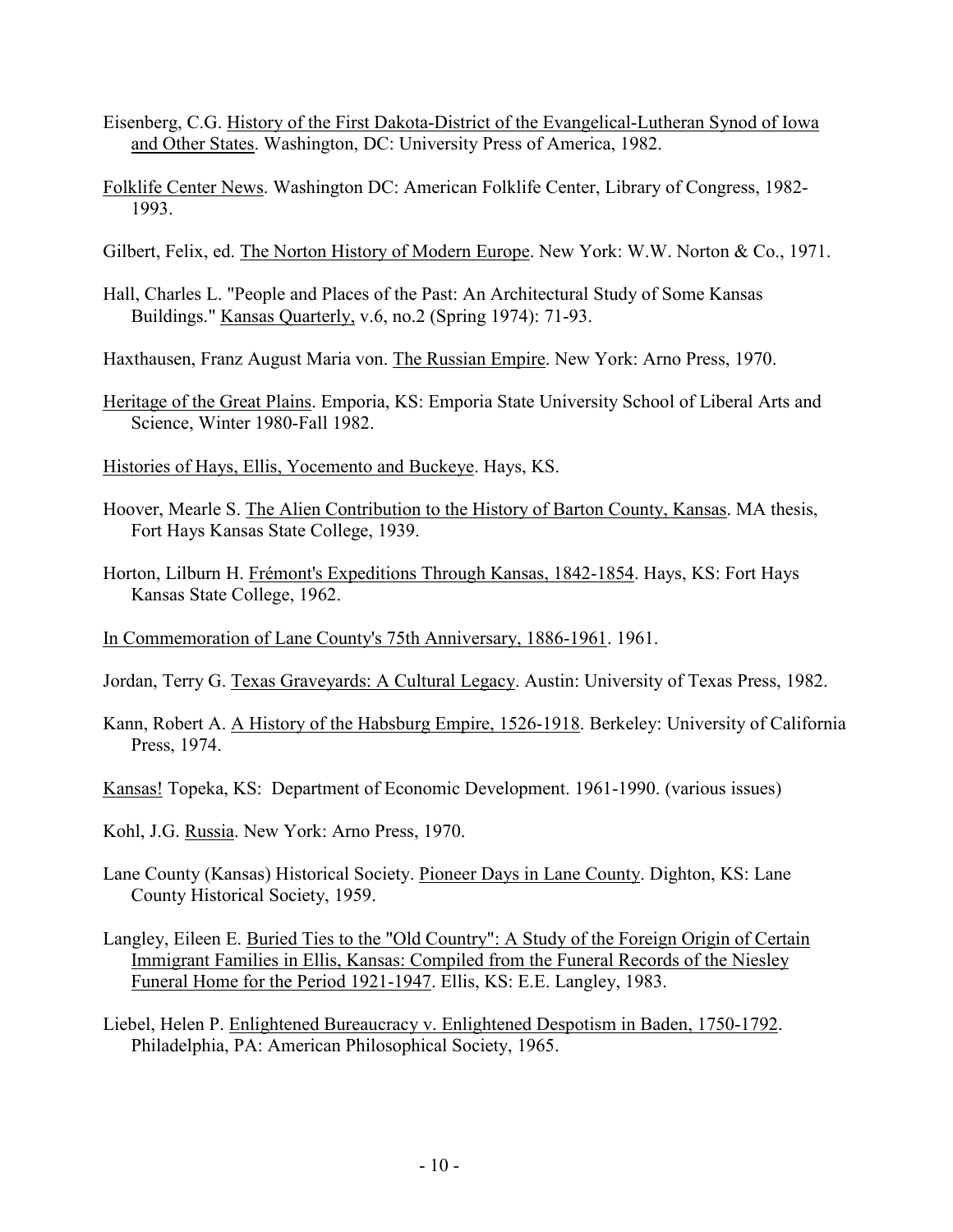Eisenberg, C.G. History of the First Dakota-District of the Evangelical-Lutheran Synod of Iowa and Other States. Washington, DC: University Press of America, 1982.

Folklife Center News. Washington DC: American Folklife Center, Library of Congress, 1982-1993.

Gilbert, Felix, ed. The Norton History of Modern Europe. New York: W.W. Norton & Co., 1971.

Hall, Charles L. "People and Places of the Past: An Architectural Study of Some Kansas Buildings." Kansas Quarterly, v.6, no.2 (Spring 1974): 71-93.

Haxthausen, Franz August Maria von. The Russian Empire. New York: Arno Press, 1970.

Heritage of the Great Plains. Emporia, KS: Emporia State University School of Liberal Arts and Science, Winter 1980-Fall 1982.

Histories of Hays, Ellis, Yocemento and Buckeye. Hays, KS.

Hoover, Mearle S. The Alien Contribution to the History of Barton County, Kansas. MA thesis, Fort Hays Kansas State College, 1939.

Horton, Lilburn H. Frémont's Expeditions Through Kansas, 1842-1854. Hays, KS: Fort Hays Kansas State College, 1962.

In Commemoration of Lane County's 75th Anniversary, 1886-1961. 1961.

Jordan, Terry G. Texas Graveyards: A Cultural Legacy. Austin: University of Texas Press, 1982.

Kann, Robert A. A History of the Habsburg Empire, 1526-1918. Berkeley: University of California Press, 1974.

Kansas! Topeka, KS: Department of Economic Development. 1961-1990. (various issues)

Kohl, J.G. Russia. New York: Arno Press, 1970.

Lane County (Kansas) Historical Society. Pioneer Days in Lane County. Dighton, KS: Lane County Historical Society, 1959.

Langley, Eileen E. Buried Ties to the "Old Country": A Study of the Foreign Origin of Certain Immigrant Families in Ellis, Kansas: Compiled from the Funeral Records of the Niesley Funeral Home for the Period 1921-1947. Ellis, KS: E.E. Langley, 1983.

Liebel, Helen P. Enlightened Bureaucracy v. Enlightened Despotism in Baden, 1750-1792. Philadelphia, PA: American Philosophical Society, 1965.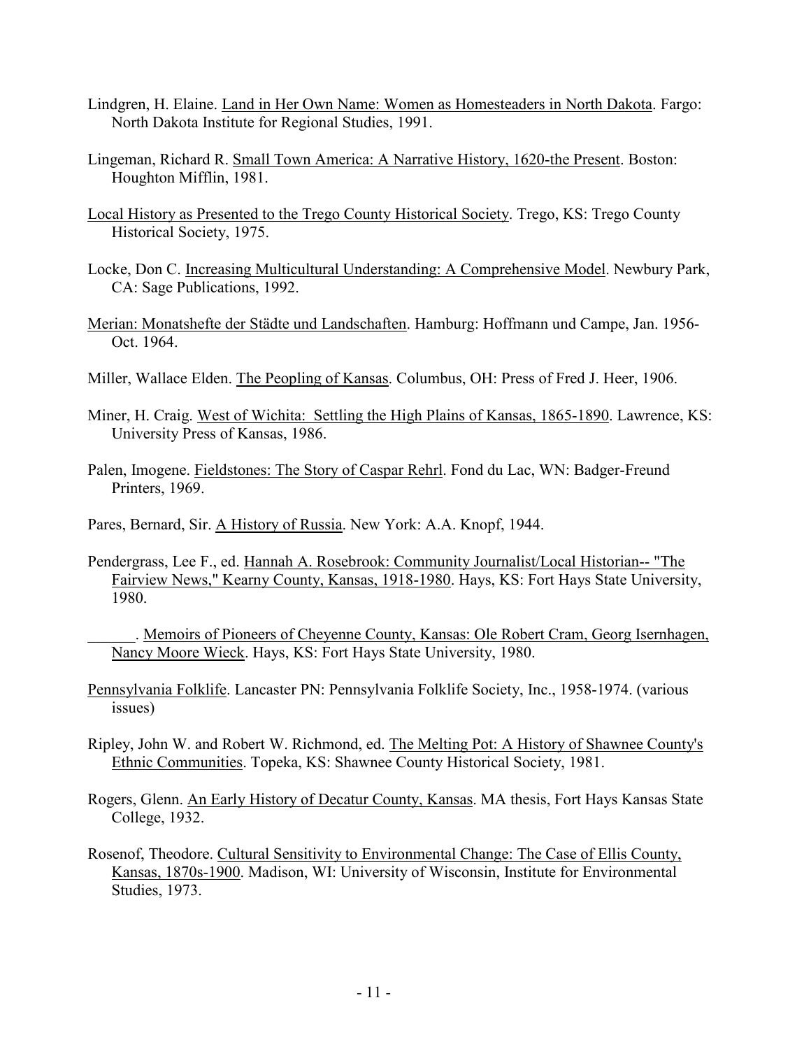Lindgren, H. Elaine. Land in Her Own Name: Women as Homesteaders in North Dakota. Fargo: North Dakota Institute for Regional Studies, 1991.

Lingeman, Richard R. Small Town America: A Narrative History, 1620-the Present. Boston: Houghton Mifflin, 1981.

Local History as Presented to the Trego County Historical Society. Trego, KS: Trego County Historical Society, 1975.

Locke, Don C. Increasing Multicultural Understanding: A Comprehensive Model. Newbury Park, CA: Sage Publications, 1992.

Merian: Monatshefte der Städte und Landschaften. Hamburg: Hoffmann und Campe, Jan. 1956-Oct. 1964.

Miller, Wallace Elden. The Peopling of Kansas. Columbus, OH: Press of Fred J. Heer, 1906.

Miner, H. Craig. West of Wichita: Settling the High Plains of Kansas, 1865-1890. Lawrence, KS: University Press of Kansas, 1986.

Palen, Imogene. Fieldstones: The Story of Caspar Rehrl. Fond du Lac, WN: Badger-Freund Printers, 1969.

Pares, Bernard, Sir. A History of Russia. New York: A.A. Knopf, 1944.

Pendergrass, Lee F., ed. Hannah A. Rosebrook: Community Journalist/Local Historian-- "The Fairview News," Kearny County, Kansas, 1918-1980. Hays, KS: Fort Hays State University, 1980.

______. Memoirs of Pioneers of Cheyenne County, Kansas: Ole Robert Cram, Georg Isernhagen, Nancy Moore Wieck. Hays, KS: Fort Hays State University, 1980.

Pennsylvania Folklife. Lancaster PN: Pennsylvania Folklife Society, Inc., 1958-1974. (various issues)

Ripley, John W. and Robert W. Richmond, ed. The Melting Pot: A History of Shawnee County's Ethnic Communities. Topeka, KS: Shawnee County Historical Society, 1981.

Rogers, Glenn. An Early History of Decatur County, Kansas. MA thesis, Fort Hays Kansas State College, 1932.

Rosenof, Theodore. Cultural Sensitivity to Environmental Change: The Case of Ellis County, Kansas, 1870s-1900. Madison, WI: University of Wisconsin, Institute for Environmental Studies, 1973.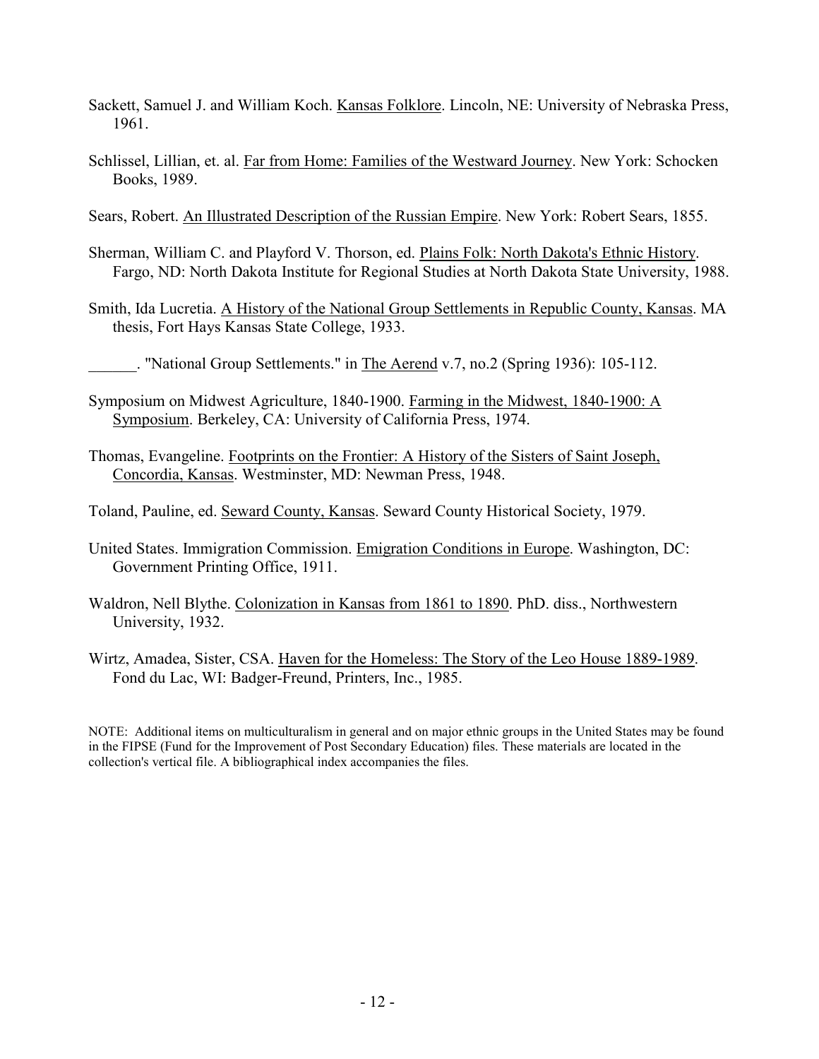Sackett, Samuel J. and William Koch. Kansas Folklore. Lincoln, NE: University of Nebraska Press, 1961.

Schlissel, Lillian, et. al. Far from Home: Families of the Westward Journey. New York: Schocken Books, 1989.

Sears, Robert. An Illustrated Description of the Russian Empire. New York: Robert Sears, 1855.

Sherman, William C. and Playford V. Thorson, ed. Plains Folk: North Dakota's Ethnic History. Fargo, ND: North Dakota Institute for Regional Studies at North Dakota State University, 1988.

Smith, Ida Lucretia. A History of the National Group Settlements in Republic County, Kansas. MA thesis, Fort Hays Kansas State College, 1933.

______. "National Group Settlements." in The Aerend v.7, no.2 (Spring 1936): 105-112.

Symposium on Midwest Agriculture, 1840-1900. Farming in the Midwest, 1840-1900: A Symposium. Berkeley, CA: University of California Press, 1974.

Thomas, Evangeline. Footprints on the Frontier: A History of the Sisters of Saint Joseph, Concordia, Kansas. Westminster, MD: Newman Press, 1948.

Toland, Pauline, ed. Seward County, Kansas. Seward County Historical Society, 1979.

United States. Immigration Commission. Emigration Conditions in Europe. Washington, DC: Government Printing Office, 1911.

Waldron, Nell Blythe. Colonization in Kansas from 1861 to 1890. PhD. diss., Northwestern University, 1932.

Wirtz, Amadea, Sister, CSA. Haven for the Homeless: The Story of the Leo House 1889-1989. Fond du Lac, WI: Badger-Freund, Printers, Inc., 1985.

NOTE: Additional items on multiculturalism in general and on major ethnic groups in the United States may be found in the FIPSE (Fund for the Improvement of Post Secondary Education) files. These materials are located in the collection's vertical file. A bibliographical index accompanies the files.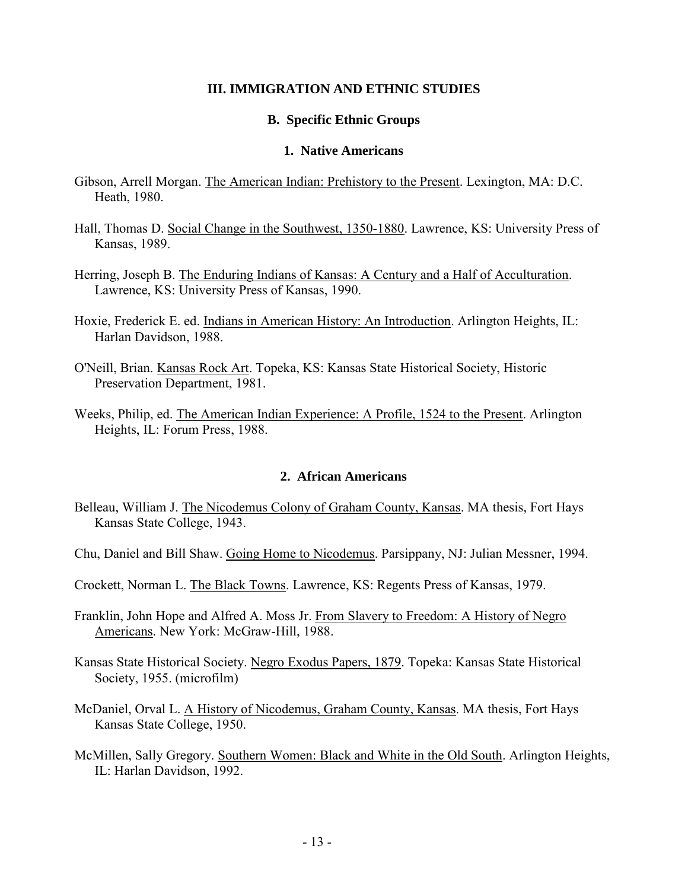## III. IMMIGRATION AND ETHNIC STUDIES

### B. Specific Ethnic Groups

#### 1. Native Americans

Gibson, Arrell Morgan. The American Indian: Prehistory to the Present. Lexington, MA: D.C. Heath, 1980.

Hall, Thomas D. Social Change in the Southwest, 1350-1880. Lawrence, KS: University Press of Kansas, 1989.

Herring, Joseph B. The Enduring Indians of Kansas: A Century and a Half of Acculturation. Lawrence, KS: University Press of Kansas, 1990.

Hoxie, Frederick E. ed. Indians in American History: An Introduction. Arlington Heights, IL: Harlan Davidson, 1988.

O'Neill, Brian. Kansas Rock Art. Topeka, KS: Kansas State Historical Society, Historic Preservation Department, 1981.

Weeks, Philip, ed. The American Indian Experience: A Profile, 1524 to the Present. Arlington Heights, IL: Forum Press, 1988.

#### 2. African Americans

Belleau, William J. The Nicodemus Colony of Graham County, Kansas. MA thesis, Fort Hays Kansas State College, 1943.

Chu, Daniel and Bill Shaw. Going Home to Nicodemus. Parsippany, NJ: Julian Messner, 1994.

Crockett, Norman L. The Black Towns. Lawrence, KS: Regents Press of Kansas, 1979.

Franklin, John Hope and Alfred A. Moss Jr. From Slavery to Freedom: A History of Negro Americans. New York: McGraw-Hill, 1988.

Kansas State Historical Society. Negro Exodus Papers, 1879. Topeka: Kansas State Historical Society, 1955. (microfilm)

McDaniel, Orval L. A History of Nicodemus, Graham County, Kansas. MA thesis, Fort Hays Kansas State College, 1950.

McMillen, Sally Gregory. Southern Women: Black and White in the Old South. Arlington Heights, IL: Harlan Davidson, 1992.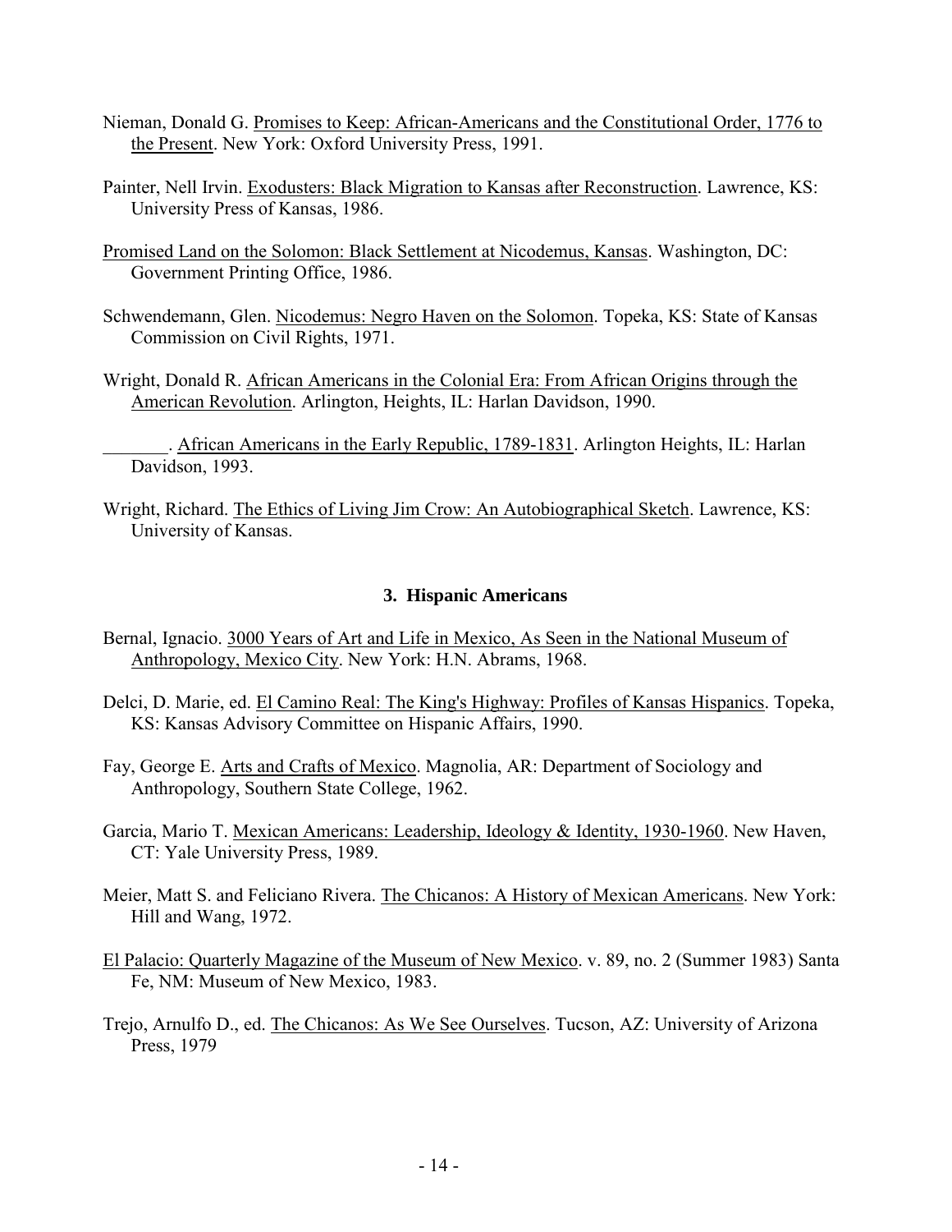Nieman, Donald G. Promises to Keep: African-Americans and the Constitutional Order, 1776 to the Present. New York: Oxford University Press, 1991.

Painter, Nell Irvin. Exodusters: Black Migration to Kansas after Reconstruction. Lawrence, KS: University Press of Kansas, 1986.

Promised Land on the Solomon: Black Settlement at Nicodemus, Kansas. Washington, DC: Government Printing Office, 1986.

Schwendemann, Glen. Nicodemus: Negro Haven on the Solomon. Topeka, KS: State of Kansas Commission on Civil Rights, 1971.

Wright, Donald R. African Americans in the Colonial Era: From African Origins through the American Revolution. Arlington, Heights, IL: Harlan Davidson, 1990.

\_\_\_\_\_\_\_. African Americans in the Early Republic, 1789-1831. Arlington Heights, IL: Harlan Davidson, 1993.

Wright, Richard. The Ethics of Living Jim Crow: An Autobiographical Sketch. Lawrence, KS: University of Kansas.

### 3. Hispanic Americans

Bernal, Ignacio. 3000 Years of Art and Life in Mexico, As Seen in the National Museum of Anthropology, Mexico City. New York: H.N. Abrams, 1968.

Delci, D. Marie, ed. El Camino Real: The King's Highway: Profiles of Kansas Hispanics. Topeka, KS: Kansas Advisory Committee on Hispanic Affairs, 1990.

Fay, George E. Arts and Crafts of Mexico. Magnolia, AR: Department of Sociology and Anthropology, Southern State College, 1962.

Garcia, Mario T. Mexican Americans: Leadership, Ideology & Identity, 1930-1960. New Haven, CT: Yale University Press, 1989.

Meier, Matt S. and Feliciano Rivera. The Chicanos: A History of Mexican Americans. New York: Hill and Wang, 1972.

El Palacio: Quarterly Magazine of the Museum of New Mexico. v. 89, no. 2 (Summer 1983) Santa Fe, NM: Museum of New Mexico, 1983.

Trejo, Arnulfo D., ed. The Chicanos: As We See Ourselves. Tucson, AZ: University of Arizona Press, 1979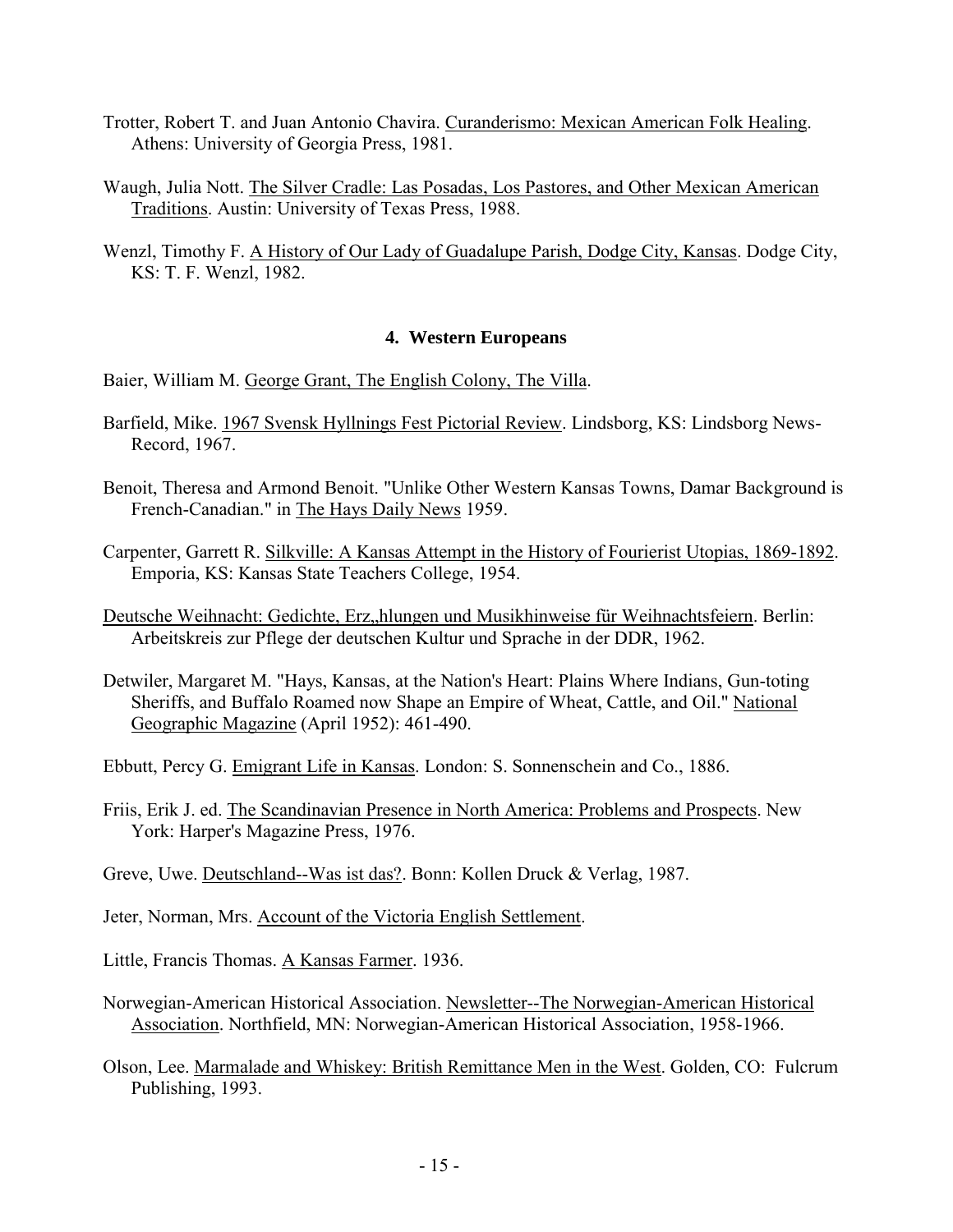Trotter, Robert T. and Juan Antonio Chavira. Curanderismo: Mexican American Folk Healing. Athens: University of Georgia Press, 1981.

Waugh, Julia Nott. The Silver Cradle: Las Posadas, Los Pastores, and Other Mexican American Traditions. Austin: University of Texas Press, 1988.

Wenzl, Timothy F. A History of Our Lady of Guadalupe Parish, Dodge City, Kansas. Dodge City, KS: T. F. Wenzl, 1982.

#### 4. Western Europeans

Baier, William M. George Grant, The English Colony, The Villa.

Barfield, Mike. 1967 Svensk Hyllnings Fest Pictorial Review. Lindsborg, KS: Lindsborg News-Record, 1967.

Benoit, Theresa and Armond Benoit. "Unlike Other Western Kansas Towns, Damar Background is French-Canadian." in The Hays Daily News 1959.

Carpenter, Garrett R. Silkville: A Kansas Attempt in the History of Fourierist Utopias, 1869-1892. Emporia, KS: Kansas State Teachers College, 1954.

Deutsche Weihnacht: Gedichte, Erz„hlungen und Musikhinweise für Weihnachtsfeiern. Berlin: Arbeitskreis zur Pflege der deutschen Kultur und Sprache in der DDR, 1962.

Detwiler, Margaret M. "Hays, Kansas, at the Nation's Heart: Plains Where Indians, Gun-toting Sheriffs, and Buffalo Roamed now Shape an Empire of Wheat, Cattle, and Oil." National Geographic Magazine (April 1952): 461-490.

Ebbutt, Percy G. Emigrant Life in Kansas. London: S. Sonnenschein and Co., 1886.

Friis, Erik J. ed. The Scandinavian Presence in North America: Problems and Prospects. New York: Harper's Magazine Press, 1976.

Greve, Uwe. Deutschland--Was ist das?. Bonn: Kollen Druck & Verlag, 1987.

Jeter, Norman, Mrs. Account of the Victoria English Settlement.

Little, Francis Thomas. A Kansas Farmer. 1936.

Norwegian-American Historical Association. Newsletter--The Norwegian-American Historical Association. Northfield, MN: Norwegian-American Historical Association, 1958-1966.

Olson, Lee. Marmalade and Whiskey: British Remittance Men in the West. Golden, CO: Fulcrum Publishing, 1993.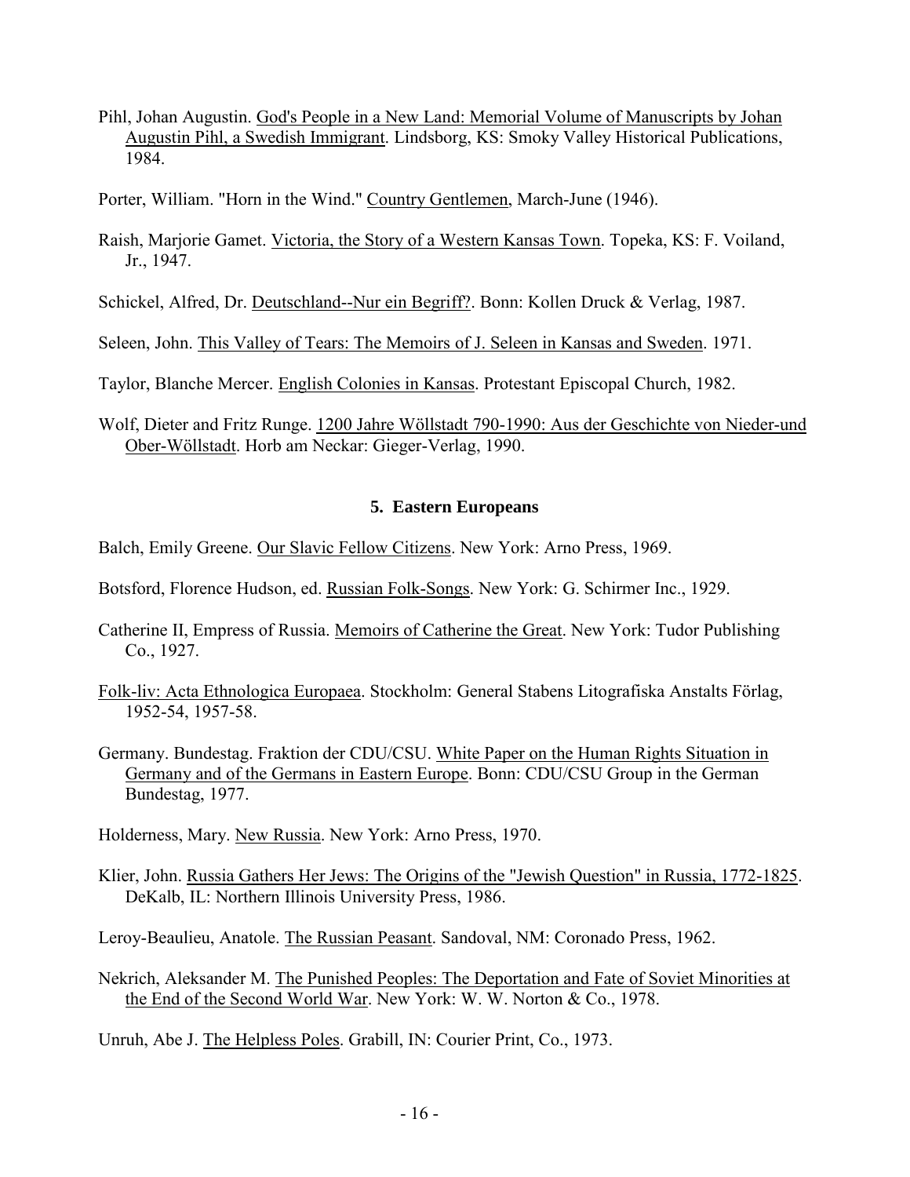Pihl, Johan Augustin. God's People in a New Land: Memorial Volume of Manuscripts by Johan Augustin Pihl, a Swedish Immigrant. Lindsborg, KS: Smoky Valley Historical Publications, 1984.

Porter, William. "Horn in the Wind." Country Gentlemen, March-June (1946).

Raish, Marjorie Gamet. Victoria, the Story of a Western Kansas Town. Topeka, KS: F. Voiland, Jr., 1947.

Schickel, Alfred, Dr. Deutschland--Nur ein Begriff?. Bonn: Kollen Druck & Verlag, 1987.

Seleen, John. This Valley of Tears: The Memoirs of J. Seleen in Kansas and Sweden. 1971.

Taylor, Blanche Mercer. English Colonies in Kansas. Protestant Episcopal Church, 1982.

Wolf, Dieter and Fritz Runge. 1200 Jahre Wöllstadt 790-1990: Aus der Geschichte von Nieder-und Ober-Wöllstadt. Horb am Neckar: Gieger-Verlag, 1990.

### 5. Eastern Europeans

Balch, Emily Greene. Our Slavic Fellow Citizens. New York: Arno Press, 1969.

Botsford, Florence Hudson, ed. Russian Folk-Songs. New York: G. Schirmer Inc., 1929.

Catherine II, Empress of Russia. Memoirs of Catherine the Great. New York: Tudor Publishing Co., 1927.

Folk-liv: Acta Ethnologica Europaea. Stockholm: General Stabens Litografiska Anstalts Förlag, 1952-54, 1957-58.

Germany. Bundestag. Fraktion der CDU/CSU. White Paper on the Human Rights Situation in Germany and of the Germans in Eastern Europe. Bonn: CDU/CSU Group in the German Bundestag, 1977.

Holderness, Mary. New Russia. New York: Arno Press, 1970.

Klier, John. Russia Gathers Her Jews: The Origins of the "Jewish Question" in Russia, 1772-1825. DeKalb, IL: Northern Illinois University Press, 1986.

Leroy-Beaulieu, Anatole. The Russian Peasant. Sandoval, NM: Coronado Press, 1962.

Nekrich, Aleksander M. The Punished Peoples: The Deportation and Fate of Soviet Minorities at the End of the Second World War. New York: W. W. Norton & Co., 1978.

Unruh, Abe J. The Helpless Poles. Grabill, IN: Courier Print, Co., 1973.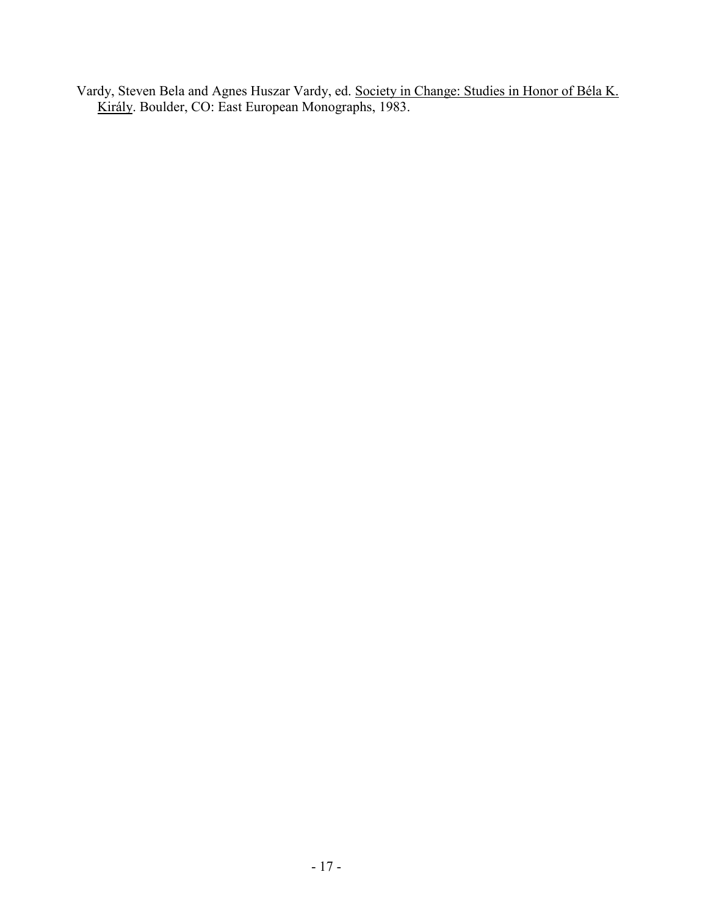Vardy, Steven Bela and Agnes Huszar Vardy, ed. <u>Society in Change: Studies in Honor of Béla K. Király</u>. Boulder, CO: East European Monographs, 1983.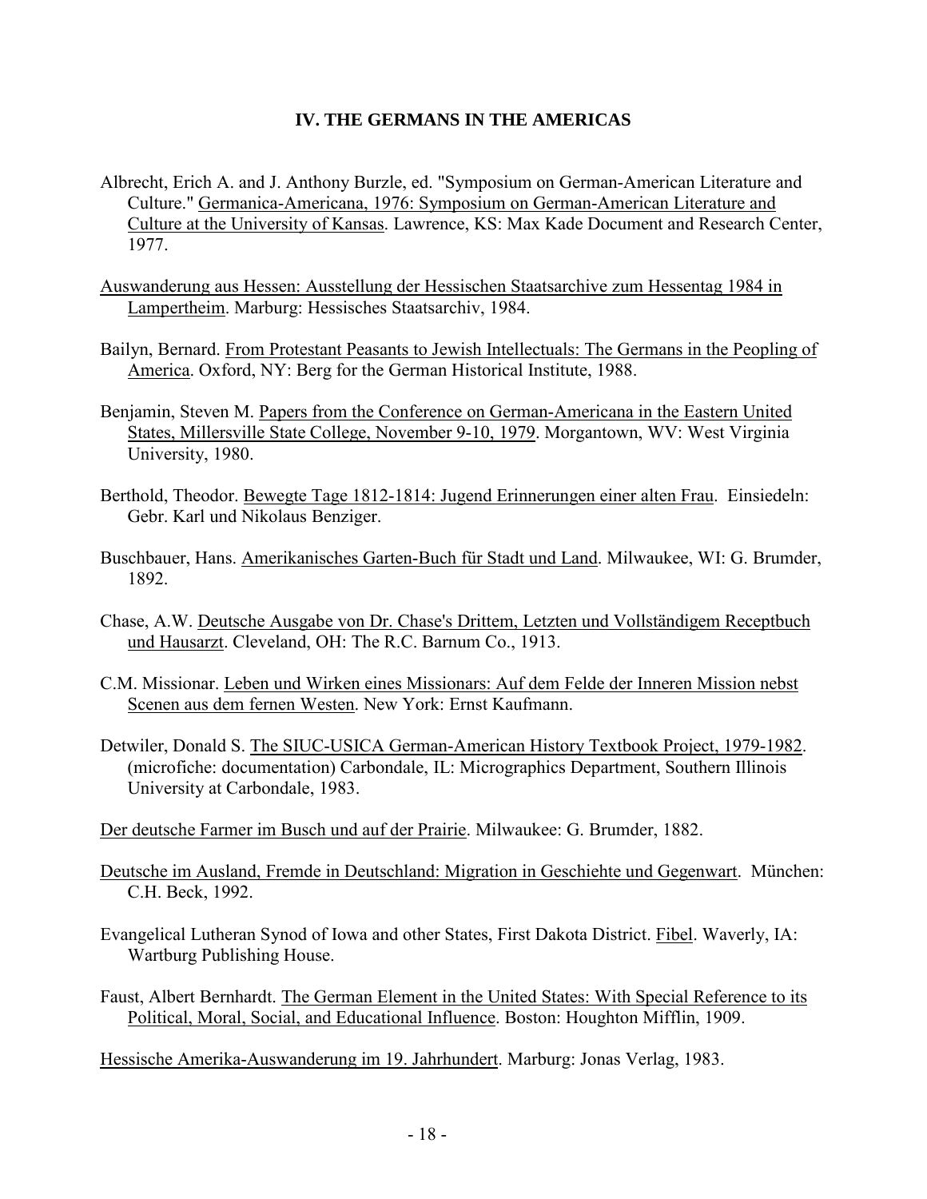## IV. THE GERMANS IN THE AMERICAS

Albrecht, Erich A. and J. Anthony Burzle, ed. "Symposium on German-American Literature and Culture." Germanica-Americana, 1976: Symposium on German-American Literature and Culture at the University of Kansas. Lawrence, KS: Max Kade Document and Research Center, 1977.

Auswanderung aus Hessen: Ausstellung der Hessischen Staatsarchive zum Hessentag 1984 in Lampertheim. Marburg: Hessisches Staatsarchiv, 1984.

Bailyn, Bernard. From Protestant Peasants to Jewish Intellectuals: The Germans in the Peopling of America. Oxford, NY: Berg for the German Historical Institute, 1988.

Benjamin, Steven M. Papers from the Conference on German-Americana in the Eastern United States, Millersville State College, November 9-10, 1979. Morgantown, WV: West Virginia University, 1980.

Berthold, Theodor. Bewegte Tage 1812-1814: Jugend Erinnerungen einer alten Frau. Einsiedeln: Gebr. Karl und Nikolaus Benziger.

Buschbauer, Hans. Amerikanisches Garten-Buch für Stadt und Land. Milwaukee, WI: G. Brumder, 1892.

Chase, A.W. Deutsche Ausgabe von Dr. Chase's Drittem, Letzten und Vollständigem Receptbuch und Hausarzt. Cleveland, OH: The R.C. Barnum Co., 1913.

C.M. Missionar. Leben und Wirken eines Missionars: Auf dem Felde der Inneren Mission nebst Scenen aus dem fernen Westen. New York: Ernst Kaufmann.

Detwiler, Donald S. The SIUC-USICA German-American History Textbook Project, 1979-1982. (microfiche: documentation) Carbondale, IL: Micrographics Department, Southern Illinois University at Carbondale, 1983.

Der deutsche Farmer im Busch und auf der Prairie. Milwaukee: G. Brumder, 1882.

Deutsche im Ausland, Fremde in Deutschland: Migration in Geschiehte und Gegenwart. München: C.H. Beck, 1992.

Evangelical Lutheran Synod of Iowa and other States, First Dakota District. Fibel. Waverly, IA: Wartburg Publishing House.

Faust, Albert Bernhardt. The German Element in the United States: With Special Reference to its Political, Moral, Social, and Educational Influence. Boston: Houghton Mifflin, 1909.

Hessische Amerika-Auswanderung im 19. Jahrhundert. Marburg: Jonas Verlag, 1983.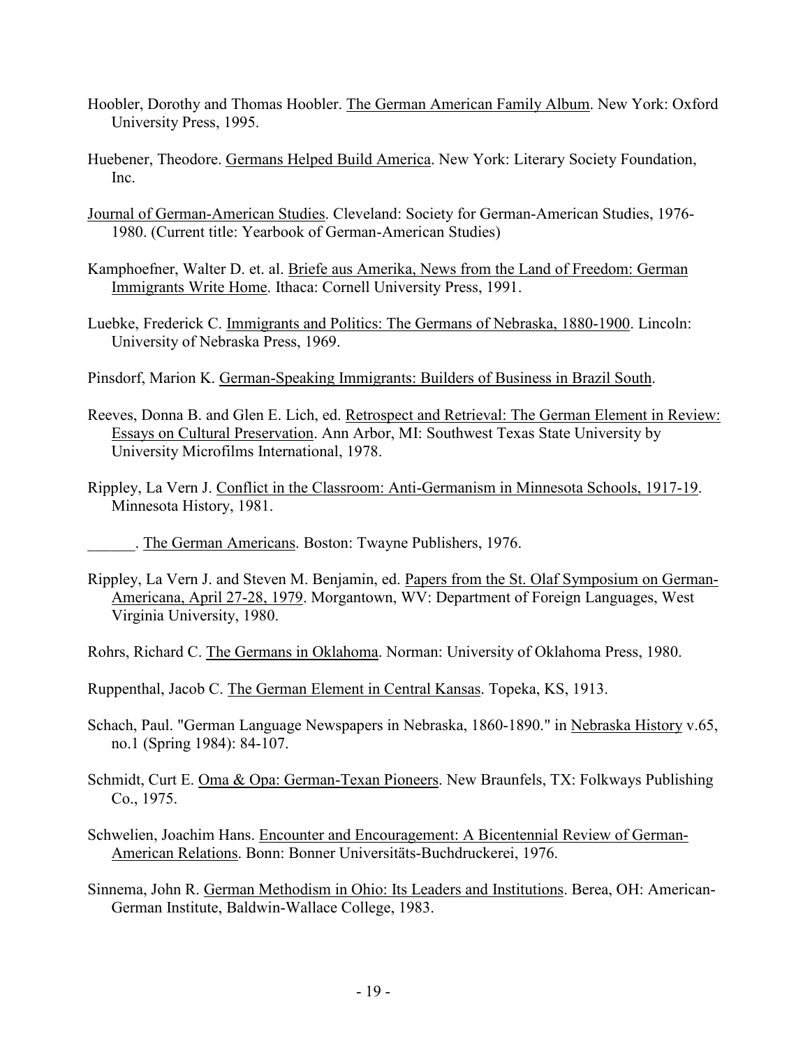Hoobler, Dorothy and Thomas Hoobler. The German American Family Album. New York: Oxford University Press, 1995.

Huebener, Theodore. Germans Helped Build America. New York: Literary Society Foundation, Inc.

Journal of German-American Studies. Cleveland: Society for German-American Studies, 1976-1980. (Current title: Yearbook of German-American Studies)

Kamphoefner, Walter D. et. al. Briefe aus Amerika, News from the Land of Freedom: German Immigrants Write Home. Ithaca: Cornell University Press, 1991.

Luebke, Frederick C. Immigrants and Politics: The Germans of Nebraska, 1880-1900. Lincoln: University of Nebraska Press, 1969.

Pinsdorf, Marion K. German-Speaking Immigrants: Builders of Business in Brazil South.

Reeves, Donna B. and Glen E. Lich, ed. Retrospect and Retrieval: The German Element in Review: Essays on Cultural Preservation. Ann Arbor, MI: Southwest Texas State University by University Microfilms International, 1978.

Rippley, La Vern J. Conflict in the Classroom: Anti-Germanism in Minnesota Schools, 1917-19. Minnesota History, 1981.

______. The German Americans. Boston: Twayne Publishers, 1976.

Rippley, La Vern J. and Steven M. Benjamin, ed. Papers from the St. Olaf Symposium on German-Americana, April 27-28, 1979. Morgantown, WV: Department of Foreign Languages, West Virginia University, 1980.

Rohrs, Richard C. The Germans in Oklahoma. Norman: University of Oklahoma Press, 1980.

Ruppenthal, Jacob C. The German Element in Central Kansas. Topeka, KS, 1913.

Schach, Paul. "German Language Newspapers in Nebraska, 1860-1890." in Nebraska History v.65, no.1 (Spring 1984): 84-107.

Schmidt, Curt E. Oma & Opa: German-Texan Pioneers. New Braunfels, TX: Folkways Publishing Co., 1975.

Schwelien, Joachim Hans. Encounter and Encouragement: A Bicentennial Review of German-American Relations. Bonn: Bonner Universitäts-Buchdruckerei, 1976.

Sinnema, John R. German Methodism in Ohio: Its Leaders and Institutions. Berea, OH: American-German Institute, Baldwin-Wallace College, 1983.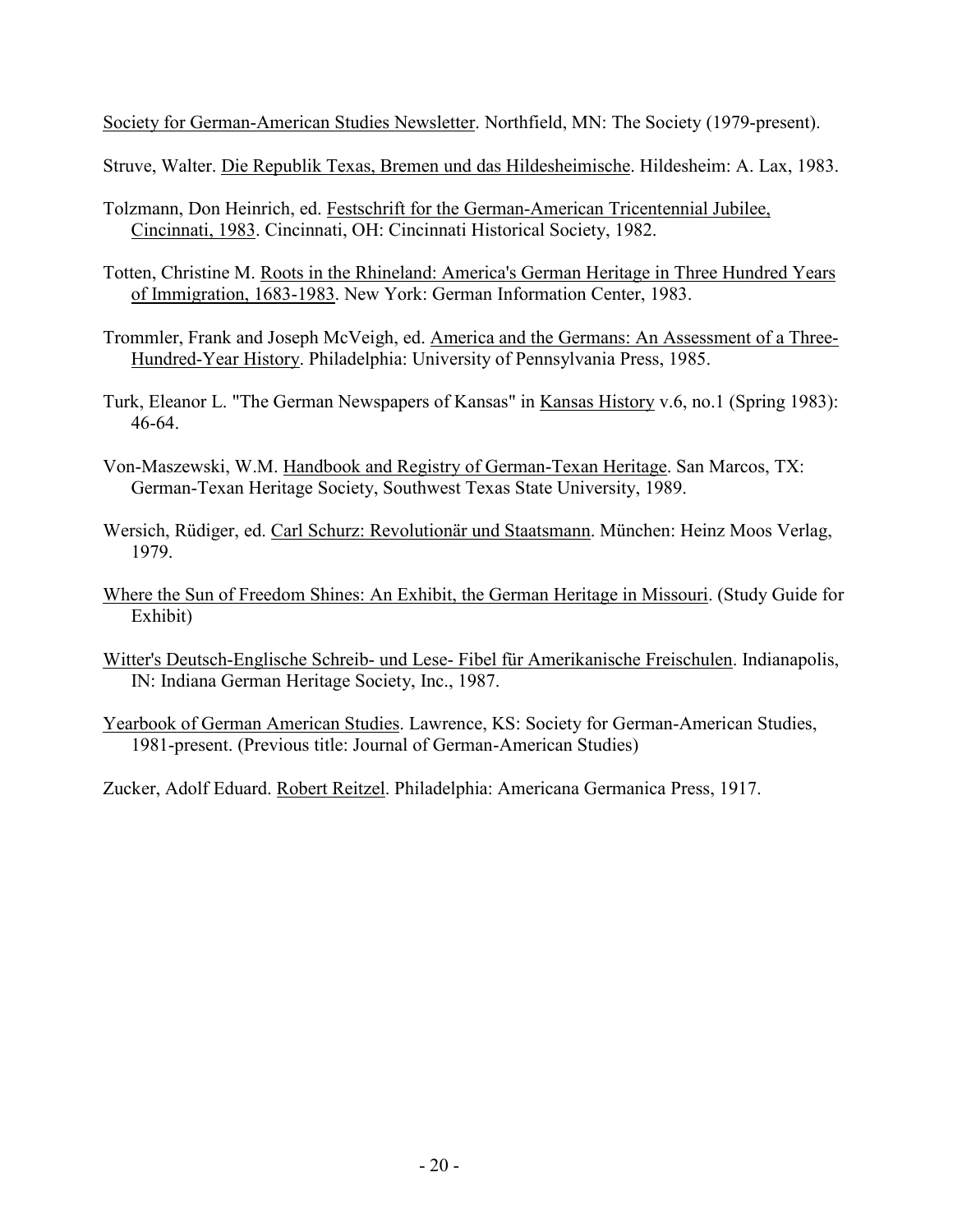Society for German-American Studies Newsletter. Northfield, MN: The Society (1979-present).

Struve, Walter. Die Republik Texas, Bremen und das Hildesheimische. Hildesheim: A. Lax, 1983.

Tolzmann, Don Heinrich, ed. Festschrift for the German-American Tricentennial Jubilee, Cincinnati, 1983. Cincinnati, OH: Cincinnati Historical Society, 1982.

Totten, Christine M. Roots in the Rhineland: America's German Heritage in Three Hundred Years of Immigration, 1683-1983. New York: German Information Center, 1983.

Trommler, Frank and Joseph McVeigh, ed. America and the Germans: An Assessment of a Three-Hundred-Year History. Philadelphia: University of Pennsylvania Press, 1985.

Turk, Eleanor L. "The German Newspapers of Kansas" in Kansas History v.6, no.1 (Spring 1983): 46-64.

Von-Maszewski, W.M. Handbook and Registry of German-Texan Heritage. San Marcos, TX: German-Texan Heritage Society, Southwest Texas State University, 1989.

Wersich, Rüdiger, ed. Carl Schurz: Revolutionär und Staatsmann. München: Heinz Moos Verlag, 1979.

Where the Sun of Freedom Shines: An Exhibit, the German Heritage in Missouri. (Study Guide for Exhibit)

Witter's Deutsch-Englische Schreib- und Lese- Fibel für Amerikanische Freischulen. Indianapolis, IN: Indiana German Heritage Society, Inc., 1987.

Yearbook of German American Studies. Lawrence, KS: Society for German-American Studies, 1981-present. (Previous title: Journal of German-American Studies)

Zucker, Adolf Eduard. Robert Reitzel. Philadelphia: Americana Germanica Press, 1917.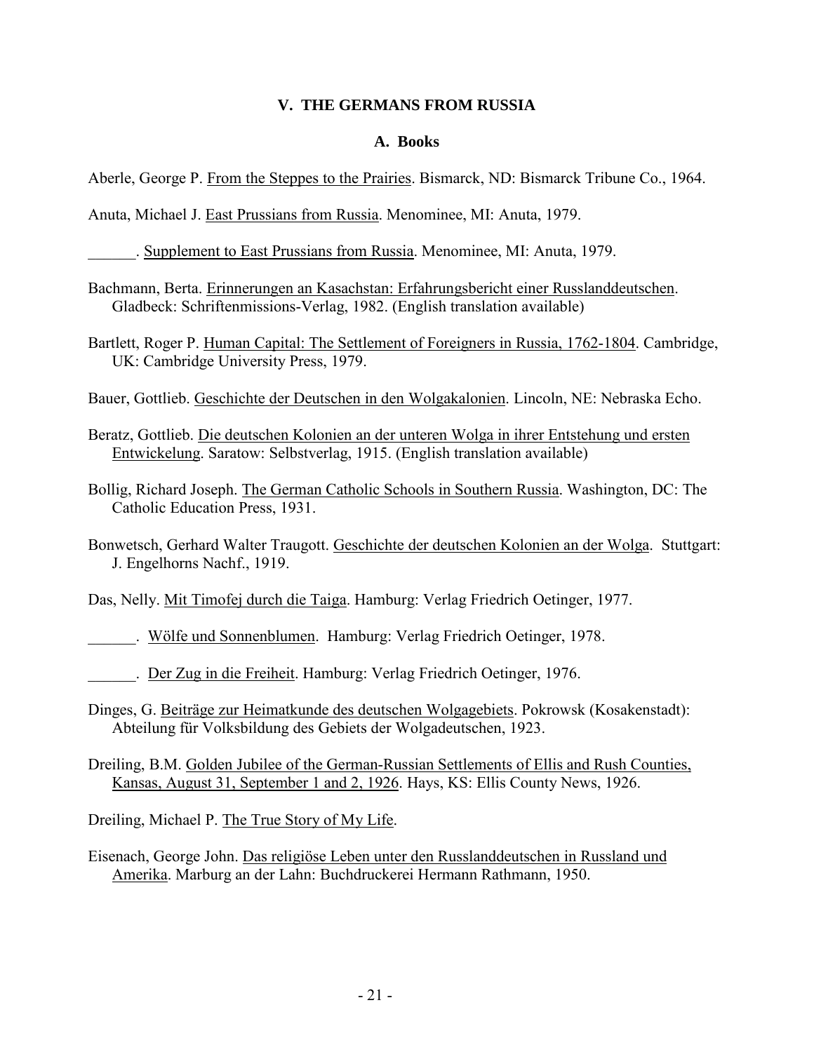## V. THE GERMANS FROM RUSSIA

### A. Books

Aberle, George P. From the Steppes to the Prairies. Bismarck, ND: Bismarck Tribune Co., 1964.

Anuta, Michael J. East Prussians from Russia. Menominee, MI: Anuta, 1979.

______. Supplement to East Prussians from Russia. Menominee, MI: Anuta, 1979.

Bachmann, Berta. Erinnerungen an Kasachstan: Erfahrungsbericht einer Russlanddeutschen. Gladbeck: Schriftenmissions-Verlag, 1982. (English translation available)

Bartlett, Roger P. Human Capital: The Settlement of Foreigners in Russia, 1762-1804. Cambridge, UK: Cambridge University Press, 1979.

Bauer, Gottlieb. Geschichte der Deutschen in den Wolgakolonien. Lincoln, NE: Nebraska Echo.

Beratz, Gottlieb. Die deutschen Kolonien an der unteren Wolga in ihrer Entstehung und ersten Entwickelung. Saratow: Selbstverlag, 1915. (English translation available)

Bollig, Richard Joseph. The German Catholic Schools in Southern Russia. Washington, DC: The Catholic Education Press, 1931.

Bonwetsch, Gerhard Walter Traugott. Geschichte der deutschen Kolonien an der Wolga. Stuttgart: J. Engelhorns Nachf., 1919.

Das, Nelly. Mit Timofej durch die Taiga. Hamburg: Verlag Friedrich Oetinger, 1977.

______. Wölfe und Sonnenblumen. Hamburg: Verlag Friedrich Oetinger, 1978.

______. Der Zug in die Freiheit. Hamburg: Verlag Friedrich Oetinger, 1976.

Dinges, G. Beiträge zur Heimatkunde des deutschen Wolgagebiets. Pokrowsk (Kosakenstadt): Abteilung für Volksbildung des Gebiets der Wolgadeutschen, 1923.

Dreiling, B.M. Golden Jubilee of the German-Russian Settlements of Ellis and Rush Counties, Kansas, August 31, September 1 and 2, 1926. Hays, KS: Ellis County News, 1926.

Dreiling, Michael P. The True Story of My Life.

Eisenach, George John. Das religiöse Leben unter den Russlanddeutschen in Russland und Amerika. Marburg an der Lahn: Buchdruckerei Hermann Rathmann, 1950.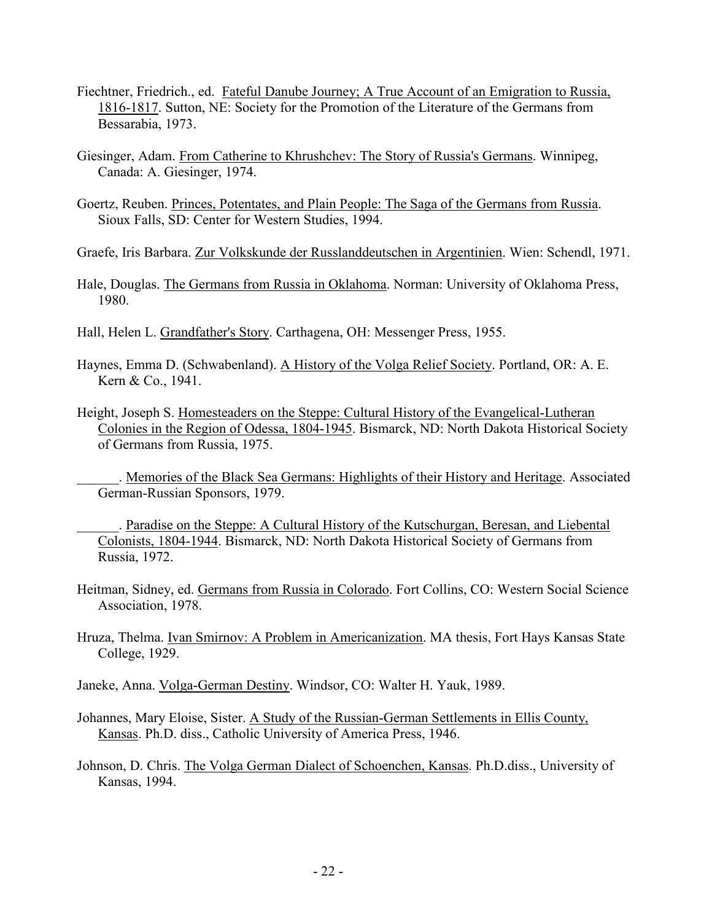Fiechtner, Friedrich., ed. Fateful Danube Journey; A True Account of an Emigration to Russia, 1816-1817. Sutton, NE: Society for the Promotion of the Literature of the Germans from Bessarabia, 1973.

Giesinger, Adam. From Catherine to Khrushchev: The Story of Russia's Germans. Winnipeg, Canada: A. Giesinger, 1974.

Goertz, Reuben. Princes, Potentates, and Plain People: The Saga of the Germans from Russia. Sioux Falls, SD: Center for Western Studies, 1994.

Graefe, Iris Barbara. Zur Volkskunde der Russlanddeutschen in Argentinien. Wien: Schendl, 1971.

Hale, Douglas. The Germans from Russia in Oklahoma. Norman: University of Oklahoma Press, 1980.

Hall, Helen L. Grandfather's Story. Carthagena, OH: Messenger Press, 1955.

Haynes, Emma D. (Schwabenland). A History of the Volga Relief Society. Portland, OR: A. E. Kern & Co., 1941.

Height, Joseph S. Homesteaders on the Steppe: Cultural History of the Evangelical-Lutheran Colonies in the Region of Odessa, 1804-1945. Bismarck, ND: North Dakota Historical Society of Germans from Russia, 1975.

______. Memories of the Black Sea Germans: Highlights of their History and Heritage. Associated German-Russian Sponsors, 1979.

______. Paradise on the Steppe: A Cultural History of the Kutschurgan, Beresan, and Liebental Colonists, 1804-1944. Bismarck, ND: North Dakota Historical Society of Germans from Russia, 1972.

Heitman, Sidney, ed. Germans from Russia in Colorado. Fort Collins, CO: Western Social Science Association, 1978.

Hruza, Thelma. Ivan Smirnov: A Problem in Americanization. MA thesis, Fort Hays Kansas State College, 1929.

Janeke, Anna. Volga-German Destiny. Windsor, CO: Walter H. Yauk, 1989.

Johannes, Mary Eloise, Sister. A Study of the Russian-German Settlements in Ellis County, Kansas. Ph.D. diss., Catholic University of America Press, 1946.

Johnson, D. Chris. The Volga German Dialect of Schoenchen, Kansas. Ph.D.diss., University of Kansas, 1994.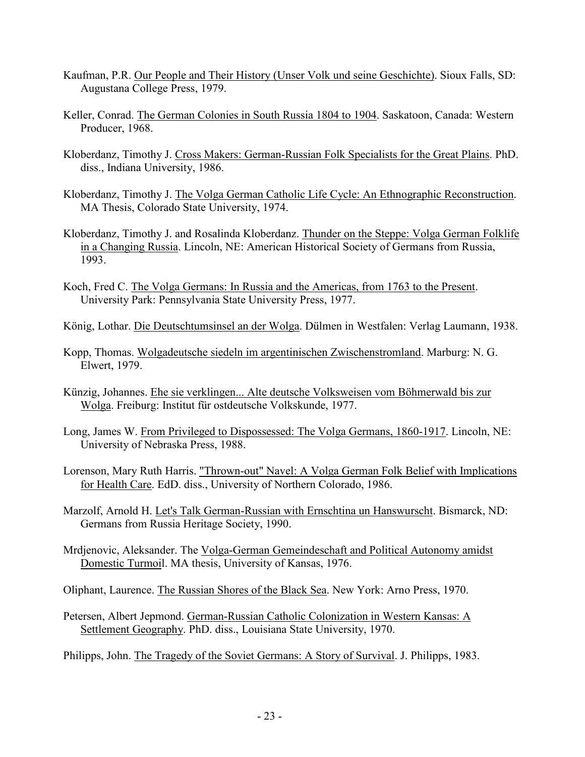Kaufman, P.R. Our People and Their History (Unser Volk und seine Geschichte). Sioux Falls, SD: Augustana College Press, 1979.

Keller, Conrad. The German Colonies in South Russia 1804 to 1904. Saskatoon, Canada: Western Producer, 1968.

Kloberdanz, Timothy J. Cross Makers: German-Russian Folk Specialists for the Great Plains. PhD. diss., Indiana University, 1986.

Kloberdanz, Timothy J. The Volga German Catholic Life Cycle: An Ethnographic Reconstruction. MA Thesis, Colorado State University, 1974.

Kloberdanz, Timothy J. and Rosalinda Kloberdanz. Thunder on the Steppe: Volga German Folklife in a Changing Russia. Lincoln, NE: American Historical Society of Germans from Russia, 1993.

Koch, Fred C. The Volga Germans: In Russia and the Americas, from 1763 to the Present. University Park: Pennsylvania State University Press, 1977.

König, Lothar. Die Deutschtumsinsel an der Wolga. Dülmen in Westfalen: Verlag Laumann, 1938.

Kopp, Thomas. Wolgadeutsche siedeln im argentinischen Zwischenstromland. Marburg: N. G. Elwert, 1979.

Künzig, Johannes. Ehe sie verklingen... Alte deutsche Volksweisen vom Böhmerwald bis zur Wolga. Freiburg: Institut für ostdeutsche Volkskunde, 1977.

Long, James W. From Privileged to Dispossessed: The Volga Germans, 1860-1917. Lincoln, NE: University of Nebraska Press, 1988.

Lorenson, Mary Ruth Harris. "Thrown-out" Navel: A Volga German Folk Belief with Implications for Health Care. EdD. diss., University of Northern Colorado, 1986.

Marzolf, Arnold H. Let's Talk German-Russian with Ernschtina un Hanswurscht. Bismarck, ND: Germans from Russia Heritage Society, 1990.

Mrdjenovic, Aleksander. The Volga-German Gemeindeschaft and Political Autonomy amidst Domestic Turmoil. MA thesis, University of Kansas, 1976.

Oliphant, Laurence. The Russian Shores of the Black Sea. New York: Arno Press, 1970.

Petersen, Albert Jepmond. German-Russian Catholic Colonization in Western Kansas: A Settlement Geography. PhD. diss., Louisiana State University, 1970.

Philipps, John. The Tragedy of the Soviet Germans: A Story of Survival. J. Philipps, 1983.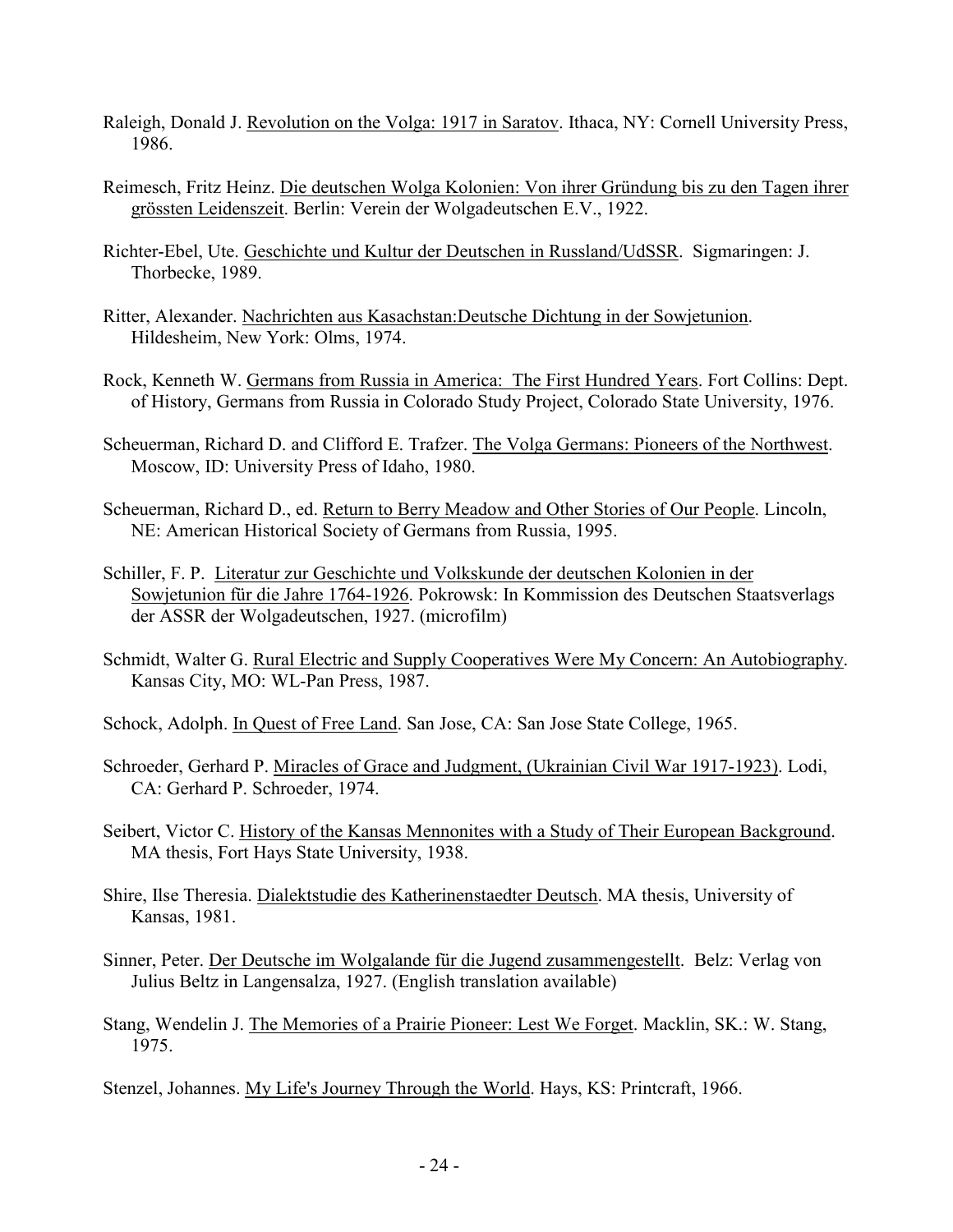Raleigh, Donald J. Revolution on the Volga: 1917 in Saratov. Ithaca, NY: Cornell University Press, 1986.

Reimesch, Fritz Heinz. Die deutschen Wolga Kolonien: Von ihrer Gründung bis zu den Tagen ihrer grössten Leidenszeit. Berlin: Verein der Wolgadeutschen E.V., 1922.

Richter-Ebel, Ute. Geschichte und Kultur der Deutschen in Russland/UdSSR. Sigmaringen: J. Thorbecke, 1989.

Ritter, Alexander. Nachrichten aus Kasachstan:Deutsche Dichtung in der Sowjetunion. Hildesheim, New York: Olms, 1974.

Rock, Kenneth W. Germans from Russia in America: The First Hundred Years. Fort Collins: Dept. of History, Germans from Russia in Colorado Study Project, Colorado State University, 1976.

Scheuerman, Richard D. and Clifford E. Trafzer. The Volga Germans: Pioneers of the Northwest. Moscow, ID: University Press of Idaho, 1980.

Scheuerman, Richard D., ed. Return to Berry Meadow and Other Stories of Our People. Lincoln, NE: American Historical Society of Germans from Russia, 1995.

Schiller, F. P. Literatur zur Geschichte und Volkskunde der deutschen Kolonien in der Sowjetunion für die Jahre 1764-1926. Pokrowsk: In Kommission des Deutschen Staatsverlags der ASSR der Wolgadeutschen, 1927. (microfilm)

Schmidt, Walter G. Rural Electric and Supply Cooperatives Were My Concern: An Autobiography. Kansas City, MO: WL-Pan Press, 1987.

Schock, Adolph. In Quest of Free Land. San Jose, CA: San Jose State College, 1965.

Schroeder, Gerhard P. Miracles of Grace and Judgment, (Ukrainian Civil War 1917-1923). Lodi, CA: Gerhard P. Schroeder, 1974.

Seibert, Victor C. History of the Kansas Mennonites with a Study of Their European Background. MA thesis, Fort Hays State University, 1938.

Shire, Ilse Theresia. Dialektstudie des Katherinenstaedter Deutsch. MA thesis, University of Kansas, 1981.

Sinner, Peter. Der Deutsche im Wolgalande für die Jugend zusammengestellt. Belz: Verlag von Julius Beltz in Langensalza, 1927. (English translation available)

Stang, Wendelin J. The Memories of a Prairie Pioneer: Lest We Forget. Macklin, SK.: W. Stang, 1975.

Stenzel, Johannes. My Life's Journey Through the World. Hays, KS: Printcraft, 1966.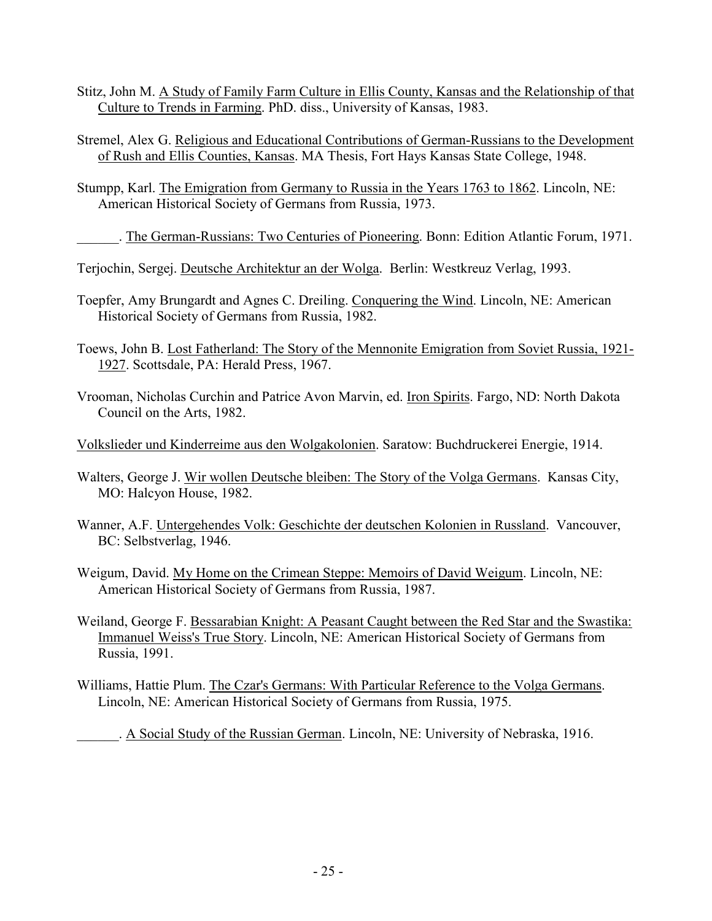Stitz, John M. A Study of Family Farm Culture in Ellis County, Kansas and the Relationship of that Culture to Trends in Farming. PhD. diss., University of Kansas, 1983.

Stremel, Alex G. Religious and Educational Contributions of German-Russians to the Development of Rush and Ellis Counties, Kansas. MA Thesis, Fort Hays Kansas State College, 1948.

Stumpp, Karl. The Emigration from Germany to Russia in the Years 1763 to 1862. Lincoln, NE: American Historical Society of Germans from Russia, 1973.

______. The German-Russians: Two Centuries of Pioneering. Bonn: Edition Atlantic Forum, 1971.

Terjochin, Sergej. Deutsche Architektur an der Wolga. Berlin: Westkreuz Verlag, 1993.

Toepfer, Amy Brungardt and Agnes C. Dreiling. Conquering the Wind. Lincoln, NE: American Historical Society of Germans from Russia, 1982.

Toews, John B. Lost Fatherland: The Story of the Mennonite Emigration from Soviet Russia, 1921-1927. Scottsdale, PA: Herald Press, 1967.

Vrooman, Nicholas Curchin and Patrice Avon Marvin, ed. Iron Spirits. Fargo, ND: North Dakota Council on the Arts, 1982.

Volkslieder und Kinderreime aus den Wolgakolonien. Saratow: Buchdruckerei Energie, 1914.

Walters, George J. Wir wollen Deutsche bleiben: The Story of the Volga Germans. Kansas City, MO: Halcyon House, 1982.

Wanner, A.F. Untergehendes Volk: Geschichte der deutschen Kolonien in Russland. Vancouver, BC: Selbstverlag, 1946.

Weigum, David. My Home on the Crimean Steppe: Memoirs of David Weigum. Lincoln, NE: American Historical Society of Germans from Russia, 1987.

Weiland, George F. Bessarabian Knight: A Peasant Caught between the Red Star and the Swastika: Immanuel Weiss's True Story. Lincoln, NE: American Historical Society of Germans from Russia, 1991.

Williams, Hattie Plum. The Czar's Germans: With Particular Reference to the Volga Germans. Lincoln, NE: American Historical Society of Germans from Russia, 1975.

______. A Social Study of the Russian German. Lincoln, NE: University of Nebraska, 1916.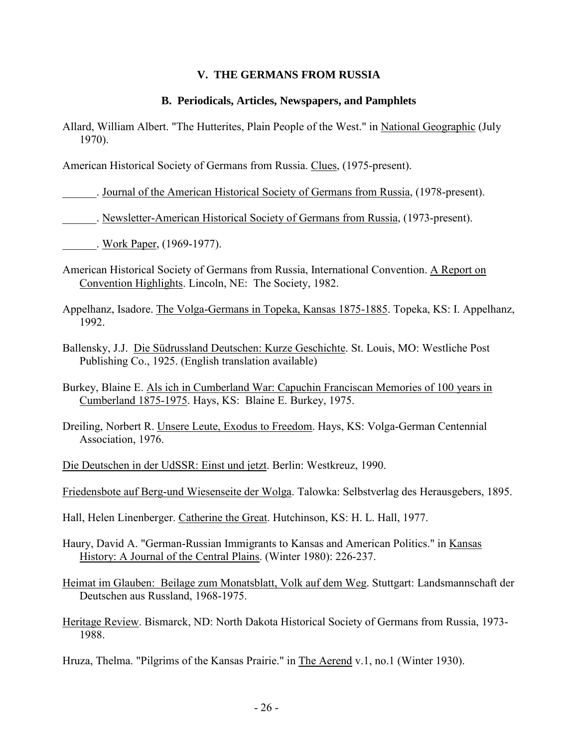## V. THE GERMANS FROM RUSSIA

### B. Periodicals, Articles, Newspapers, and Pamphlets

Allard, William Albert. "The Hutterites, Plain People of the West." in National Geographic (July 1970).

American Historical Society of Germans from Russia. Clues, (1975-present).

______. Journal of the American Historical Society of Germans from Russia, (1978-present).

______. Newsletter-American Historical Society of Germans from Russia, (1973-present).

______. Work Paper, (1969-1977).

American Historical Society of Germans from Russia, International Convention. A Report on Convention Highlights. Lincoln, NE: The Society, 1982.

Appelhanz, Isadore. The Volga-Germans in Topeka, Kansas 1875-1885. Topeka, KS: I. Appelhanz, 1992.

Ballensky, J.J. Die Südrussland Deutschen: Kurze Geschichte. St. Louis, MO: Westliche Post Publishing Co., 1925. (English translation available)

Burkey, Blaine E. Als ich in Cumberland War: Capuchin Franciscan Memories of 100 years in Cumberland 1875-1975. Hays, KS: Blaine E. Burkey, 1975.

Dreiling, Norbert R. Unsere Leute, Exodus to Freedom. Hays, KS: Volga-German Centennial Association, 1976.

Die Deutschen in der UdSSR: Einst und jetzt. Berlin: Westkreuz, 1990.

Friedensbote auf Berg-und Wiesenseite der Wolga. Talowka: Selbstverlag des Herausgebers, 1895.

Hall, Helen Linenberger. Catherine the Great. Hutchinson, KS: H. L. Hall, 1977.

Haury, David A. "German-Russian Immigrants to Kansas and American Politics." in Kansas History: A Journal of the Central Plains. (Winter 1980): 226-237.

Heimat im Glauben: Beilage zum Monatsblatt, Volk auf dem Weg. Stuttgart: Landsmannschaft der Deutschen aus Russland, 1968-1975.

Heritage Review. Bismarck, ND: North Dakota Historical Society of Germans from Russia, 1973-1988.

Hruza, Thelma. "Pilgrims of the Kansas Prairie." in The Aerend v.1, no.1 (Winter 1930).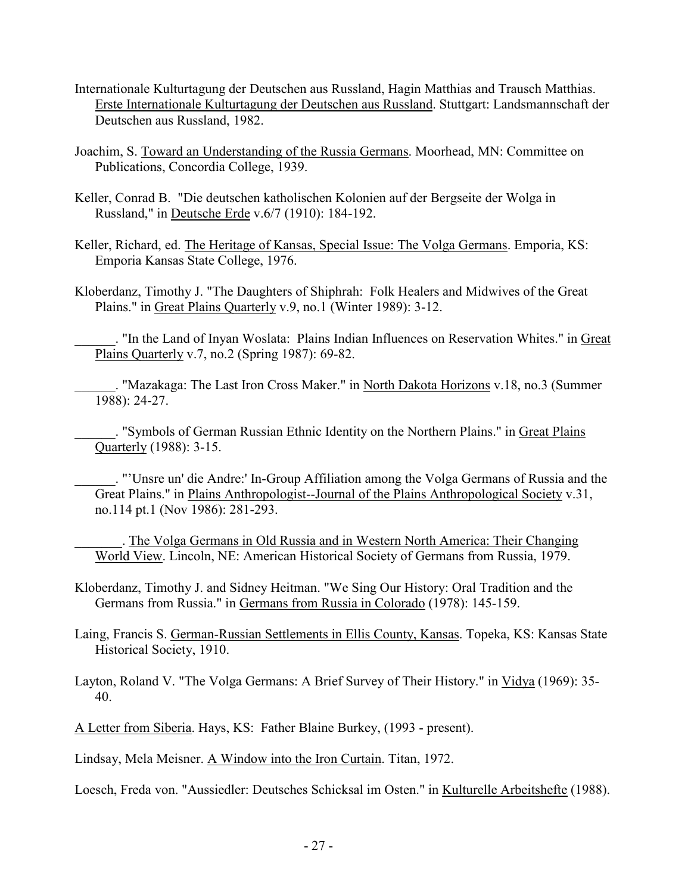Internationale Kulturtagung der Deutschen aus Russland, Hagin Matthias and Trausch Matthias. Erste Internationale Kulturtagung der Deutschen aus Russland. Stuttgart: Landsmannschaft der Deutschen aus Russland, 1982.

Joachim, S. Toward an Understanding of the Russia Germans. Moorhead, MN: Committee on Publications, Concordia College, 1939.

Keller, Conrad B. "Die deutschen katholischen Kolonien auf der Bergseite der Wolga in Russland," in Deutsche Erde v.6/7 (1910): 184-192.

Keller, Richard, ed. The Heritage of Kansas, Special Issue: The Volga Germans. Emporia, KS: Emporia Kansas State College, 1976.

Kloberdanz, Timothy J. "The Daughters of Shiphrah: Folk Healers and Midwives of the Great Plains." in Great Plains Quarterly v.9, no.1 (Winter 1989): 3-12.

______. "In the Land of Inyan Woslata: Plains Indian Influences on Reservation Whites." in Great Plains Quarterly v.7, no.2 (Spring 1987): 69-82.

______. "Mazakaga: The Last Iron Cross Maker." in North Dakota Horizons v.18, no.3 (Summer 1988): 24-27.

______. "Symbols of German Russian Ethnic Identity on the Northern Plains." in Great Plains Quarterly (1988): 3-15.

______. "'Unsre un' die Andre:' In-Group Affiliation among the Volga Germans of Russia and the Great Plains." in Plains Anthropologist--Journal of the Plains Anthropological Society v.31, no.114 pt.1 (Nov 1986): 281-293.

_______. The Volga Germans in Old Russia and in Western North America: Their Changing World View. Lincoln, NE: American Historical Society of Germans from Russia, 1979.

Kloberdanz, Timothy J. and Sidney Heitman. "We Sing Our History: Oral Tradition and the Germans from Russia." in Germans from Russia in Colorado (1978): 145-159.

Laing, Francis S. German-Russian Settlements in Ellis County, Kansas. Topeka, KS: Kansas State Historical Society, 1910.

Layton, Roland V. "The Volga Germans: A Brief Survey of Their History." in Vidya (1969): 35-40.

A Letter from Siberia. Hays, KS: Father Blaine Burkey, (1993 - present).

Lindsay, Mela Meisner. A Window into the Iron Curtain. Titan, 1972.

Loesch, Freda von. "Aussiedler: Deutsches Schicksal im Osten." in Kulturelle Arbeitshefte (1988).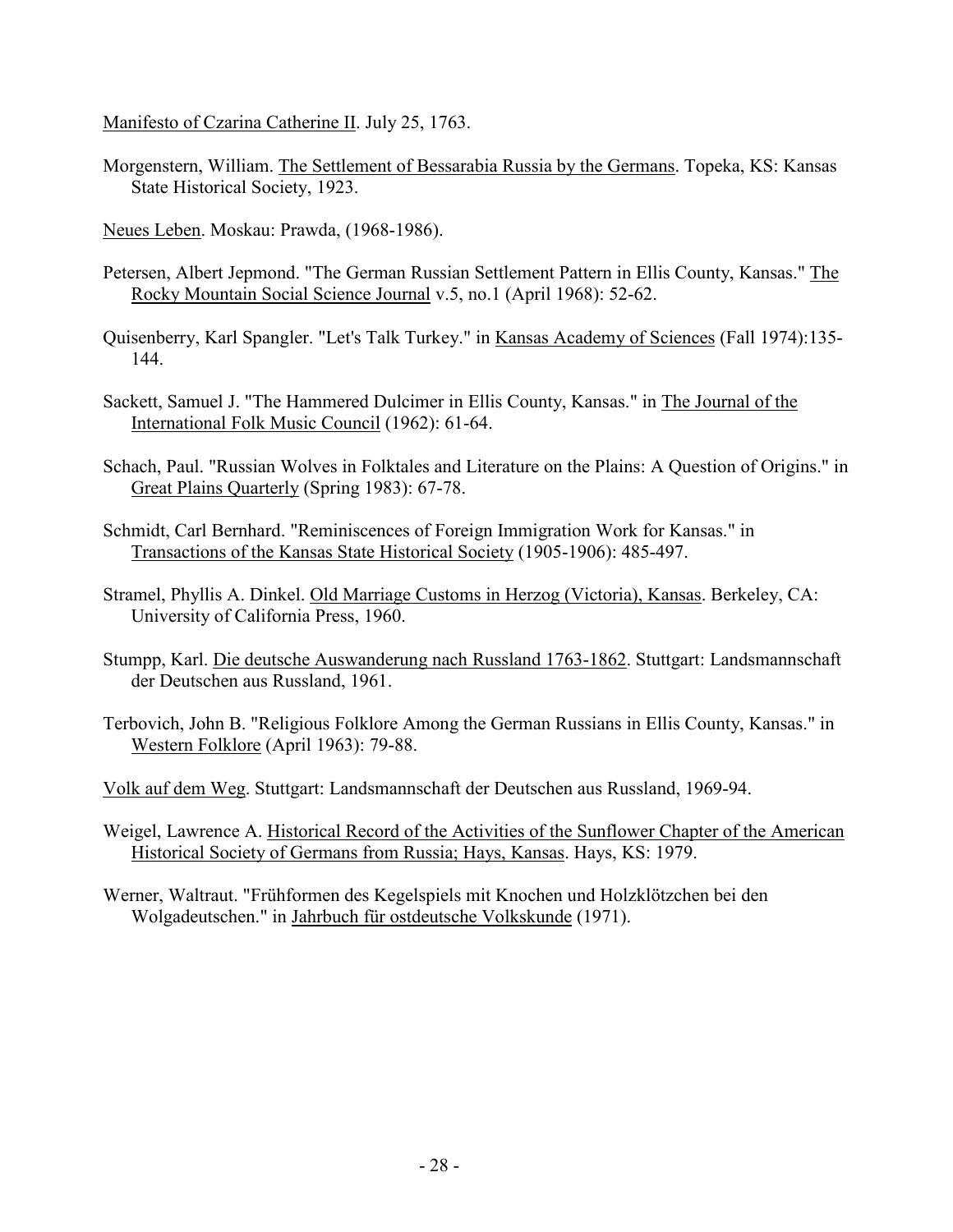Manifesto of Czarina Catherine II. July 25, 1763.

Morgenstern, William. The Settlement of Bessarabia Russia by the Germans. Topeka, KS: Kansas State Historical Society, 1923.

Neues Leben. Moskau: Prawda, (1968-1986).

Petersen, Albert Jepmond. "The German Russian Settlement Pattern in Ellis County, Kansas." The Rocky Mountain Social Science Journal v.5, no.1 (April 1968): 52-62.

Quisenberry, Karl Spangler. "Let's Talk Turkey." in Kansas Academy of Sciences (Fall 1974):135-144.

Sackett, Samuel J. "The Hammered Dulcimer in Ellis County, Kansas." in The Journal of the International Folk Music Council (1962): 61-64.

Schach, Paul. "Russian Wolves in Folktales and Literature on the Plains: A Question of Origins." in Great Plains Quarterly (Spring 1983): 67-78.

Schmidt, Carl Bernhard. "Reminiscences of Foreign Immigration Work for Kansas." in Transactions of the Kansas State Historical Society (1905-1906): 485-497.

Stramel, Phyllis A. Dinkel. Old Marriage Customs in Herzog (Victoria), Kansas. Berkeley, CA: University of California Press, 1960.

Stumpp, Karl. Die deutsche Auswanderung nach Russland 1763-1862. Stuttgart: Landsmannschaft der Deutschen aus Russland, 1961.

Terbovich, John B. "Religious Folklore Among the German Russians in Ellis County, Kansas." in Western Folklore (April 1963): 79-88.

Volk auf dem Weg. Stuttgart: Landsmannschaft der Deutschen aus Russland, 1969-94.

Weigel, Lawrence A. Historical Record of the Activities of the Sunflower Chapter of the American Historical Society of Germans from Russia; Hays, Kansas. Hays, KS: 1979.

Werner, Waltraut. "Frühformen des Kegelspiels mit Knochen und Holzklötzchen bei den Wolgadeutschen." in Jahrbuch für ostdeutsche Volkskunde (1971).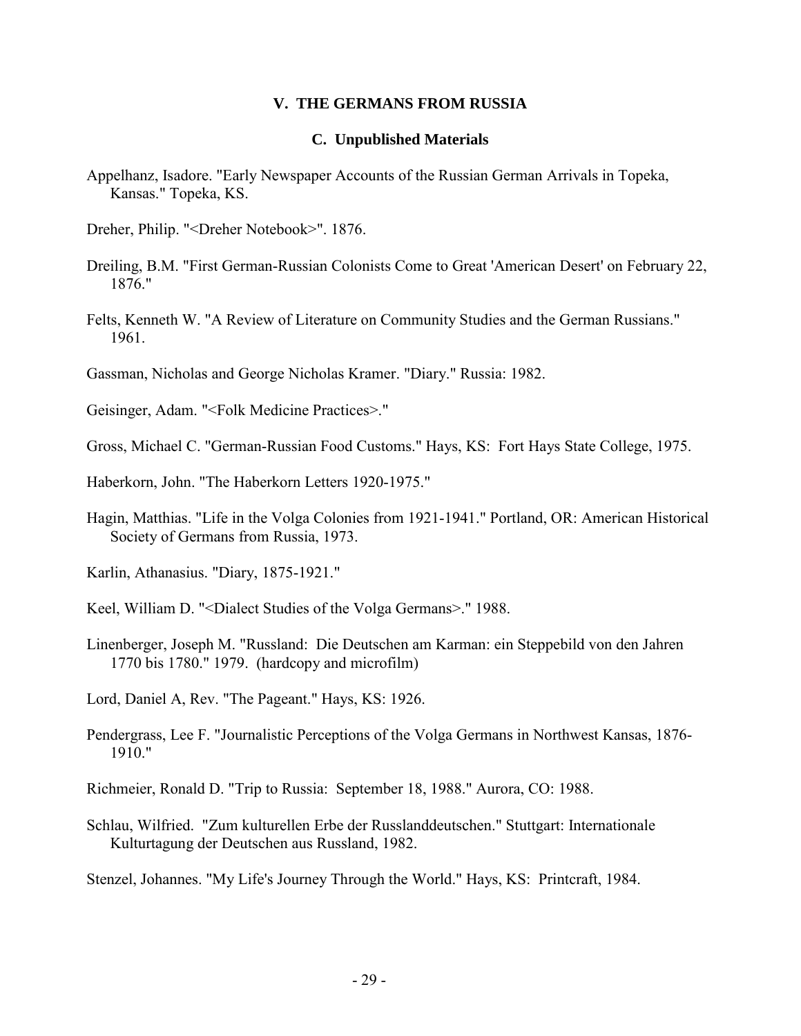## V. THE GERMANS FROM RUSSIA

### C. Unpublished Materials

Appelhanz, Isadore. "Early Newspaper Accounts of the Russian German Arrivals in Topeka, Kansas." Topeka, KS.

Dreher, Philip. "<Dreher Notebook>". 1876.

Dreiling, B.M. "First German-Russian Colonists Come to Great 'American Desert' on February 22, 1876."

Felts, Kenneth W. "A Review of Literature on Community Studies and the German Russians." 1961.

Gassman, Nicholas and George Nicholas Kramer. "Diary." Russia: 1982.

Geisinger, Adam. "<Folk Medicine Practices>."

Gross, Michael C. "German-Russian Food Customs." Hays, KS: Fort Hays State College, 1975.

Haberkorn, John. "The Haberkorn Letters 1920-1975."

Hagin, Matthias. "Life in the Volga Colonies from 1921-1941." Portland, OR: American Historical Society of Germans from Russia, 1973.

Karlin, Athanasius. "Diary, 1875-1921."

Keel, William D. "<Dialect Studies of the Volga Germans>." 1988.

Linenberger, Joseph M. "Russland: Die Deutschen am Karman: ein Steppebild von den Jahren 1770 bis 1780." 1979. (hardcopy and microfilm)

Lord, Daniel A, Rev. "The Pageant." Hays, KS: 1926.

Pendergrass, Lee F. "Journalistic Perceptions of the Volga Germans in Northwest Kansas, 1876-1910."

Richmeier, Ronald D. "Trip to Russia: September 18, 1988." Aurora, CO: 1988.

Schlau, Wilfried. "Zum kulturellen Erbe der Russlanddeutschen." Stuttgart: Internationale Kulturtagung der Deutschen aus Russland, 1982.

Stenzel, Johannes. "My Life's Journey Through the World." Hays, KS: Printcraft, 1984.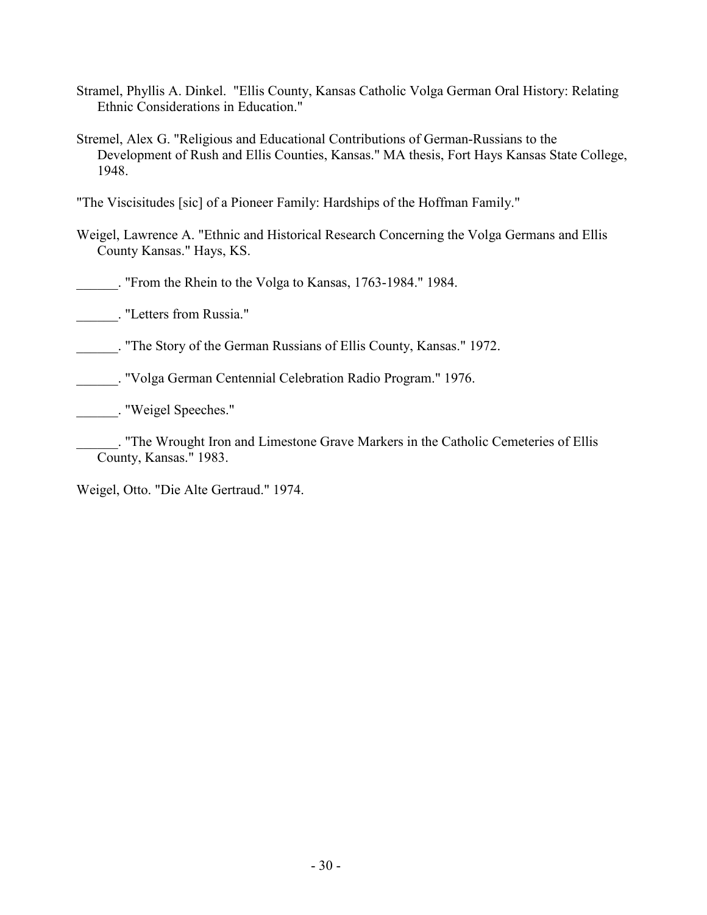Stramel, Phyllis A. Dinkel.  "Ellis County, Kansas Catholic Volga German Oral History: Relating Ethnic Considerations in Education."

Stremel, Alex G. "Religious and Educational Contributions of German-Russians to the Development of Rush and Ellis Counties, Kansas." MA thesis, Fort Hays Kansas State College, 1948.

"The Viscisitudes [sic] of a Pioneer Family: Hardships of the Hoffman Family."

Weigel, Lawrence A. "Ethnic and Historical Research Concerning the Volga Germans and Ellis County Kansas." Hays, KS.

______. "From the Rhein to the Volga to Kansas, 1763-1984." 1984.

______. "Letters from Russia."

______. "The Story of the German Russians of Ellis County, Kansas." 1972.

______. "Volga German Centennial Celebration Radio Program." 1976.

______. "Weigel Speeches."

______. "The Wrought Iron and Limestone Grave Markers in the Catholic Cemeteries of Ellis County, Kansas." 1983.

Weigel, Otto. "Die Alte Gertraud." 1974.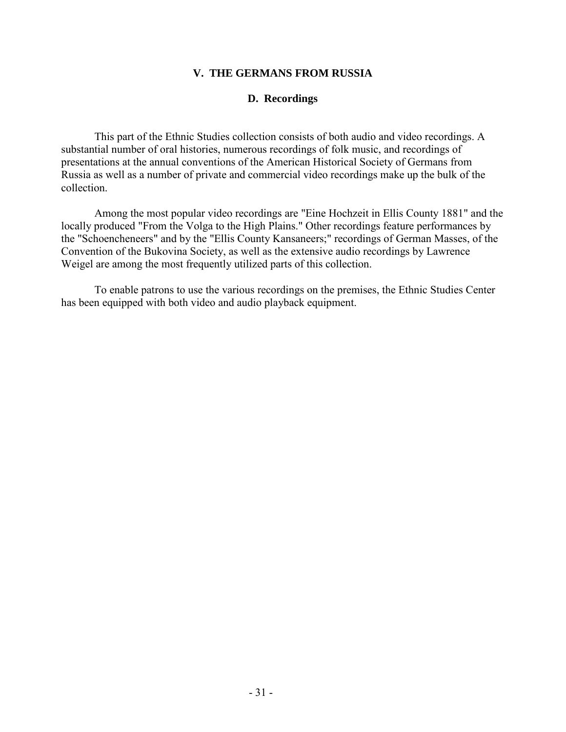## V. THE GERMANS FROM RUSSIA

### D. Recordings

This part of the Ethnic Studies collection consists of both audio and video recordings. A substantial number of oral histories, numerous recordings of folk music, and recordings of presentations at the annual conventions of the American Historical Society of Germans from Russia as well as a number of private and commercial video recordings make up the bulk of the collection.

Among the most popular video recordings are "Eine Hochzeit in Ellis County 1881" and the locally produced "From the Volga to the High Plains." Other recordings feature performances by the "Schoencheneers" and by the "Ellis County Kansaneers;" recordings of German Masses, of the Convention of the Bukovina Society, as well as the extensive audio recordings by Lawrence Weigel are among the most frequently utilized parts of this collection.

To enable patrons to use the various recordings on the premises, the Ethnic Studies Center has been equipped with both video and audio playback equipment.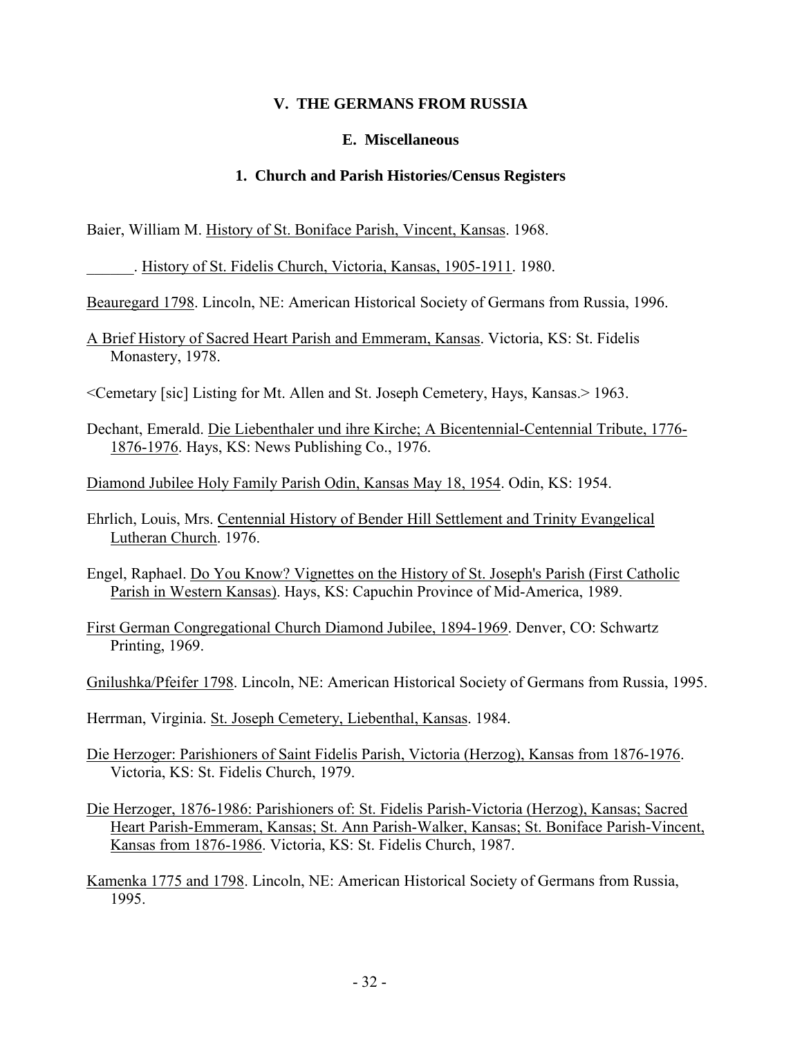## V. THE GERMANS FROM RUSSIA

### E. Miscellaneous

#### 1. Church and Parish Histories/Census Registers

Baier, William M. History of St. Boniface Parish, Vincent, Kansas. 1968.

______. History of St. Fidelis Church, Victoria, Kansas, 1905-1911. 1980.

Beauregard 1798. Lincoln, NE: American Historical Society of Germans from Russia, 1996.

A Brief History of Sacred Heart Parish and Emmeram, Kansas. Victoria, KS: St. Fidelis Monastery, 1978.

<Cemetary [sic] Listing for Mt. Allen and St. Joseph Cemetery, Hays, Kansas.> 1963.

Dechant, Emerald. Die Liebenthaler und ihre Kirche; A Bicentennial-Centennial Tribute, 1776-1876-1976. Hays, KS: News Publishing Co., 1976.

Diamond Jubilee Holy Family Parish Odin, Kansas May 18, 1954. Odin, KS: 1954.

Ehrlich, Louis, Mrs. Centennial History of Bender Hill Settlement and Trinity Evangelical Lutheran Church. 1976.

Engel, Raphael. Do You Know? Vignettes on the History of St. Joseph's Parish (First Catholic Parish in Western Kansas). Hays, KS: Capuchin Province of Mid-America, 1989.

First German Congregational Church Diamond Jubilee, 1894-1969. Denver, CO: Schwartz Printing, 1969.

Gnilushka/Pfeifer 1798. Lincoln, NE: American Historical Society of Germans from Russia, 1995.

Herrman, Virginia. St. Joseph Cemetery, Liebenthal, Kansas. 1984.

Die Herzoger: Parishioners of Saint Fidelis Parish, Victoria (Herzog), Kansas from 1876-1976. Victoria, KS: St. Fidelis Church, 1979.

Die Herzoger, 1876-1986: Parishioners of: St. Fidelis Parish-Victoria (Herzog), Kansas; Sacred Heart Parish-Emmeram, Kansas; St. Ann Parish-Walker, Kansas; St. Boniface Parish-Vincent, Kansas from 1876-1986. Victoria, KS: St. Fidelis Church, 1987.

Kamenka 1775 and 1798. Lincoln, NE: American Historical Society of Germans from Russia, 1995.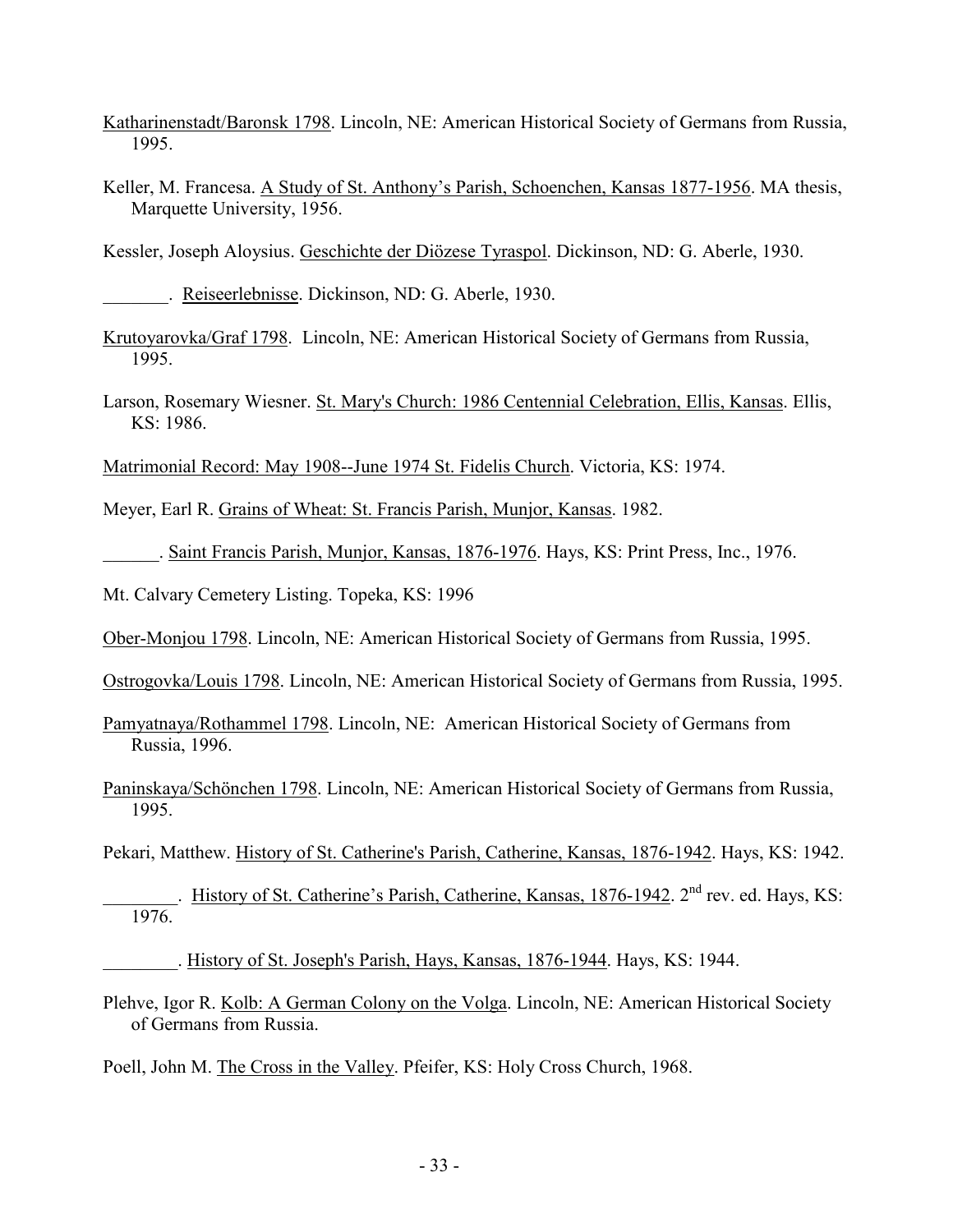Katharinenstadt/Baronsk 1798. Lincoln, NE: American Historical Society of Germans from Russia, 1995.

Keller, M. Francesa. A Study of St. Anthony's Parish, Schoenchen, Kansas 1877-1956. MA thesis, Marquette University, 1956.

Kessler, Joseph Aloysius. Geschichte der Diözese Tyraspol. Dickinson, ND: G. Aberle, 1930.

_______. Reiseerlebnisse. Dickinson, ND: G. Aberle, 1930.

Krutoyarovka/Graf 1798. Lincoln, NE: American Historical Society of Germans from Russia, 1995.

Larson, Rosemary Wiesner. St. Mary's Church: 1986 Centennial Celebration, Ellis, Kansas. Ellis, KS: 1986.

Matrimonial Record: May 1908--June 1974 St. Fidelis Church. Victoria, KS: 1974.

Meyer, Earl R. Grains of Wheat: St. Francis Parish, Munjor, Kansas. 1982.

______. Saint Francis Parish, Munjor, Kansas, 1876-1976. Hays, KS: Print Press, Inc., 1976.

Mt. Calvary Cemetery Listing. Topeka, KS: 1996

Ober-Monjou 1798. Lincoln, NE: American Historical Society of Germans from Russia, 1995.

Ostrogovka/Louis 1798. Lincoln, NE: American Historical Society of Germans from Russia, 1995.

Pamyatnaya/Rothammel 1798. Lincoln, NE: American Historical Society of Germans from Russia, 1996.

Paninskaya/Schönchen 1798. Lincoln, NE: American Historical Society of Germans from Russia, 1995.

Pekari, Matthew. History of St. Catherine's Parish, Catherine, Kansas, 1876-1942. Hays, KS: 1942.

________. History of St. Catherine's Parish, Catherine, Kansas, 1876-1942. 2nd rev. ed. Hays, KS: 1976.

________. History of St. Joseph's Parish, Hays, Kansas, 1876-1944. Hays, KS: 1944.

Plehve, Igor R. Kolb: A German Colony on the Volga. Lincoln, NE: American Historical Society of Germans from Russia.

Poell, John M. The Cross in the Valley. Pfeifer, KS: Holy Cross Church, 1968.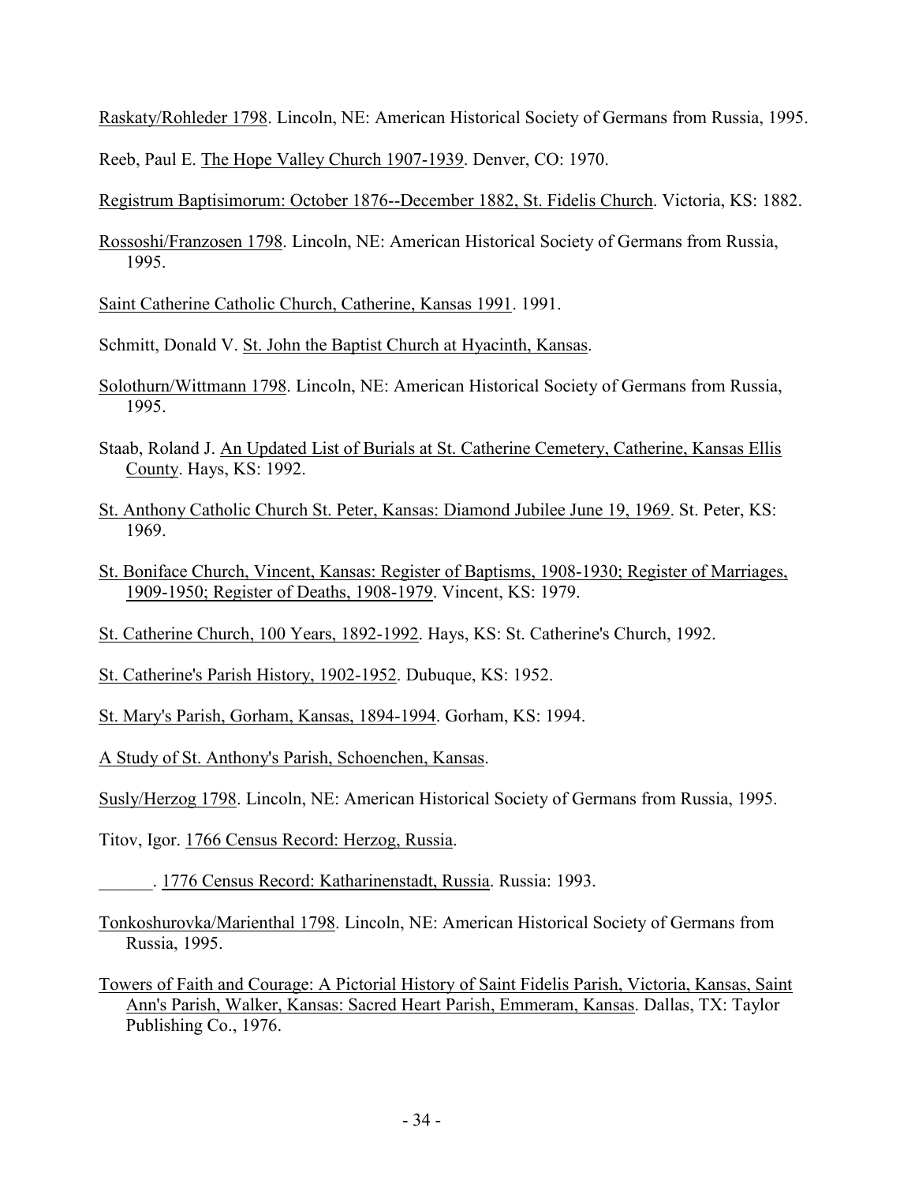Raskaty/Rohleder 1798. Lincoln, NE: American Historical Society of Germans from Russia, 1995.

Reeb, Paul E. The Hope Valley Church 1907-1939. Denver, CO: 1970.

Registrum Baptisimorum: October 1876--December 1882, St. Fidelis Church. Victoria, KS: 1882.

Rossoshi/Franzosen 1798. Lincoln, NE: American Historical Society of Germans from Russia, 1995.

Saint Catherine Catholic Church, Catherine, Kansas 1991. 1991.

Schmitt, Donald V. St. John the Baptist Church at Hyacinth, Kansas.

Solothurn/Wittmann 1798. Lincoln, NE: American Historical Society of Germans from Russia, 1995.

Staab, Roland J. An Updated List of Burials at St. Catherine Cemetery, Catherine, Kansas Ellis County. Hays, KS: 1992.

St. Anthony Catholic Church St. Peter, Kansas: Diamond Jubilee June 19, 1969. St. Peter, KS: 1969.

St. Boniface Church, Vincent, Kansas: Register of Baptisms, 1908-1930; Register of Marriages, 1909-1950; Register of Deaths, 1908-1979. Vincent, KS: 1979.

St. Catherine Church, 100 Years, 1892-1992. Hays, KS: St. Catherine's Church, 1992.

St. Catherine's Parish History, 1902-1952. Dubuque, KS: 1952.

St. Mary's Parish, Gorham, Kansas, 1894-1994. Gorham, KS: 1994.

A Study of St. Anthony's Parish, Schoenchen, Kansas.

Susly/Herzog 1798. Lincoln, NE: American Historical Society of Germans from Russia, 1995.

Titov, Igor. 1766 Census Record: Herzog, Russia.

______. 1776 Census Record: Katharinenstadt, Russia. Russia: 1993.

Tonkoshurovka/Marienthal 1798. Lincoln, NE: American Historical Society of Germans from Russia, 1995.

Towers of Faith and Courage: A Pictorial History of Saint Fidelis Parish, Victoria, Kansas, Saint Ann's Parish, Walker, Kansas: Sacred Heart Parish, Emmeram, Kansas. Dallas, TX: Taylor Publishing Co., 1976.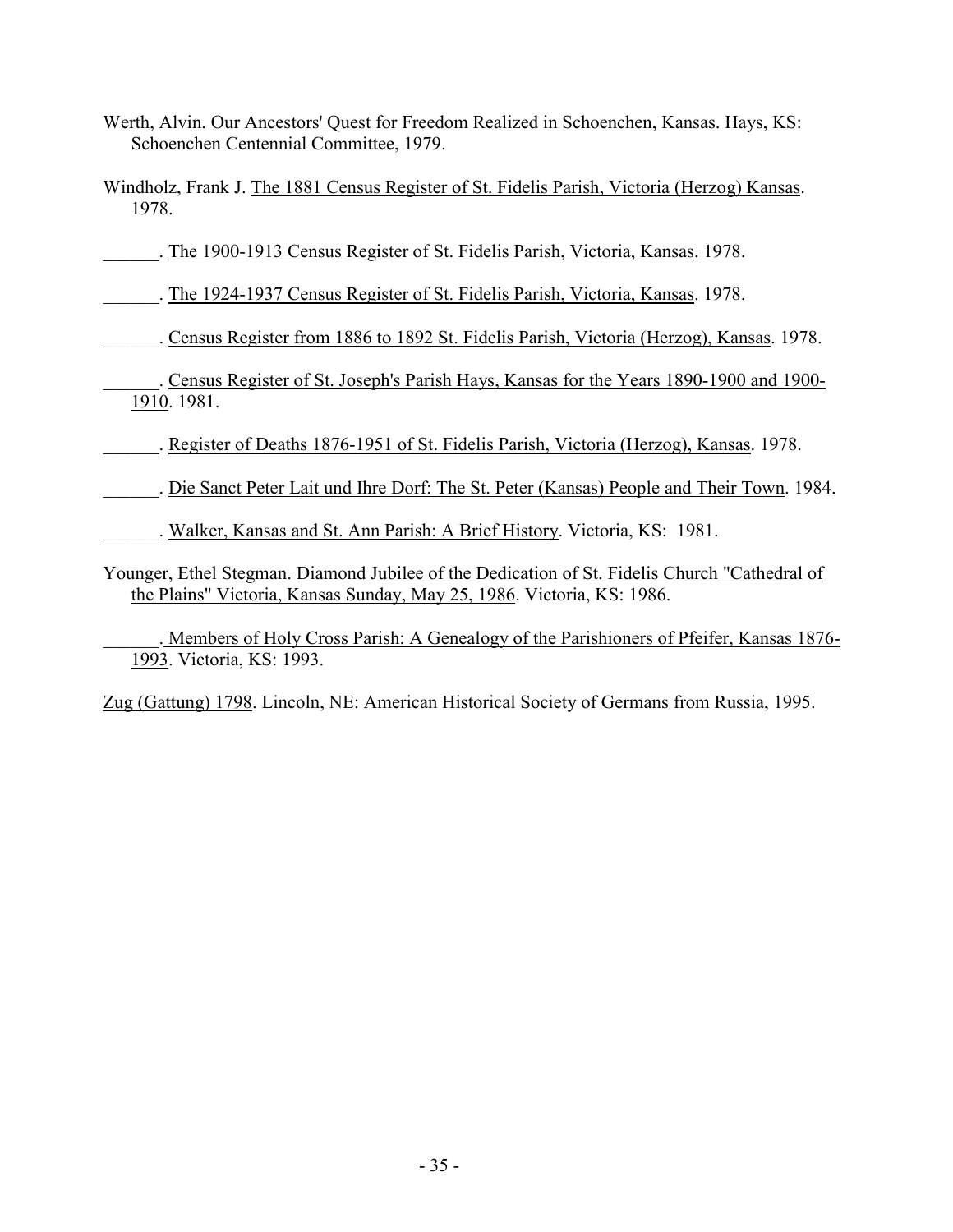Werth, Alvin. Our Ancestors' Quest for Freedom Realized in Schoenchen, Kansas. Hays, KS: Schoenchen Centennial Committee, 1979.

Windholz, Frank J. The 1881 Census Register of St. Fidelis Parish, Victoria (Herzog) Kansas. 1978.

______. The 1900-1913 Census Register of St. Fidelis Parish, Victoria, Kansas. 1978.

______. The 1924-1937 Census Register of St. Fidelis Parish, Victoria, Kansas. 1978.

______. Census Register from 1886 to 1892 St. Fidelis Parish, Victoria (Herzog), Kansas. 1978.

______. Census Register of St. Joseph's Parish Hays, Kansas for the Years 1890-1900 and 1900-1910. 1981.

______. Register of Deaths 1876-1951 of St. Fidelis Parish, Victoria (Herzog), Kansas. 1978.

______. Die Sanct Peter Lait und Ihre Dorf: The St. Peter (Kansas) People and Their Town. 1984.

______. Walker, Kansas and St. Ann Parish: A Brief History. Victoria, KS: 1981.

Younger, Ethel Stegman. Diamond Jubilee of the Dedication of St. Fidelis Church "Cathedral of the Plains" Victoria, Kansas Sunday, May 25, 1986. Victoria, KS: 1986.

______. Members of Holy Cross Parish: A Genealogy of the Parishioners of Pfeifer, Kansas 1876-1993. Victoria, KS: 1993.

Zug (Gattung) 1798. Lincoln, NE: American Historical Society of Germans from Russia, 1995.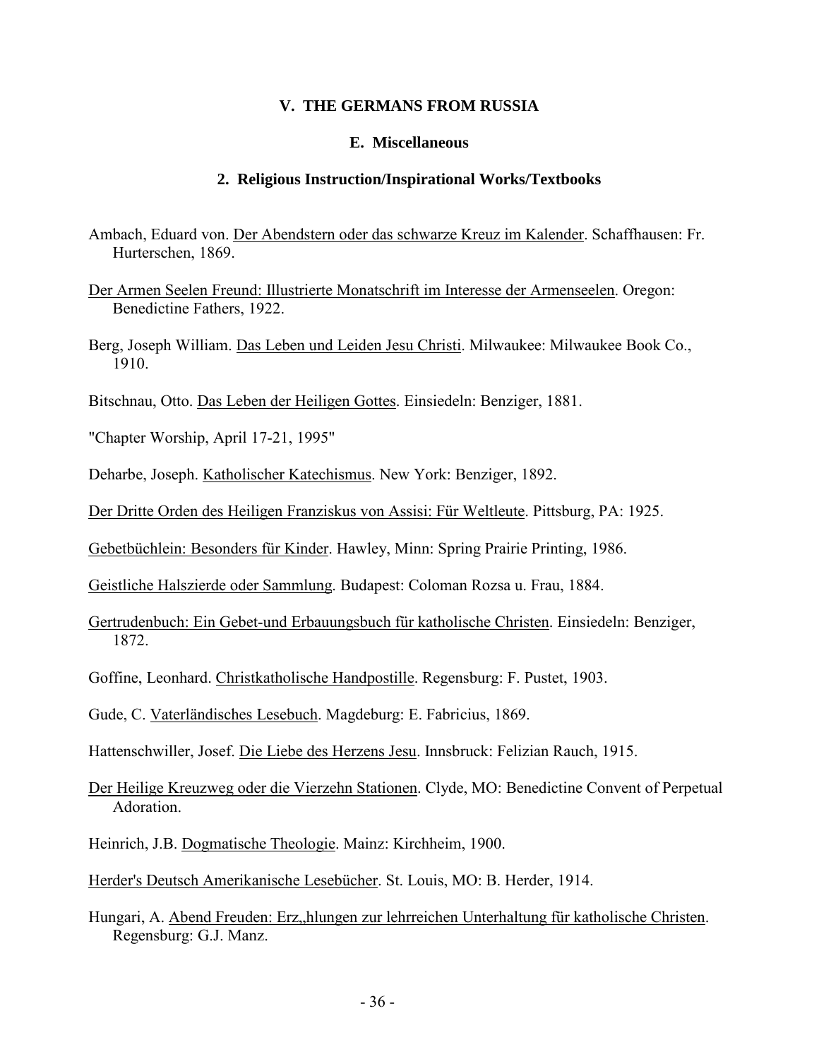## V. THE GERMANS FROM RUSSIA

### E. Miscellaneous

#### 2. Religious Instruction/Inspirational Works/Textbooks

Ambach, Eduard von. Der Abendstern oder das schwarze Kreuz im Kalender. Schaffhausen: Fr. Hurterschen, 1869.

Der Armen Seelen Freund: Illustrierte Monatschrift im Interesse der Armenseelen. Oregon: Benedictine Fathers, 1922.

Berg, Joseph William. Das Leben und Leiden Jesu Christi. Milwaukee: Milwaukee Book Co., 1910.

Bitschnau, Otto. Das Leben der Heiligen Gottes. Einsiedeln: Benziger, 1881.

"Chapter Worship, April 17-21, 1995"

Deharbe, Joseph. Katholischer Katechismus. New York: Benziger, 1892.

Der Dritte Orden des Heiligen Franziskus von Assisi: Für Weltleute. Pittsburg, PA: 1925.

Gebetbüchlein: Besonders für Kinder. Hawley, Minn: Spring Prairie Printing, 1986.

Geistliche Halszierde oder Sammlung. Budapest: Coloman Rozsa u. Frau, 1884.

Gertrudenbuch: Ein Gebet-und Erbauungsbuch für katholische Christen. Einsiedeln: Benziger, 1872.

Goffine, Leonhard. Christkatholische Handpostille. Regensburg: F. Pustet, 1903.

Gude, C. Vaterländisches Lesebuch. Magdeburg: E. Fabricius, 1869.

Hattenschwiller, Josef. Die Liebe des Herzens Jesu. Innsbruck: Felizian Rauch, 1915.

Der Heilige Kreuzweg oder die Vierzehn Stationen. Clyde, MO: Benedictine Convent of Perpetual Adoration.

Heinrich, J.B. Dogmatische Theologie. Mainz: Kirchheim, 1900.

Herder's Deutsch Amerikanische Lesebücher. St. Louis, MO: B. Herder, 1914.

Hungari, A. Abend Freuden: Erz,,hlungen zur lehrreichen Unterhaltung für katholische Christen. Regensburg: G.J. Manz.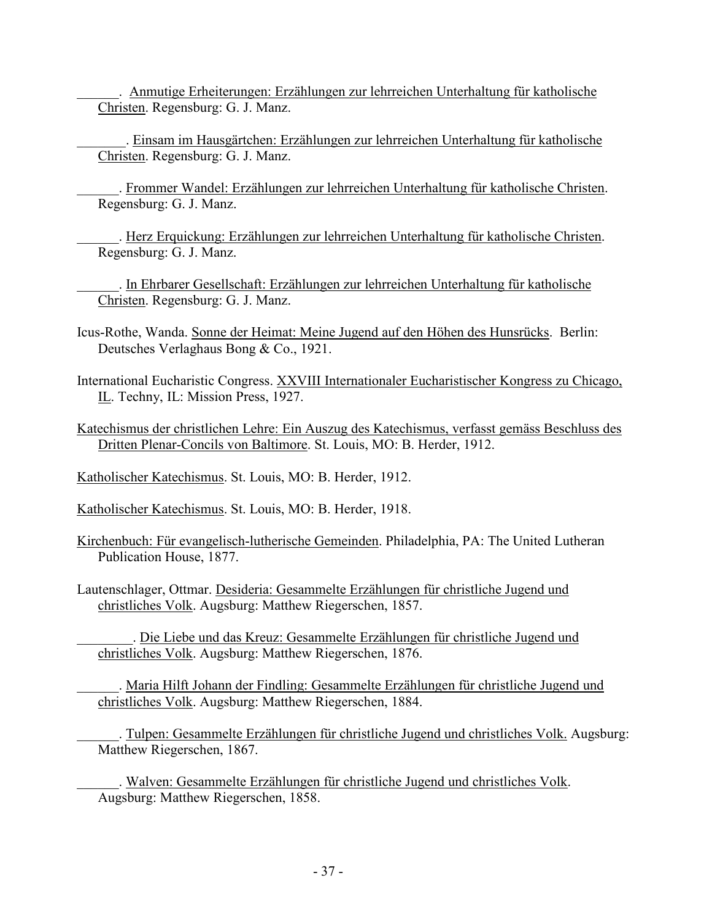\_\_\_\_\_\_. <u>Anmutige Erheiterungen: Erzählungen zur lehrreichen Unterhaltung für katholische Christen</u>. Regensburg: G. J. Manz.

\_\_\_\_\_\_\_. <u>Einsam im Hausgärtchen: Erzählungen zur lehrreichen Unterhaltung für katholische Christen</u>. Regensburg: G. J. Manz.

\_\_\_\_\_\_. <u>Frommer Wandel: Erzählungen zur lehrreichen Unterhaltung für katholische Christen</u>. Regensburg: G. J. Manz.

\_\_\_\_\_\_. <u>Herz Erquickung: Erzählungen zur lehrreichen Unterhaltung für katholische Christen</u>. Regensburg: G. J. Manz.

\_\_\_\_\_\_. <u>In Ehrbarer Gesellschaft: Erzählungen zur lehrreichen Unterhaltung für katholische Christen</u>. Regensburg: G. J. Manz.

Icus-Rothe, Wanda. <u>Sonne der Heimat: Meine Jugend auf den Höhen des Hunsrücks</u>. Berlin: Deutsches Verlaghaus Bong & Co., 1921.

International Eucharistic Congress. <u>XXVIII Internationaler Eucharistischer Kongress zu Chicago, IL</u>. Techny, IL: Mission Press, 1927.

<u>Katechismus der christlichen Lehre: Ein Auszug des Katechismus, verfasst gemäss Beschluss des Dritten Plenar-Concils von Baltimore</u>. St. Louis, MO: B. Herder, 1912.

<u>Katholischer Katechismus</u>. St. Louis, MO: B. Herder, 1912.

<u>Katholischer Katechismus</u>. St. Louis, MO: B. Herder, 1918.

<u>Kirchenbuch: Für evangelisch-lutherische Gemeinden</u>. Philadelphia, PA: The United Lutheran Publication House, 1877.

Lautenschlager, Ottmar. <u>Desideria: Gesammelte Erzählungen für christliche Jugend und christliches Volk</u>. Augsburg: Matthew Riegerschen, 1857.

\_\_\_\_\_\_\_\_. <u>Die Liebe und das Kreuz: Gesammelte Erzählungen für christliche Jugend und christliches Volk</u>. Augsburg: Matthew Riegerschen, 1876.

\_\_\_\_\_\_. <u>Maria Hilft Johann der Findling: Gesammelte Erzählungen für christliche Jugend und christliches Volk</u>. Augsburg: Matthew Riegerschen, 1884.

\_\_\_\_\_\_. <u>Tulpen: Gesammelte Erzählungen für christliche Jugend und christliches Volk.</u> Augsburg: Matthew Riegerschen, 1867.

\_\_\_\_\_\_. <u>Walven: Gesammelte Erzählungen für christliche Jugend und christliches Volk</u>. Augsburg: Matthew Riegerschen, 1858.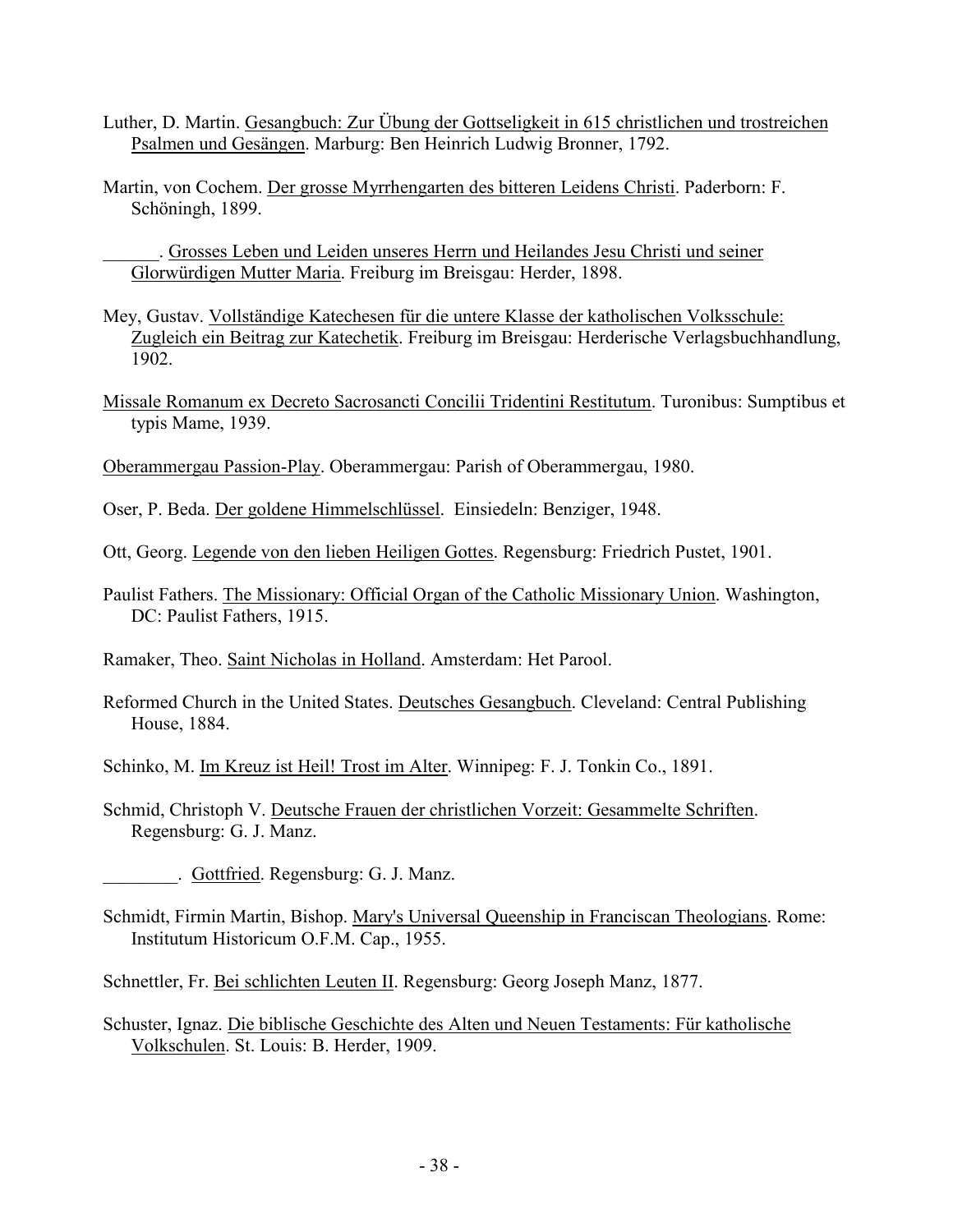Luther, D. Martin. Gesangbuch: Zur Übung der Gottseligkeit in 615 christlichen und trostreichen Psalmen und Gesängen. Marburg: Ben Heinrich Ludwig Bronner, 1792.

Martin, von Cochem. Der grosse Myrrhengarten des bitteren Leidens Christi. Paderborn: F. Schöningh, 1899.

______. Grosses Leben und Leiden unseres Herrn und Heilandes Jesu Christi und seiner Glorwürdigen Mutter Maria. Freiburg im Breisgau: Herder, 1898.

Mey, Gustav. Vollständige Katechesen für die untere Klasse der katholischen Volksschule: Zugleich ein Beitrag zur Katechetik. Freiburg im Breisgau: Herderische Verlagsbuchhandlung, 1902.

Missale Romanum ex Decreto Sacrosancti Concilii Tridentini Restitutum. Turonibus: Sumptibus et typis Mame, 1939.

Oberammergau Passion-Play. Oberammergau: Parish of Oberammergau, 1980.

Oser, P. Beda. Der goldene Himmelschlüssel. Einsiedeln: Benziger, 1948.

Ott, Georg. Legende von den lieben Heiligen Gottes. Regensburg: Friedrich Pustet, 1901.

Paulist Fathers. The Missionary: Official Organ of the Catholic Missionary Union. Washington, DC: Paulist Fathers, 1915.

Ramaker, Theo. Saint Nicholas in Holland. Amsterdam: Het Parool.

Reformed Church in the United States. Deutsches Gesangbuch. Cleveland: Central Publishing House, 1884.

Schinko, M. Im Kreuz ist Heil! Trost im Alter. Winnipeg: F. J. Tonkin Co., 1891.

Schmid, Christoph V. Deutsche Frauen der christlichen Vorzeit: Gesammelte Schriften. Regensburg: G. J. Manz.

________. Gottfried. Regensburg: G. J. Manz.

Schmidt, Firmin Martin, Bishop. Mary's Universal Queenship in Franciscan Theologians. Rome: Institutum Historicum O.F.M. Cap., 1955.

Schnettler, Fr. Bei schlichten Leuten II. Regensburg: Georg Joseph Manz, 1877.

Schuster, Ignaz. Die biblische Geschichte des Alten und Neuen Testaments: Für katholische Volkschulen. St. Louis: B. Herder, 1909.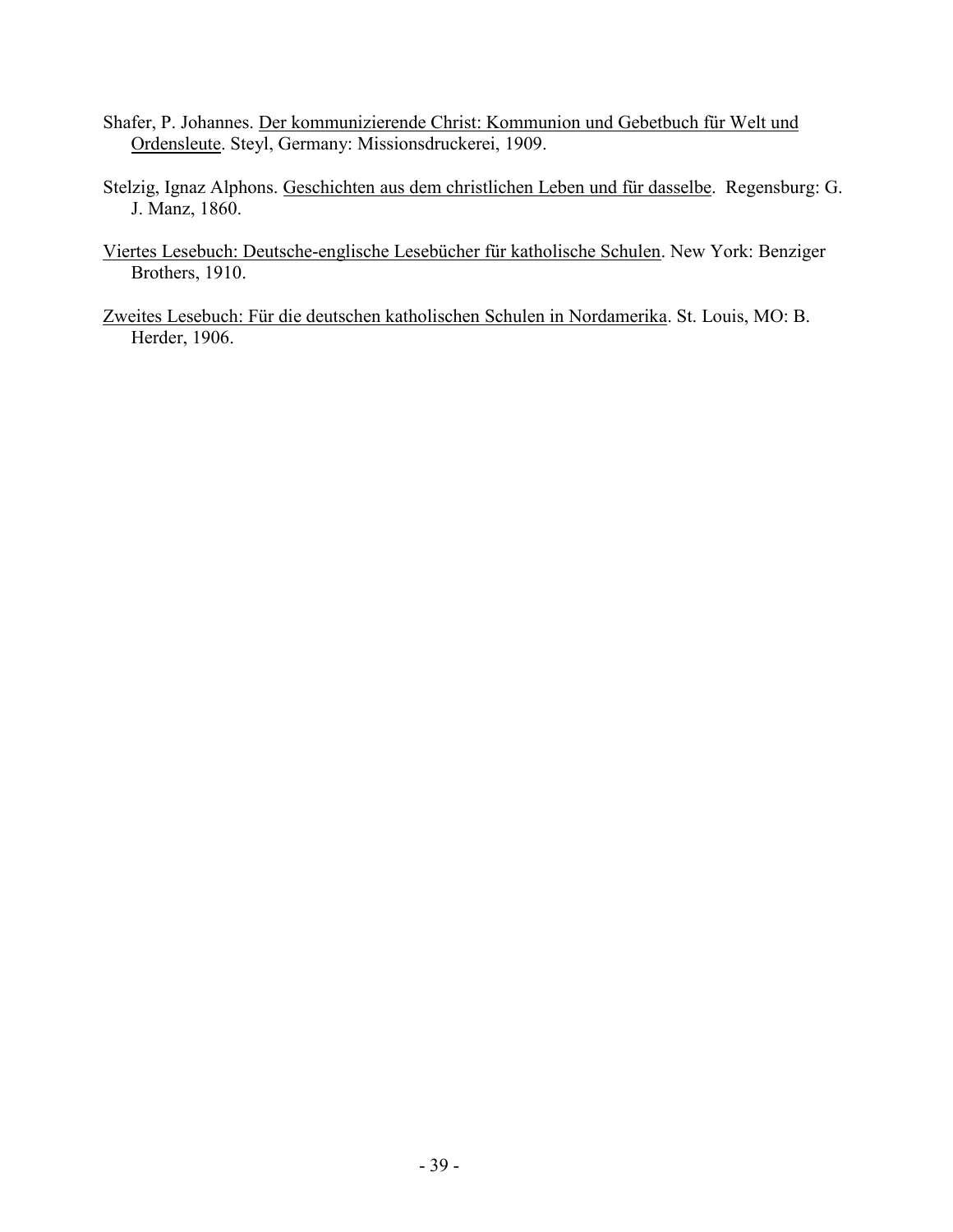Shafer, P. Johannes. <u>Der kommunizierende Christ: Kommunion und Gebetbuch für Welt und Ordensleute</u>. Steyl, Germany: Missionsdruckerei, 1909.

Stelzig, Ignaz Alphons. <u>Geschichten aus dem christlichen Leben und für dasselbe</u>. Regensburg: G. J. Manz, 1860.

<u>Viertes Lesebuch: Deutsche-englische Lesebücher für katholische Schulen</u>. New York: Benziger Brothers, 1910.

<u>Zweites Lesebuch: Für die deutschen katholischen Schulen in Nordamerika</u>. St. Louis, MO: B. Herder, 1906.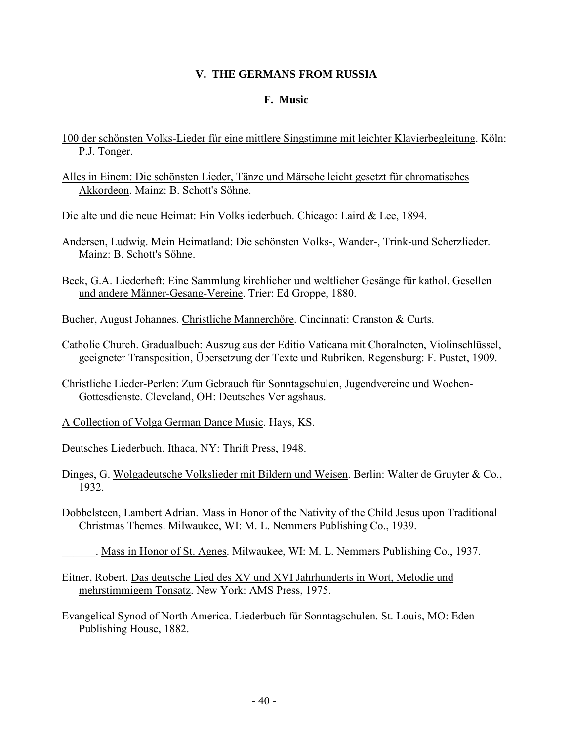## V. THE GERMANS FROM RUSSIA

### F. Music

100 der schönsten Volks-Lieder für eine mittlere Singstimme mit leichter Klavierbegleitung. Köln: P.J. Tonger.

Alles in Einem: Die schönsten Lieder, Tänze und Märsche leicht gesetzt für chromatisches Akkordeon. Mainz: B. Schott's Söhne.

Die alte und die neue Heimat: Ein Volksliederbuch. Chicago: Laird & Lee, 1894.

Andersen, Ludwig. Mein Heimatland: Die schönsten Volks-, Wander-, Trink-und Scherzlieder. Mainz: B. Schott's Söhne.

Beck, G.A. Liederheft: Eine Sammlung kirchlicher und weltlicher Gesänge für kathol. Gesellen und andere Männer-Gesang-Vereine. Trier: Ed Groppe, 1880.

Bucher, August Johannes. Christliche Mannerchöre. Cincinnati: Cranston & Curts.

Catholic Church. Gradualbuch: Auszug aus der Editio Vaticana mit Choralnoten, Violinschlüssel, geeigneter Transposition, Übersetzung der Texte und Rubriken. Regensburg: F. Pustet, 1909.

Christliche Lieder-Perlen: Zum Gebrauch für Sonntagschulen, Jugendvereine und Wochen-Gottesdienste. Cleveland, OH: Deutsches Verlagshaus.

A Collection of Volga German Dance Music. Hays, KS.

Deutsches Liederbuch. Ithaca, NY: Thrift Press, 1948.

Dinges, G. Wolgadeutsche Volkslieder mit Bildern und Weisen. Berlin: Walter de Gruyter & Co., 1932.

Dobbelsteen, Lambert Adrian. Mass in Honor of the Nativity of the Child Jesus upon Traditional Christmas Themes. Milwaukee, WI: M. L. Nemmers Publishing Co., 1939.

______. Mass in Honor of St. Agnes. Milwaukee, WI: M. L. Nemmers Publishing Co., 1937.

Eitner, Robert. Das deutsche Lied des XV und XVI Jahrhunderts in Wort, Melodie und mehrstimmigem Tonsatz. New York: AMS Press, 1975.

Evangelical Synod of North America. Liederbuch für Sonntagschulen. St. Louis, MO: Eden Publishing House, 1882.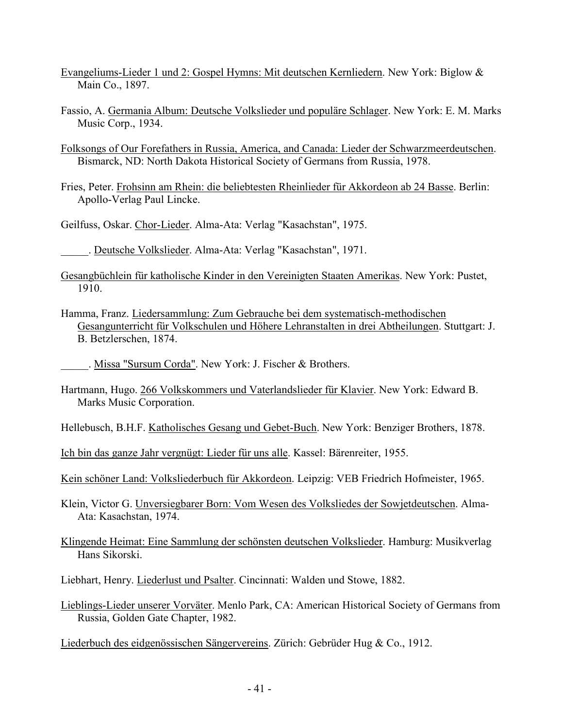Evangeliums-Lieder 1 und 2: Gospel Hymns: Mit deutschen Kernliedern. New York: Biglow & Main Co., 1897.

Fassio, A. Germania Album: Deutsche Volkslieder und populäre Schlager. New York: E. M. Marks Music Corp., 1934.

Folksongs of Our Forefathers in Russia, America, and Canada: Lieder der Schwarzmeerdeutschen. Bismarck, ND: North Dakota Historical Society of Germans from Russia, 1978.

Fries, Peter. Frohsinn am Rhein: die beliebtesten Rheinlieder für Akkordeon ab 24 Basse. Berlin: Apollo-Verlag Paul Lincke.

Geilfuss, Oskar. Chor-Lieder. Alma-Ata: Verlag "Kasachstan", 1975.

_____. Deutsche Volkslieder. Alma-Ata: Verlag "Kasachstan", 1971.

Gesangbüchlein für katholische Kinder in den Vereinigten Staaten Amerikas. New York: Pustet, 1910.

Hamma, Franz. Liedersammlung: Zum Gebrauche bei dem systematisch-methodischen Gesangunterricht für Volkschulen und Höhere Lehranstalten in drei Abtheilungen. Stuttgart: J. B. Betzlerschen, 1874.

_____. Missa "Sursum Corda". New York: J. Fischer & Brothers.

Hartmann, Hugo. 266 Volkskommers und Vaterlandslieder für Klavier. New York: Edward B. Marks Music Corporation.

Hellebusch, B.H.F. Katholisches Gesang und Gebet-Buch. New York: Benziger Brothers, 1878.

Ich bin das ganze Jahr vergnügt: Lieder für uns alle. Kassel: Bärenreiter, 1955.

Kein schöner Land: Volksliederbuch für Akkordeon. Leipzig: VEB Friedrich Hofmeister, 1965.

Klein, Victor G. Unversiegbarer Born: Vom Wesen des Volksliedes der Sowjetdeutschen. Alma-Ata: Kasachstan, 1974.

Klingende Heimat: Eine Sammlung der schönsten deutschen Volkslieder. Hamburg: Musikverlag Hans Sikorski.

Liebhart, Henry. Liederlust und Psalter. Cincinnati: Walden und Stowe, 1882.

Lieblings-Lieder unserer Vorväter. Menlo Park, CA: American Historical Society of Germans from Russia, Golden Gate Chapter, 1982.

Liederbuch des eidgenössischen Sängervereins. Zürich: Gebrüder Hug & Co., 1912.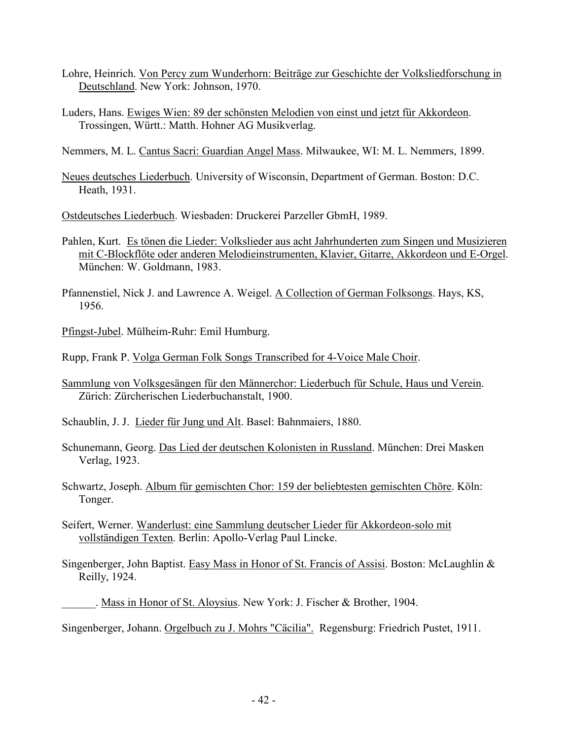Lohre, Heinrich. Von Percy zum Wunderhorn: Beiträge zur Geschichte der Volksliedforschung in Deutschland. New York: Johnson, 1970.

Luders, Hans. Ewiges Wien: 89 der schönsten Melodien von einst und jetzt für Akkordeon. Trossingen, Württ.: Matth. Hohner AG Musikverlag.

Nemmers, M. L. Cantus Sacri: Guardian Angel Mass. Milwaukee, WI: M. L. Nemmers, 1899.

Neues deutsches Liederbuch. University of Wisconsin, Department of German. Boston: D.C. Heath, 1931.

Ostdeutsches Liederbuch. Wiesbaden: Druckerei Parzeller GbmH, 1989.

Pahlen, Kurt. Es tönen die Lieder: Volkslieder aus acht Jahrhunderten zum Singen und Musizieren mit C-Blockflöte oder anderen Melodieinstrumenten, Klavier, Gitarre, Akkordeon und E-Orgel. München: W. Goldmann, 1983.

Pfannenstiel, Nick J. and Lawrence A. Weigel. A Collection of German Folksongs. Hays, KS, 1956.

Pfingst-Jubel. Mülheim-Ruhr: Emil Humburg.

Rupp, Frank P. Volga German Folk Songs Transcribed for 4-Voice Male Choir.

Sammlung von Volksgesängen für den Männerchor: Liederbuch für Schule, Haus und Verein. Zürich: Zürcherischen Liederbuchanstalt, 1900.

Schaublin, J. J. Lieder für Jung und Alt. Basel: Bahnmaiers, 1880.

Schunemann, Georg. Das Lied der deutschen Kolonisten in Russland. München: Drei Masken Verlag, 1923.

Schwartz, Joseph. Album für gemischten Chor: 159 der beliebtesten gemischten Chöre. Köln: Tonger.

Seifert, Werner. Wanderlust: eine Sammlung deutscher Lieder für Akkordeon-solo mit vollständigen Texten. Berlin: Apollo-Verlag Paul Lincke.

Singenberger, John Baptist. Easy Mass in Honor of St. Francis of Assisi. Boston: McLaughlin & Reilly, 1924.

______. Mass in Honor of St. Aloysius. New York: J. Fischer & Brother, 1904.

Singenberger, Johann. Orgelbuch zu J. Mohrs "Cäcilia". Regensburg: Friedrich Pustet, 1911.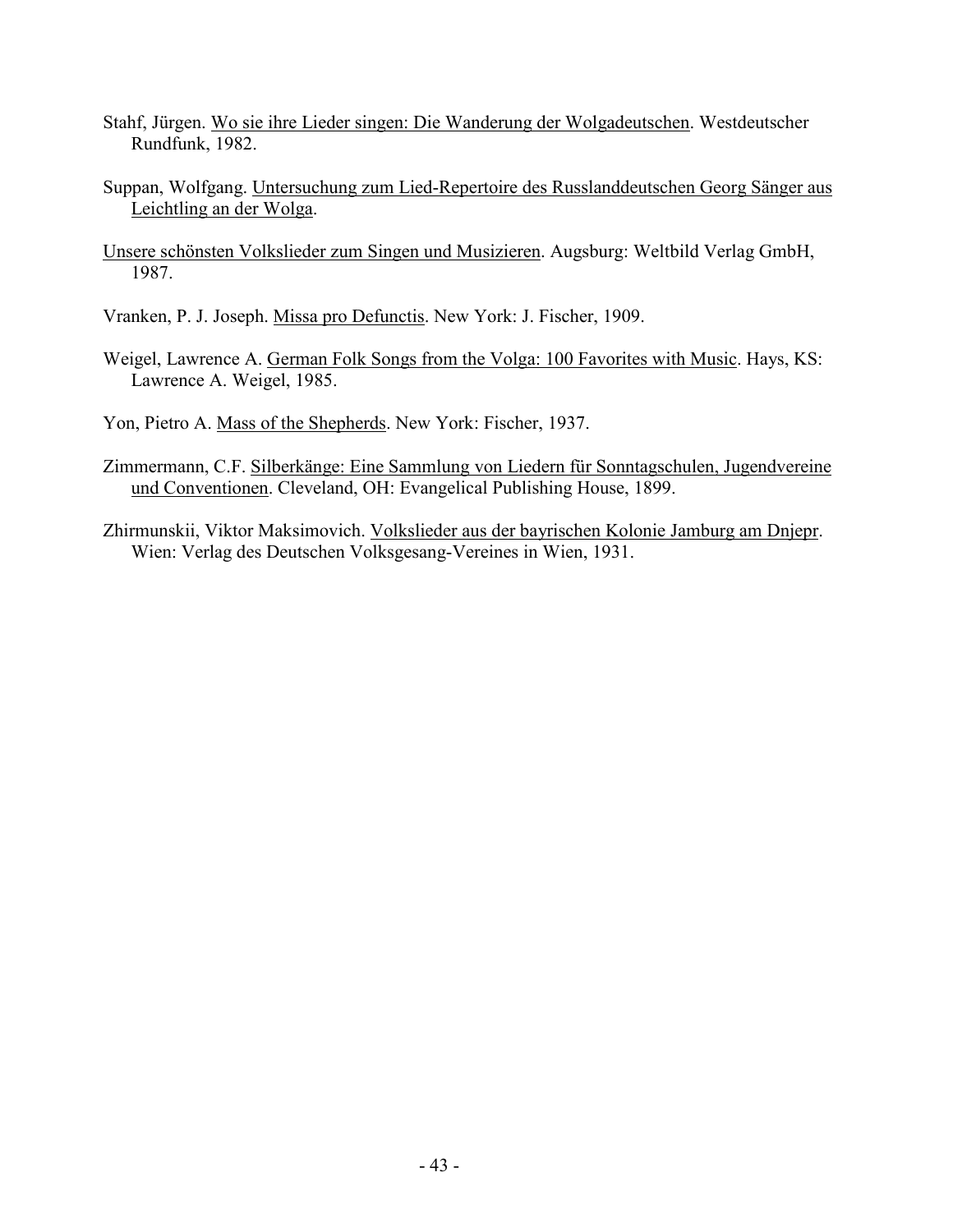Stahf, Jürgen. Wo sie ihre Lieder singen: Die Wanderung der Wolgadeutschen. Westdeutscher Rundfunk, 1982.

Suppan, Wolfgang. Untersuchung zum Lied-Repertoire des Russlanddeutschen Georg Sänger aus Leichtling an der Wolga.

Unsere schönsten Volkslieder zum Singen und Musizieren. Augsburg: Weltbild Verlag GmbH, 1987.

Vranken, P. J. Joseph. Missa pro Defunctis. New York: J. Fischer, 1909.

Weigel, Lawrence A. German Folk Songs from the Volga: 100 Favorites with Music. Hays, KS: Lawrence A. Weigel, 1985.

Yon, Pietro A. Mass of the Shepherds. New York: Fischer, 1937.

Zimmermann, C.F. Silberkänge: Eine Sammlung von Liedern für Sonntagschulen, Jugendvereine und Conventionen. Cleveland, OH: Evangelical Publishing House, 1899.

Zhirmunskii, Viktor Maksimovich. Volkslieder aus der bayrischen Kolonie Jamburg am Dnjepr. Wien: Verlag des Deutschen Volksgesang-Vereines in Wien, 1931.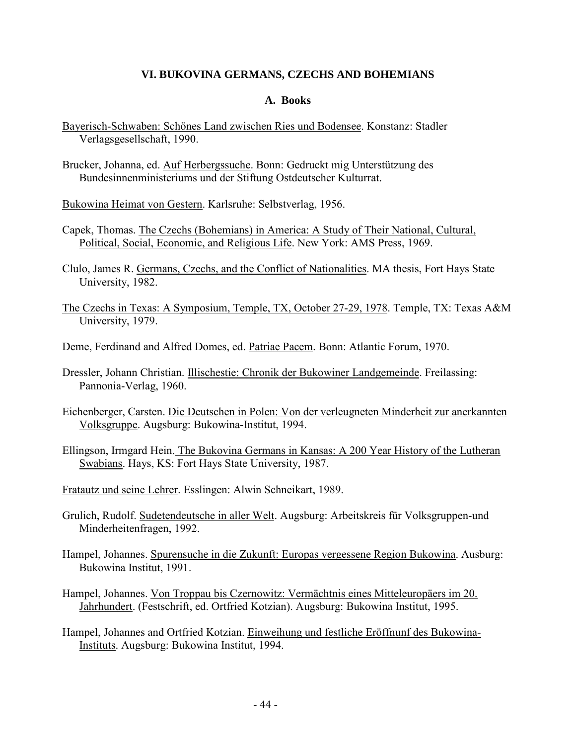## VI. BUKOVINA GERMANS, CZECHS AND BOHEMIANS

### A. Books

Bayerisch-Schwaben: Schönes Land zwischen Ries und Bodensee. Konstanz: Stadler Verlagsgesellschaft, 1990.

Brucker, Johanna, ed. Auf Herbergssuche. Bonn: Gedruckt mig Unterstützung des Bundesinnenministeriums und der Stiftung Ostdeutscher Kulturrat.

Bukowina Heimat von Gestern. Karlsruhe: Selbstverlag, 1956.

Capek, Thomas. The Czechs (Bohemians) in America: A Study of Their National, Cultural, Political, Social, Economic, and Religious Life. New York: AMS Press, 1969.

Clulo, James R. Germans, Czechs, and the Conflict of Nationalities. MA thesis, Fort Hays State University, 1982.

The Czechs in Texas: A Symposium, Temple, TX, October 27-29, 1978. Temple, TX: Texas A&M University, 1979.

Deme, Ferdinand and Alfred Domes, ed. Patriae Pacem. Bonn: Atlantic Forum, 1970.

Dressler, Johann Christian. Illischestie: Chronik der Bukowiner Landgemeinde. Freilassing: Pannonia-Verlag, 1960.

Eichenberger, Carsten. Die Deutschen in Polen: Von der verleugneten Minderheit zur anerkannten Volksgruppe. Augsburg: Bukowina-Institut, 1994.

Ellingson, Irmgard Hein. The Bukovina Germans in Kansas: A 200 Year History of the Lutheran Swabians. Hays, KS: Fort Hays State University, 1987.

Fratautz und seine Lehrer. Esslingen: Alwin Schneikart, 1989.

Grulich, Rudolf. Sudetendeutsche in aller Welt. Augsburg: Arbeitskreis für Volksgruppen-und Minderheitenfragen, 1992.

Hampel, Johannes. Spurensuche in die Zukunft: Europas vergessene Region Bukowina. Ausburg: Bukowina Institut, 1991.

Hampel, Johannes. Von Troppau bis Czernowitz: Vermächtnis eines Mitteleuropäers im 20. Jahrhundert. (Festschrift, ed. Ortfried Kotzian). Augsburg: Bukowina Institut, 1995.

Hampel, Johannes and Ortfried Kotzian. Einweihung und festliche Eröffnunf des Bukowina-Instituts. Augsburg: Bukowina Institut, 1994.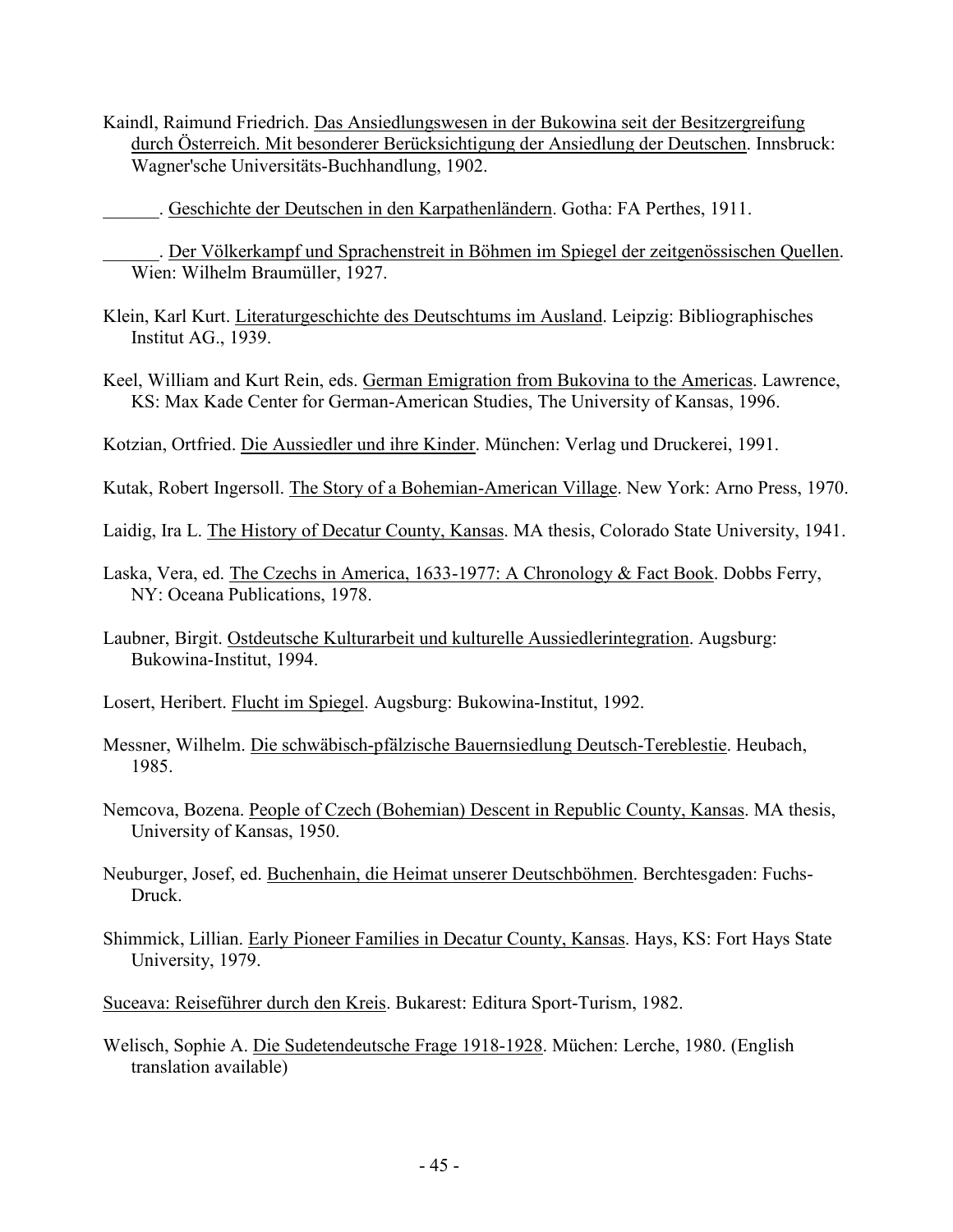Kaindl, Raimund Friedrich. Das Ansiedlungswesen in der Bukowina seit der Besitzergreifung durch Österreich. Mit besonderer Berücksichtigung der Ansiedlung der Deutschen. Innsbruck: Wagner'sche Universitäts-Buchhandlung, 1902.

______. Geschichte der Deutschen in den Karpathenländern. Gotha: FA Perthes, 1911.

______. Der Völkerkampf und Sprachenstreit in Böhmen im Spiegel der zeitgenössischen Quellen. Wien: Wilhelm Braumüller, 1927.

Klein, Karl Kurt. Literaturgeschichte des Deutschtums im Ausland. Leipzig: Bibliographisches Institut AG., 1939.

Keel, William and Kurt Rein, eds. German Emigration from Bukovina to the Americas. Lawrence, KS: Max Kade Center for German-American Studies, The University of Kansas, 1996.

Kotzian, Ortfried. Die Aussiedler und ihre Kinder. München: Verlag und Druckerei, 1991.

Kutak, Robert Ingersoll. The Story of a Bohemian-American Village. New York: Arno Press, 1970.

Laidig, Ira L. The History of Decatur County, Kansas. MA thesis, Colorado State University, 1941.

Laska, Vera, ed. The Czechs in America, 1633-1977: A Chronology & Fact Book. Dobbs Ferry, NY: Oceana Publications, 1978.

Laubner, Birgit. Ostdeutsche Kulturarbeit und kulturelle Aussiedlerintegration. Augsburg: Bukowina-Institut, 1994.

Losert, Heribert. Flucht im Spiegel. Augsburg: Bukowina-Institut, 1992.

Messner, Wilhelm. Die schwäbisch-pfälzische Bauernsiedlung Deutsch-Tereblestie. Heubach, 1985.

Nemcova, Bozena. People of Czech (Bohemian) Descent in Republic County, Kansas. MA thesis, University of Kansas, 1950.

Neuburger, Josef, ed. Buchenhain, die Heimat unserer Deutschböhmen. Berchtesgaden: Fuchs-Druck.

Shimmick, Lillian. Early Pioneer Families in Decatur County, Kansas. Hays, KS: Fort Hays State University, 1979.

Suceava: Reiseführer durch den Kreis. Bukarest: Editura Sport-Turism, 1982.

Welisch, Sophie A. Die Sudetendeutsche Frage 1918-1928. Müchen: Lerche, 1980. (English translation available)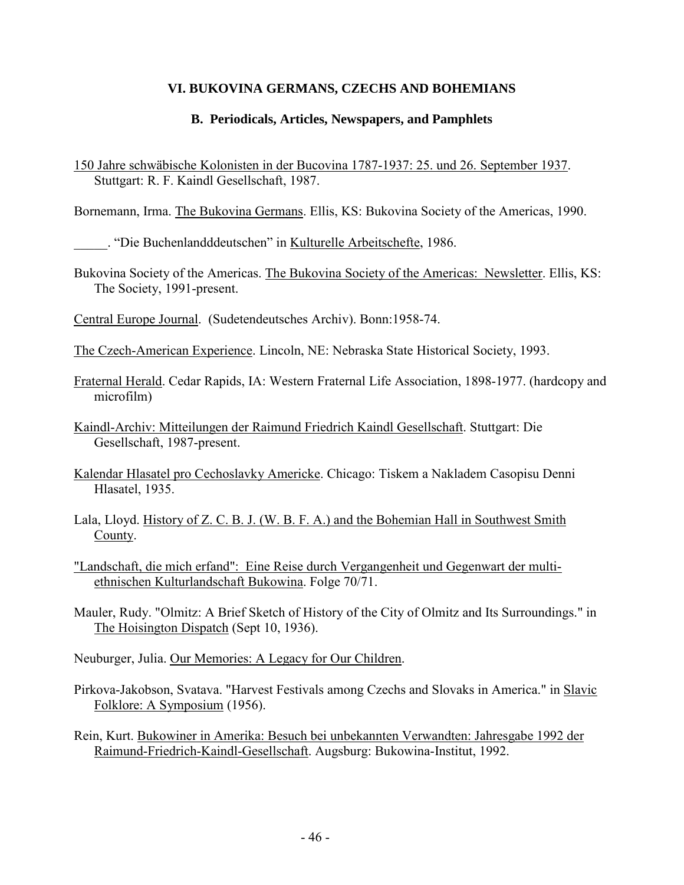## VI. BUKOVINA GERMANS, CZECHS AND BOHEMIANS

### B. Periodicals, Articles, Newspapers, and Pamphlets

150 Jahre schwäbische Kolonisten in der Bucovina 1787-1937: 25. und 26. September 1937. Stuttgart: R. F. Kaindl Gesellschaft, 1987.

Bornemann, Irma. The Bukovina Germans. Ellis, KS: Bukovina Society of the Americas, 1990.

_____. "Die Buchenlandddeutschen" in Kulturelle Arbeitschefte, 1986.

Bukovina Society of the Americas. The Bukovina Society of the Americas: Newsletter. Ellis, KS: The Society, 1991-present.

Central Europe Journal. (Sudetendeutsches Archiv). Bonn:1958-74.

The Czech-American Experience. Lincoln, NE: Nebraska State Historical Society, 1993.

Fraternal Herald. Cedar Rapids, IA: Western Fraternal Life Association, 1898-1977. (hardcopy and microfilm)

Kaindl-Archiv: Mitteilungen der Raimund Friedrich Kaindl Gesellschaft. Stuttgart: Die Gesellschaft, 1987-present.

Kalendar Hlasatel pro Cechoslavky Americke. Chicago: Tiskem a Nakladem Casopisu Denni Hlasatel, 1935.

Lala, Lloyd. History of Z. C. B. J. (W. B. F. A.) and the Bohemian Hall in Southwest Smith County.

"Landschaft, die mich erfand": Eine Reise durch Vergangenheit und Gegenwart der multi-ethnischen Kulturlandschaft Bukowina. Folge 70/71.

Mauler, Rudy. "Olmitz: A Brief Sketch of History of the City of Olmitz and Its Surroundings." in The Hoisington Dispatch (Sept 10, 1936).

Neuburger, Julia. Our Memories: A Legacy for Our Children.

Pirkova-Jakobson, Svatava. "Harvest Festivals among Czechs and Slovaks in America." in Slavic Folklore: A Symposium (1956).

Rein, Kurt. Bukowiner in Amerika: Besuch bei unbekannten Verwandten: Jahresgabe 1992 der Raimund-Friedrich-Kaindl-Gesellschaft. Augsburg: Bukowina-Institut, 1992.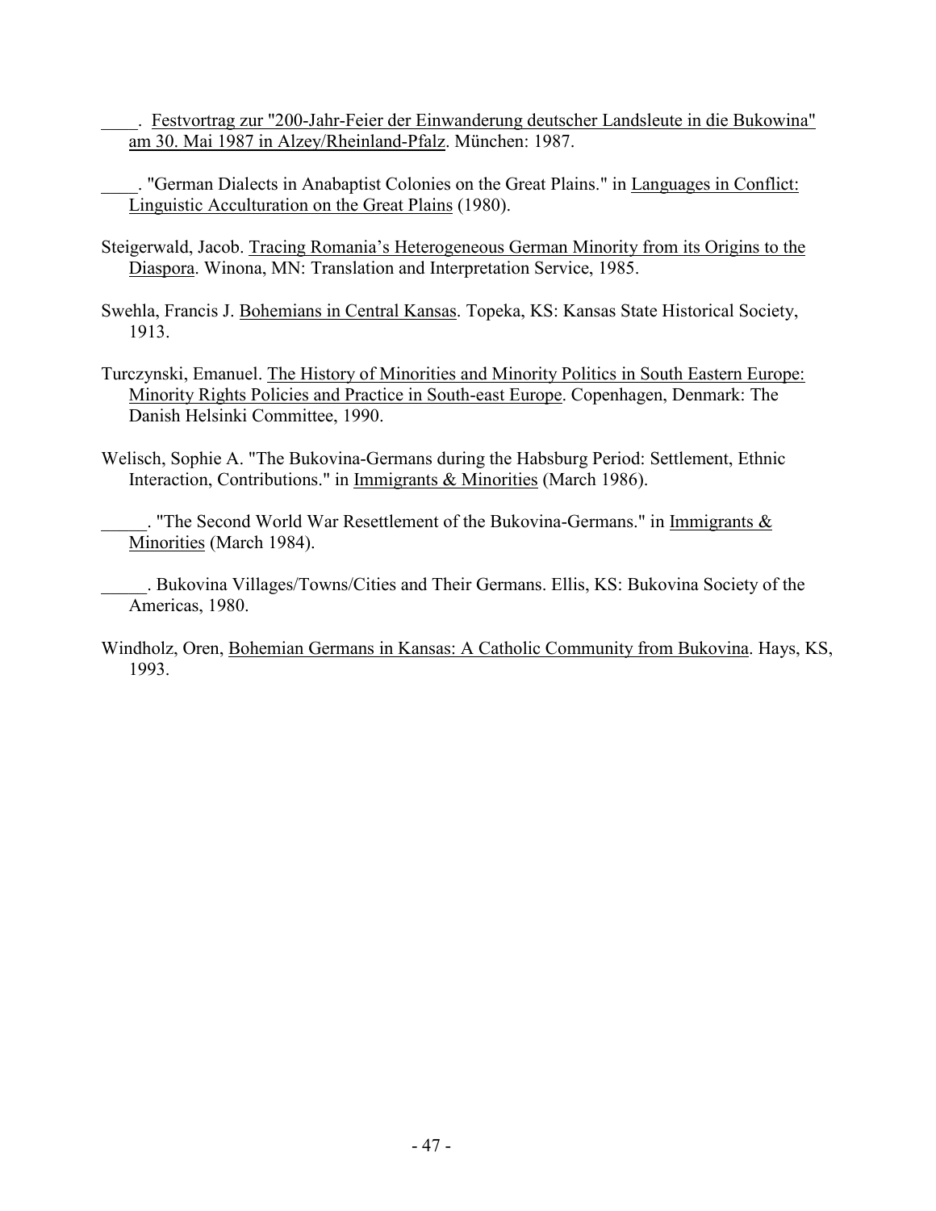____. Festvortrag zur "200-Jahr-Feier der Einwanderung deutscher Landsleute in die Bukowina" am 30. Mai 1987 in Alzey/Rheinland-Pfalz. München: 1987.

____. "German Dialects in Anabaptist Colonies on the Great Plains." in Languages in Conflict: Linguistic Acculturation on the Great Plains (1980).

Steigerwald, Jacob. Tracing Romania's Heterogeneous German Minority from its Origins to the Diaspora. Winona, MN: Translation and Interpretation Service, 1985.

Swehla, Francis J. Bohemians in Central Kansas. Topeka, KS: Kansas State Historical Society, 1913.

Turczynski, Emanuel. The History of Minorities and Minority Politics in South Eastern Europe: Minority Rights Policies and Practice in South-east Europe. Copenhagen, Denmark: The Danish Helsinki Committee, 1990.

Welisch, Sophie A. "The Bukovina-Germans during the Habsburg Period: Settlement, Ethnic Interaction, Contributions." in Immigrants & Minorities (March 1986).

_____. "The Second World War Resettlement of the Bukovina-Germans." in Immigrants & Minorities (March 1984).

_____. Bukovina Villages/Towns/Cities and Their Germans. Ellis, KS: Bukovina Society of the Americas, 1980.

Windholz, Oren, Bohemian Germans in Kansas: A Catholic Community from Bukovina. Hays, KS, 1993.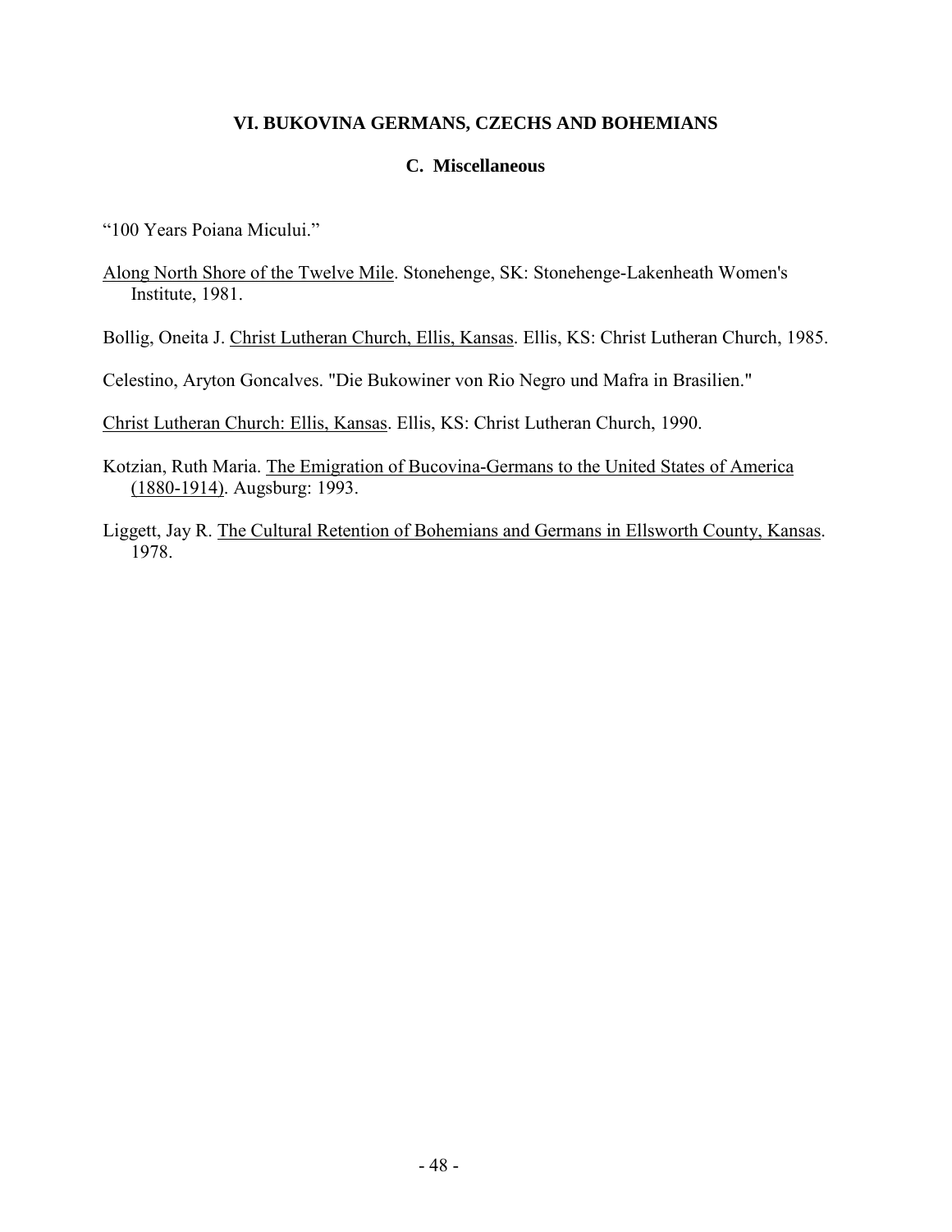## VI. BUKOVINA GERMANS, CZECHS AND BOHEMIANS

### C. Miscellaneous

"100 Years Poiana Micului."

Along North Shore of the Twelve Mile. Stonehenge, SK: Stonehenge-Lakenheath Women's Institute, 1981.

Bollig, Oneita J. Christ Lutheran Church, Ellis, Kansas. Ellis, KS: Christ Lutheran Church, 1985.

Celestino, Aryton Goncalves. "Die Bukowiner von Rio Negro und Mafra in Brasilien."

Christ Lutheran Church: Ellis, Kansas. Ellis, KS: Christ Lutheran Church, 1990.

Kotzian, Ruth Maria. The Emigration of Bucovina-Germans to the United States of America (1880-1914). Augsburg: 1993.

Liggett, Jay R. The Cultural Retention of Bohemians and Germans in Ellsworth County, Kansas. 1978.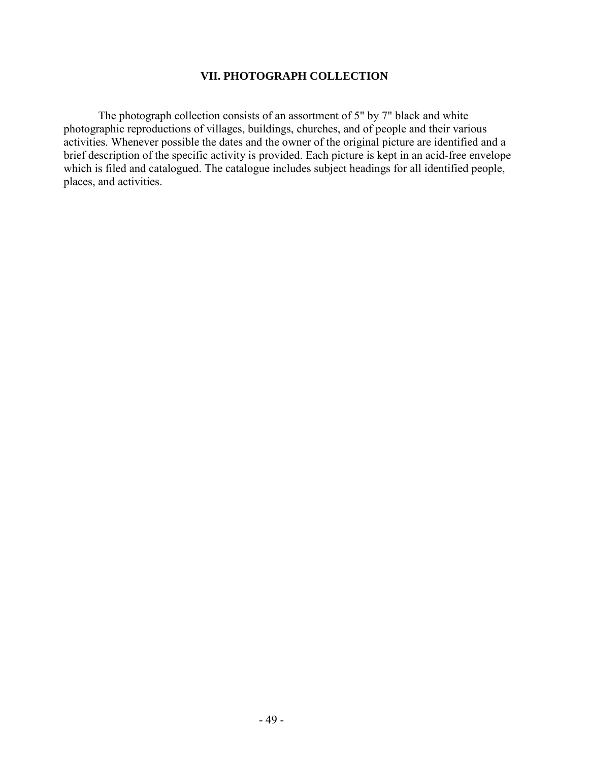## VII. PHOTOGRAPH COLLECTION

The photograph collection consists of an assortment of 5" by 7" black and white photographic reproductions of villages, buildings, churches, and of people and their various activities. Whenever possible the dates and the owner of the original picture are identified and a brief description of the specific activity is provided. Each picture is kept in an acid-free envelope which is filed and catalogued. The catalogue includes subject headings for all identified people, places, and activities.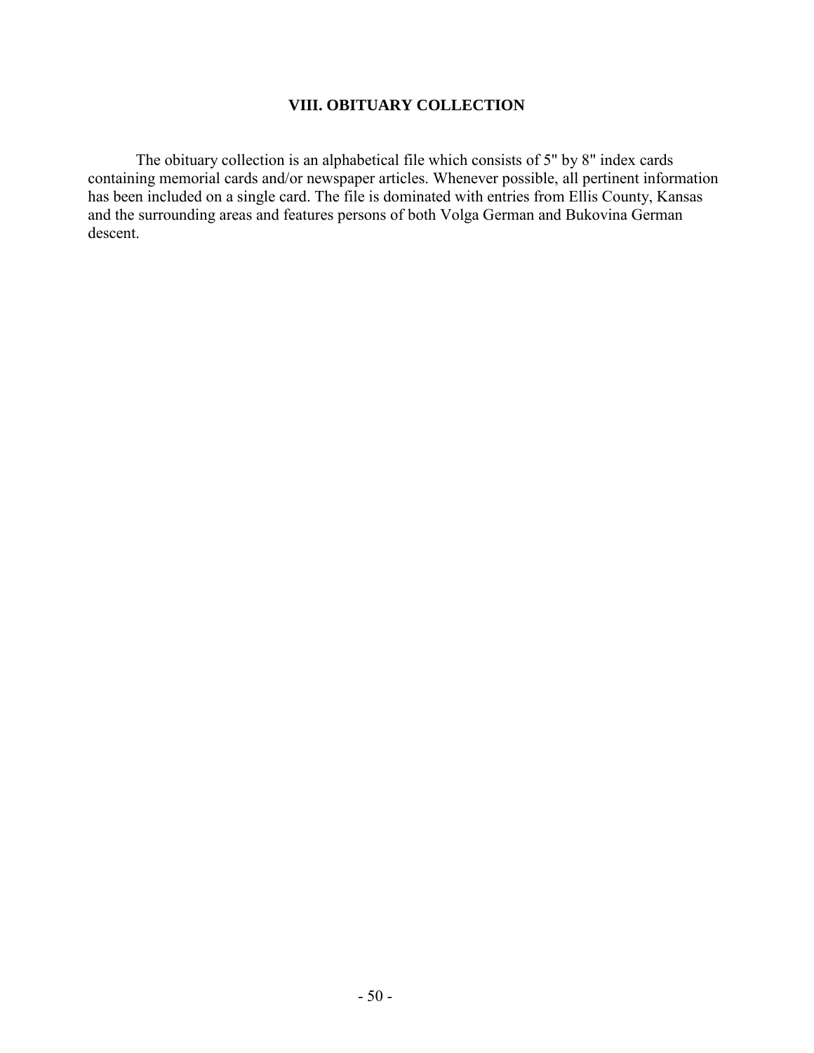## VIII. OBITUARY COLLECTION

The obituary collection is an alphabetical file which consists of 5" by 8" index cards containing memorial cards and/or newspaper articles. Whenever possible, all pertinent information has been included on a single card. The file is dominated with entries from Ellis County, Kansas and the surrounding areas and features persons of both Volga German and Bukovina German descent.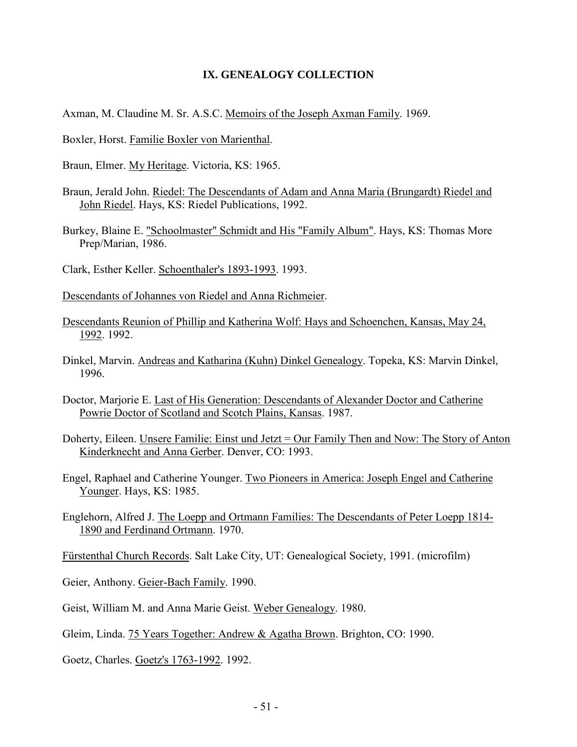## IX. GENEALOGY COLLECTION

Axman, M. Claudine M. Sr. A.S.C. Memoirs of the Joseph Axman Family. 1969.

Boxler, Horst. Familie Boxler von Marienthal.

Braun, Elmer. My Heritage. Victoria, KS: 1965.

Braun, Jerald John. Riedel: The Descendants of Adam and Anna Maria (Brungardt) Riedel and John Riedel. Hays, KS: Riedel Publications, 1992.

Burkey, Blaine E. "Schoolmaster" Schmidt and His "Family Album". Hays, KS: Thomas More Prep/Marian, 1986.

Clark, Esther Keller. Schoenthaler's 1893-1993. 1993.

Descendants of Johannes von Riedel and Anna Richmeier.

Descendants Reunion of Phillip and Katherina Wolf: Hays and Schoenchen, Kansas, May 24, 1992. 1992.

Dinkel, Marvin. Andreas and Katharina (Kuhn) Dinkel Genealogy. Topeka, KS: Marvin Dinkel, 1996.

Doctor, Marjorie E. Last of His Generation: Descendants of Alexander Doctor and Catherine Powrie Doctor of Scotland and Scotch Plains, Kansas. 1987.

Doherty, Eileen. Unsere Familie: Einst und Jetzt = Our Family Then and Now: The Story of Anton Kinderknecht and Anna Gerber. Denver, CO: 1993.

Engel, Raphael and Catherine Younger. Two Pioneers in America: Joseph Engel and Catherine Younger. Hays, KS: 1985.

Englehorn, Alfred J. The Loepp and Ortmann Families: The Descendants of Peter Loepp 1814-1890 and Ferdinand Ortmann. 1970.

Fürstenthal Church Records. Salt Lake City, UT: Genealogical Society, 1991. (microfilm)

Geier, Anthony. Geier-Bach Family. 1990.

Geist, William M. and Anna Marie Geist. Weber Genealogy. 1980.

Gleim, Linda. 75 Years Together: Andrew & Agatha Brown. Brighton, CO: 1990.

Goetz, Charles. Goetz's 1763-1992. 1992.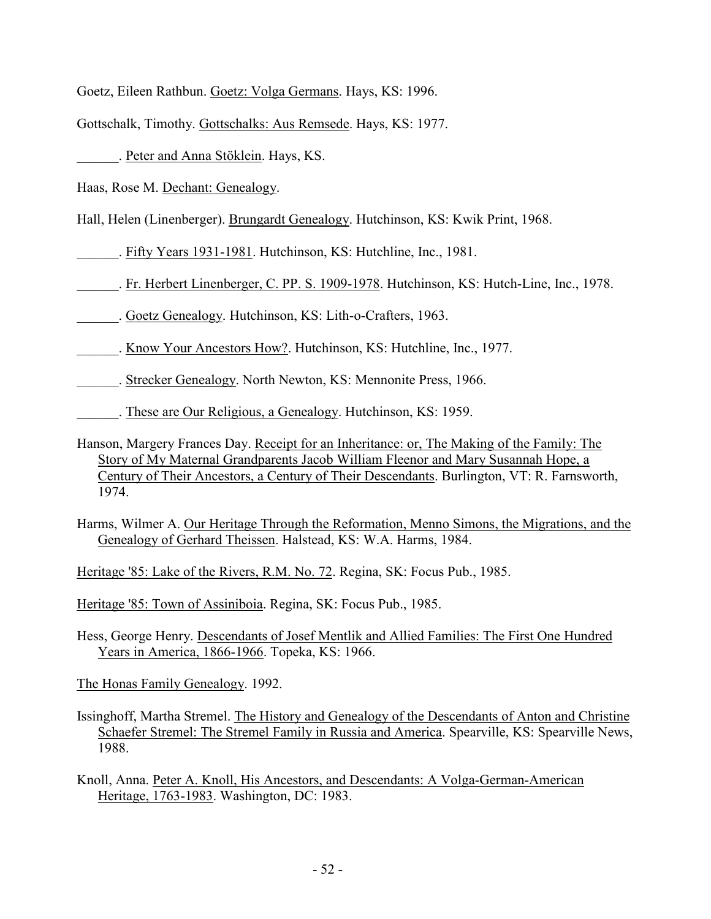Goetz, Eileen Rathbun. Goetz: Volga Germans. Hays, KS: 1996.

Gottschalk, Timothy. Gottschalks: Aus Remsede. Hays, KS: 1977.

______. Peter and Anna Stöklein. Hays, KS.

Haas, Rose M. Dechant: Genealogy.

Hall, Helen (Linenberger). Brungardt Genealogy. Hutchinson, KS: Kwik Print, 1968.

______. Fifty Years 1931-1981. Hutchinson, KS: Hutchline, Inc., 1981.

______. Fr. Herbert Linenberger, C. PP. S. 1909-1978. Hutchinson, KS: Hutch-Line, Inc., 1978.

______. Goetz Genealogy. Hutchinson, KS: Lith-o-Crafters, 1963.

______. Know Your Ancestors How?. Hutchinson, KS: Hutchline, Inc., 1977.

______. Strecker Genealogy. North Newton, KS: Mennonite Press, 1966.

______. These are Our Religious, a Genealogy. Hutchinson, KS: 1959.

Hanson, Margery Frances Day. Receipt for an Inheritance: or, The Making of the Family: The Story of My Maternal Grandparents Jacob William Fleenor and Mary Susannah Hope, a Century of Their Ancestors, a Century of Their Descendants. Burlington, VT: R. Farnsworth, 1974.

Harms, Wilmer A. Our Heritage Through the Reformation, Menno Simons, the Migrations, and the Genealogy of Gerhard Theissen. Halstead, KS: W.A. Harms, 1984.

Heritage '85: Lake of the Rivers, R.M. No. 72. Regina, SK: Focus Pub., 1985.

Heritage '85: Town of Assiniboia. Regina, SK: Focus Pub., 1985.

Hess, George Henry. Descendants of Josef Mentlik and Allied Families: The First One Hundred Years in America, 1866-1966. Topeka, KS: 1966.

The Honas Family Genealogy. 1992.

Issinghoff, Martha Stremel. The History and Genealogy of the Descendants of Anton and Christine Schaefer Stremel: The Stremel Family in Russia and America. Spearville, KS: Spearville News, 1988.

Knoll, Anna. Peter A. Knoll, His Ancestors, and Descendants: A Volga-German-American Heritage, 1763-1983. Washington, DC: 1983.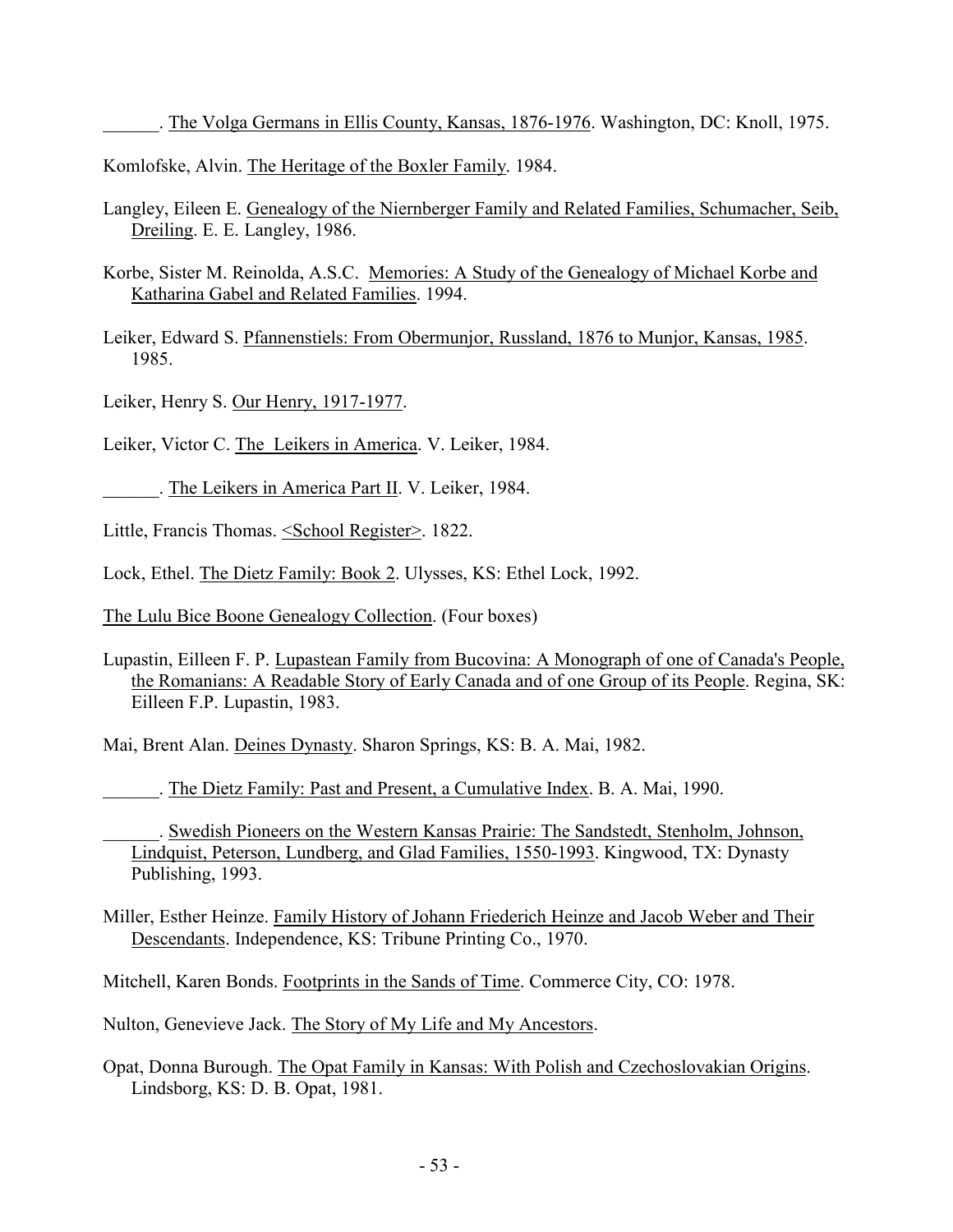______. The Volga Germans in Ellis County, Kansas, 1876-1976. Washington, DC: Knoll, 1975.

Komlofske, Alvin. The Heritage of the Boxler Family. 1984.

Langley, Eileen E. Genealogy of the Niernberger Family and Related Families, Schumacher, Seib, Dreiling. E. E. Langley, 1986.

Korbe, Sister M. Reinolda, A.S.C. Memories: A Study of the Genealogy of Michael Korbe and Katharina Gabel and Related Families. 1994.

Leiker, Edward S. Pfannenstiels: From Obermunjor, Russland, 1876 to Munjor, Kansas, 1985. 1985.

Leiker, Henry S. Our Henry, 1917-1977.

Leiker, Victor C. The Leikers in America. V. Leiker, 1984.

______. The Leikers in America Part II. V. Leiker, 1984.

Little, Francis Thomas. <School Register>. 1822.

Lock, Ethel. The Dietz Family: Book 2. Ulysses, KS: Ethel Lock, 1992.

The Lulu Bice Boone Genealogy Collection. (Four boxes)

Lupastin, Eilleen F. P. Lupastean Family from Bucovina: A Monograph of one of Canada's People, the Romanians: A Readable Story of Early Canada and of one Group of its People. Regina, SK: Eilleen F.P. Lupastin, 1983.

Mai, Brent Alan. Deines Dynasty. Sharon Springs, KS: B. A. Mai, 1982.

______. The Dietz Family: Past and Present, a Cumulative Index. B. A. Mai, 1990.

______. Swedish Pioneers on the Western Kansas Prairie: The Sandstedt, Stenholm, Johnson, Lindquist, Peterson, Lundberg, and Glad Families, 1550-1993. Kingwood, TX: Dynasty Publishing, 1993.

Miller, Esther Heinze. Family History of Johann Friederich Heinze and Jacob Weber and Their Descendants. Independence, KS: Tribune Printing Co., 1970.

Mitchell, Karen Bonds. Footprints in the Sands of Time. Commerce City, CO: 1978.

Nulton, Genevieve Jack. The Story of My Life and My Ancestors.

Opat, Donna Burough. The Opat Family in Kansas: With Polish and Czechoslovakian Origins. Lindsborg, KS: D. B. Opat, 1981.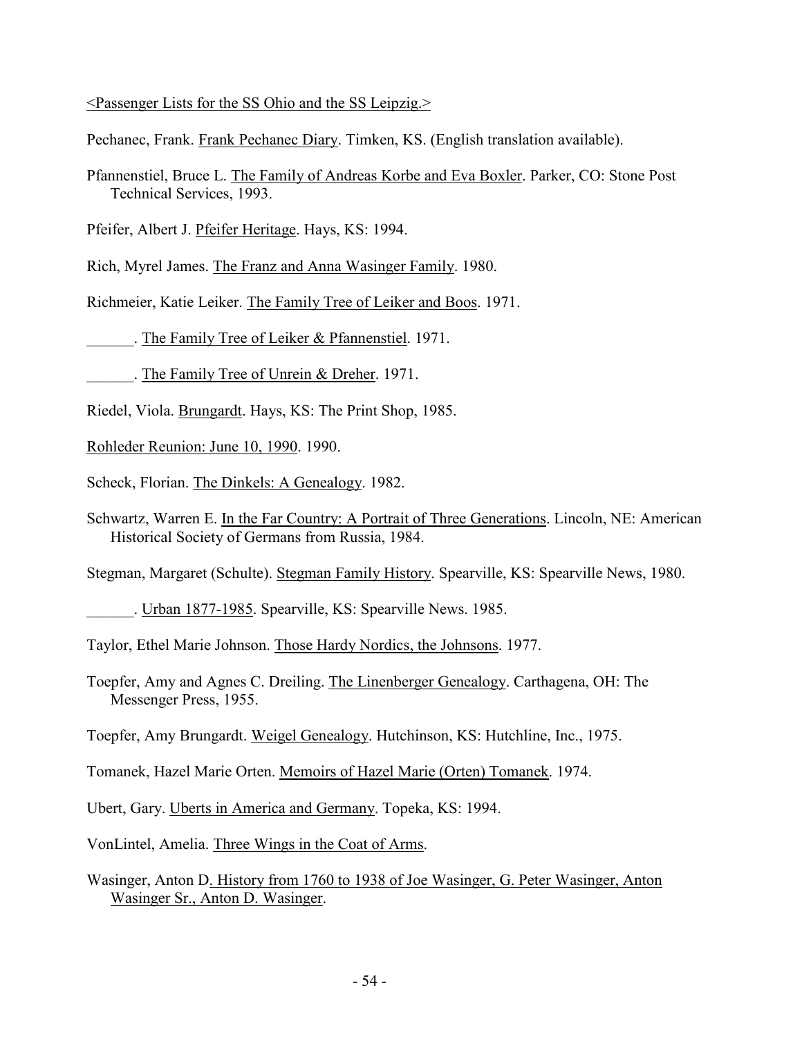<Passenger Lists for the SS Ohio and the SS Leipzig.>

Pechanec, Frank. Frank Pechanec Diary. Timken, KS. (English translation available).

Pfannenstiel, Bruce L. The Family of Andreas Korbe and Eva Boxler. Parker, CO: Stone Post Technical Services, 1993.

Pfeifer, Albert J. Pfeifer Heritage. Hays, KS: 1994.

Rich, Myrel James. The Franz and Anna Wasinger Family. 1980.

Richmeier, Katie Leiker. The Family Tree of Leiker and Boos. 1971.

______. The Family Tree of Leiker & Pfannenstiel. 1971.

______. The Family Tree of Unrein & Dreher. 1971.

Riedel, Viola. Brungardt. Hays, KS: The Print Shop, 1985.

Rohleder Reunion: June 10, 1990. 1990.

Scheck, Florian. The Dinkels: A Genealogy. 1982.

Schwartz, Warren E. In the Far Country: A Portrait of Three Generations. Lincoln, NE: American Historical Society of Germans from Russia, 1984.

Stegman, Margaret (Schulte). Stegman Family History. Spearville, KS: Spearville News, 1980.

______. Urban 1877-1985. Spearville, KS: Spearville News. 1985.

Taylor, Ethel Marie Johnson. Those Hardy Nordics, the Johnsons. 1977.

Toepfer, Amy and Agnes C. Dreiling. The Linenberger Genealogy. Carthagena, OH: The Messenger Press, 1955.

Toepfer, Amy Brungardt. Weigel Genealogy. Hutchinson, KS: Hutchline, Inc., 1975.

Tomanek, Hazel Marie Orten. Memoirs of Hazel Marie (Orten) Tomanek. 1974.

Ubert, Gary. Uberts in America and Germany. Topeka, KS: 1994.

VonLintel, Amelia. Three Wings in the Coat of Arms.

Wasinger, Anton D. History from 1760 to 1938 of Joe Wasinger, G. Peter Wasinger, Anton Wasinger Sr., Anton D. Wasinger.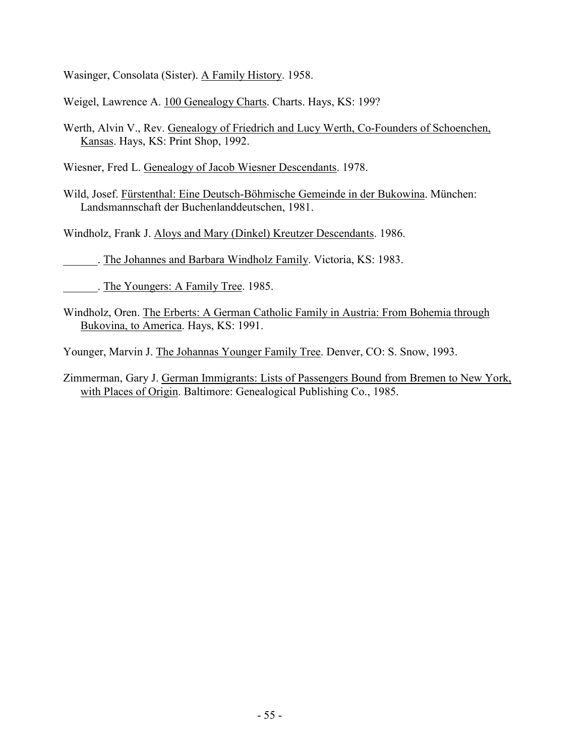Wasinger, Consolata (Sister). A Family History. 1958.

Weigel, Lawrence A. 100 Genealogy Charts. Charts. Hays, KS: 199?

Werth, Alvin V., Rev. Genealogy of Friedrich and Lucy Werth, Co-Founders of Schoenchen, Kansas. Hays, KS: Print Shop, 1992.

Wiesner, Fred L. Genealogy of Jacob Wiesner Descendants. 1978.

Wild, Josef. Fürstenthal: Eine Deutsch-Böhmische Gemeinde in der Bukowina. München: Landsmannschaft der Buchenlanddeutschen, 1981.

Windholz, Frank J. Aloys and Mary (Dinkel) Kreutzer Descendants. 1986.

______. The Johannes and Barbara Windholz Family. Victoria, KS: 1983.

______. The Youngers: A Family Tree. 1985.

Windholz, Oren. The Erberts: A German Catholic Family in Austria: From Bohemia through Bukovina, to America. Hays, KS: 1991.

Younger, Marvin J. The Johannas Younger Family Tree. Denver, CO: S. Snow, 1993.

Zimmerman, Gary J. German Immigrants: Lists of Passengers Bound from Bremen to New York, with Places of Origin. Baltimore: Genealogical Publishing Co., 1985.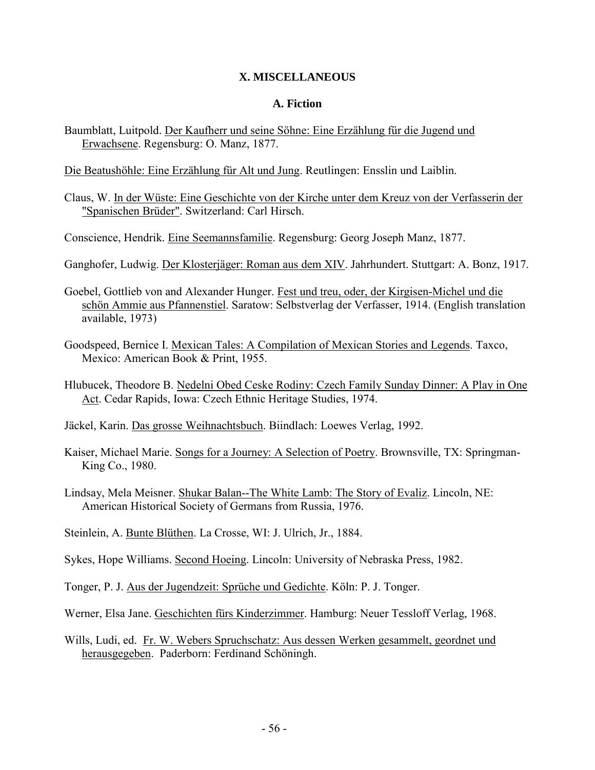## X. MISCELLANEOUS

### A. Fiction

Baumblatt, Luitpold. Der Kaufherr und seine Söhne: Eine Erzählung für die Jugend und Erwachsene. Regensburg: O. Manz, 1877.

Die Beatushöhle: Eine Erzählung für Alt und Jung. Reutlingen: Ensslin und Laiblin.

Claus, W. In der Wüste: Eine Geschichte von der Kirche unter dem Kreuz von der Verfasserin der "Spanischen Brüder". Switzerland: Carl Hirsch.

Conscience, Hendrik. Eine Seemannsfamilie. Regensburg: Georg Joseph Manz, 1877.

Ganghofer, Ludwig. Der Klosterjäger: Roman aus dem XIV. Jahrhundert. Stuttgart: A. Bonz, 1917.

Goebel, Gottlieb von and Alexander Hunger. Fest und treu, oder, der Kirgisen-Michel und die schön Ammie aus Pfannenstiel. Saratow: Selbstverlag der Verfasser, 1914. (English translation available, 1973)

Goodspeed, Bernice I. Mexican Tales: A Compilation of Mexican Stories and Legends. Taxco, Mexico: American Book & Print, 1955.

Hlubucek, Theodore B. Nedelni Obed Ceske Rodiny: Czech Family Sunday Dinner: A Play in One Act. Cedar Rapids, Iowa: Czech Ethnic Heritage Studies, 1974.

Jäckel, Karin. Das grosse Weihnachtsbuch. Biindlach: Loewes Verlag, 1992.

Kaiser, Michael Marie. Songs for a Journey: A Selection of Poetry. Brownsville, TX: Springman-King Co., 1980.

Lindsay, Mela Meisner. Shukar Balan--The White Lamb: The Story of Evaliz. Lincoln, NE: American Historical Society of Germans from Russia, 1976.

Steinlein, A. Bunte Blüthen. La Crosse, WI: J. Ulrich, Jr., 1884.

Sykes, Hope Williams. Second Hoeing. Lincoln: University of Nebraska Press, 1982.

Tonger, P. J. Aus der Jugendzeit: Sprüche und Gedichte. Köln: P. J. Tonger.

Werner, Elsa Jane. Geschichten fürs Kinderzimmer. Hamburg: Neuer Tessloff Verlag, 1968.

Wills, Ludi, ed. Fr. W. Webers Spruchschatz: Aus dessen Werken gesammelt, geordnet und herausgegeben. Paderborn: Ferdinand Schöningh.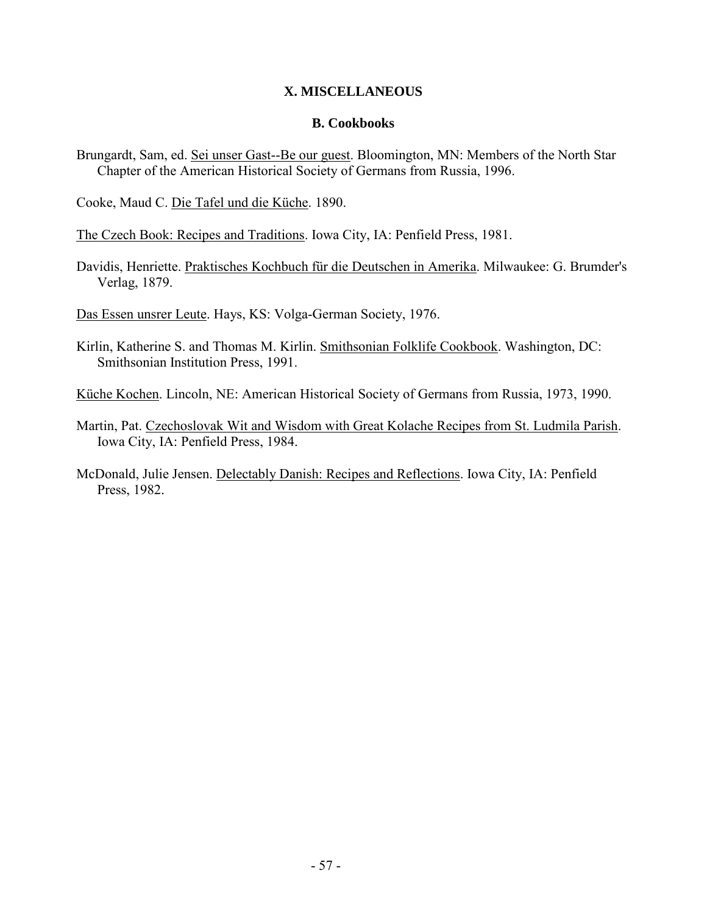### X. MISCELLANEOUS

#### B. Cookbooks

Brungardt, Sam, ed. Sei unser Gast--Be our guest. Bloomington, MN: Members of the North Star Chapter of the American Historical Society of Germans from Russia, 1996.

Cooke, Maud C. Die Tafel und die Küche. 1890.

The Czech Book: Recipes and Traditions. Iowa City, IA: Penfield Press, 1981.

Davidis, Henriette. Praktisches Kochbuch für die Deutschen in Amerika. Milwaukee: G. Brumder's Verlag, 1879.

Das Essen unsrer Leute. Hays, KS: Volga-German Society, 1976.

Kirlin, Katherine S. and Thomas M. Kirlin. Smithsonian Folklife Cookbook. Washington, DC: Smithsonian Institution Press, 1991.

Küche Kochen. Lincoln, NE: American Historical Society of Germans from Russia, 1973, 1990.

Martin, Pat. Czechoslovak Wit and Wisdom with Great Kolache Recipes from St. Ludmila Parish. Iowa City, IA: Penfield Press, 1984.

McDonald, Julie Jensen. Delectably Danish: Recipes and Reflections. Iowa City, IA: Penfield Press, 1982.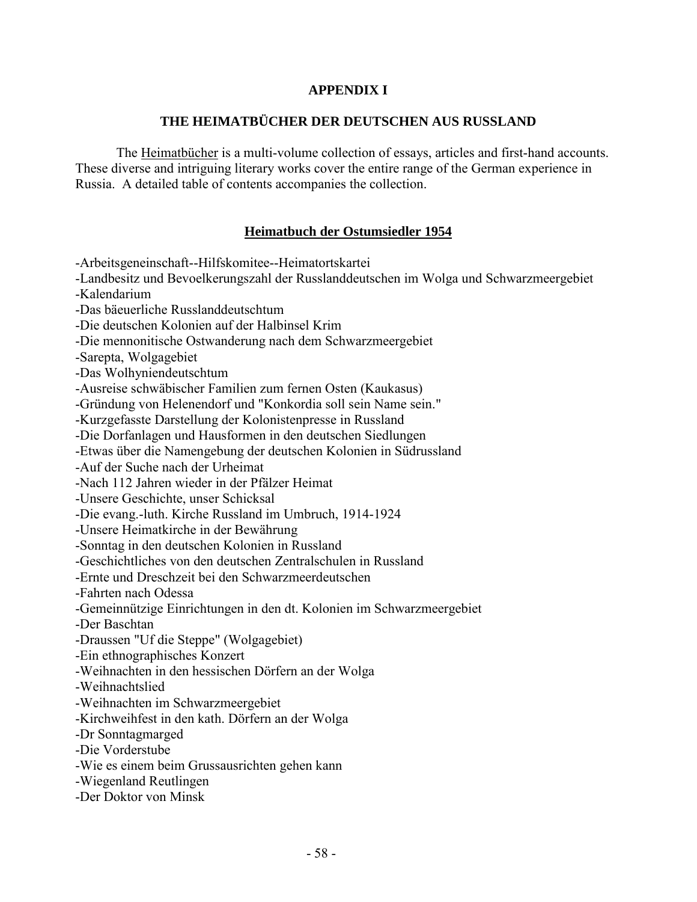# APPENDIX I

## THE HEIMATBÜCHER DER DEUTSCHEN AUS RUSSLAND

The <u>Heimatbücher</u> is a multi-volume collection of essays, articles and first-hand accounts. These diverse and intriguing literary works cover the entire range of the German experience in Russia. A detailed table of contents accompanies the collection.

### <u>Heimatbuch der Ostumsiedler 1954</u>

-Arbeitsgeneinschaft--Hilfskomitee--Heimatortskartei
-Landbesitz und Bevoelkerungszahl der Russlanddeutschen im Wolga und Schwarzmeergebiet
-Kalendarium
-Das bäeuerliche Russlanddeutschtum
-Die deutschen Kolonien auf der Halbinsel Krim
-Die mennonitische Ostwanderung nach dem Schwarzmeergebiet
-Sarepta, Wolgagebiet
-Das Wolhyniendeutschtum
-Ausreise schwäbischer Familien zum fernen Osten (Kaukasus)
-Gründung von Helenendorf und "Konkordia soll sein Name sein."
-Kurzgefasste Darstellung der Kolonistenpresse in Russland
-Die Dorfanlagen und Hausformen in den deutschen Siedlungen
-Etwas über die Namengebung der deutschen Kolonien in Südrussland
-Auf der Suche nach der Urheimat
-Nach 112 Jahren wieder in der Pfälzer Heimat
-Unsere Geschichte, unser Schicksal
-Die evang.-luth. Kirche Russland im Umbruch, 1914-1924
-Unsere Heimatkirche in der Bewährung
-Sonntag in den deutschen Kolonien in Russland
-Geschichtliches von den deutschen Zentralschulen in Russland
-Ernte und Dreschzeit bei den Schwarzmeerdeutschen
-Fahrten nach Odessa
-Gemeinnützige Einrichtungen in den dt. Kolonien im Schwarzmeergebiet
-Der Baschtan
-Draussen "Uf die Steppe" (Wolgagebiet)
-Ein ethnographisches Konzert
-Weihnachten in den hessischen Dörfern an der Wolga
-Weihnachtslied
-Weihnachten im Schwarzmeergebiet
-Kirchweihfest in den kath. Dörfern an der Wolga
-Dr Sonntagmarged
-Die Vorderstube
-Wie es einem beim Grussausrichten gehen kann
-Wiegenland Reutlingen
-Der Doktor von Minsk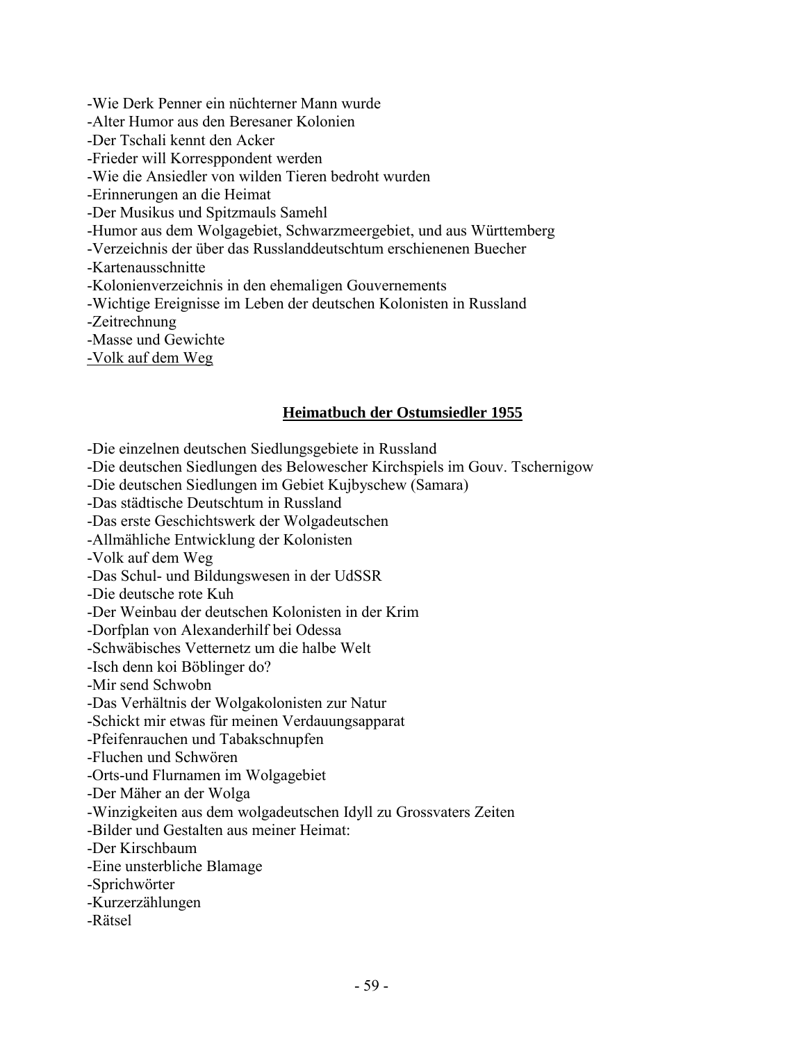-Wie Derk Penner ein nüchterner Mann wurde
-Alter Humor aus den Beresaner Kolonien
-Der Tschali kennt den Acker
-Frieder will Koresppondent werden
-Wie die Ansiedler von wilden Tieren bedroht wurden
-Erinnerungen an die Heimat
-Der Musikus und Spitzmauls Samehl
-Humor aus dem Wolgagebiet, Schwarzmeergebiet, und aus Württemberg
-Verzeichnis der über das Russlanddeutschtum erschienenen Buecher
-Kartenausschnitte
-Kolonienverzeichnis in den ehemaligen Gouvernements
-Wichtige Ereignisse im Leben der deutschen Kolonisten in Russland
-Zeitrechnung
-Masse und Gewichte
-Volk auf dem Weg

## Heimatbuch der Ostumsiedler 1955

-Die einzelnen deutschen Siedlungsgebiete in Russland
-Die deutschen Siedlungen des Belowescher Kirchspiels im Gouv. Tschernigow
-Die deutschen Siedlungen im Gebiet Kujbyschew (Samara)
-Das städtische Deutschtum in Russland
-Das erste Geschichtswerk der Wolgadeutschen
-Allmähliche Entwicklung der Kolonisten
-Volk auf dem Weg
-Das Schul- und Bildungswesen in der UdSSR
-Die deutsche rote Kuh
-Der Weinbau der deutschen Kolonisten in der Krim
-Dorfplan von Alexanderhilf bei Odessa
-Schwäbisches Vetternetz um die halbe Welt
-Isch denn koi Böblinger do?
-Mir send Schwobn
-Das Verhältnis der Wolgakolonisten zur Natur
-Schickt mir etwas für meinen Verdauungsapparat
-Pfeifenrauchen und Tabakschnupfen
-Fluchen und Schwören
-Orts-und Flurnamen im Wolgagebiet
-Der Mäher an der Wolga
-Winzigkeiten aus dem wolgadeutschen Idyll zu Grossvaters Zeiten
-Bilder und Gestalten aus meiner Heimat:
-Der Kirschbaum
-Eine unsterbliche Blamage
-Sprichwörter
-Kurzerzählungen
-Rätsel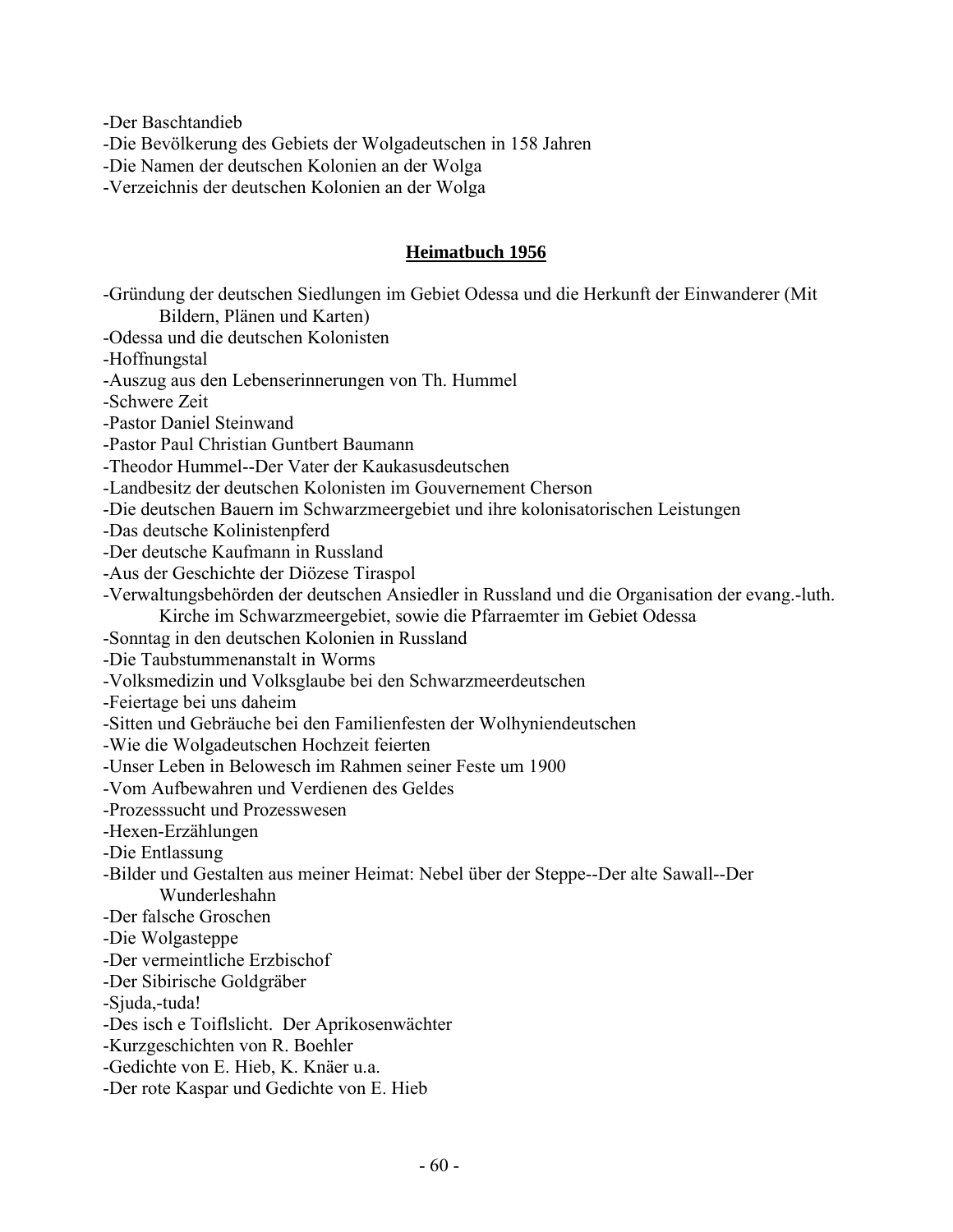-Der Baschtandieb
-Die Bevölkerung des Gebiets der Wolgadeutschen in 158 Jahren
-Die Namen der deutschen Kolonien an der Wolga
-Verzeichnis der deutschen Kolonien an der Wolga

## Heimatbuch 1956

-Gründung der deutschen Siedlungen im Gebiet Odessa und die Herkunft der Einwanderer (Mit Bildern, Plänen und Karten)
-Odessa und die deutschen Kolonisten
-Hoffnungstal
-Auszug aus den Lebenserinnerungen von Th. Hummel
-Schwere Zeit
-Pastor Daniel Steinwand
-Pastor Paul Christian Guntbert Baumann
-Theodor Hummel--Der Vater der Kaukasusdeutschen
-Landbesitz der deutschen Kolonisten im Gouvernement Cherson
-Die deutschen Bauern im Schwarzmeergebiet und ihre kolonisatorischen Leistungen
-Das deutsche Kolinistenpferd
-Der deutsche Kaufmann in Russland
-Aus der Geschichte der Diözese Tiraspol
-Verwaltungsbehörden der deutschen Ansiedler in Russland und die Organisation der evang.-luth. Kirche im Schwarzmeergebiet, sowie die Pfarraemter im Gebiet Odessa
-Sonntag in den deutschen Kolonien in Russland
-Die Taubstummenanstalt in Worms
-Volksmedizin und Volksglaube bei den Schwarzmeerdeutschen
-Feiertage bei uns daheim
-Sitten und Gebräuche bei den Familienfesten der Wolhyniendeutschen
-Wie die Wolgadeutschen Hochzeit feierten
-Unser Leben in Belowesch im Rahmen seiner Feste um 1900
-Vom Aufbewahren und Verdienen des Geldes
-Prozesssucht und Prozesswesen
-Hexen-Erzählungen
-Die Entlassung
-Bilder und Gestalten aus meiner Heimat: Nebel über der Steppe--Der alte Sawall--Der Wunderleshahn
-Der falsche Groschen
-Die Wolgasteppe
-Der vermeintliche Erzbischof
-Der Sibirische Goldgräber
-Sjuda,-tuda!
-Des isch e Toiflslicht. Der Aprikosenwächter
-Kurzgeschichten von R. Boehler
-Gedichte von E. Hieb, K. Knäer u.a.
-Der rote Kaspar und Gedichte von E. Hieb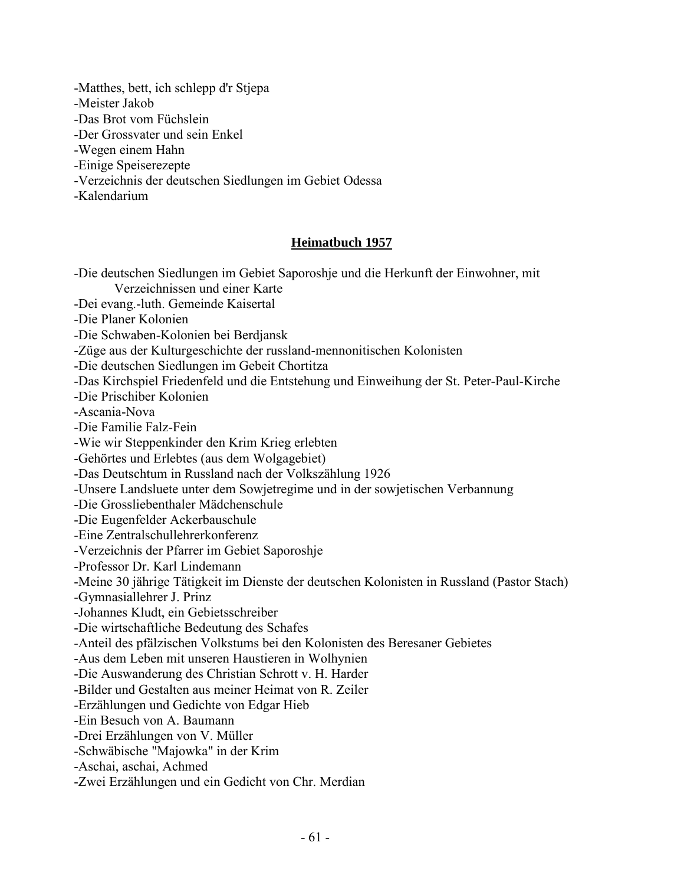-Matthes, bett, ich schlepp d'r Stjepa
-Meister Jakob
-Das Brot vom Füchslein
-Der Grossvater und sein Enkel
-Wegen einem Hahn
-Einige Speiserezepte
-Verzeichnis der deutschen Siedlungen im Gebiet Odessa
-Kalendarium

## Heimatbuch 1957

-Die deutschen Siedlungen im Gebiet Saporoshje und die Herkunft der Einwohner, mit Verzeichnissen und einer Karte
-Dei evang.-luth. Gemeinde Kaisertal
-Die Planer Kolonien
-Die Schwaben-Kolonien bei Berdjansk
-Züge aus der Kulturgeschichte der russland-mennonitischen Kolonisten
-Die deutschen Siedlungen im Gebeit Chortitza
-Das Kirchspiel Friedenfeld und die Entstehung und Einweihung der St. Peter-Paul-Kirche
-Die Prischiber Kolonien
-Ascania-Nova
-Die Familie Falz-Fein
-Wie wir Steppenkinder den Krim Krieg erlebten
-Gehörtes und Erlebtes (aus dem Wolgagebiet)
-Das Deutschtum in Russland nach der Volkszählung 1926
-Unsere Landsluete unter dem Sowjetregime und in der sowjetischen Verbannung
-Die Grossliebenthaler Mädchenschule
-Die Eugenfelder Ackerbauschule
-Eine Zentralschullehrerkonferenz
-Verzeichnis der Pfarrer im Gebiet Saporoshje
-Professor Dr. Karl Lindemann
-Meine 30 jährige Tätigkeit im Dienste der deutschen Kolonisten in Russland (Pastor Stach)
-Gymnasiallehrer J. Prinz
-Johannes Kludt, ein Gebietsschreiber
-Die wirtschaftliche Bedeutung des Schafes
-Anteil des pfälzischen Volkstums bei den Kolonisten des Beresaner Gebietes
-Aus dem Leben mit unseren Haustieren in Wolhynien
-Die Auswanderung des Christian Schrott v. H. Harder
-Bilder und Gestalten aus meiner Heimat von R. Zeiler
-Erzählungen und Gedichte von Edgar Hieb
-Ein Besuch von A. Baumann
-Drei Erzählungen von V. Müller
-Schwäbische "Majowka" in der Krim
-Aschai, aschai, Achmed
-Zwei Erzählungen und ein Gedicht von Chr. Merdian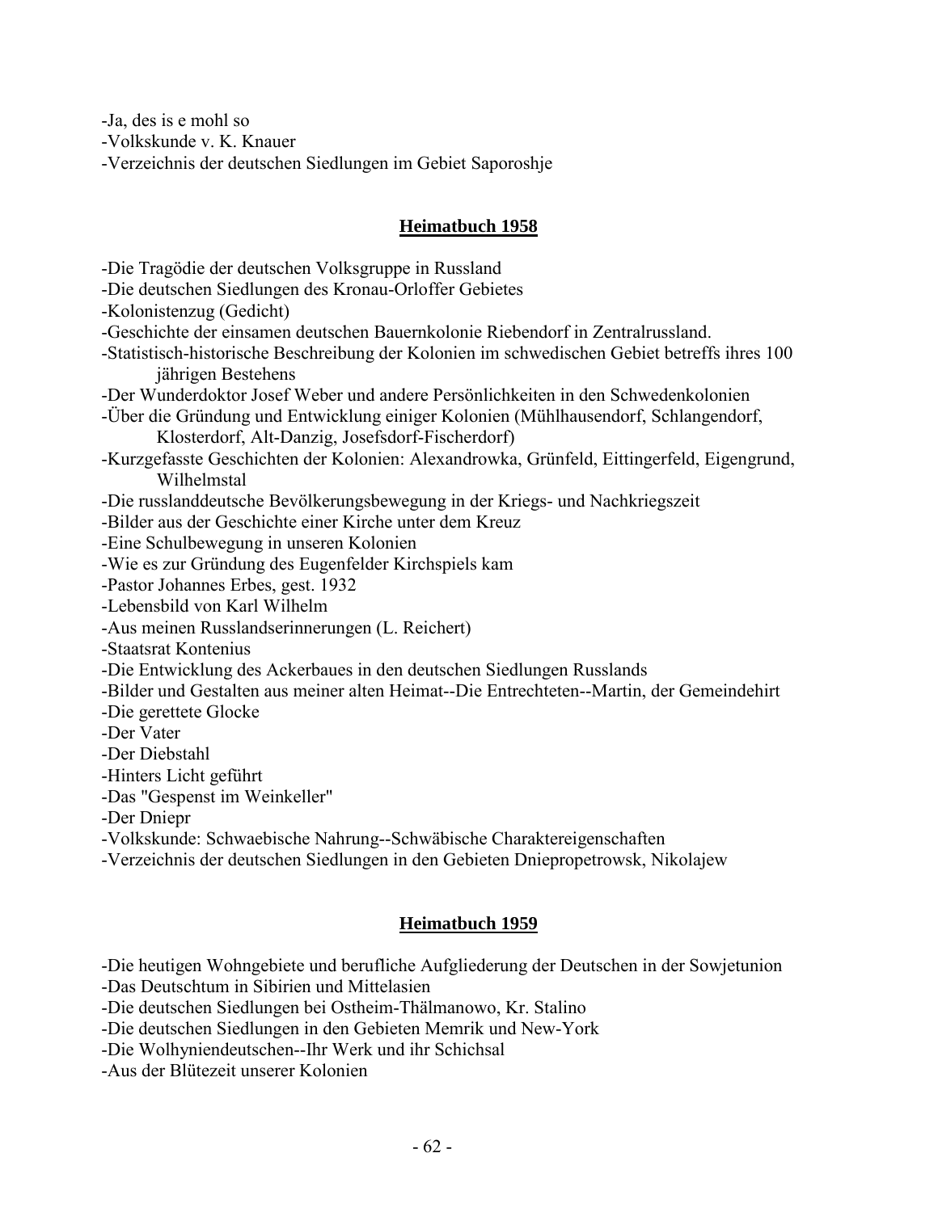-Ja, des is e mohl so
-Volkskunde v. K. Knauer
-Verzeichnis der deutschen Siedlungen im Gebiet Saporoshje

## Heimatbuch 1958

-Die Tragödie der deutschen Volksgruppe in Russland
-Die deutschen Siedlungen des Kronau-Orloffer Gebietes
-Kolonistenzug (Gedicht)
-Geschichte der einsamen deutschen Bauernkolonie Riebendorf in Zentralrussland.
-Statistisch-historische Beschreibung der Kolonien im schwedischen Gebiet betreffs ihres 100 jährigen Bestehens
-Der Wunderdoktor Josef Weber und andere Persönlichkeiten in den Schwedenkolonien
-Über die Gründung und Entwicklung einiger Kolonien (Mühlhausendorf, Schlangendorf, Klosterdorf, Alt-Danzig, Josefsdorf-Fischerdorf)
-Kurzgefasste Geschichten der Kolonien: Alexandrowka, Grünfeld, Eittingerfeld, Eigengrund, Wilhelmstal
-Die russlanddeutsche Bevölkerungsbewegung in der Kriegs- und Nachkriegszeit
-Bilder aus der Geschichte einer Kirche unter dem Kreuz
-Eine Schulbewegung in unseren Kolonien
-Wie es zur Gründung des Eugenfelder Kirchspiels kam
-Pastor Johannes Erbes, gest. 1932
-Lebensbild von Karl Wilhelm
-Aus meinen Russlandserinnerungen (L. Reichert)
-Staatsrat Kontenius
-Die Entwicklung des Ackerbaues in den deutschen Siedlungen Russlands
-Bilder und Gestalten aus meiner alten Heimat--Die Entrechteten--Martin, der Gemeindehirt
-Die gerettete Glocke
-Der Vater
-Der Diebstahl
-Hinters Licht geführt
-Das "Gespenst im Weinkeller"
-Der Dniepr
-Volkskunde: Schwaebische Nahrung--Schwäbische Charaktereigenschaften
-Verzeichnis der deutschen Siedlungen in den Gebieten Dniepropetrowsk, Nikolajew

## Heimatbuch 1959

-Die heutigen Wohngebiete und berufliche Aufgliederung der Deutschen in der Sowjetunion
-Das Deutschtum in Sibirien und Mittelasien
-Die deutschen Siedlungen bei Ostheim-Thälmanowo, Kr. Stalino
-Die deutschen Siedlungen in den Gebieten Memrik und New-York
-Die Wolhyniendeutschen--Ihr Werk und ihr Schichsal
-Aus der Blütezeit unserer Kolonien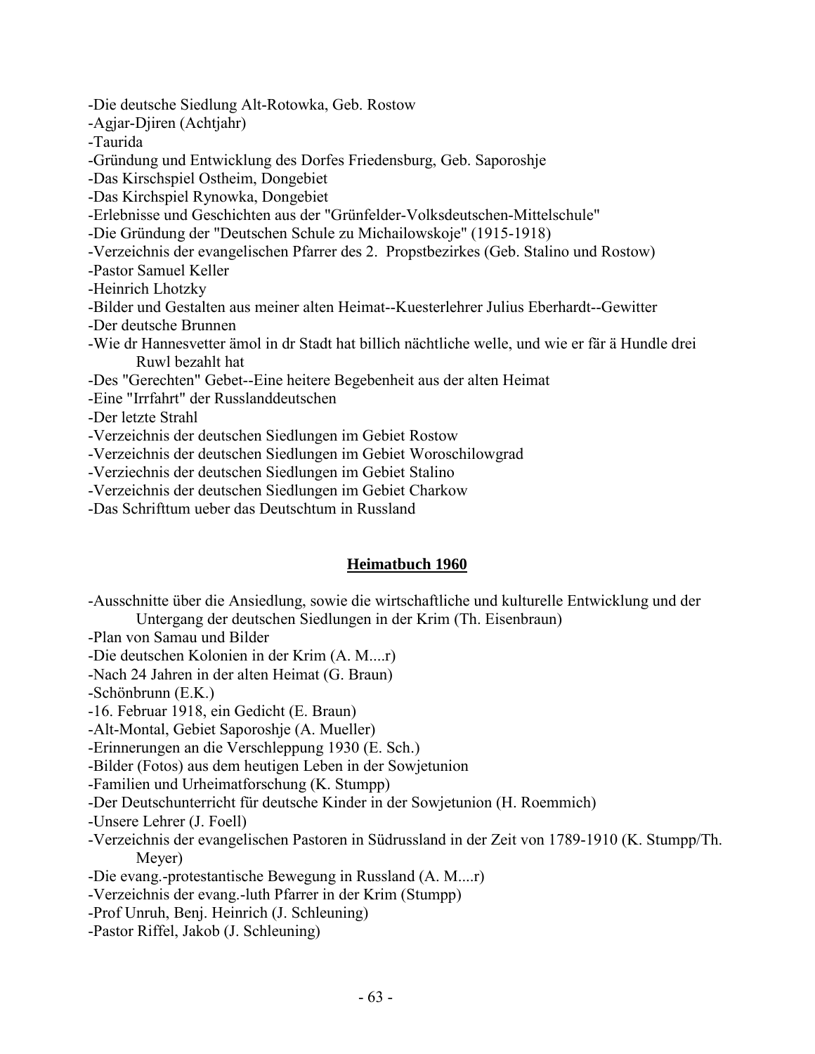-Die deutsche Siedlung Alt-Rotowka, Geb. Rostow
-Agjar-Djiren (Achtjahr)
-Taurida
-Gründung und Entwicklung des Dorfes Friedensburg, Geb. Saporoshje
-Das Kirschspiel Ostheim, Dongebiet
-Das Kirchspiel Rynowka, Dongebiet
-Erlebnisse und Geschichten aus der "Grünfelder-Volksdeutschen-Mittelschule"
-Die Gründung der "Deutschen Schule zu Michailowskoje" (1915-1918)
-Verzeichnis der evangelischen Pfarrer des 2. Propstbezirkes (Geb. Stalino und Rostow)
-Pastor Samuel Keller
-Heinrich Lhotzky
-Bilder und Gestalten aus meiner alten Heimat--Kuesterlehrer Julius Eberhardt--Gewitter
-Der deutsche Brunnen
-Wie dr Hannesvetter ämol in dr Stadt hat billich nächtliche welle, und wie er fär ä Hundle drei Ruwl bezahlt hat
-Des "Gerechten" Gebet--Eine heitere Begebenheit aus der alten Heimat
-Eine "Irrfahrt" der Russlanddeutschen
-Der letzte Strahl
-Verzeichnis der deutschen Siedlungen im Gebiet Rostow
-Verzeichnis der deutschen Siedlungen im Gebiet Woroschilowgrad
-Verziechnis der deutschen Siedlungen im Gebiet Stalino
-Verzeichnis der deutschen Siedlungen im Gebiet Charkow
-Das Schrifttum ueber das Deutschtum in Russland

## Heimatbuch 1960

-Ausschnitte über die Ansiedlung, sowie die wirtschaftliche und kulturelle Entwicklung und der Untergang der deutschen Siedlungen in der Krim (Th. Eisenbraun)
-Plan von Samau und Bilder
-Die deutschen Kolonien in der Krim (A. M....r)
-Nach 24 Jahren in der alten Heimat (G. Braun)
-Schönbrunn (E.K.)
-16. Februar 1918, ein Gedicht (E. Braun)
-Alt-Montal, Gebiet Saporoshje (A. Mueller)
-Erinnerungen an die Verschleppung 1930 (E. Sch.)
-Bilder (Fotos) aus dem heutigen Leben in der Sowjetunion
-Familien und Urheimatforschung (K. Stumpp)
-Der Deutschunterricht für deutsche Kinder in der Sowjetunion (H. Roemmich)
-Unsere Lehrer (J. Foell)
-Verzeichnis der evangelischen Pastoren in Südrussland in der Zeit von 1789-1910 (K. Stumpp/Th. Meyer)
-Die evang.-protestantische Bewegung in Russland (A. M....r)
-Verzeichnis der evang.-luth Pfarrer in der Krim (Stumpp)
-Prof Unruh, Benj. Heinrich (J. Schleuning)
-Pastor Riffel, Jakob (J. Schleuning)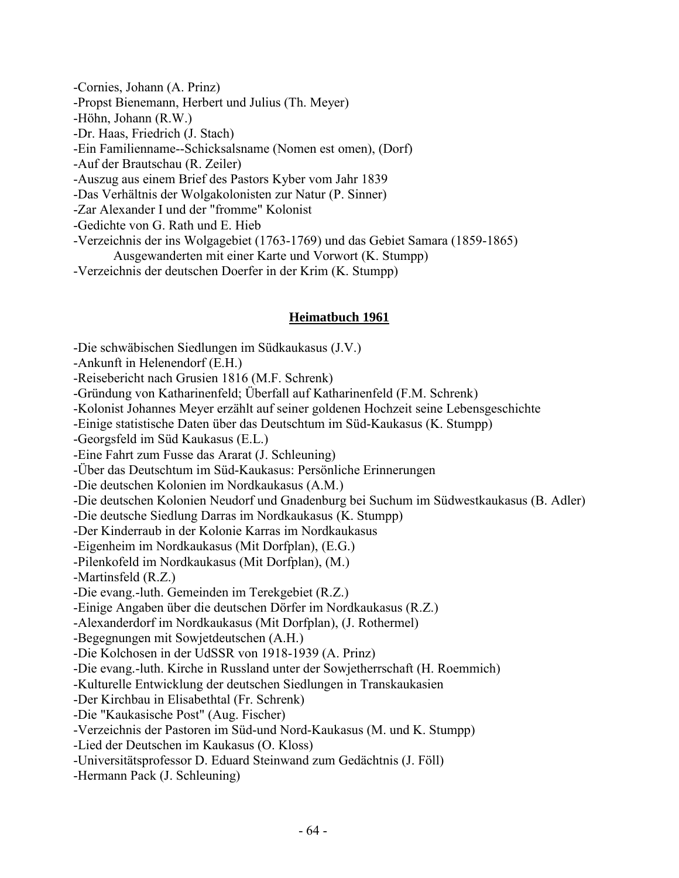-Cornies, Johann (A. Prinz)
-Propst Bienemann, Herbert und Julius (Th. Meyer)
-Höhn, Johann (R.W.)
-Dr. Haas, Friedrich (J. Stach)
-Ein Familienname--Schicksalsname (Nomen est omen), (Dorf)
-Auf der Brautschau (R. Zeiler)
-Auszug aus einem Brief des Pastors Kyber vom Jahr 1839
-Das Verhältnis der Wolgakolonisten zur Natur (P. Sinner)
-Zar Alexander I und der "fromme" Kolonist
-Gedichte von G. Rath und E. Hieb
-Verzeichnis der ins Wolgagebiet (1763-1769) und das Gebiet Samara (1859-1865)
    Ausgewanderten mit einer Karte und Vorwort (K. Stumpp)
-Verzeichnis der deutschen Doerfer in der Krim (K. Stumpp)

## Heimatbuch 1961

-Die schwäbischen Siedlungen im Südkaukasus (J.V.)
-Ankunft in Helenendorf (E.H.)
-Reisebericht nach Grusien 1816 (M.F. Schrenk)
-Gründung von Katharinenfeld; Überfall auf Katharinenfeld (F.M. Schrenk)
-Kolonist Johannes Meyer erzählt auf seiner goldenen Hochzeit seine Lebensgeschichte
-Einige statistische Daten über das Deutschtum im Süd-Kaukasus (K. Stumpp)
-Georgsfeld im Süd Kaukasus (E.L.)
-Eine Fahrt zum Fusse das Ararat (J. Schleuning)
-Über das Deutschtum im Süd-Kaukasus: Persönliche Erinnerungen
-Die deutschen Kolonien im Nordkaukasus (A.M.)
-Die deutschen Kolonien Neudorf und Gnadenburg bei Suchum im Südwestkaukasus (B. Adler)
-Die deutsche Siedlung Darras im Nordkaukasus (K. Stumpp)
-Der Kinderraub in der Kolonie Karras im Nordkaukasus
-Eigenheim im Nordkaukasus (Mit Dorfplan), (E.G.)
-Pilenkofeld im Nordkaukasus (Mit Dorfplan), (M.)
-Martinsfeld (R.Z.)
-Die evang.-luth. Gemeinden im Terekgebiet (R.Z.)
-Einige Angaben über die deutschen Dörfer im Nordkaukasus (R.Z.)
-Alexanderdorf im Nordkaukasus (Mit Dorfplan), (J. Rothermel)
-Begegnungen mit Sowjetdeutschen (A.H.)
-Die Kolchosen in der UdSSR von 1918-1939 (A. Prinz)
-Die evang.-luth. Kirche in Russland unter der Sowjetherrschaft (H. Roemmich)
-Kulturelle Entwicklung der deutschen Siedlungen in Transkaukasien
-Der Kirchbau in Elisabethtal (Fr. Schrenk)
-Die "Kaukasische Post" (Aug. Fischer)
-Verzeichnis der Pastoren im Süd-und Nord-Kaukasus (M. und K. Stumpp)
-Lied der Deutschen im Kaukasus (O. Kloss)
-Universitätsprofessor D. Eduard Steinwand zum Gedächtnis (J. Föll)
-Hermann Pack (J. Schleuning)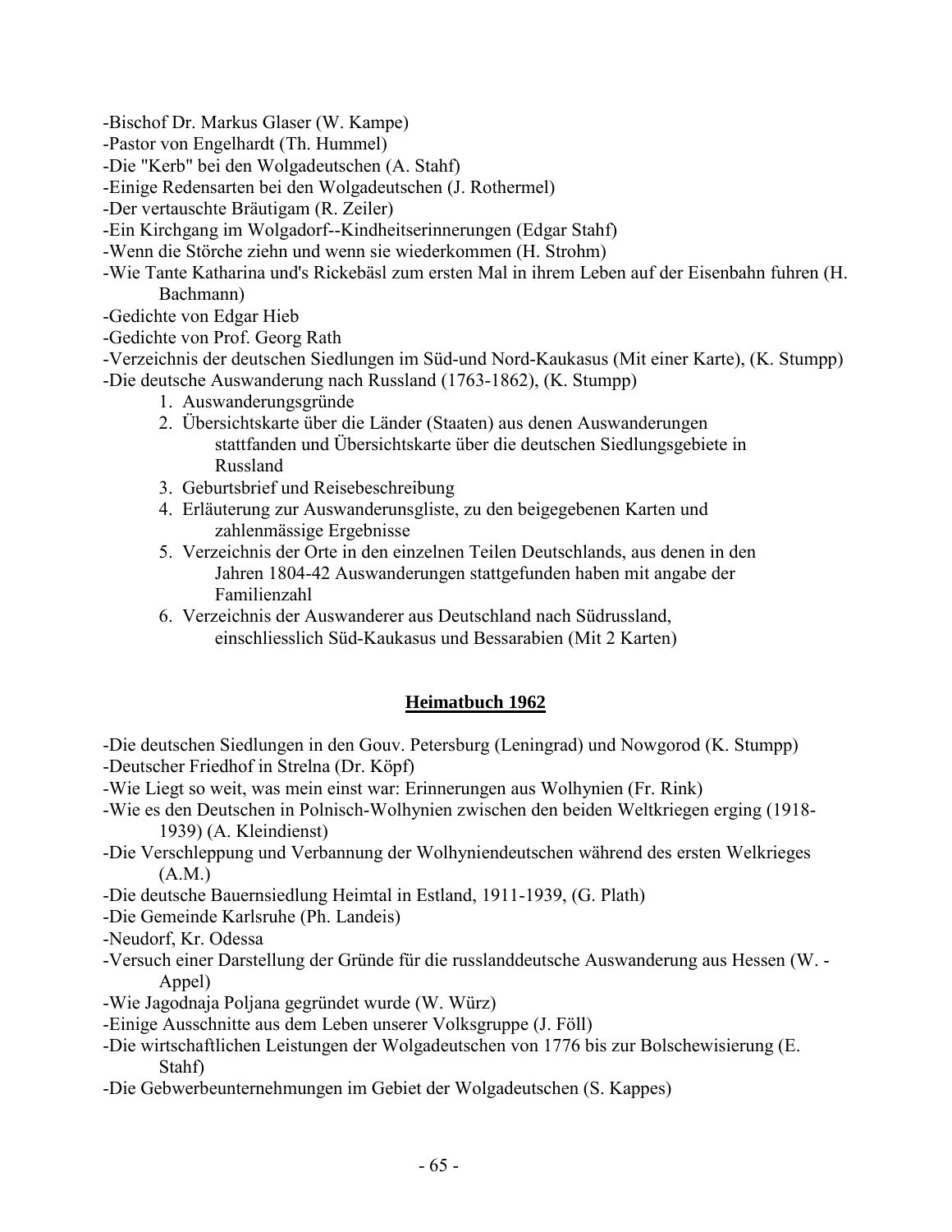-Bischof Dr. Markus Glaser (W. Kampe)
-Pastor von Engelhardt (Th. Hummel)
-Die "Kerb" bei den Wolgadeutschen (A. Stahf)
-Einige Redensarten bei den Wolgadeutschen (J. Rothermel)
-Der vertauschte Bräutigam (R. Zeiler)
-Ein Kirchgang im Wolgadorf--Kindheitserinnerungen (Edgar Stahf)
-Wenn die Störche ziehn und wenn sie wiederkommen (H. Strohm)
-Wie Tante Katharina und's Rickebäsl zum ersten Mal in ihrem Leben auf der Eisenbahn fuhren (H. Bachmann)
-Gedichte von Edgar Hieb
-Gedichte von Prof. Georg Rath
-Verzeichnis der deutschen Siedlungen im Süd-und Nord-Kaukasus (Mit einer Karte), (K. Stumpp)
-Die deutsche Auswanderung nach Russland (1763-1862), (K. Stumpp)

1. Auswanderungsgründe
2. Übersichtskarte über die Länder (Staaten) aus denen Auswanderungen stattfanden und Übersichtskarte über die deutschen Siedlungsgebiete in Russland
3. Geburtsbrief und Reisebeschreibung
4. Erläuterung zur Auswanderunsgliste, zu den beigegebenen Karten und zahlenmässige Ergebnisse
5. Verzeichnis der Orte in den einzelnen Teilen Deutschlands, aus denen in den Jahren 1804-42 Auswanderungen stattgefunden haben mit angabe der Familienzahl
6. Verzeichnis der Auswanderer aus Deutschland nach Südrussland, einschliesslich Süd-Kaukasus und Bessarabien (Mit 2 Karten)

## Heimatbuch 1962

-Die deutschen Siedlungen in den Gouv. Petersburg (Leningrad) und Nowgorod (K. Stumpp)
-Deutscher Friedhof in Strelna (Dr. Köpf)
-Wie Liegt so weit, was mein einst war: Erinnerungen aus Wolhynien (Fr. Rink)
-Wie es den Deutschen in Polnisch-Wolhynien zwischen den beiden Weltkriegen erging (1918-1939) (A. Kleindienst)
-Die Verschleppung und Verbannung der Wolhyniendeutschen während des ersten Welkrieges (A.M.)
-Die deutsche Bauernsiedlung Heimtal in Estland, 1911-1939, (G. Plath)
-Die Gemeinde Karlsruhe (Ph. Landeis)
-Neudorf, Kr. Odessa
-Versuch einer Darstellung der Gründe für die russlanddeutsche Auswanderung aus Hessen (W. -Appel)
-Wie Jagodnaja Poljana gegründet wurde (W. Würz)
-Einige Ausschnitte aus dem Leben unserer Volksgruppe (J. Föll)
-Die wirtschaftlichen Leistungen der Wolgadeutschen von 1776 bis zur Bolschewisierung (E. Stahf)
-Die Gebwerbeunternehmungen im Gebiet der Wolgadeutschen (S. Kappes)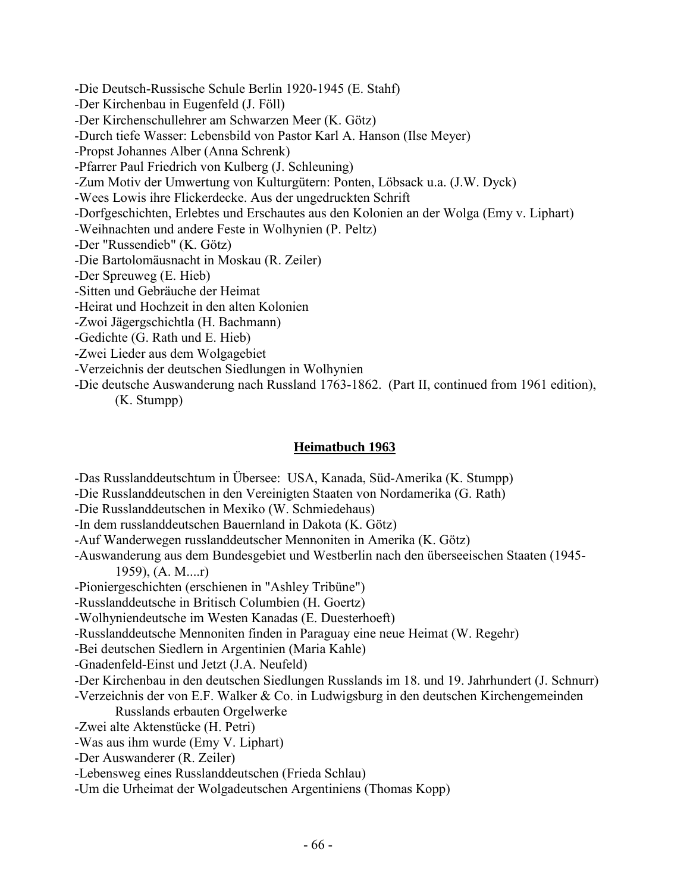-Die Deutsch-Russische Schule Berlin 1920-1945 (E. Stahf)
-Der Kirchenbau in Eugenfeld (J. Föll)
-Der Kirchenschullehrer am Schwarzen Meer (K. Götz)
-Durch tiefe Wasser: Lebensbild von Pastor Karl A. Hanson (Ilse Meyer)
-Propst Johannes Alber (Anna Schrenk)
-Pfarrer Paul Friedrich von Kulberg (J. Schleuning)
-Zum Motiv der Umwertung von Kulturgütern: Ponten, Löbsack u.a. (J.W. Dyck)
-Wees Lowis ihre Flickerdecke. Aus der ungedruckten Schrift
-Dorfgeschichten, Erlebtes und Erschautes aus den Kolonien an der Wolga (Emy v. Liphart)
-Weihnachten und andere Feste in Wolhynien (P. Peltz)
-Der "Russendieb" (K. Götz)
-Die Bartolomäusnacht in Moskau (R. Zeiler)
-Der Spreuweg (E. Hieb)
-Sitten und Gebräuche der Heimat
-Heirat und Hochzeit in den alten Kolonien
-Zwoi Jägergschichtla (H. Bachmann)
-Gedichte (G. Rath und E. Hieb)
-Zwei Lieder aus dem Wolgagebiet
-Verzeichnis der deutschen Siedlungen in Wolhynien
-Die deutsche Auswanderung nach Russland 1763-1862. (Part II, continued from 1961 edition), (K. Stumpp)

## Heimatbuch 1963

-Das Russlanddeutschtum in Übersee: USA, Kanada, Süd-Amerika (K. Stumpp)
-Die Russlanddeutschen in den Vereinigten Staaten von Nordamerika (G. Rath)
-Die Russlanddeutschen in Mexiko (W. Schmiedehaus)
-In dem russlanddeutschen Bauernland in Dakota (K. Götz)
-Auf Wanderwegen russlanddeutscher Mennoniten in Amerika (K. Götz)
-Auswanderung aus dem Bundesgebiet und Westberlin nach den überseeischen Staaten (1945-1959), (A. M....r)
-Pioniergeschichten (erschienen in "Ashley Tribüne")
-Russlanddeutsche in Britisch Columbien (H. Goertz)
-Wolhyniendeutsche im Westen Kanadas (E. Duesterhoeft)
-Russlanddeutsche Mennoniten finden in Paraguay eine neue Heimat (W. Regehr)
-Bei deutschen Siedlern in Argentinien (Maria Kahle)
-Gnadenfeld-Einst und Jetzt (J.A. Neufeld)
-Der Kirchenbau in den deutschen Siedlungen Russlands im 18. und 19. Jahrhundert (J. Schnurr)
-Verzeichnis der von E.F. Walker & Co. in Ludwigsburg in den deutschen Kirchengemeinden Russlands erbauten Orgelwerke
-Zwei alte Aktenstücke (H. Petri)
-Was aus ihm wurde (Emy V. Liphart)
-Der Auswanderer (R. Zeiler)
-Lebensweg eines Russlanddeutschen (Frieda Schlau)
-Um die Urheimat der Wolgadeutschen Argentiniens (Thomas Kopp)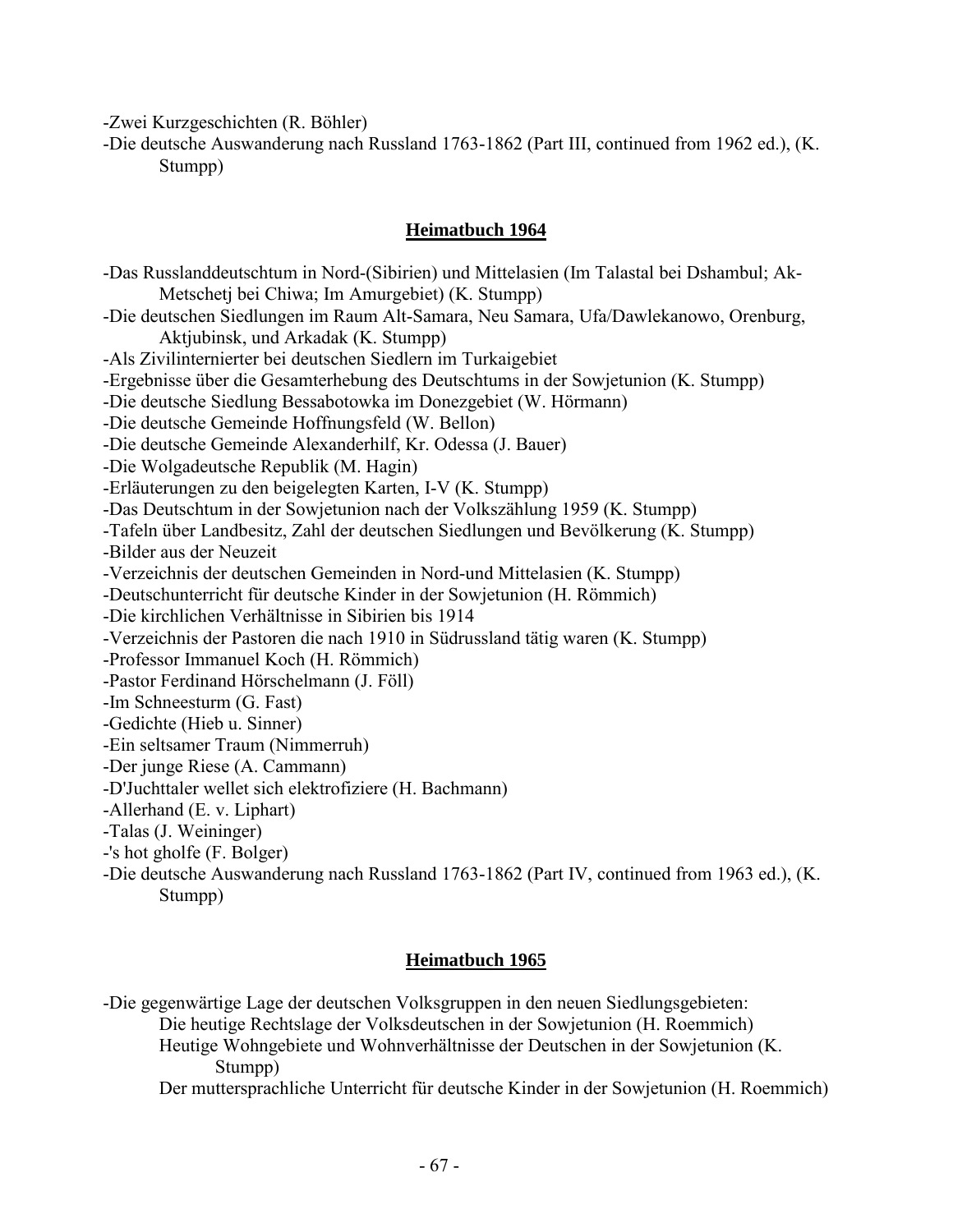-Zwei Kurzgeschichten (R. Böhler)
-Die deutsche Auswanderung nach Russland 1763-1862 (Part III, continued from 1962 ed.), (K. Stumpp)

## Heimatbuch 1964

-Das Russlanddeutschtum in Nord-(Sibirien) und Mittelasien (Im Talastal bei Dshambul; Ak-Metschetj bei Chiwa; Im Amurgebiet) (K. Stumpp)
-Die deutschen Siedlungen im Raum Alt-Samara, Neu Samara, Ufa/Dawlekanowo, Orenburg, Aktjubinsk, und Arkadak (K. Stumpp)
-Als Zivilinternierter bei deutschen Siedlern im Turkaigebiet
-Ergebnisse über die Gesamterhebung des Deutschtums in der Sowjetunion (K. Stumpp)
-Die deutsche Siedlung Bessabotowka im Donezgebiet (W. Hörmann)
-Die deutsche Gemeinde Hoffnungsfeld (W. Bellon)
-Die deutsche Gemeinde Alexanderhilf, Kr. Odessa (J. Bauer)
-Die Wolgadeutsche Republik (M. Hagin)
-Erläuterungen zu den beigelegten Karten, I-V (K. Stumpp)
-Das Deutschtum in der Sowjetunion nach der Volkszählung 1959 (K. Stumpp)
-Tafeln über Landbesitz, Zahl der deutschen Siedlungen und Bevölkerung (K. Stumpp)
-Bilder aus der Neuzeit
-Verzeichnis der deutschen Gemeinden in Nord-und Mittelasien (K. Stumpp)
-Deutschunterricht für deutsche Kinder in der Sowjetunion (H. Römmich)
-Die kirchlichen Verhältnisse in Sibirien bis 1914
-Verzeichnis der Pastoren die nach 1910 in Südrussland tätig waren (K. Stumpp)
-Professor Immanuel Koch (H. Römmich)
-Pastor Ferdinand Hörschelmann (J. Föll)
-Im Schneesturm (G. Fast)
-Gedichte (Hieb u. Sinner)
-Ein seltsamer Traum (Nimmerruh)
-Der junge Riese (A. Cammann)
-D'Juchttaler wellet sich elektrofiziere (H. Bachmann)
-Allerhand (E. v. Liphart)
-Talas (J. Weininger)
-'s hot gholfe (F. Bolger)
-Die deutsche Auswanderung nach Russland 1763-1862 (Part IV, continued from 1963 ed.), (K. Stumpp)

## Heimatbuch 1965

-Die gegenwärtige Lage der deutschen Volksgruppen in den neuen Siedlungsgebieten:
Die heutige Rechtslage der Volksdeutschen in der Sowjetunion (H. Roemmich)
Heutige Wohngebiete und Wohnverhältnisse der Deutschen in der Sowjetunion (K. Stumpp)
Der muttersprachliche Unterricht für deutsche Kinder in der Sowjetunion (H. Roemmich)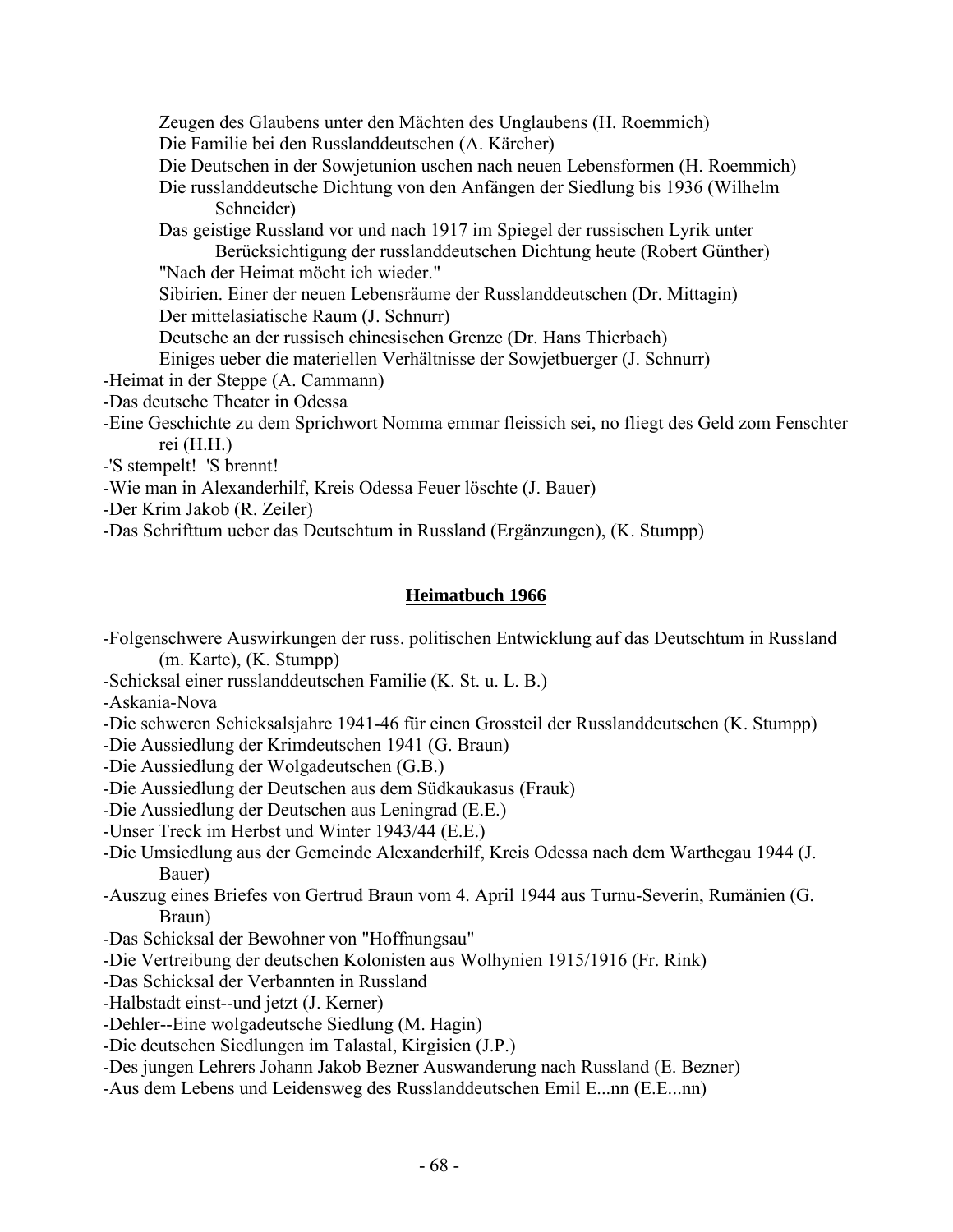Zeugen des Glaubens unter den Mächten des Unglaubens (H. Roemmich)
Die Familie bei den Russlanddeutschen (A. Kärcher)
Die Deutschen in der Sowjetunion uschen nach neuen Lebensformen (H. Roemmich)
Die russlanddeutsche Dichtung von den Anfängen der Siedlung bis 1936 (Wilhelm Schneider)
Das geistige Russland vor und nach 1917 im Spiegel der russischen Lyrik unter Berücksichtigung der russlanddeutschen Dichtung heute (Robert Günther)
"Nach der Heimat möcht ich wieder."
Sibirien. Einer der neuen Lebensräume der Russlanddeutschen (Dr. Mittagin)
Der mittelasiatische Raum (J. Schnurr)
Deutsche an der russisch chinesischen Grenze (Dr. Hans Thierbach)
Einiges ueber die materiellen Verhältnisse der Sowjetbuerger (J. Schnurr)

- -Heimat in der Steppe (A. Cammann)
- -Das deutsche Theater in Odessa
- -Eine Geschichte zu dem Sprichwort Nomma emmar fleissich sei, no fliegt des Geld zom Fenschter rei (H.H.)
- -'S stempelt! 'S brennt!
- -Wie man in Alexanderhilf, Kreis Odessa Feuer löschte (J. Bauer)
- -Der Krim Jakob (R. Zeiler)
- -Das Schrifttum ueber das Deutschtum in Russland (Ergänzungen), (K. Stumpp)

## Heimatbuch 1966

- -Folgenschwere Auswirkungen der russ. politischen Entwicklung auf das Deutschtum in Russland (m. Karte), (K. Stumpp)
- -Schicksal einer russlanddeutschen Familie (K. St. u. L. B.)
- -Askania-Nova
- -Die schweren Schicksalsjahre 1941-46 für einen Grossteil der Russlanddeutschen (K. Stumpp)
- -Die Aussiedlung der Krimdeutschen 1941 (G. Braun)
- -Die Aussiedlung der Wolgadeutschen (G.B.)
- -Die Aussiedlung der Deutschen aus dem Südkaukasus (Frauk)
- -Die Aussiedlung der Deutschen aus Leningrad (E.E.)
- -Unser Treck im Herbst und Winter 1943/44 (E.E.)
- -Die Umsiedlung aus der Gemeinde Alexanderhilf, Kreis Odessa nach dem Warthegau 1944 (J. Bauer)
- -Auszug eines Briefes von Gertrud Braun vom 4. April 1944 aus Turnu-Severin, Rumänien (G. Braun)
- -Das Schicksal der Bewohner von "Hoffnungsau"
- -Die Vertreibung der deutschen Kolonisten aus Wolhynien 1915/1916 (Fr. Rink)
- -Das Schicksal der Verbannten in Russland
- -Halbstadt einst--und jetzt (J. Kerner)
- -Dehler--Eine wolgadeutsche Siedlung (M. Hagin)
- -Die deutschen Siedlungen im Talastal, Kirgisien (J.P.)
- -Des jungen Lehrers Johann Jakob Bezner Auswanderung nach Russland (E. Bezner)
- -Aus dem Lebens und Leidensweg des Russlanddeutschen Emil E...nn (E.E...nn)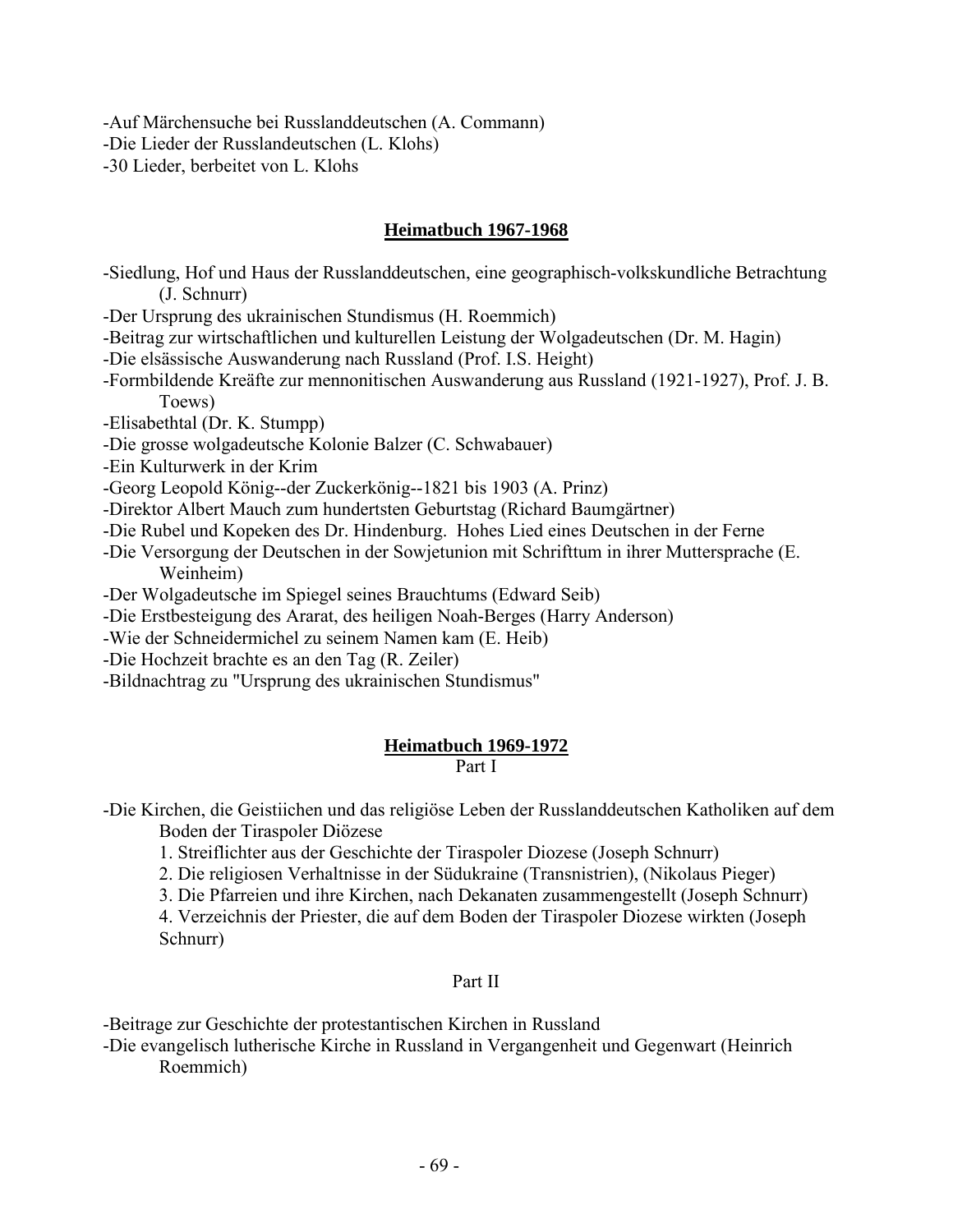-Auf Märchensuche bei Russlanddeutschen (A. Commann)
-Die Lieder der Russlandeutschen (L. Klohs)
-30 Lieder, berbeitet von L. Klohs

## Heimatbuch 1967-1968

-Siedlung, Hof und Haus der Russlanddeutschen, eine geographisch-volkskundliche Betrachtung (J. Schnurr)
-Der Ursprung des ukrainischen Stundismus (H. Roemmich)
-Beitrag zur wirtschaftlichen und kulturellen Leistung der Wolgadeutschen (Dr. M. Hagin)
-Die elsässische Auswanderung nach Russland (Prof. I.S. Height)
-Formbildende Kreäfte zur mennonitischen Auswanderung aus Russland (1921-1927), Prof. J. B. Toews)
-Elisabethtal (Dr. K. Stumpp)
-Die grosse wolgadeutsche Kolonie Balzer (C. Schwabauer)
-Ein Kulturwerk in der Krim
-Georg Leopold König--der Zuckerkönig--1821 bis 1903 (A. Prinz)
-Direktor Albert Mauch zum hundertsten Geburtstag (Richard Baumgärtner)
-Die Rubel und Kopeken des Dr. Hindenburg. Hohes Lied eines Deutschen in der Ferne
-Die Versorgung der Deutschen in der Sowjetunion mit Schrifttum in ihrer Muttersprache (E. Weinheim)
-Der Wolgadeutsche im Spiegel seines Brauchtums (Edward Seib)
-Die Erstbesteigung des Ararat, des heiligen Noah-Berges (Harry Anderson)
-Wie der Schneidermichel zu seinem Namen kam (E. Heib)
-Die Hochzeit brachte es an den Tag (R. Zeiler)
-Bildnachtrag zu "Ursprung des ukrainischen Stundismus"

## Heimatbuch 1969-1972

Part I

-Die Kirchen, die Geistiichen und das religiöse Leben der Russlanddeutschen Katholiken auf dem Boden der Tiraspoler Diözese
1. Streiflichter aus der Geschichte der Tiraspoler Diozese (Joseph Schnurr)
2. Die religiosen Verhaltnisse in der Südukraine (Transnistrien), (Nikolaus Pieger)
3. Die Pfarreien und ihre Kirchen, nach Dekanaten zusammengestellt (Joseph Schnurr)
4. Verzeichnis der Priester, die auf dem Boden der Tiraspoler Diozese wirkten (Joseph Schnurr)

Part II

-Beitrage zur Geschichte der protestantischen Kirchen in Russland
-Die evangelisch lutherische Kirche in Russland in Vergangenheit und Gegenwart (Heinrich Roemmich)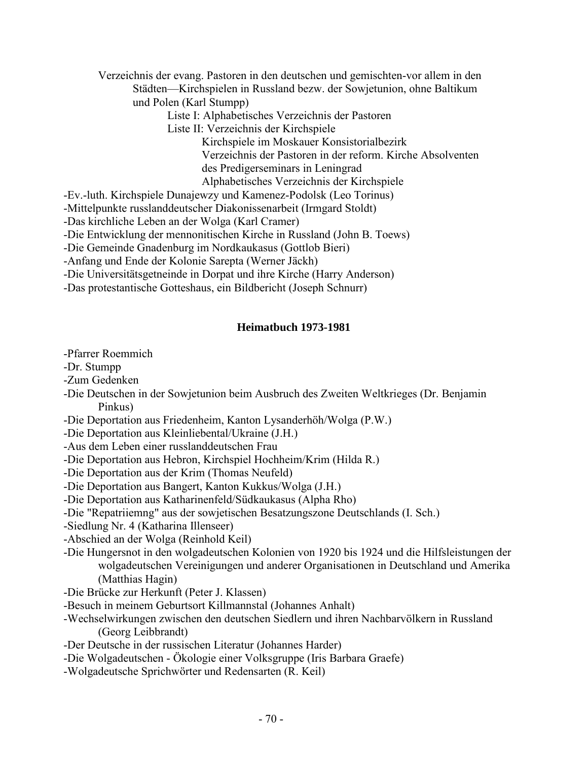Verzeichnis der evang. Pastoren in den deutschen und gemischten-vor allem in den Städten—Kirchspielen in Russland bezw. der Sowjetunion, ohne Baltikum und Polen (Karl Stumpp)

Liste I: Alphabetisches Verzeichnis der Pastoren

Liste II: Verzeichnis der Kirchspiele

Kirchspiele im Moskauer Konsistorialbezirk

Verzeichnis der Pastoren in der reform. Kirche Absolventen des Predigerseminars in Leningrad

Alphabetisches Verzeichnis der Kirchspiele

-Ev.-luth. Kirchspiele Dunajewzy und Kamenez-Podolsk (Leo Torinus)
-Mittelpunkte russlanddeutscher Diakonissenarbeit (Irmgard Stoldt)
-Das kirchliche Leben an der Wolga (Karl Cramer)
-Die Entwicklung der mennonitischen Kirche in Russland (John B. Toews)
-Die Gemeinde Gnadenburg im Nordkaukasus (Gottlob Bieri)
-Anfang und Ende der Kolonie Sarepta (Werner Jäckh)
-Die Universitätsgetneinde in Dorpat und ihre Kirche (Harry Anderson)
-Das protestantische Gotteshaus, ein Bildbericht (Joseph Schnurr)

**Heimatbuch 1973-1981**

-Pfarrer Roemmich
-Dr. Stumpp
-Zum Gedenken
-Die Deutschen in der Sowjetunion beim Ausbruch des Zweiten Weltkrieges (Dr. Benjamin Pinkus)
-Die Deportation aus Friedenheim, Kanton Lysanderhöh/Wolga (P.W.)
-Die Deportation aus Kleinliebental/Ukraine (J.H.)
-Aus dem Leben einer russlanddeutschen Frau
-Die Deportation aus Hebron, Kirchspiel Hochheim/Krim (Hilda R.)
-Die Deportation aus der Krim (Thomas Neufeld)
-Die Deportation aus Bangert, Kanton Kukkus/Wolga (J.H.)
-Die Deportation aus Katharinenfeld/Südkaukasus (Alpha Rho)
-Die "Repatriiemng" aus der sowjetischen Besatzungszone Deutschlands (I. Sch.)
-Siedlung Nr. 4 (Katharina Illenseer)
-Abschied an der Wolga (Reinhold Keil)
-Die Hungersnot in den wolgadeutschen Kolonien von 1920 bis 1924 und die Hilfsleistungen der wolgadeutschen Vereinigungen und anderer Organisationen in Deutschland und Amerika (Matthias Hagin)
-Die Brücke zur Herkunft (Peter J. Klassen)
-Besuch in meinem Geburtsort Killmannstal (Johannes Anhalt)
-Wechselwirkungen zwischen den deutschen Siedlern und ihren Nachbarvölkern in Russland (Georg Leibbrandt)
-Der Deutsche in der russischen Literatur (Johannes Harder)
-Die Wolgadeutschen - Ökologie einer Volksgruppe (Iris Barbara Graefe)
-Wolgadeutsche Sprichwörter und Redensarten (R. Keil)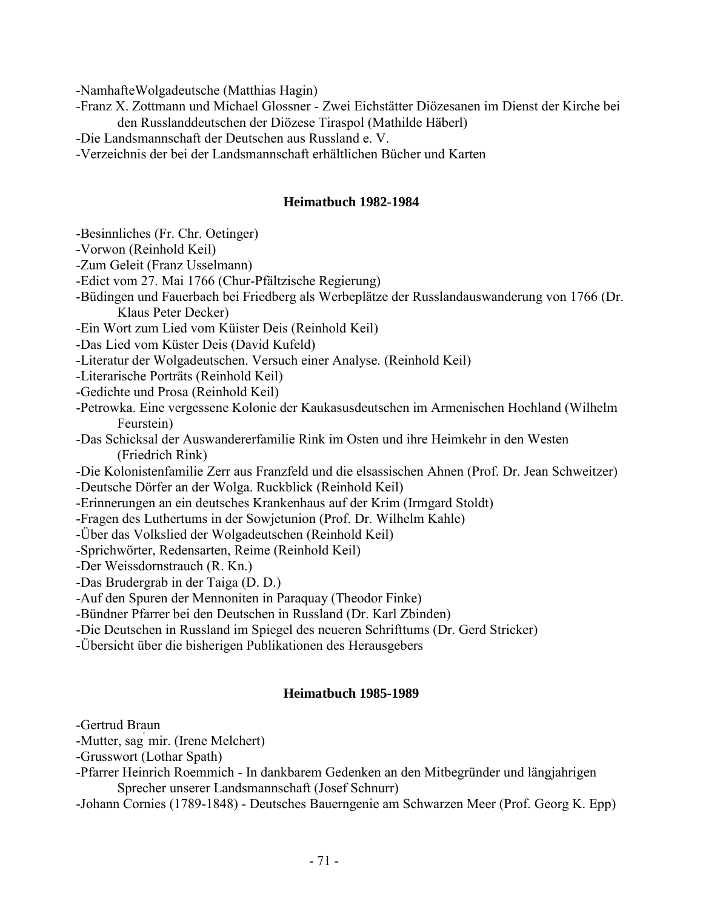-NamhafteWolgadeutsche (Matthias Hagin)
-Franz X. Zottmann und Michael Glossner - Zwei Eichstätter Diözesanen im Dienst der Kirche bei den Russlanddeutschen der Diözese Tiraspol (Mathilde Häberl)
-Die Landsmannschaft der Deutschen aus Russland e. V.
-Verzeichnis der bei der Landsmannschaft erhältlichen Bücher und Karten

### Heimatbuch 1982-1984

-Besinnliches (Fr. Chr. Oetinger)
-Vorwon (Reinhold Keil)
-Zum Geleit (Franz Usselmann)
-Edict vom 27. Mai 1766 (Chur-Pfältzische Regierung)
-Büdingen und Fauerbach bei Friedberg als Werbeplätze der Russlandauswanderung von 1766 (Dr. Klaus Peter Decker)
-Ein Wort zum Lied vom Küister Deis (Reinhold Keil)
-Das Lied vom Küster Deis (David Kufeld)
-Literatur der Wolgadeutschen. Versuch einer Analyse. (Reinhold Keil)
-Literarische Porträts (Reinhold Keil)
-Gedichte und Prosa (Reinhold Keil)
-Petrowka. Eine vergessene Kolonie der Kaukasusdeutschen im Armenischen Hochland (Wilhelm Feurstein)
-Das Schicksal der Auswandererfamilie Rink im Osten und ihre Heimkehr in den Westen (Friedrich Rink)
-Die Kolonistenfamilie Zerr aus Franzfeld und die elsassischen Ahnen (Prof. Dr. Jean Schweitzer)
-Deutsche Dörfer an der Wolga. Ruckblick (Reinhold Keil)
-Erinnerungen an ein deutsches Krankenhaus auf der Krim (Irmgard Stoldt)
-Fragen des Luthertums in der Sowjetunion (Prof. Dr. Wilhelm Kahle)
-Über das Volkslied der Wolgadeutschen (Reinhold Keil)
-Sprichwörter, Redensarten, Reime (Reinhold Keil)
-Der Weissdornstrauch (R. Kn.)
-Das Brudergrab in der Taiga (D. D.)
-Auf den Spuren der Mennoniten in Paraquay (Theodor Finke)
-Bündner Pfarrer bei den Deutschen in Russland (Dr. Karl Zbinden)
-Die Deutschen in Russland im Spiegel des neueren Schrifttums (Dr. Gerd Stricker)
-Übersicht über die bisherigen Publikationen des Herausgebers

### Heimatbuch 1985-1989

-Gertrud Braun
-Mutter, sag' mir. (Irene Melchert)
-Grusswort (Lothar Spath)
-Pfarrer Heinrich Roemmich - In dankbarem Gedenken an den Mitbegründer und längjahrigen Sprecher unserer Landsmannschaft (Josef Schnurr)
-Johann Cornies (1789-1848) - Deutsches Bauerngenie am Schwarzen Meer (Prof. Georg K. Epp)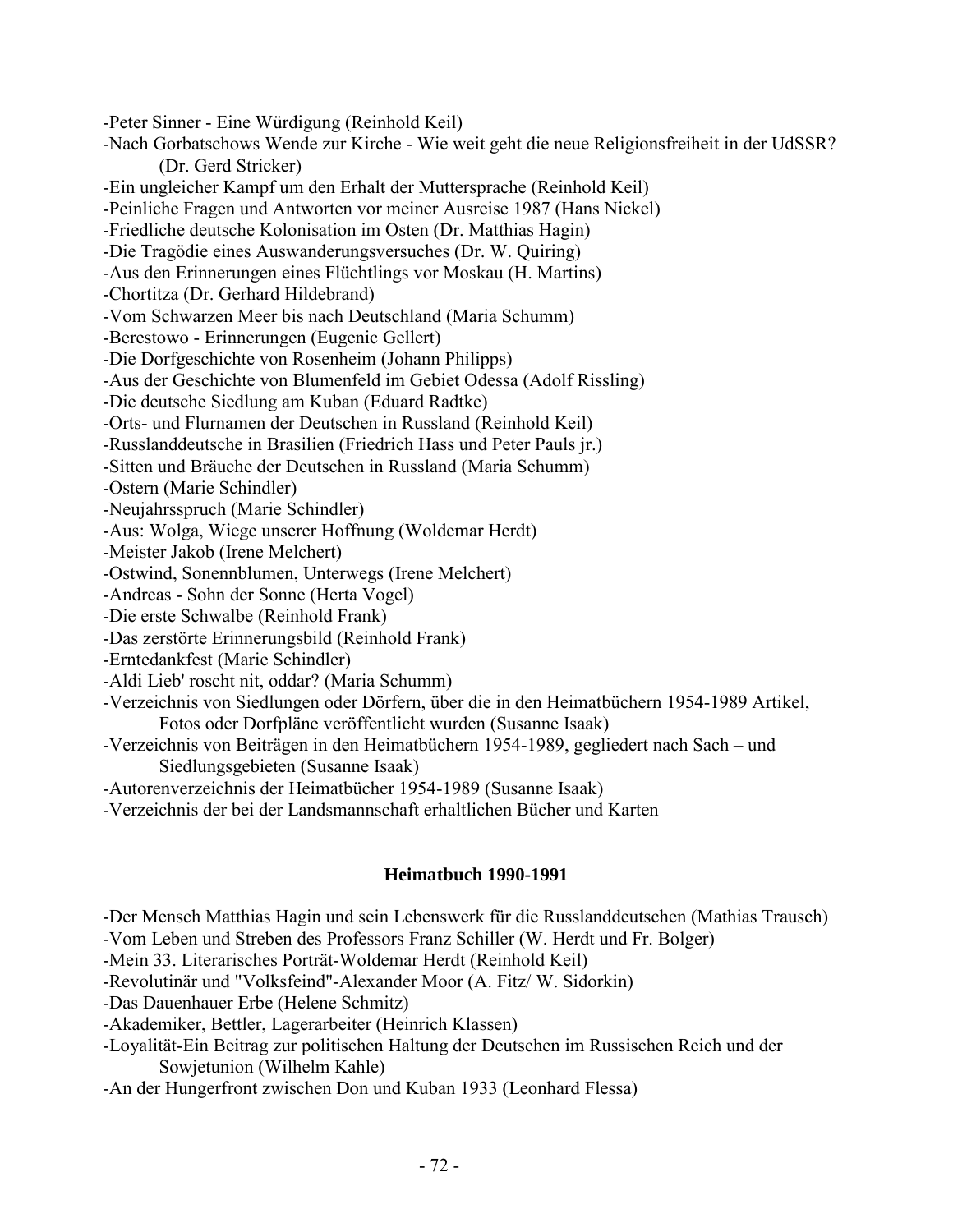-Peter Sinner - Eine Würdigung (Reinhold Keil)

-Nach Gorbatschows Wende zur Kirche - Wie weit geht die neue Religionsfreiheit in der UdSSR? (Dr. Gerd Stricker)

-Ein ungleicher Kampf um den Erhalt der Muttersprache (Reinhold Keil)

-Peinliche Fragen und Antworten vor meiner Ausreise 1987 (Hans Nickel)

-Friedliche deutsche Kolonisation im Osten (Dr. Matthias Hagin)

-Die Tragödie eines Auswanderungsversuches (Dr. W. Quiring)

-Aus den Erinnerungen eines Flüchtlings vor Moskau (H. Martins)

-Chortitza (Dr. Gerhard Hildebrand)

-Vom Schwarzen Meer bis nach Deutschland (Maria Schumm)

-Berestowo - Erinnerungen (Eugenic Gellert)

-Die Dorfgeschichte von Rosenheim (Johann Philipps)

-Aus der Geschichte von Blumenfeld im Gebiet Odessa (Adolf Rissling)

-Die deutsche Siedlung am Kuban (Eduard Radtke)

-Orts- und Flurnamen der Deutschen in Russland (Reinhold Keil)

-Russlanddeutsche in Brasilien (Friedrich Hass und Peter Pauls jr.)

-Sitten und Bräuche der Deutschen in Russland (Maria Schumm)

-Ostern (Marie Schindler)

-Neujahrsspruch (Marie Schindler)

-Aus: Wolga, Wiege unserer Hoffnung (Woldemar Herdt)

-Meister Jakob (Irene Melchert)

-Ostwind, Sonennblumen, Unterwegs (Irene Melchert)

-Andreas - Sohn der Sonne (Herta Vogel)

-Die erste Schwalbe (Reinhold Frank)

-Das zerstörte Erinnerungsbild (Reinhold Frank)

-Erntedankfest (Marie Schindler)

-Aldi Lieb' roscht nit, oddar? (Maria Schumm)

-Verzeichnis von Siedlungen oder Dörfern, über die in den Heimatbüchern 1954-1989 Artikel, Fotos oder Dorfpläne veröffentlicht wurden (Susanne Isaak)

-Verzeichnis von Beiträgen in den Heimatbüchern 1954-1989, gegliedert nach Sach – und Siedlungsgebieten (Susanne Isaak)

-Autorenverzeichnis der Heimatbücher 1954-1989 (Susanne Isaak)

-Verzeichnis der bei der Landsmannschaft erhaltlichen Bücher und Karten

**Heimatbuch 1990-1991**

-Der Mensch Matthias Hagin und sein Lebenswerk für die Russlanddeutschen (Mathias Trausch)

-Vom Leben und Streben des Professors Franz Schiller (W. Herdt und Fr. Bolger)

-Mein 33. Literarisches Porträt-Woldemar Herdt (Reinhold Keil)

-Revolutinär und "Volksfeind"-Alexander Moor (A. Fitz/ W. Sidorkin)

-Das Dauenhauer Erbe (Helene Schmitz)

-Akademiker, Bettler, Lagerarbeiter (Heinrich Klassen)

-Loyalität-Ein Beitrag zur politischen Haltung der Deutschen im Russischen Reich und der Sowjetunion (Wilhelm Kahle)

-An der Hungerfront zwischen Don und Kuban 1933 (Leonhard Flessa)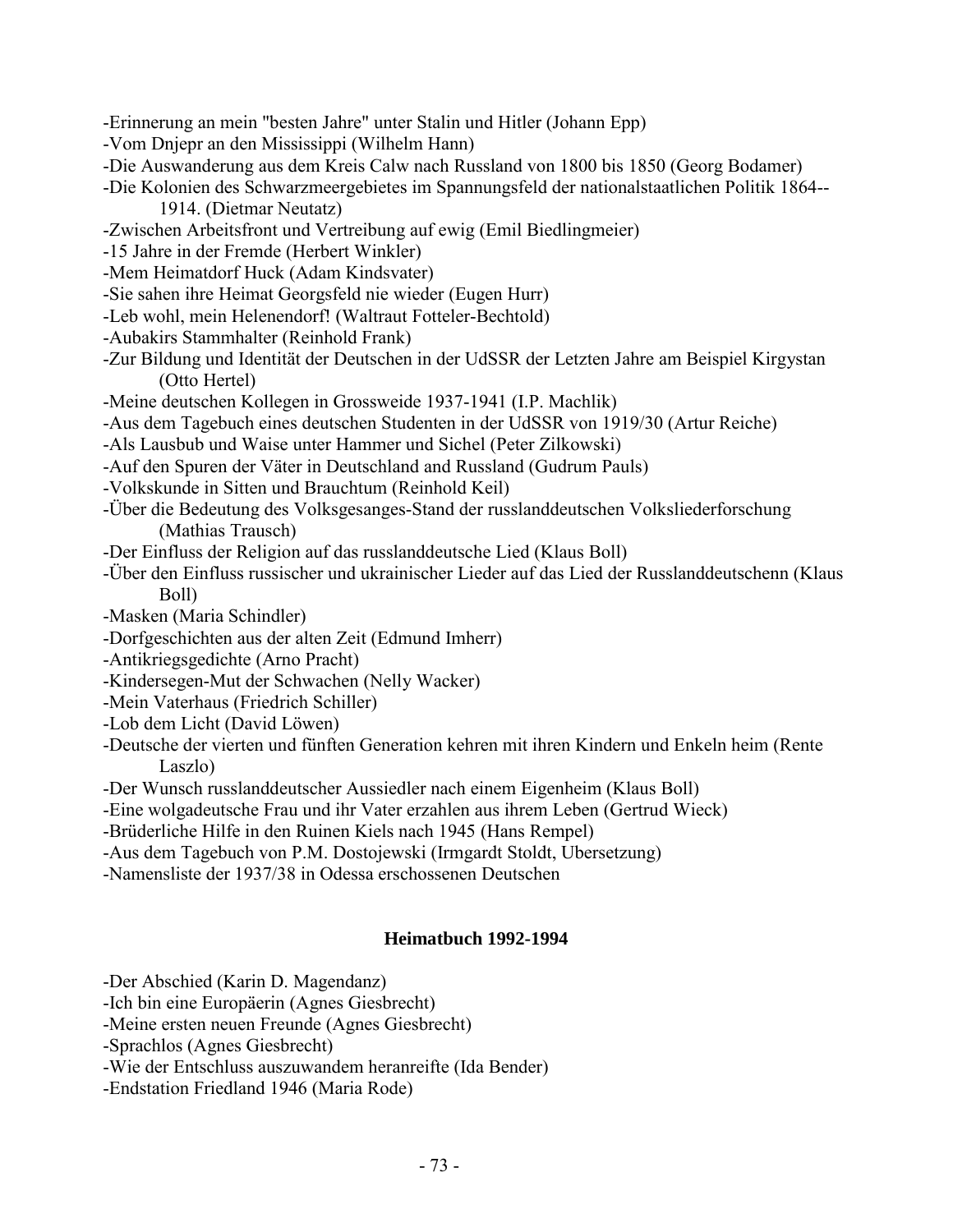-Erinnerung an mein "besten Jahre" unter Stalin und Hitler (Johann Epp)
-Vom Dnjepr an den Mississippi (Wilhelm Hann)
-Die Auswanderung aus dem Kreis Calw nach Russland von 1800 bis 1850 (Georg Bodamer)
-Die Kolonien des Schwarzmeergebietes im Spannungsfeld der nationalstaatlichen Politik 1864--1914. (Dietmar Neutatz)
-Zwischen Arbeitsfront und Vertreibung auf ewig (Emil Biedlingmeier)
-15 Jahre in der Fremde (Herbert Winkler)
-Mem Heimatdorf Huck (Adam Kindsvater)
-Sie sahen ihre Heimat Georgsfeld nie wieder (Eugen Hurr)
-Leb wohl, mein Helenendorf! (Waltraut Fotteler-Bechtold)
-Aubakirs Stammhalter (Reinhold Frank)
-Zur Bildung und Identität der Deutschen in der UdSSR der Letzten Jahre am Beispiel Kirgystan (Otto Hertel)
-Meine deutschen Kollegen in Grossweide 1937-1941 (I.P. Machlik)
-Aus dem Tagebuch eines deutschen Studenten in der UdSSR von 1919/30 (Artur Reiche)
-Als Lausbub und Waise unter Hammer und Sichel (Peter Zilkowski)
-Auf den Spuren der Väter in Deutschland and Russland (Gudrum Pauls)
-Volkskunde in Sitten und Brauchtum (Reinhold Keil)
-Über die Bedeutung des Volksgesanges-Stand der russlanddeutschen Volksliederforschung (Mathias Trausch)
-Der Einfluss der Religion auf das russlanddeutsche Lied (Klaus Boll)
-Über den Einfluss russischer und ukrainischer Lieder auf das Lied der Russlanddeutschenn (Klaus Boll)
-Masken (Maria Schindler)
-Dorfgeschichten aus der alten Zeit (Edmund Imherr)
-Antikriegsgedichte (Arno Pracht)
-Kindersegen-Mut der Schwachen (Nelly Wacker)
-Mein Vaterhaus (Friedrich Schiller)
-Lob dem Licht (David Löwen)
-Deutsche der vierten und fünften Generation kehren mit ihren Kindern und Enkeln heim (Rente Laszlo)
-Der Wunsch russlanddeutscher Aussiedler nach einem Eigenheim (Klaus Boll)
-Eine wolgadeutsche Frau und ihr Vater erzahlen aus ihrem Leben (Gertrud Wieck)
-Brüderliche Hilfe in den Ruinen Kiels nach 1945 (Hans Rempel)
-Aus dem Tagebuch von P.M. Dostojewski (Irmgardt Stoldt, Ubersetzung)
-Namensliste der 1937/38 in Odessa erschossenen Deutschen

**Heimatbuch 1992-1994**

-Der Abschied (Karin D. Magendanz)
-Ich bin eine Europäerin (Agnes Giesbrecht)
-Meine ersten neuen Freunde (Agnes Giesbrecht)
-Sprachlos (Agnes Giesbrecht)
-Wie der Entschluss auszuwandem heranreifte (Ida Bender)
-Endstation Friedland 1946 (Maria Rode)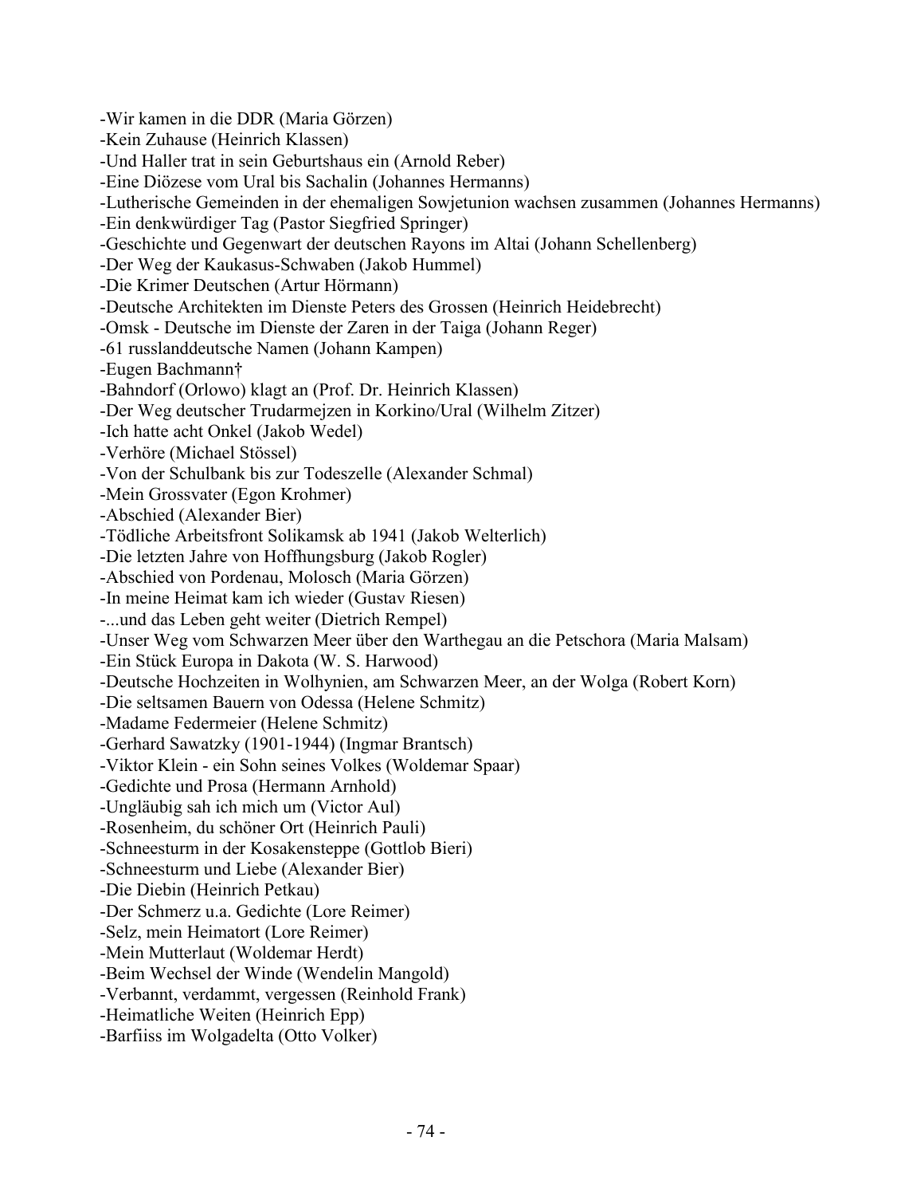-Wir kamen in die DDR (Maria Görzen)
-Kein Zuhause (Heinrich Klassen)
-Und Haller trat in sein Geburtshaus ein (Arnold Reber)
-Eine Diözese vom Ural bis Sachalin (Johannes Hermanns)
-Lutherische Gemeinden in der ehemaligen Sowjetunion wachsen zusammen (Johannes Hermanns)
-Ein denkwürdiger Tag (Pastor Siegfried Springer)
-Geschichte und Gegenwart der deutschen Rayons im Altai (Johann Schellenberg)
-Der Weg der Kaukasus-Schwaben (Jakob Hummel)
-Die Krimer Deutschen (Artur Hörmann)
-Deutsche Architekten im Dienste Peters des Grossen (Heinrich Heidebrecht)
-Omsk - Deutsche im Dienste der Zaren in der Taiga (Johann Reger)
-61 russlanddeutsche Namen (Johann Kampen)
-Eugen Bachmann†
-Bahndorf (Orlowo) klagt an (Prof. Dr. Heinrich Klassen)
-Der Weg deutscher Trudarmejzen in Korkino/Ural (Wilhelm Zitzer)
-Ich hatte acht Onkel (Jakob Wedel)
-Verhöre (Michael Stössel)
-Von der Schulbank bis zur Todeszelle (Alexander Schmal)
-Mein Grossvater (Egon Krohmer)
-Abschied (Alexander Bier)
-Tödliche Arbeitsfront Solikamsk ab 1941 (Jakob Welterlich)
-Die letzten Jahre von Hoffhungsburg (Jakob Rogler)
-Abschied von Pordenau, Molosch (Maria Görzen)
-In meine Heimat kam ich wieder (Gustav Riesen)
-...und das Leben geht weiter (Dietrich Rempel)
-Unser Weg vom Schwarzen Meer über den Warthegau an die Petschora (Maria Malsam)
-Ein Stück Europa in Dakota (W. S. Harwood)
-Deutsche Hochzeiten in Wolhynien, am Schwarzen Meer, an der Wolga (Robert Korn)
-Die seltsamen Bauern von Odessa (Helene Schmitz)
-Madame Federmeier (Helene Schmitz)
-Gerhard Sawatzky (1901-1944) (Ingmar Brantsch)
-Viktor Klein - ein Sohn seines Volkes (Woldemar Spaar)
-Gedichte und Prosa (Hermann Arnhold)
-Ungläubig sah ich mich um (Victor Aul)
-Rosenheim, du schöner Ort (Heinrich Pauli)
-Schneesturm in der Kosakensteppe (Gottlob Bieri)
-Schneesturm und Liebe (Alexander Bier)
-Die Diebin (Heinrich Petkau)
-Der Schmerz u.a. Gedichte (Lore Reimer)
-Selz, mein Heimatort (Lore Reimer)
-Mein Mutterlaut (Woldemar Herdt)
-Beim Wechsel der Winde (Wendelin Mangold)
-Verbannt, verdammt, vergessen (Reinhold Frank)
-Heimatliche Weiten (Heinrich Epp)
-Barfiiss im Wolgadelta (Otto Volker)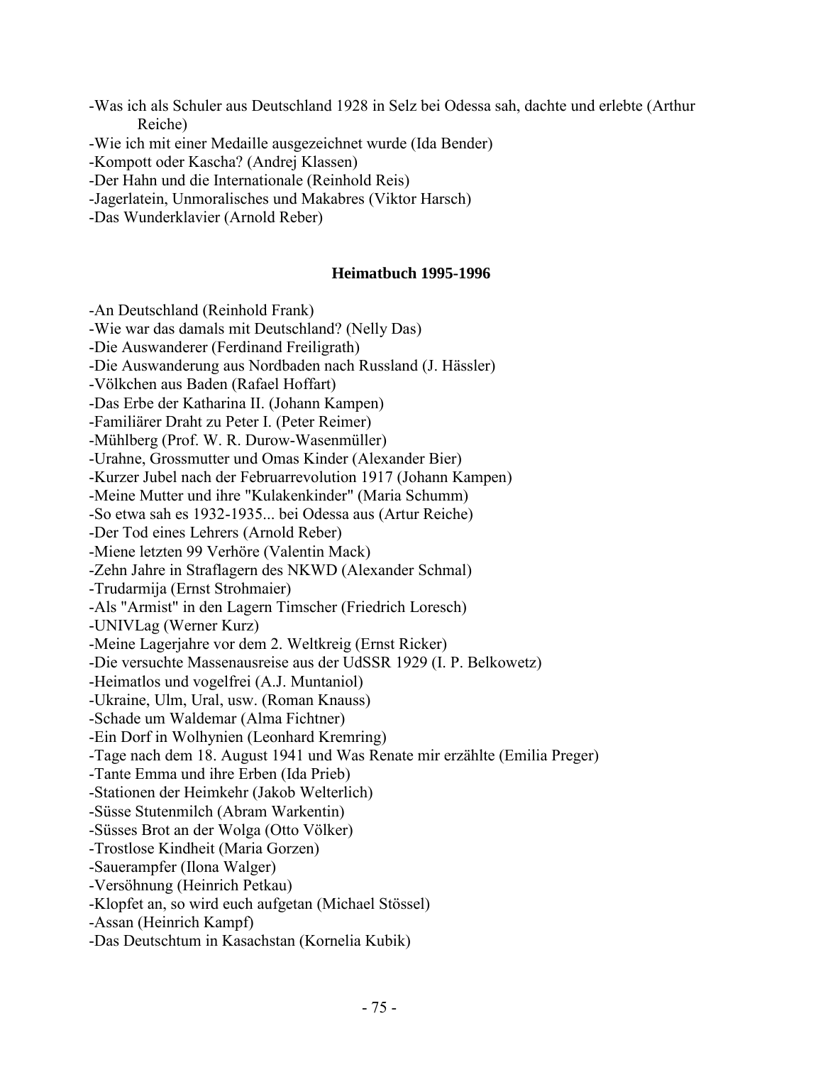-Was ich als Schuler aus Deutschland 1928 in Selz bei Odessa sah, dachte und erlebte (Arthur Reiche)
-Wie ich mit einer Medaille ausgezeichnet wurde (Ida Bender)
-Kompott oder Kascha? (Andrej Klassen)
-Der Hahn und die Internationale (Reinhold Reis)
-Jagerlatein, Unmoralisches und Makabres (Viktor Harsch)
-Das Wunderklavier (Arnold Reber)

**Heimatbuch 1995-1996**

-An Deutschland (Reinhold Frank)
-Wie war das damals mit Deutschland? (Nelly Das)
-Die Auswanderer (Ferdinand Freiligrath)
-Die Auswanderung aus Nordbaden nach Russland (J. Hässler)
-Völkchen aus Baden (Rafael Hoffart)
-Das Erbe der Katharina II. (Johann Kampen)
-Familiärer Draht zu Peter I. (Peter Reimer)
-Mühlberg (Prof. W. R. Durow-Wasenmüller)
-Urahne, Grossmutter und Omas Kinder (Alexander Bier)
-Kurzer Jubel nach der Februarrevolution 1917 (Johann Kampen)
-Meine Mutter und ihre "Kulakenkinder" (Maria Schumm)
-So etwa sah es 1932-1935... bei Odessa aus (Artur Reiche)
-Der Tod eines Lehrers (Arnold Reber)
-Miene letzten 99 Verhöre (Valentin Mack)
-Zehn Jahre in Straflagern des NKWD (Alexander Schmal)
-Trudarmija (Ernst Strohmaier)
-Als "Armist" in den Lagern Timscher (Friedrich Loresch)
-UNIVLag (Werner Kurz)
-Meine Lagerjahre vor dem 2. Weltkrieg (Ernst Ricker)
-Die versuchte Massenausreise aus der UdSSR 1929 (I. P. Belkowetz)
-Heimatlos und vogelfrei (A.J. Muntaniol)
-Ukraine, Ulm, Ural, usw. (Roman Knauss)
-Schade um Waldemar (Alma Fichtner)
-Ein Dorf in Wolhynien (Leonhard Kremring)
-Tage nach dem 18. August 1941 und Was Renate mir erzählte (Emilia Preger)
-Tante Emma und ihre Erben (Ida Prieb)
-Stationen der Heimkehr (Jakob Welterlich)
-Süsse Stutenmilch (Abram Warkentin)
-Süsses Brot an der Wolga (Otto Völker)
-Trostlose Kindheit (Maria Gorzen)
-Sauerampfer (Ilona Walger)
-Versöhnung (Heinrich Petkau)
-Klopfet an, so wird euch aufgetan (Michael Stössel)
-Assan (Heinrich Kampf)
-Das Deutschtum in Kasachstan (Kornelia Kubik)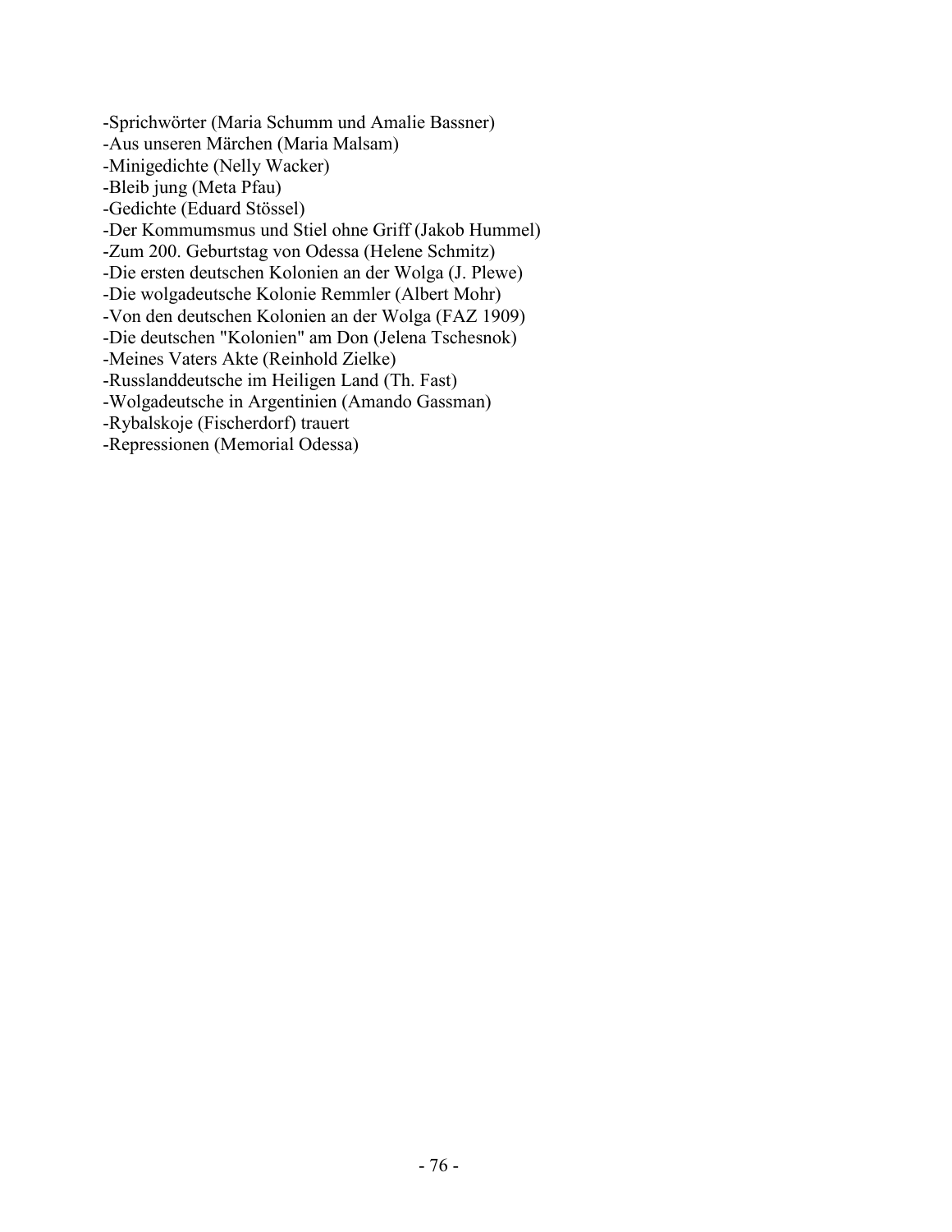-Sprichwörter (Maria Schumm und Amalie Bassner)
-Aus unseren Märchen (Maria Malsam)
-Minigedichte (Nelly Wacker)
-Bleib jung (Meta Pfau)
-Gedichte (Eduard Stössel)
-Der Kommumsmus und Stiel ohne Griff (Jakob Hummel)
-Zum 200. Geburtstag von Odessa (Helene Schmitz)
-Die ersten deutschen Kolonien an der Wolga (J. Plewe)
-Die wolgadeutsche Kolonie Remmler (Albert Mohr)
-Von den deutschen Kolonien an der Wolga (FAZ 1909)
-Die deutschen "Kolonien" am Don (Jelena Tschesnok)
-Meines Vaters Akte (Reinhold Zielke)
-Russlanddeutsche im Heiligen Land (Th. Fast)
-Wolgadeutsche in Argentinien (Amando Gassman)
-Rybalskoje (Fischerdorf) trauert
-Repressionen (Memorial Odessa)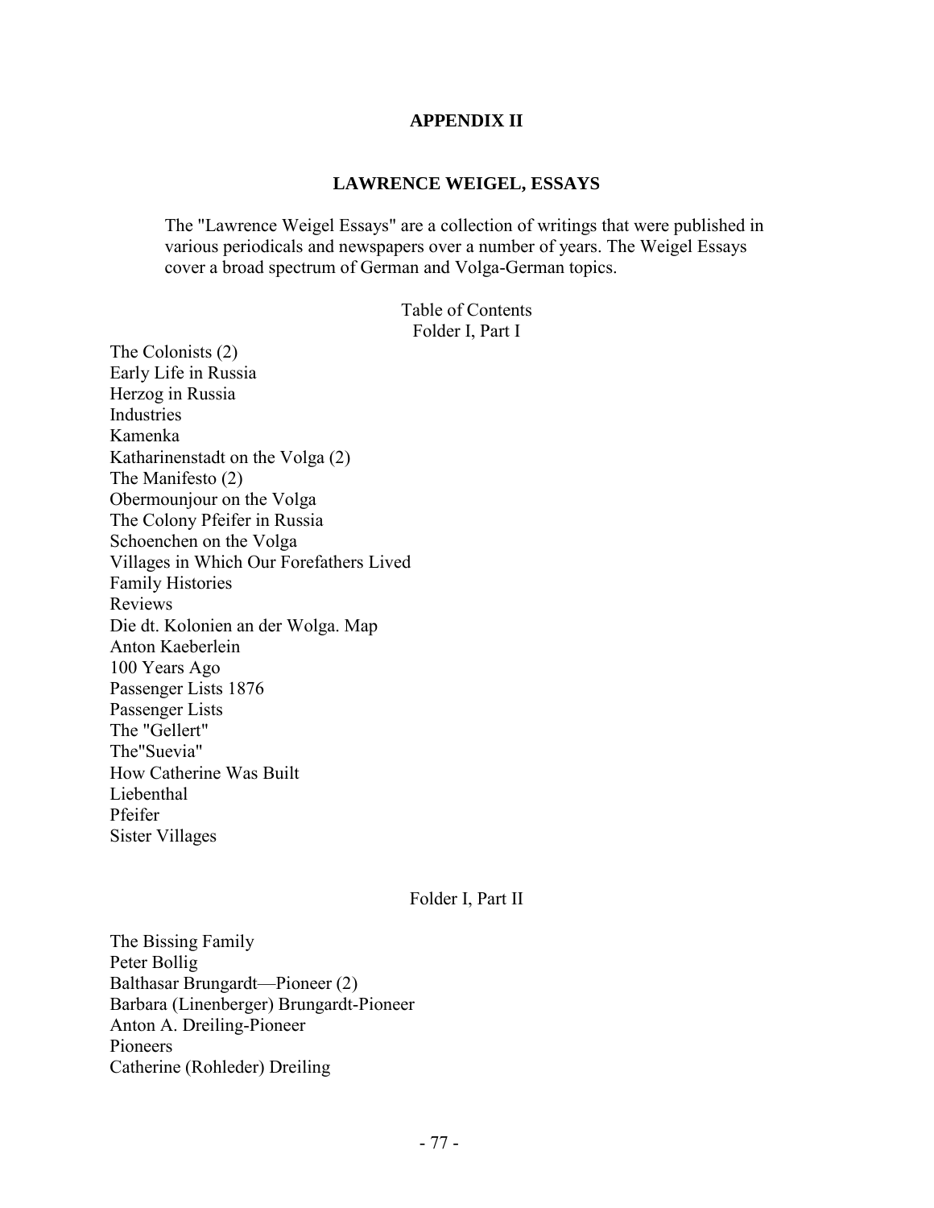# APPENDIX II

## LAWRENCE WEIGEL, ESSAYS

The "Lawrence Weigel Essays" are a collection of writings that were published in various periodicals and newspapers over a number of years. The Weigel Essays cover a broad spectrum of German and Volga-German topics.

Table of Contents
Folder I, Part I

The Colonists (2)
Early Life in Russia
Herzog in Russia
Industries
Kamenka
Katharinenstadt on the Volga (2)
The Manifesto (2)
Obermounjour on the Volga
The Colony Pfeifer in Russia
Schoenchen on the Volga
Villages in Which Our Forefathers Lived
Family Histories
Reviews
Die dt. Kolonien an der Wolga. Map
Anton Kaeberlein
100 Years Ago
Passenger Lists 1876
Passenger Lists
The "Gellert"
The"Suevia"
How Catherine Was Built
Liebenthal
Pfeifer
Sister Villages

Folder I, Part II

The Bissing Family
Peter Bollig
Balthasar Brungardt—Pioneer (2)
Barbara (Linenberger) Brungardt-Pioneer
Anton A. Dreiling-Pioneer
Pioneers
Catherine (Rohleder) Dreiling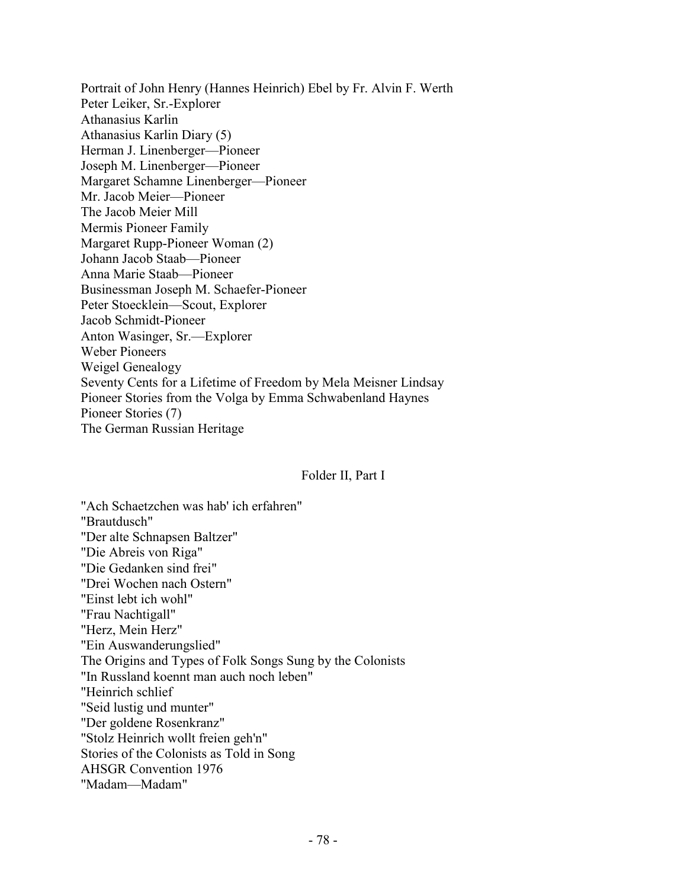Portrait of John Henry (Hannes Heinrich) Ebel by Fr. Alvin F. Werth
Peter Leiker, Sr.-Explorer
Athanasius Karlin
Athanasius Karlin Diary (5)
Herman J. Linenberger—Pioneer
Joseph M. Linenberger—Pioneer
Margaret Schamne Linenberger—Pioneer
Mr. Jacob Meier—Pioneer
The Jacob Meier Mill
Mermis Pioneer Family
Margaret Rupp-Pioneer Woman (2)
Johann Jacob Staab—Pioneer
Anna Marie Staab—Pioneer
Businessman Joseph M. Schaefer-Pioneer
Peter Stoecklein—Scout, Explorer
Jacob Schmidt-Pioneer
Anton Wasinger, Sr.—Explorer
Weber Pioneers
Weigel Genealogy
Seventy Cents for a Lifetime of Freedom by Mela Meisner Lindsay
Pioneer Stories from the Volga by Emma Schwabenland Haynes
Pioneer Stories (7)
The German Russian Heritage

## Folder II, Part I

"Ach Schaetzchen was hab' ich erfahren"
"Brautdusch"
"Der alte Schnapsen Baltzer"
"Die Abreis von Riga"
"Die Gedanken sind frei"
"Drei Wochen nach Ostern"
"Einst lebt ich wohl"
"Frau Nachtigall"
"Herz, Mein Herz"
"Ein Auswanderungslied"
The Origins and Types of Folk Songs Sung by the Colonists
"In Russland koennt man auch noch leben"
"Heinrich schlief
"Seid lustig und munter"
"Der goldene Rosenkranz"
"Stolz Heinrich wollt freien geh'n"
Stories of the Colonists as Told in Song
AHSGR Convention 1976
"Madam—Madam"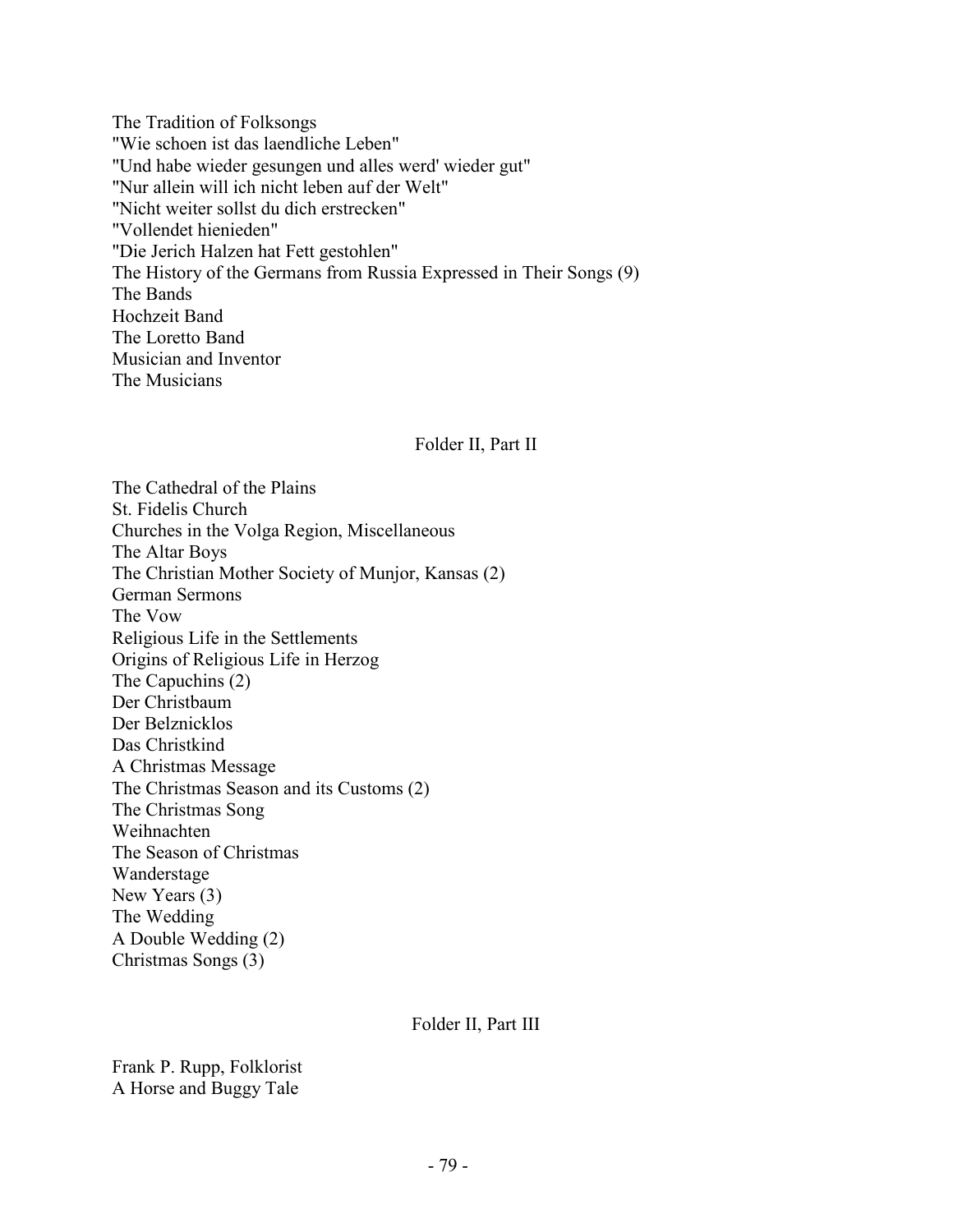The Tradition of Folksongs
"Wie schoen ist das laendliche Leben"
"Und habe wieder gesungen und alles werd' wieder gut"
"Nur allein will ich nicht leben auf der Welt"
"Nicht weiter sollst du dich erstrecken"
"Vollendet hienieden"
"Die Jerich Halzen hat Fett gestohlen"
The History of the Germans from Russia Expressed in Their Songs (9)
The Bands
Hochzeit Band
The Loretto Band
Musician and Inventor
The Musicians

Folder II, Part II

The Cathedral of the Plains
St. Fidelis Church
Churches in the Volga Region, Miscellaneous
The Altar Boys
The Christian Mother Society of Munjor, Kansas (2)
German Sermons
The Vow
Religious Life in the Settlements
Origins of Religious Life in Herzog
The Capuchins (2)
Der Christbaum
Der Belznicklos
Das Christkind
A Christmas Message
The Christmas Season and its Customs (2)
The Christmas Song
Weihnachten
The Season of Christmas
Wanderstage
New Years (3)
The Wedding
A Double Wedding (2)
Christmas Songs (3)

Folder II, Part III

Frank P. Rupp, Folklorist
A Horse and Buggy Tale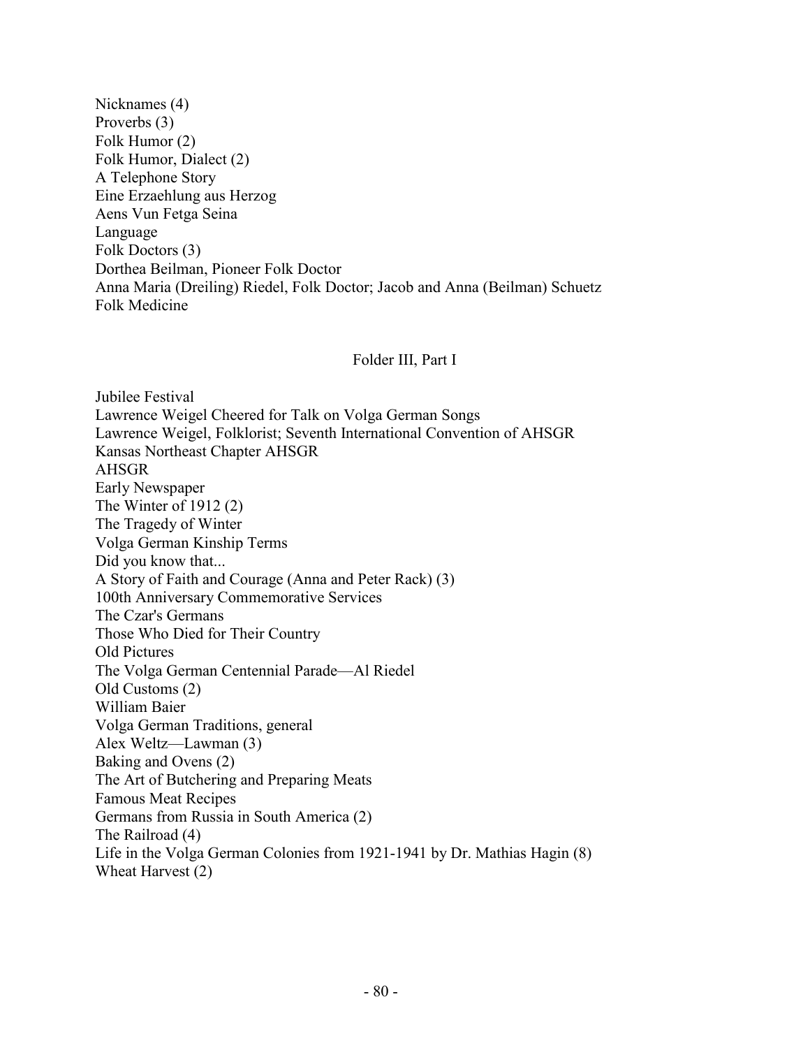Nicknames (4)
Proverbs (3)
Folk Humor (2)
Folk Humor, Dialect (2)
A Telephone Story
Eine Erzaehlung aus Herzog
Aens Vun Fetga Seina
Language
Folk Doctors (3)
Dorthea Beilman, Pioneer Folk Doctor
Anna Maria (Dreiling) Riedel, Folk Doctor; Jacob and Anna (Beilman) Schuetz
Folk Medicine

## Folder III, Part I

Jubilee Festival
Lawrence Weigel Cheered for Talk on Volga German Songs
Lawrence Weigel, Folklorist; Seventh International Convention of AHSGR
Kansas Northeast Chapter AHSGR
AHSGR
Early Newspaper
The Winter of 1912 (2)
The Tragedy of Winter
Volga German Kinship Terms
Did you know that...
A Story of Faith and Courage (Anna and Peter Rack) (3)
100th Anniversary Commemorative Services
The Czar's Germans
Those Who Died for Their Country
Old Pictures
The Volga German Centennial Parade—Al Riedel
Old Customs (2)
William Baier
Volga German Traditions, general
Alex Weltz—Lawman (3)
Baking and Ovens (2)
The Art of Butchering and Preparing Meats
Famous Meat Recipes
Germans from Russia in South America (2)
The Railroad (4)
Life in the Volga German Colonies from 1921-1941 by Dr. Mathias Hagin (8)
Wheat Harvest (2)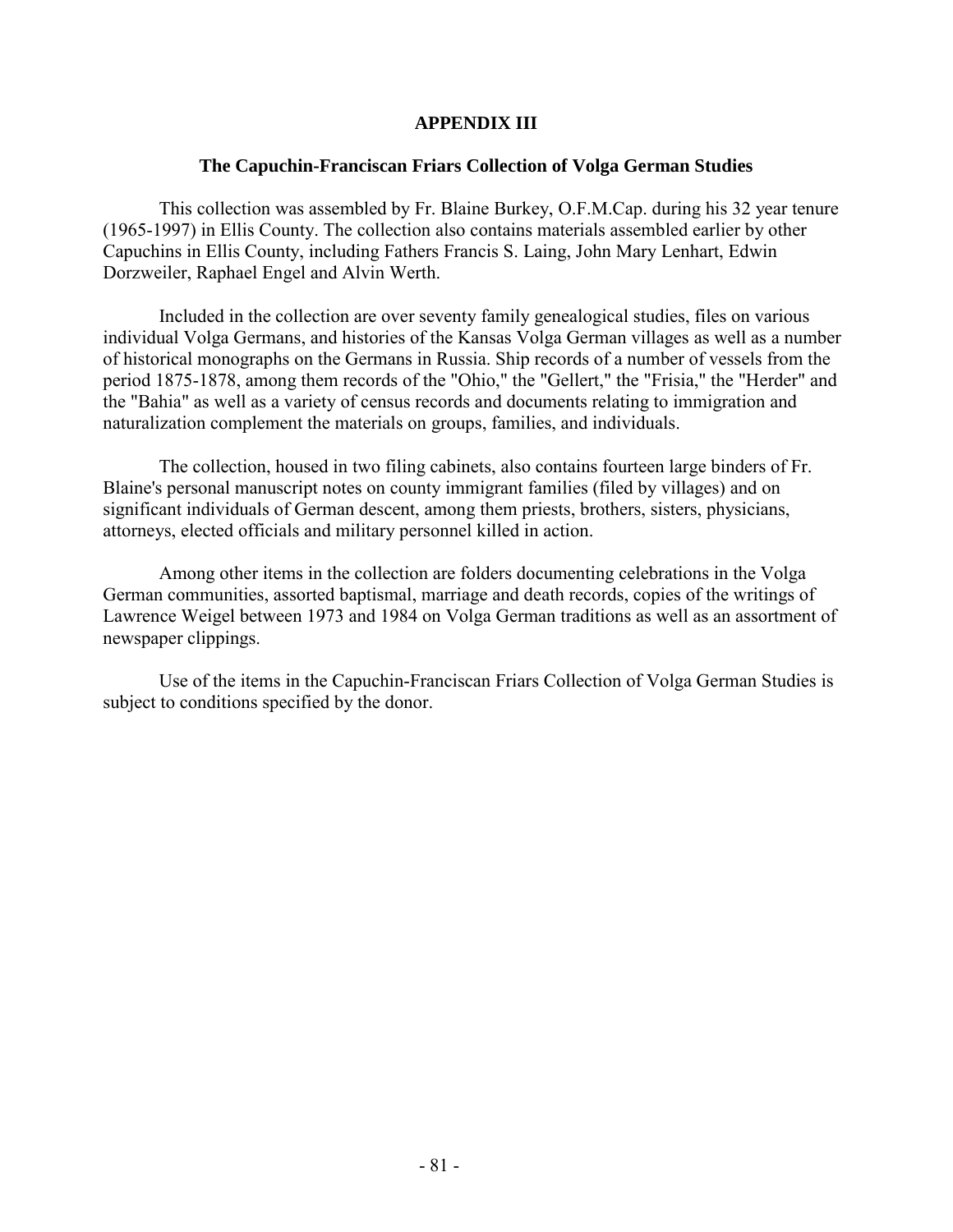## APPENDIX III

### The Capuchin-Franciscan Friars Collection of Volga German Studies

This collection was assembled by Fr. Blaine Burkey, O.F.M.Cap. during his 32 year tenure (1965-1997) in Ellis County. The collection also contains materials assembled earlier by other Capuchins in Ellis County, including Fathers Francis S. Laing, John Mary Lenhart, Edwin Dorzweiler, Raphael Engel and Alvin Werth.

Included in the collection are over seventy family genealogical studies, files on various individual Volga Germans, and histories of the Kansas Volga German villages as well as a number of historical monographs on the Germans in Russia. Ship records of a number of vessels from the period 1875-1878, among them records of the "Ohio," the "Gellert," the "Frisia," the "Herder" and the "Bahia" as well as a variety of census records and documents relating to immigration and naturalization complement the materials on groups, families, and individuals.

The collection, housed in two filing cabinets, also contains fourteen large binders of Fr. Blaine's personal manuscript notes on county immigrant families (filed by villages) and on significant individuals of German descent, among them priests, brothers, sisters, physicians, attorneys, elected officials and military personnel killed in action.

Among other items in the collection are folders documenting celebrations in the Volga German communities, assorted baptismal, marriage and death records, copies of the writings of Lawrence Weigel between 1973 and 1984 on Volga German traditions as well as an assortment of newspaper clippings.

Use of the items in the Capuchin-Franciscan Friars Collection of Volga German Studies is subject to conditions specified by the donor.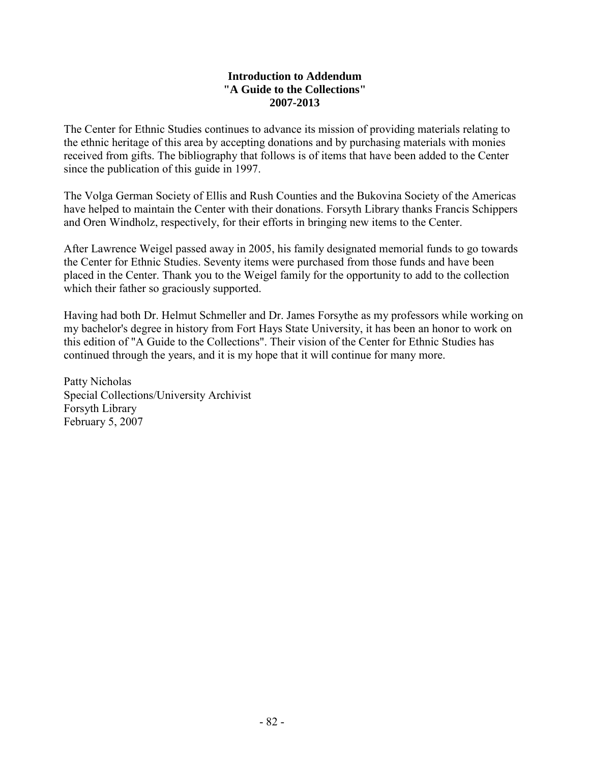**Introduction to Addendum**
**"A Guide to the Collections"**
**2007-2013**

The Center for Ethnic Studies continues to advance its mission of providing materials relating to the ethnic heritage of this area by accepting donations and by purchasing materials with monies received from gifts. The bibliography that follows is of items that have been added to the Center since the publication of this guide in 1997.

The Volga German Society of Ellis and Rush Counties and the Bukovina Society of the Americas have helped to maintain the Center with their donations. Forsyth Library thanks Francis Schippers and Oren Windholz, respectively, for their efforts in bringing new items to the Center.

After Lawrence Weigel passed away in 2005, his family designated memorial funds to go towards the Center for Ethnic Studies. Seventy items were purchased from those funds and have been placed in the Center. Thank you to the Weigel family for the opportunity to add to the collection which their father so graciously supported.

Having had both Dr. Helmut Schmeller and Dr. James Forsythe as my professors while working on my bachelor's degree in history from Fort Hays State University, it has been an honor to work on this edition of "A Guide to the Collections". Their vision of the Center for Ethnic Studies has continued through the years, and it is my hope that it will continue for many more.

Patty Nicholas
Special Collections/University Archivist
Forsyth Library
February 5, 2007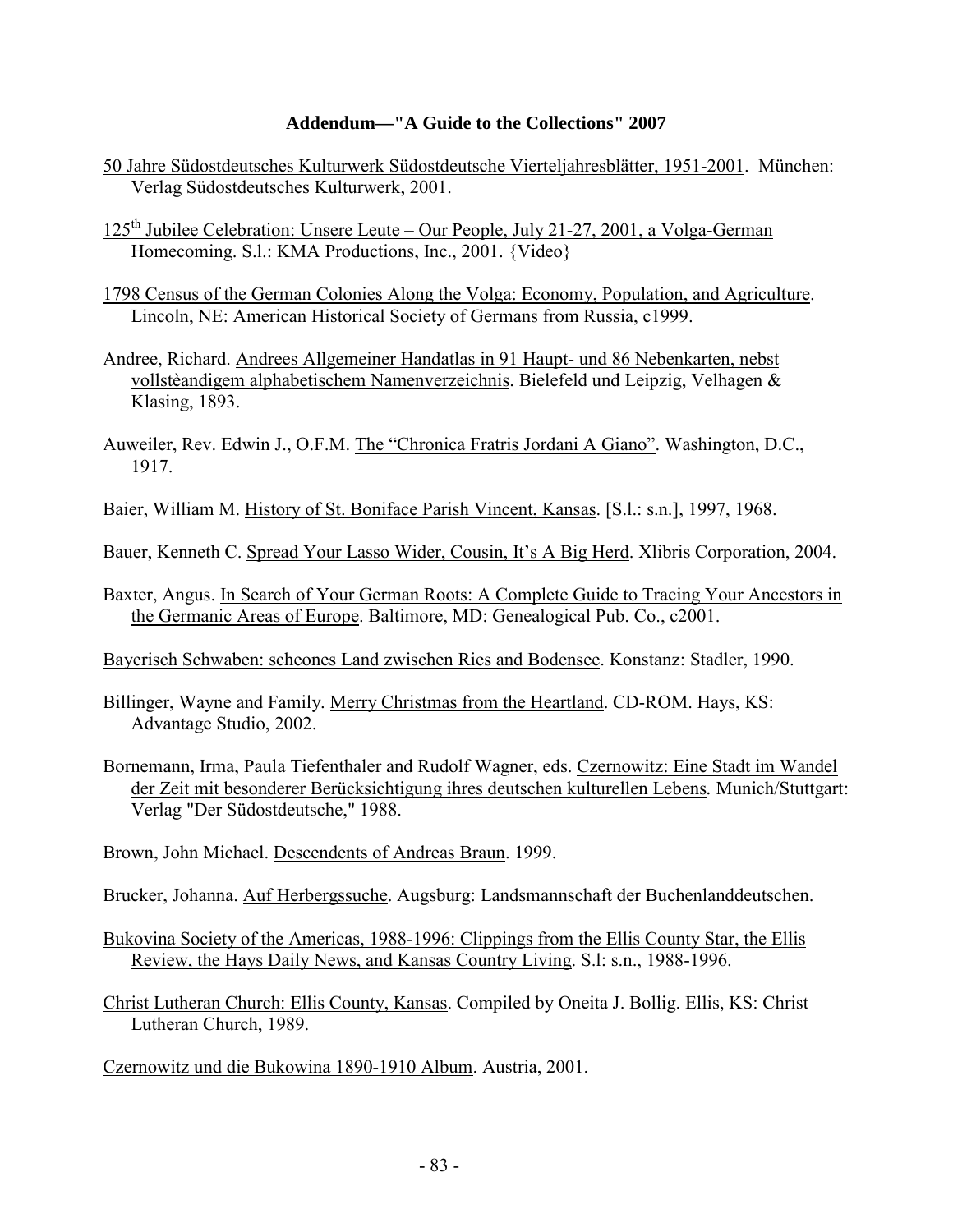**Addendum—"A Guide to the Collections" 2007**

50 Jahre Südostdeutsches Kulturwerk Südostdeutsche Vierteljahresblätter, 1951-2001. München: Verlag Südostdeutsches Kulturwerk, 2001.

125th Jubilee Celebration: Unsere Leute – Our People, July 21-27, 2001, a Volga-German Homecoming. S.l.: KMA Productions, Inc., 2001. {Video}

1798 Census of the German Colonies Along the Volga: Economy, Population, and Agriculture. Lincoln, NE: American Historical Society of Germans from Russia, c1999.

Andree, Richard. Andrees Allgemeiner Handatlas in 91 Haupt- und 86 Nebenkarten, nebst vollstèandigem alphabetischem Namenverzeichnis. Bielefeld und Leipzig, Velhagen & Klasing, 1893.

Auweiler, Rev. Edwin J., O.F.M. The "Chronica Fratris Jordani A Giano". Washington, D.C., 1917.

Baier, William M. History of St. Boniface Parish Vincent, Kansas. [S.l.: s.n.], 1997, 1968.

Bauer, Kenneth C. Spread Your Lasso Wider, Cousin, It's A Big Herd. Xlibris Corporation, 2004.

Baxter, Angus. In Search of Your German Roots: A Complete Guide to Tracing Your Ancestors in the Germanic Areas of Europe. Baltimore, MD: Genealogical Pub. Co., c2001.

Bayerisch Schwaben: scheones Land zwischen Ries and Bodensee. Konstanz: Stadler, 1990.

Billinger, Wayne and Family. Merry Christmas from the Heartland. CD-ROM. Hays, KS: Advantage Studio, 2002.

Bornemann, Irma, Paula Tiefenthaler and Rudolf Wagner, eds. Czernowitz: Eine Stadt im Wandel der Zeit mit besonderer Berücksichtigung ihres deutschen kulturellen Lebens. Munich/Stuttgart: Verlag "Der Südostdeutsche," 1988.

Brown, John Michael. Descendents of Andreas Braun. 1999.

Brucker, Johanna. Auf Herbergssuche. Augsburg: Landsmannschaft der Buchenlanddeutschen.

Bukovina Society of the Americas, 1988-1996: Clippings from the Ellis County Star, the Ellis Review, the Hays Daily News, and Kansas Country Living. S.l: s.n., 1988-1996.

Christ Lutheran Church: Ellis County, Kansas. Compiled by Oneita J. Bollig. Ellis, KS: Christ Lutheran Church, 1989.

Czernowitz und die Bukowina 1890-1910 Album. Austria, 2001.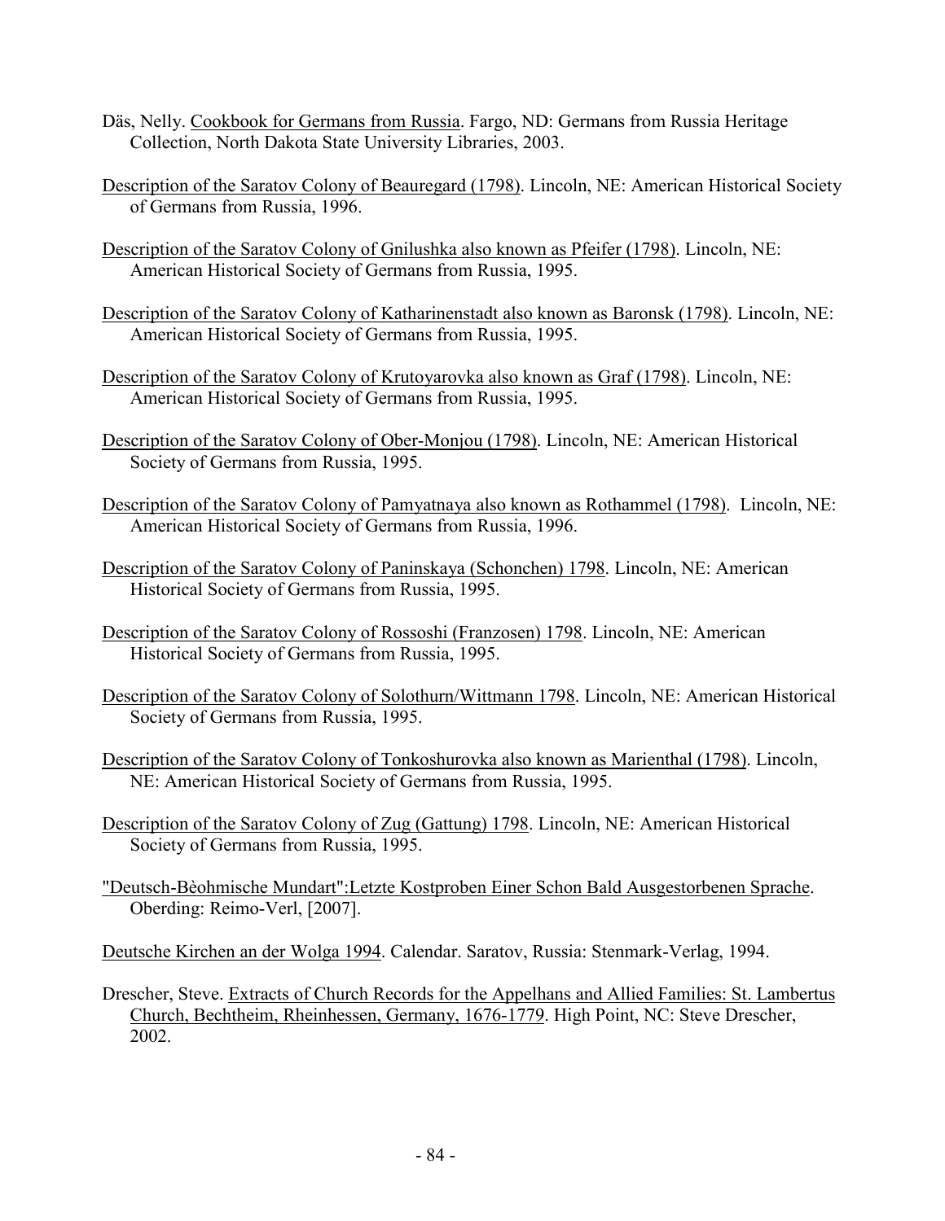Däs, Nelly. Cookbook for Germans from Russia. Fargo, ND: Germans from Russia Heritage Collection, North Dakota State University Libraries, 2003.

Description of the Saratov Colony of Beauregard (1798). Lincoln, NE: American Historical Society of Germans from Russia, 1996.

Description of the Saratov Colony of Gnilushka also known as Pfeifer (1798). Lincoln, NE: American Historical Society of Germans from Russia, 1995.

Description of the Saratov Colony of Katharinenstadt also known as Baronsk (1798). Lincoln, NE: American Historical Society of Germans from Russia, 1995.

Description of the Saratov Colony of Krutoyarovka also known as Graf (1798). Lincoln, NE: American Historical Society of Germans from Russia, 1995.

Description of the Saratov Colony of Ober-Monjou (1798). Lincoln, NE: American Historical Society of Germans from Russia, 1995.

Description of the Saratov Colony of Pamyatnaya also known as Rothammel (1798). Lincoln, NE: American Historical Society of Germans from Russia, 1996.

Description of the Saratov Colony of Paninskaya (Schonchen) 1798. Lincoln, NE: American Historical Society of Germans from Russia, 1995.

Description of the Saratov Colony of Rossoshi (Franzosen) 1798. Lincoln, NE: American Historical Society of Germans from Russia, 1995.

Description of the Saratov Colony of Solothurn/Wittmann 1798. Lincoln, NE: American Historical Society of Germans from Russia, 1995.

Description of the Saratov Colony of Tonkoshurovka also known as Marienthal (1798). Lincoln, NE: American Historical Society of Germans from Russia, 1995.

Description of the Saratov Colony of Zug (Gattung) 1798. Lincoln, NE: American Historical Society of Germans from Russia, 1995.

"Deutsch-Bèohmische Mundart":Letzte Kostproben Einer Schon Bald Ausgestorbenen Sprache. Oberding: Reimo-Verl, [2007].

Deutsche Kirchen an der Wolga 1994. Calendar. Saratov, Russia: Stenmark-Verlag, 1994.

Drescher, Steve. Extracts of Church Records for the Appelhans and Allied Families: St. Lambertus Church, Bechtheim, Rheinhessen, Germany, 1676-1779. High Point, NC: Steve Drescher, 2002.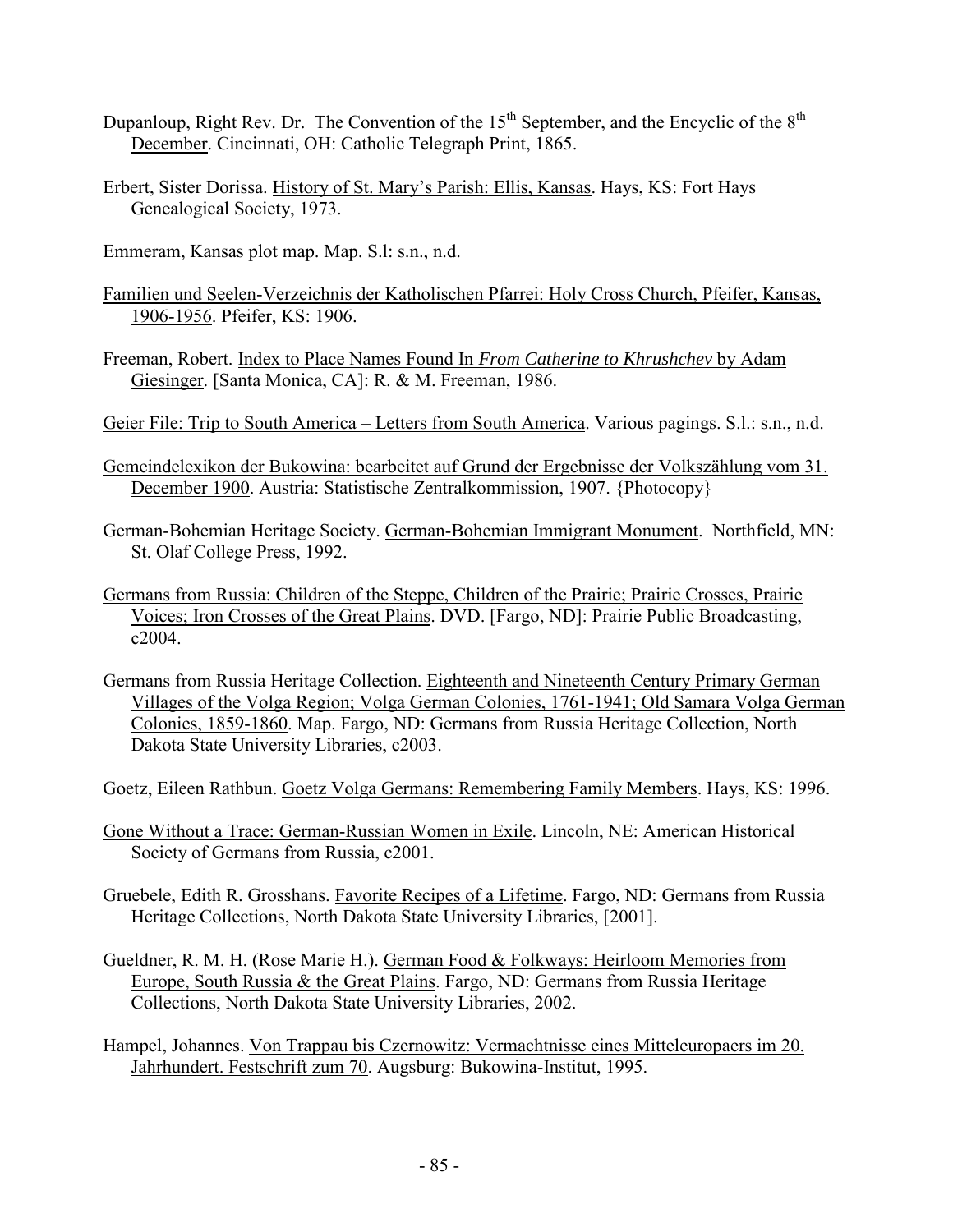Dupanloup, Right Rev. Dr. The Convention of the 15th September, and the Encyclic of the 8th December. Cincinnati, OH: Catholic Telegraph Print, 1865.

Erbert, Sister Dorissa. History of St. Mary's Parish: Ellis, Kansas. Hays, KS: Fort Hays Genealogical Society, 1973.

Emmeram, Kansas plot map. Map. S.l: s.n., n.d.

Familien und Seelen-Verzeichnis der Katholischen Pfarrei: Holy Cross Church, Pfeifer, Kansas, 1906-1956. Pfeifer, KS: 1906.

Freeman, Robert. Index to Place Names Found In *From Catherine to Khrushchev* by Adam Giesinger. [Santa Monica, CA]: R. & M. Freeman, 1986.

Geier File: Trip to South America – Letters from South America. Various pagings. S.l.: s.n., n.d.

Gemeindelexikon der Bukowina: bearbeitet auf Grund der Ergebnisse der Volkszählung vom 31. December 1900. Austria: Statistische Zentralkommission, 1907. {Photocopy}

German-Bohemian Heritage Society. German-Bohemian Immigrant Monument. Northfield, MN: St. Olaf College Press, 1992.

Germans from Russia: Children of the Steppe, Children of the Prairie; Prairie Crosses, Prairie Voices; Iron Crosses of the Great Plains. DVD. [Fargo, ND]: Prairie Public Broadcasting, c2004.

Germans from Russia Heritage Collection. Eighteenth and Nineteenth Century Primary German Villages of the Volga Region; Volga German Colonies, 1761-1941; Old Samara Volga German Colonies, 1859-1860. Map. Fargo, ND: Germans from Russia Heritage Collection, North Dakota State University Libraries, c2003.

Goetz, Eileen Rathbun. Goetz Volga Germans: Remembering Family Members. Hays, KS: 1996.

Gone Without a Trace: German-Russian Women in Exile. Lincoln, NE: American Historical Society of Germans from Russia, c2001.

Gruebele, Edith R. Grosshans. Favorite Recipes of a Lifetime. Fargo, ND: Germans from Russia Heritage Collections, North Dakota State University Libraries, [2001].

Gueldner, R. M. H. (Rose Marie H.). German Food & Folkways: Heirloom Memories from Europe, South Russia & the Great Plains. Fargo, ND: Germans from Russia Heritage Collections, North Dakota State University Libraries, 2002.

Hampel, Johannes. Von Trappau bis Czernowitz: Vermachtnisse eines Mitteleuropaers im 20. Jahrhundert. Festschrift zum 70. Augsburg: Bukowina-Institut, 1995.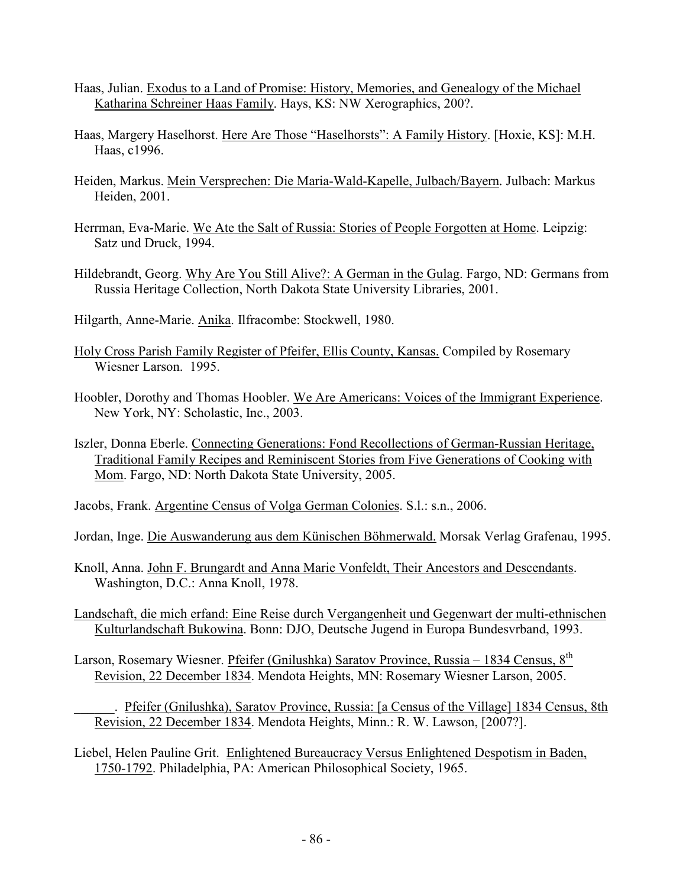Haas, Julian. Exodus to a Land of Promise: History, Memories, and Genealogy of the Michael Katharina Schreiner Haas Family. Hays, KS: NW Xerographics, 200?.

Haas, Margery Haselhorst. Here Are Those "Haselhorsts": A Family History. [Hoxie, KS]: M.H. Haas, c1996.

Heiden, Markus. Mein Versprechen: Die Maria-Wald-Kapelle, Julbach/Bayern. Julbach: Markus Heiden, 2001.

Herrman, Eva-Marie. We Ate the Salt of Russia: Stories of People Forgotten at Home. Leipzig: Satz und Druck, 1994.

Hildebrandt, Georg. Why Are You Still Alive?: A German in the Gulag. Fargo, ND: Germans from Russia Heritage Collection, North Dakota State University Libraries, 2001.

Hilgarth, Anne-Marie. Anika. Ilfracombe: Stockwell, 1980.

Holy Cross Parish Family Register of Pfeifer, Ellis County, Kansas. Compiled by Rosemary Wiesner Larson. 1995.

Hoobler, Dorothy and Thomas Hoobler. We Are Americans: Voices of the Immigrant Experience. New York, NY: Scholastic, Inc., 2003.

Iszler, Donna Eberle. Connecting Generations: Fond Recollections of German-Russian Heritage, Traditional Family Recipes and Reminiscent Stories from Five Generations of Cooking with Mom. Fargo, ND: North Dakota State University, 2005.

Jacobs, Frank. Argentine Census of Volga German Colonies. S.l.: s.n., 2006.

Jordan, Inge. Die Auswanderung aus dem Künischen Böhmerwald. Morsak Verlag Grafenau, 1995.

Knoll, Anna. John F. Brungardt and Anna Marie Vonfeldt, Their Ancestors and Descendants. Washington, D.C.: Anna Knoll, 1978.

Landschaft, die mich erfand: Eine Reise durch Vergangenheit und Gegenwart der multi-ethnischen Kulturlandschaft Bukowina. Bonn: DJO, Deutsche Jugend in Europa Bundesvrband, 1993.

Larson, Rosemary Wiesner. Pfeifer (Gnilushka) Saratov Province, Russia – 1834 Census, 8th Revision, 22 December 1834. Mendota Heights, MN: Rosemary Wiesner Larson, 2005.

______. Pfeifer (Gnilushka), Saratov Province, Russia: [a Census of the Village] 1834 Census, 8th Revision, 22 December 1834. Mendota Heights, Minn.: R. W. Lawson, [2007?].

Liebel, Helen Pauline Grit. Enlightened Bureaucracy Versus Enlightened Despotism in Baden, 1750-1792. Philadelphia, PA: American Philosophical Society, 1965.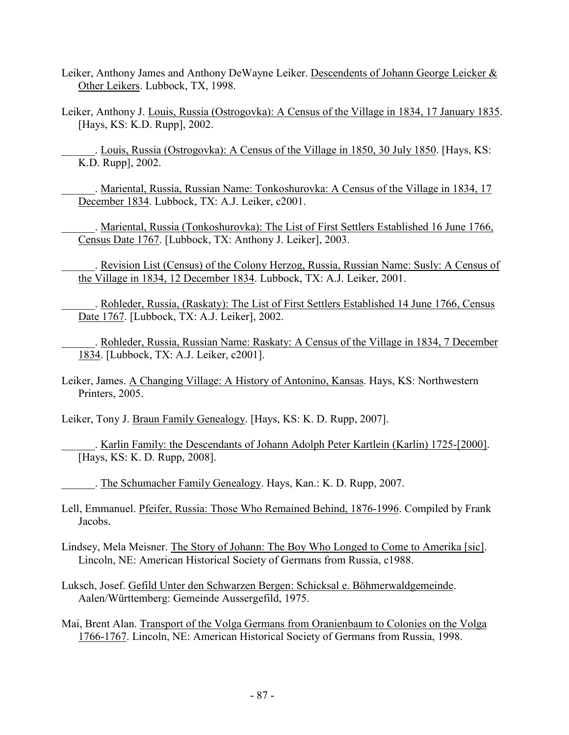Leiker, Anthony James and Anthony DeWayne Leiker. <u>Descendents of Johann George Leicker & Other Leikers</u>. Lubbock, TX, 1998.

Leiker, Anthony J. <u>Louis, Russia (Ostrogovka): A Census of the Village in 1834, 17 January 1835</u>. [Hays, KS: K.D. Rupp], 2002.

______. <u>Louis, Russia (Ostrogovka): A Census of the Village in 1850, 30 July 1850</u>. [Hays, KS: K.D. Rupp], 2002.

______. <u>Mariental, Russia, Russian Name: Tonkoshurovka: A Census of the Village in 1834, 17 December 1834</u>. Lubbock, TX: A.J. Leiker, c2001.

______. <u>Mariental, Russia (Tonkoshurovka): The List of First Settlers Established 16 June 1766, Census Date 1767</u>. [Lubbock, TX: Anthony J. Leiker], 2003.

______. <u>Revision List (Census) of the Colony Herzog, Russia, Russian Name: Susly: A Census of the Village in 1834, 12 December 1834</u>. Lubbock, TX: A.J. Leiker, 2001.

______. <u>Rohleder, Russia, (Raskaty): The List of First Settlers Established 14 June 1766, Census Date 1767</u>. [Lubbock, TX: A.J. Leiker], 2002.

______. <u>Rohleder, Russia, Russian Name: Raskaty: A Census of the Village in 1834, 7 December 1834</u>. [Lubbock, TX: A.J. Leiker, c2001].

Leiker, James. <u>A Changing Village: A History of Antonino, Kansas</u>. Hays, KS: Northwestern Printers, 2005.

Leiker, Tony J. <u>Braun Family Genealogy</u>. [Hays, KS: K. D. Rupp, 2007].

______. <u>Karlin Family: the Descendants of Johann Adolph Peter Kartlein (Karlin) 1725-[2000]</u>. [Hays, KS: K. D. Rupp, 2008].

______. <u>The Schumacher Family Genealogy</u>. Hays, Kan.: K. D. Rupp, 2007.

Lell, Emmanuel. <u>Pfeifer, Russia: Those Who Remained Behind, 1876-1996</u>. Compiled by Frank Jacobs.

Lindsey, Mela Meisner. <u>The Story of Johann: The Boy Who Longed to Come to Amerika [sic]</u>. Lincoln, NE: American Historical Society of Germans from Russia, c1988.

Luksch, Josef. <u>Gefild Unter den Schwarzen Bergen: Schicksal e. Böhmerwaldgemeinde</u>. Aalen/Württemberg: Gemeinde Aussergefild, 1975.

Mai, Brent Alan. <u>Transport of the Volga Germans from Oranienbaum to Colonies on the Volga 1766-1767</u>. Lincoln, NE: American Historical Society of Germans from Russia, 1998.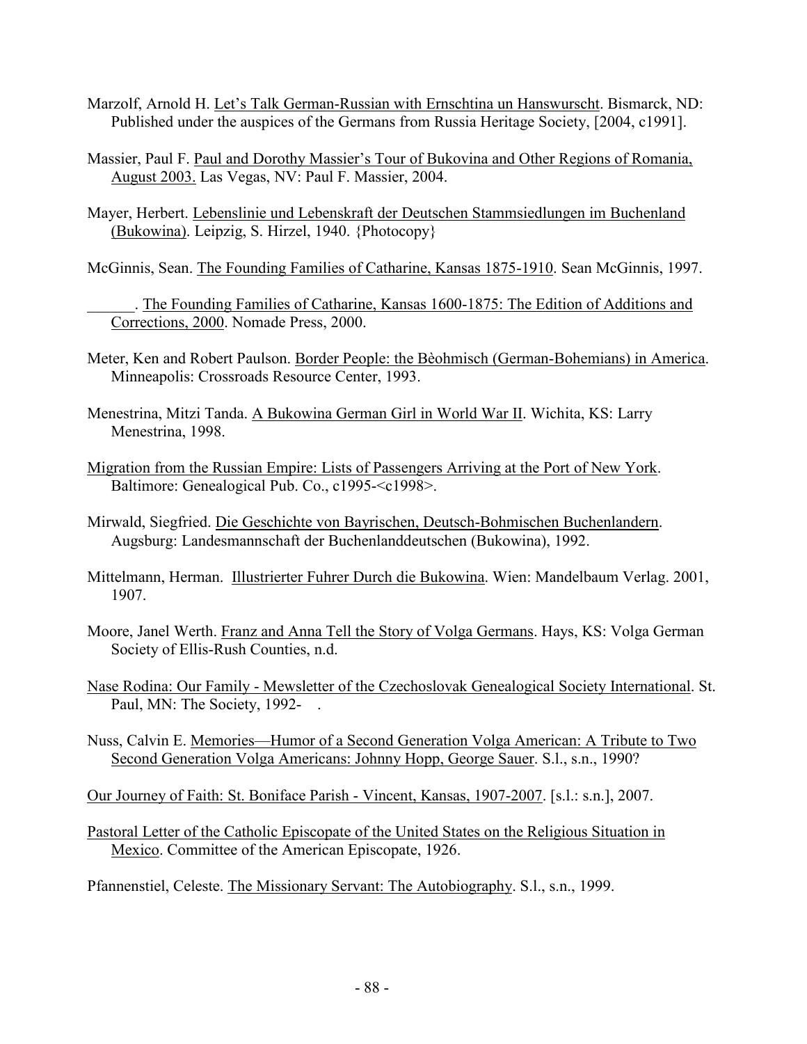Marzolf, Arnold H. Let's Talk German-Russian with Ernschtina un Hanswurscht. Bismarck, ND: Published under the auspices of the Germans from Russia Heritage Society, [2004, c1991].

Massier, Paul F. Paul and Dorothy Massier's Tour of Bukovina and Other Regions of Romania, August 2003. Las Vegas, NV: Paul F. Massier, 2004.

Mayer, Herbert. Lebenslinie und Lebenskraft der Deutschen Stammsiedlungen im Buchenland (Bukowina). Leipzig, S. Hirzel, 1940. {Photocopy}

McGinnis, Sean. The Founding Families of Catharine, Kansas 1875-1910. Sean McGinnis, 1997.

______. The Founding Families of Catharine, Kansas 1600-1875: The Edition of Additions and Corrections, 2000. Nomade Press, 2000.

Meter, Ken and Robert Paulson. Border People: the Bèohmisch (German-Bohemians) in America. Minneapolis: Crossroads Resource Center, 1993.

Menestrina, Mitzi Tanda. A Bukowina German Girl in World War II. Wichita, KS: Larry Menestrina, 1998.

Migration from the Russian Empire: Lists of Passengers Arriving at the Port of New York. Baltimore: Genealogical Pub. Co., c1995-<c1998>.

Mirwald, Siegfried. Die Geschichte von Bayrischen, Deutsch-Bohmischen Buchenlandern. Augsburg: Landesmannschaft der Buchenlanddeutschen (Bukowina), 1992.

Mittelmann, Herman. Illustrierter Fuhrer Durch die Bukowina. Wien: Mandelbaum Verlag. 2001, 1907.

Moore, Janel Werth. Franz and Anna Tell the Story of Volga Germans. Hays, KS: Volga German Society of Ellis-Rush Counties, n.d.

Nase Rodina: Our Family - Mewsletter of the Czechoslovak Genealogical Society International. St. Paul, MN: The Society, 1992- .

Nuss, Calvin E. Memories—Humor of a Second Generation Volga American: A Tribute to Two Second Generation Volga Americans: Johnny Hopp, George Sauer. S.l., s.n., 1990?

Our Journey of Faith: St. Boniface Parish - Vincent, Kansas, 1907-2007. [s.l.: s.n.], 2007.

Pastoral Letter of the Catholic Episcopate of the United States on the Religious Situation in Mexico. Committee of the American Episcopate, 1926.

Pfannenstiel, Celeste. The Missionary Servant: The Autobiography. S.l., s.n., 1999.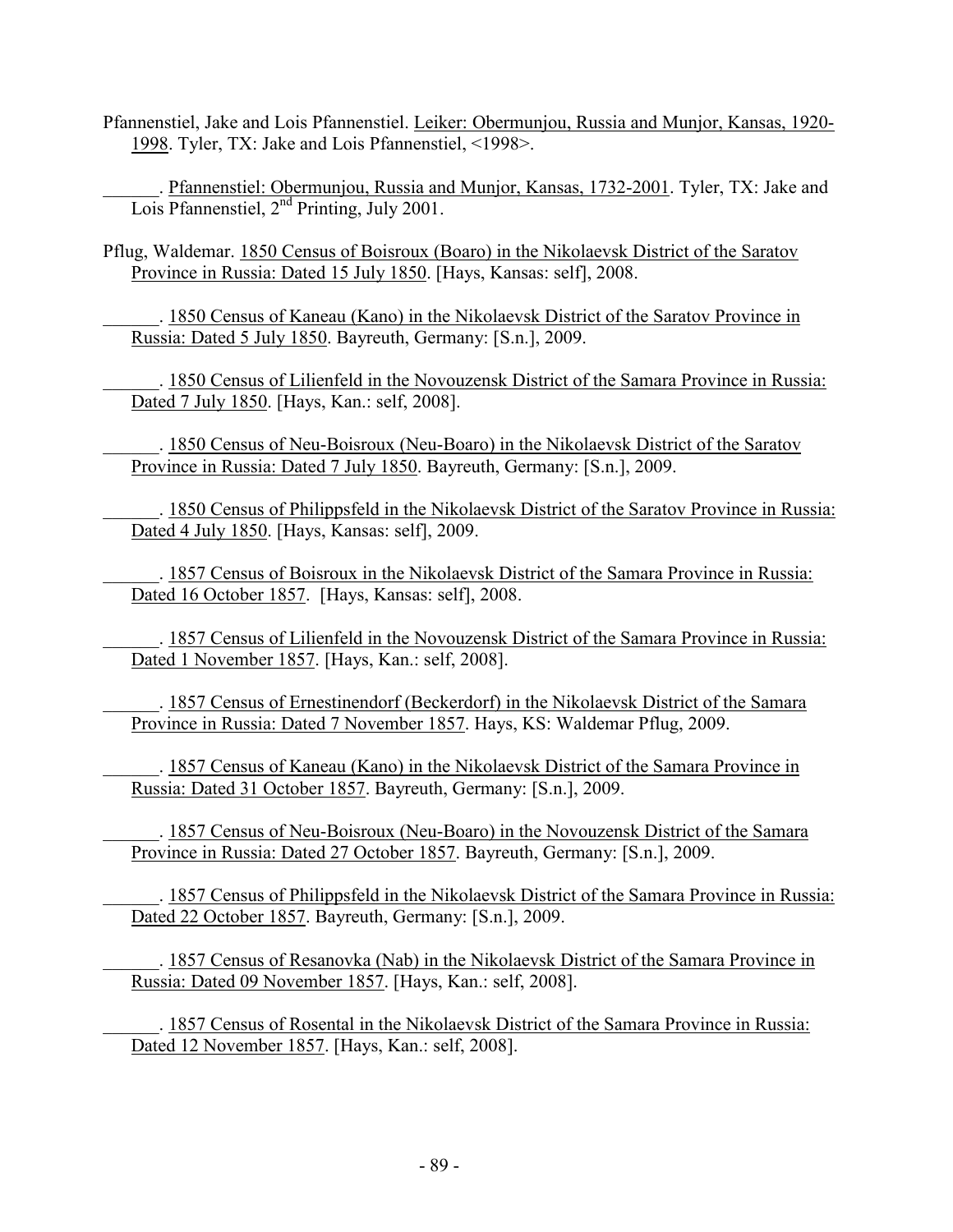Pfannenstiel, Jake and Lois Pfannenstiel. <u>Leiker: Obermunjou, Russia and Munjor, Kansas, 1920-1998</u>. Tyler, TX: Jake and Lois Pfannenstiel, <1998>.

______. <u>Pfannenstiel: Obermunjou, Russia and Munjor, Kansas, 1732-2001</u>. Tyler, TX: Jake and Lois Pfannenstiel, 2nd Printing, July 2001.

Pflug, Waldemar. <u>1850 Census of Boisroux (Boaro) in the Nikolaevsk District of the Saratov Province in Russia: Dated 15 July 1850</u>. [Hays, Kansas: self], 2008.

______. <u>1850 Census of Kaneau (Kano) in the Nikolaevsk District of the Saratov Province in Russia: Dated 5 July 1850</u>. Bayreuth, Germany: [S.n.], 2009.

______. <u>1850 Census of Lilienfeld in the Novouzensk District of the Samara Province in Russia: Dated 7 July 1850</u>. [Hays, Kan.: self, 2008].

______. <u>1850 Census of Neu-Boisroux (Neu-Boaro) in the Nikolaevsk District of the Saratov Province in Russia: Dated 7 July 1850</u>. Bayreuth, Germany: [S.n.], 2009.

______. <u>1850 Census of Philippsfeld in the Nikolaevsk District of the Saratov Province in Russia: Dated 4 July 1850</u>. [Hays, Kansas: self], 2009.

______. <u>1857 Census of Boisroux in the Nikolaevsk District of the Samara Province in Russia: Dated 16 October 1857</u>. [Hays, Kansas: self], 2008.

______. <u>1857 Census of Lilienfeld in the Novouzensk District of the Samara Province in Russia: Dated 1 November 1857</u>. [Hays, Kan.: self, 2008].

______. <u>1857 Census of Ernestinendorf (Beckerdorf) in the Nikolaevsk District of the Samara Province in Russia: Dated 7 November 1857</u>. Hays, KS: Waldemar Pflug, 2009.

______. <u>1857 Census of Kaneau (Kano) in the Nikolaevsk District of the Samara Province in Russia: Dated 31 October 1857</u>. Bayreuth, Germany: [S.n.], 2009.

______. <u>1857 Census of Neu-Boisroux (Neu-Boaro) in the Novouzensk District of the Samara Province in Russia: Dated 27 October 1857</u>. Bayreuth, Germany: [S.n.], 2009.

______. <u>1857 Census of Philippsfeld in the Nikolaevsk District of the Samara Province in Russia: Dated 22 October 1857</u>. Bayreuth, Germany: [S.n.], 2009.

______. <u>1857 Census of Resanovka (Nab) in the Nikolaevsk District of the Samara Province in Russia: Dated 09 November 1857</u>. [Hays, Kan.: self, 2008].

______. <u>1857 Census of Rosental in the Nikolaevsk District of the Samara Province in Russia: Dated 12 November 1857</u>. [Hays, Kan.: self, 2008].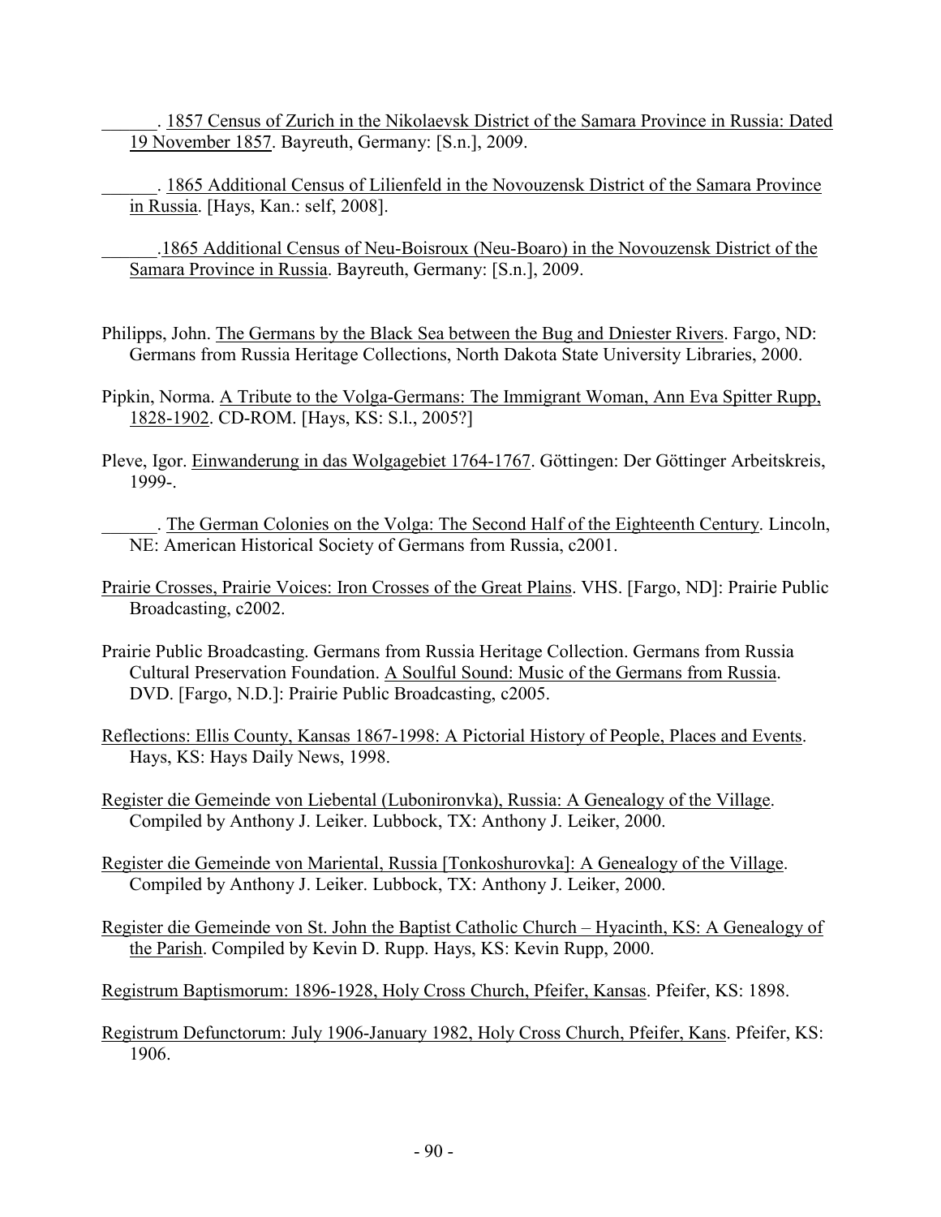\_\_\_\_\_\_. 1857 Census of Zurich in the Nikolaevsk District of the Samara Province in Russia: Dated 19 November 1857. Bayreuth, Germany: [S.n.], 2009.

\_\_\_\_\_\_. 1865 Additional Census of Lilienfeld in the Novouzensk District of the Samara Province in Russia. [Hays, Kan.: self, 2008].

\_\_\_\_\_\_.1865 Additional Census of Neu-Boisroux (Neu-Boaro) in the Novouzensk District of the Samara Province in Russia. Bayreuth, Germany: [S.n.], 2009.

Philipps, John. The Germans by the Black Sea between the Bug and Dniester Rivers. Fargo, ND: Germans from Russia Heritage Collections, North Dakota State University Libraries, 2000.

Pipkin, Norma. A Tribute to the Volga-Germans: The Immigrant Woman, Ann Eva Spitter Rupp, 1828-1902. CD-ROM. [Hays, KS: S.l., 2005?]

Pleve, Igor. Einwanderung in das Wolgagebiet 1764-1767. Göttingen: Der Göttinger Arbeitskreis, 1999-.

\_\_\_\_\_\_. The German Colonies on the Volga: The Second Half of the Eighteenth Century. Lincoln, NE: American Historical Society of Germans from Russia, c2001.

Prairie Crosses, Prairie Voices: Iron Crosses of the Great Plains. VHS. [Fargo, ND]: Prairie Public Broadcasting, c2002.

Prairie Public Broadcasting. Germans from Russia Heritage Collection. Germans from Russia Cultural Preservation Foundation. A Soulful Sound: Music of the Germans from Russia. DVD. [Fargo, N.D.]: Prairie Public Broadcasting, c2005.

Reflections: Ellis County, Kansas 1867-1998: A Pictorial History of People, Places and Events. Hays, KS: Hays Daily News, 1998.

Register die Gemeinde von Liebental (Luboniromvka), Russia: A Genealogy of the Village. Compiled by Anthony J. Leiker. Lubbock, TX: Anthony J. Leiker, 2000.

Register die Gemeinde von Mariental, Russia [Tonkoshurovka]: A Genealogy of the Village. Compiled by Anthony J. Leiker. Lubbock, TX: Anthony J. Leiker, 2000.

Register die Gemeinde von St. John the Baptist Catholic Church – Hyacinth, KS: A Genealogy of the Parish. Compiled by Kevin D. Rupp. Hays, KS: Kevin Rupp, 2000.

Registrum Baptismorum: 1896-1928, Holy Cross Church, Pfeifer, Kansas. Pfeifer, KS: 1898.

Registrum Defunctorum: July 1906-January 1982, Holy Cross Church, Pfeifer, Kans. Pfeifer, KS: 1906.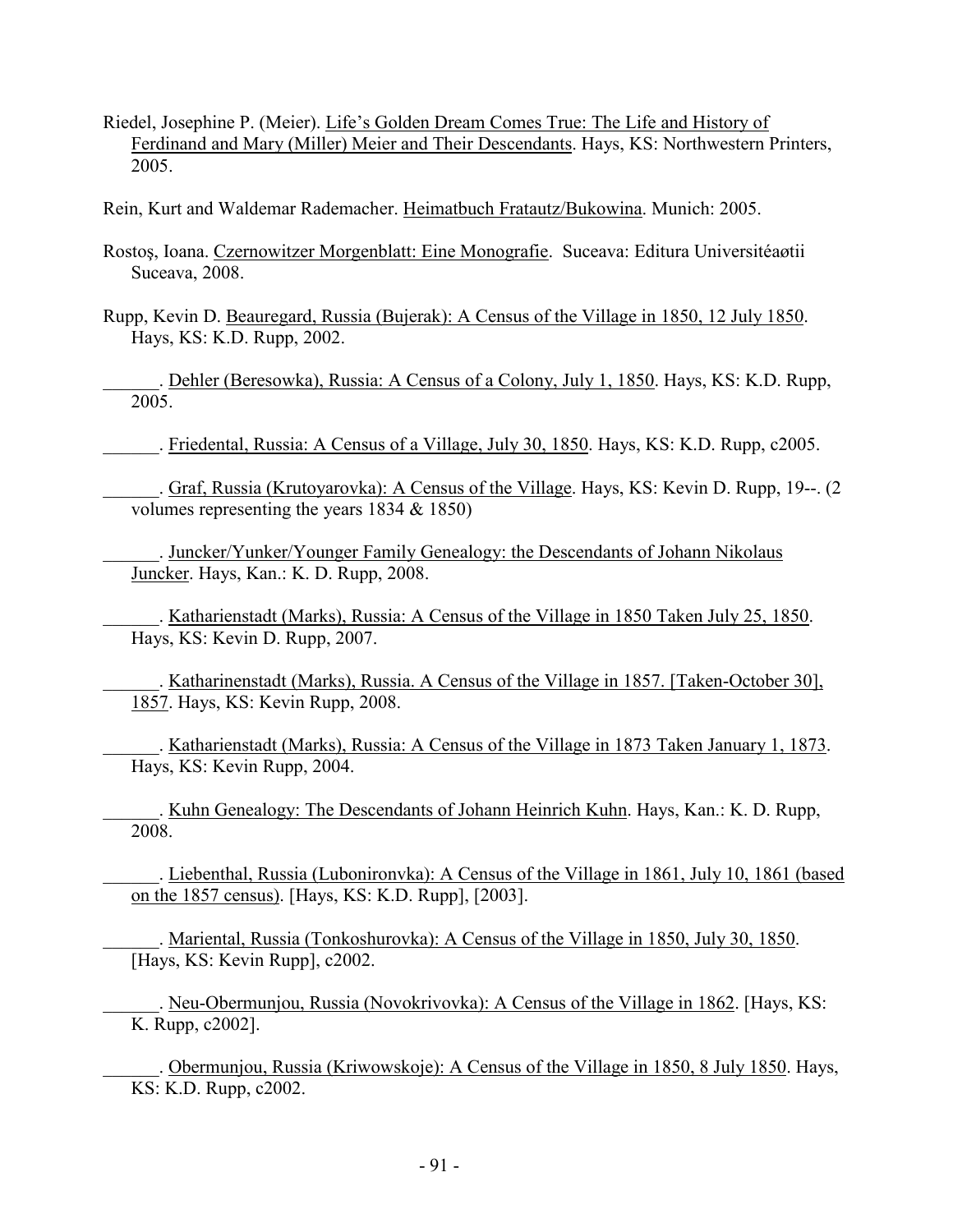Riedel, Josephine P. (Meier). <u>Life's Golden Dream Comes True: The Life and History of Ferdinand and Mary (Miller) Meier and Their Descendants</u>. Hays, KS: Northwestern Printers, 2005.

Rein, Kurt and Waldemar Rademacher. <u>Heimatbuch Fratautz/Bukowina</u>. Munich: 2005.

Rostoş, Ioana. <u>Czernowitzer Morgenblatt: Eine Monografie</u>. Suceava: Editura Universitéaøtii Suceava, 2008.

Rupp, Kevin D. <u>Beauregard, Russia (Bujerak): A Census of the Village in 1850, 12 July 1850</u>. Hays, KS: K.D. Rupp, 2002.

______. <u>Dehler (Beresowka), Russia: A Census of a Colony, July 1, 1850</u>. Hays, KS: K.D. Rupp, 2005.

______. <u>Friedental, Russia: A Census of a Village, July 30, 1850</u>. Hays, KS: K.D. Rupp, c2005.

______. <u>Graf, Russia (Krutoyarovka): A Census of the Village</u>. Hays, KS: Kevin D. Rupp, 19--. (2 volumes representing the years 1834 & 1850)

______. <u>Juncker/Yunker/Younger Family Genealogy: the Descendants of Johann Nikolaus Juncker</u>. Hays, Kan.: K. D. Rupp, 2008.

______. <u>Katharienstadt (Marks), Russia: A Census of the Village in 1850 Taken July 25, 1850</u>. Hays, KS: Kevin D. Rupp, 2007.

______. <u>Katharinenstadt (Marks), Russia. A Census of the Village in 1857. [Taken-October 30], 1857</u>. Hays, KS: Kevin Rupp, 2008.

______. <u>Katharienstadt (Marks), Russia: A Census of the Village in 1873 Taken January 1, 1873</u>. Hays, KS: Kevin Rupp, 2004.

______. <u>Kuhn Genealogy: The Descendants of Johann Heinrich Kuhn</u>. Hays, Kan.: K. D. Rupp, 2008.

______. <u>Liebenthal, Russia (Lubonironvka): A Census of the Village in 1861, July 10, 1861 (based on the 1857 census)</u>. [Hays, KS: K.D. Rupp], [2003].

______. <u>Mariental, Russia (Tonkoshurovka): A Census of the Village in 1850, July 30, 1850</u>. [Hays, KS: Kevin Rupp], c2002.

______. <u>Neu-Obermunjou, Russia (Novokrivovka): A Census of the Village in 1862</u>. [Hays, KS: K. Rupp, c2002].

______. <u>Obermunjou, Russia (Kriwowskoje): A Census of the Village in 1850, 8 July 1850</u>. Hays, KS: K.D. Rupp, c2002.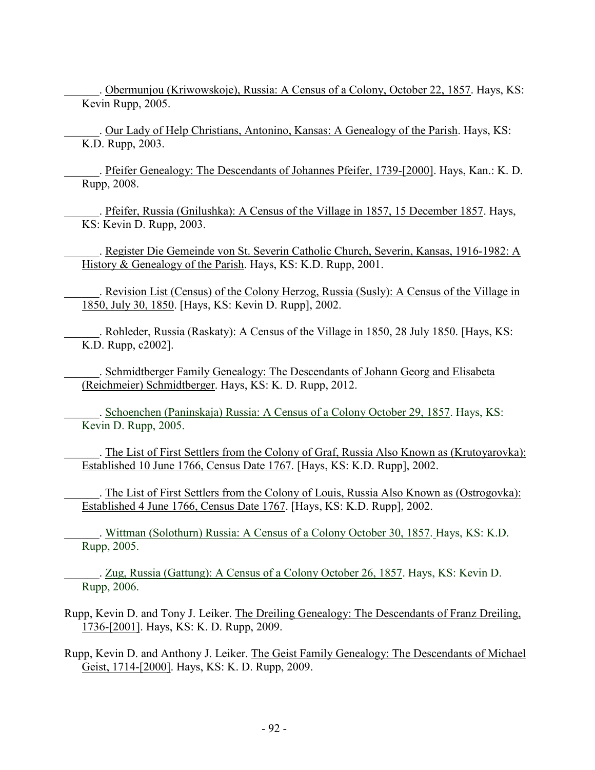______. Obermunjou (Kriwowskoje), Russia: A Census of a Colony, October 22, 1857. Hays, KS: Kevin Rupp, 2005.

______. Our Lady of Help Christians, Antonino, Kansas: A Genealogy of the Parish. Hays, KS: K.D. Rupp, 2003.

______. Pfeifer Genealogy: The Descendants of Johannes Pfeifer, 1739-[2000]. Hays, Kan.: K. D. Rupp, 2008.

______. Pfeifer, Russia (Gnilushka): A Census of the Village in 1857, 15 December 1857. Hays, KS: Kevin D. Rupp, 2003.

______. Register Die Gemeinde von St. Severin Catholic Church, Severin, Kansas, 1916-1982: A History & Genealogy of the Parish. Hays, KS: K.D. Rupp, 2001.

______. Revision List (Census) of the Colony Herzog, Russia (Susly): A Census of the Village in 1850, July 30, 1850. [Hays, KS: Kevin D. Rupp], 2002.

______. Rohleder, Russia (Raskaty): A Census of the Village in 1850, 28 July 1850. [Hays, KS: K.D. Rupp, c2002].

______. Schmidtberger Family Genealogy: The Descendants of Johann Georg and Elisabeta (Reichmeier) Schmidtberger. Hays, KS: K. D. Rupp, 2012.

______. Schoenchen (Paninskaja) Russia: A Census of a Colony October 29, 1857. Hays, KS: Kevin D. Rupp, 2005.

______. The List of First Settlers from the Colony of Graf, Russia Also Known as (Krutoyarovka): Established 10 June 1766, Census Date 1767. [Hays, KS: K.D. Rupp], 2002.

______. The List of First Settlers from the Colony of Louis, Russia Also Known as (Ostrogovka): Established 4 June 1766, Census Date 1767. [Hays, KS: K.D. Rupp], 2002.

______. Wittman (Solothurn) Russia: A Census of a Colony October 30, 1857. Hays, KS: K.D. Rupp, 2005.

______. Zug, Russia (Gattung): A Census of a Colony October 26, 1857. Hays, KS: Kevin D. Rupp, 2006.

Rupp, Kevin D. and Tony J. Leiker. The Dreiling Genealogy: The Descendants of Franz Dreiling, 1736-[2001]. Hays, KS: K. D. Rupp, 2009.

Rupp, Kevin D. and Anthony J. Leiker. The Geist Family Genealogy: The Descendants of Michael Geist, 1714-[2000]. Hays, KS: K. D. Rupp, 2009.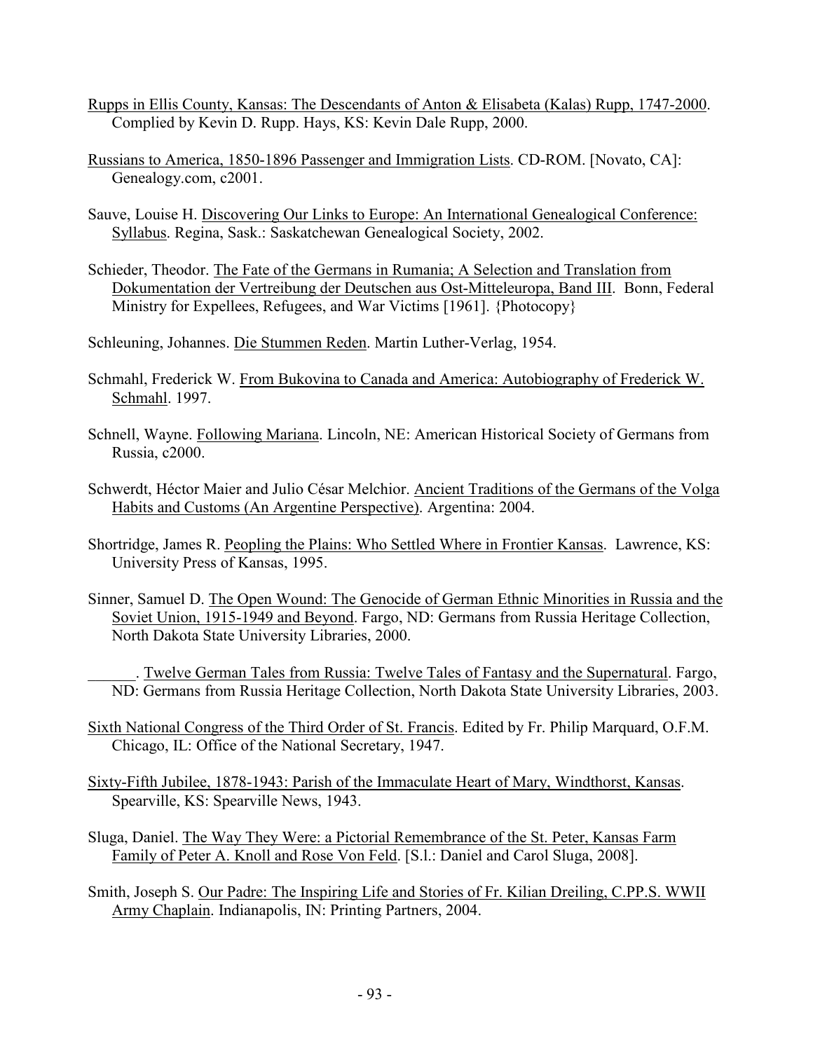Rupps in Ellis County, Kansas: The Descendants of Anton & Elisabeta (Kalas) Rupp, 1747-2000. Complied by Kevin D. Rupp. Hays, KS: Kevin Dale Rupp, 2000.

Russians to America, 1850-1896 Passenger and Immigration Lists. CD-ROM. [Novato, CA]: Genealogy.com, c2001.

Sauve, Louise H. Discovering Our Links to Europe: An International Genealogical Conference: Syllabus. Regina, Sask.: Saskatchewan Genealogical Society, 2002.

Schieder, Theodor. The Fate of the Germans in Rumania; A Selection and Translation from Dokumentation der Vertreibung der Deutschen aus Ost-Mitteleuropa, Band III. Bonn, Federal Ministry for Expellees, Refugees, and War Victims [1961]. {Photocopy}

Schleuning, Johannes. Die Stummen Reden. Martin Luther-Verlag, 1954.

Schmahl, Frederick W. From Bukovina to Canada and America: Autobiography of Frederick W. Schmahl. 1997.

Schnell, Wayne. Following Mariana. Lincoln, NE: American Historical Society of Germans from Russia, c2000.

Schwerdt, Héctor Maier and Julio César Melchior. Ancient Traditions of the Germans of the Volga Habits and Customs (An Argentine Perspective). Argentina: 2004.

Shortridge, James R. Peopling the Plains: Who Settled Where in Frontier Kansas. Lawrence, KS: University Press of Kansas, 1995.

Sinner, Samuel D. The Open Wound: The Genocide of German Ethnic Minorities in Russia and the Soviet Union, 1915-1949 and Beyond. Fargo, ND: Germans from Russia Heritage Collection, North Dakota State University Libraries, 2000.

______. Twelve German Tales from Russia: Twelve Tales of Fantasy and the Supernatural. Fargo, ND: Germans from Russia Heritage Collection, North Dakota State University Libraries, 2003.

Sixth National Congress of the Third Order of St. Francis. Edited by Fr. Philip Marquard, O.F.M. Chicago, IL: Office of the National Secretary, 1947.

Sixty-Fifth Jubilee, 1878-1943: Parish of the Immaculate Heart of Mary, Windthorst, Kansas. Spearville, KS: Spearville News, 1943.

Sluga, Daniel. The Way They Were: a Pictorial Remembrance of the St. Peter, Kansas Farm Family of Peter A. Knoll and Rose Von Feld. [S.l.: Daniel and Carol Sluga, 2008].

Smith, Joseph S. Our Padre: The Inspiring Life and Stories of Fr. Kilian Dreiling, C.PP.S. WWII Army Chaplain. Indianapolis, IN: Printing Partners, 2004.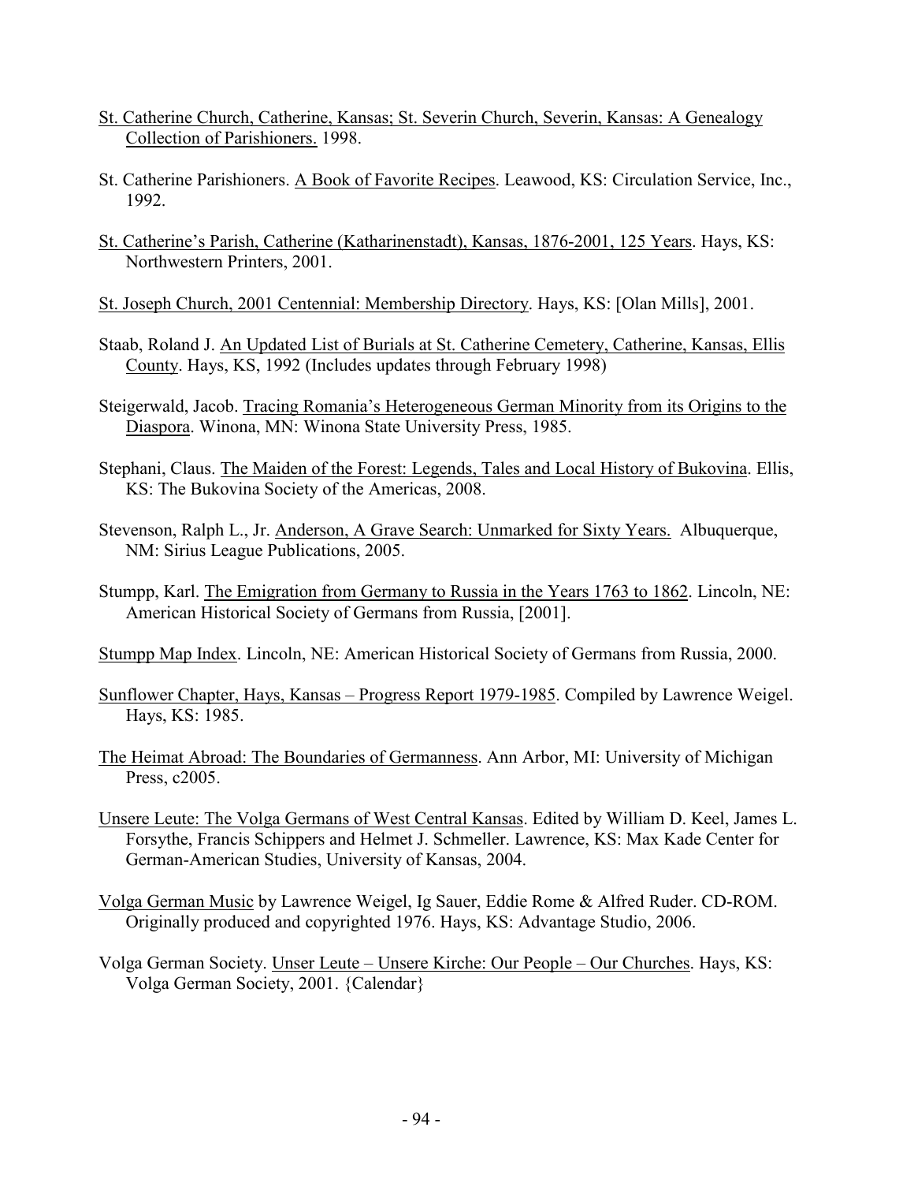<u>St. Catherine Church, Catherine, Kansas; St. Severin Church, Severin, Kansas: A Genealogy Collection of Parishioners.</u> 1998.

St. Catherine Parishioners. <u>A Book of Favorite Recipes</u>. Leawood, KS: Circulation Service, Inc., 1992.

<u>St. Catherine's Parish, Catherine (Katharinenstadt), Kansas, 1876-2001, 125 Years</u>. Hays, KS: Northwestern Printers, 2001.

<u>St. Joseph Church, 2001 Centennial: Membership Directory</u>. Hays, KS: [Olan Mills], 2001.

Staab, Roland J. <u>An Updated List of Burials at St. Catherine Cemetery, Catherine, Kansas, Ellis County</u>. Hays, KS, 1992 (Includes updates through February 1998)

Steigerwald, Jacob. <u>Tracing Romania's Heterogeneous German Minority from its Origins to the Diaspora</u>. Winona, MN: Winona State University Press, 1985.

Stephani, Claus. <u>The Maiden of the Forest: Legends, Tales and Local History of Bukovina</u>. Ellis, KS: The Bukovina Society of the Americas, 2008.

Stevenson, Ralph L., Jr. <u>Anderson, A Grave Search: Unmarked for Sixty Years.</u> Albuquerque, NM: Sirius League Publications, 2005.

Stumpp, Karl. <u>The Emigration from Germany to Russia in the Years 1763 to 1862</u>. Lincoln, NE: American Historical Society of Germans from Russia, [2001].

<u>Stumpp Map Index</u>. Lincoln, NE: American Historical Society of Germans from Russia, 2000.

<u>Sunflower Chapter, Hays, Kansas – Progress Report 1979-1985</u>. Compiled by Lawrence Weigel. Hays, KS: 1985.

<u>The Heimat Abroad: The Boundaries of Germanness</u>. Ann Arbor, MI: University of Michigan Press, c2005.

<u>Unsere Leute: The Volga Germans of West Central Kansas</u>. Edited by William D. Keel, James L. Forsythe, Francis Schippers and Helmet J. Schmeller. Lawrence, KS: Max Kade Center for German-American Studies, University of Kansas, 2004.

<u>Volga German Music</u> by Lawrence Weigel, Ig Sauer, Eddie Rome & Alfred Ruder. CD-ROM. Originally produced and copyrighted 1976. Hays, KS: Advantage Studio, 2006.

Volga German Society. <u>Unser Leute – Unsere Kirche: Our People – Our Churches</u>. Hays, KS: Volga German Society, 2001. {Calendar}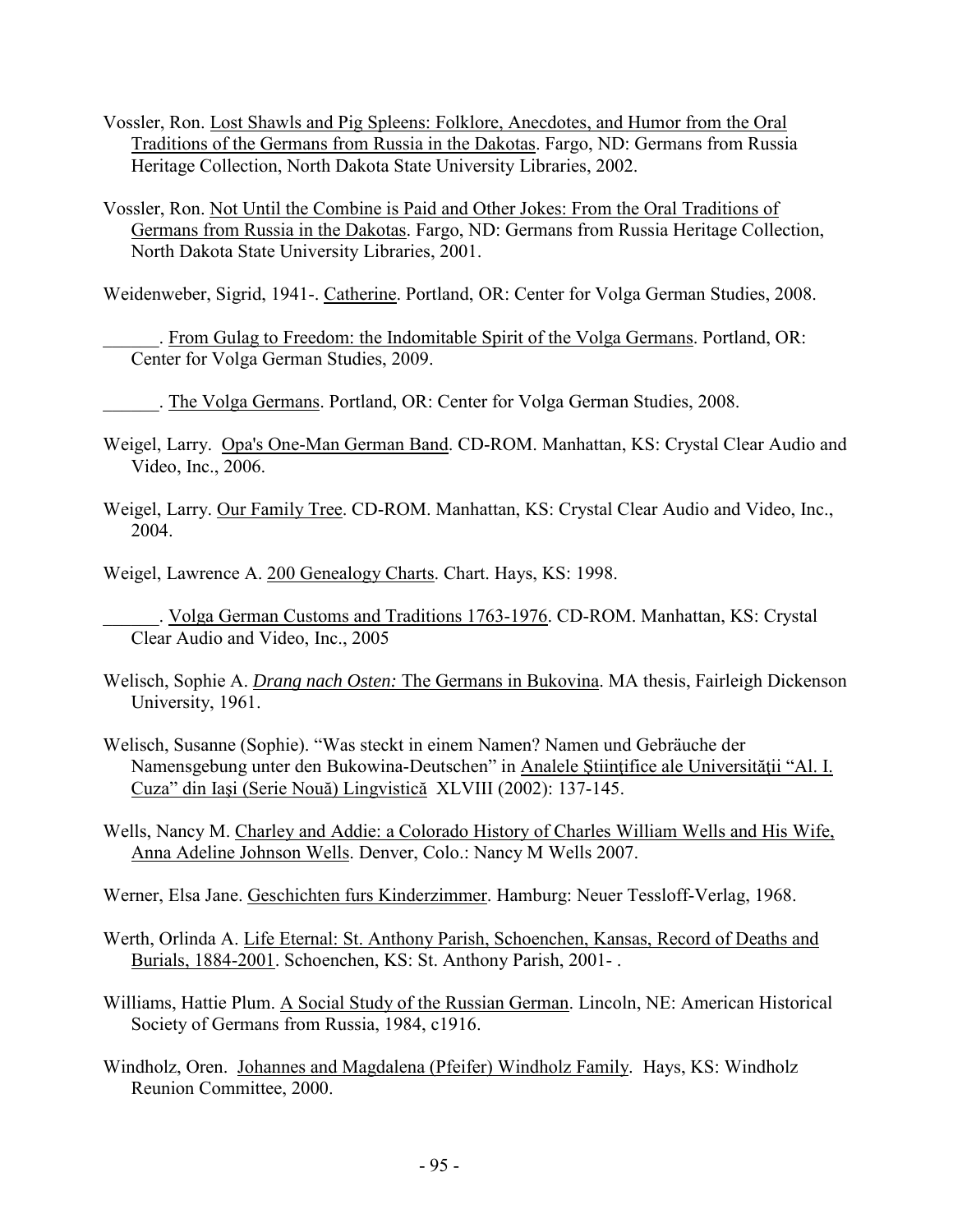Vossler, Ron. Lost Shawls and Pig Spleens: Folklore, Anecdotes, and Humor from the Oral Traditions of the Germans from Russia in the Dakotas. Fargo, ND: Germans from Russia Heritage Collection, North Dakota State University Libraries, 2002.

Vossler, Ron. Not Until the Combine is Paid and Other Jokes: From the Oral Traditions of Germans from Russia in the Dakotas. Fargo, ND: Germans from Russia Heritage Collection, North Dakota State University Libraries, 2001.

Weidenweber, Sigrid, 1941-. Catherine. Portland, OR: Center for Volga German Studies, 2008.

______. From Gulag to Freedom: the Indomitable Spirit of the Volga Germans. Portland, OR: Center for Volga German Studies, 2009.

______. The Volga Germans. Portland, OR: Center for Volga German Studies, 2008.

Weigel, Larry. Opa's One-Man German Band. CD-ROM. Manhattan, KS: Crystal Clear Audio and Video, Inc., 2006.

Weigel, Larry. Our Family Tree. CD-ROM. Manhattan, KS: Crystal Clear Audio and Video, Inc., 2004.

Weigel, Lawrence A. 200 Genealogy Charts. Chart. Hays, KS: 1998.

______. Volga German Customs and Traditions 1763-1976. CD-ROM. Manhattan, KS: Crystal Clear Audio and Video, Inc., 2005

Welisch, Sophie A. *Drang nach Osten:* The Germans in Bukovina. MA thesis, Fairleigh Dickenson University, 1961.

Welisch, Susanne (Sophie). "Was steckt in einem Namen? Namen und Gebräuche der Namensgebung unter den Bukowina-Deutschen" in Analele Ştiinţifice ale Universităţii "Al. I. Cuza" din Iaşi (Serie Nouă) Lingvistică XLVIII (2002): 137-145.

Wells, Nancy M. Charley and Addie: a Colorado History of Charles William Wells and His Wife, Anna Adeline Johnson Wells. Denver, Colo.: Nancy M Wells 2007.

Werner, Elsa Jane. Geschichten furs Kinderzimmer. Hamburg: Neuer Tessloff-Verlag, 1968.

Werth, Orlinda A. Life Eternal: St. Anthony Parish, Schoenchen, Kansas, Record of Deaths and Burials, 1884-2001. Schoenchen, KS: St. Anthony Parish, 2001- .

Williams, Hattie Plum. A Social Study of the Russian German. Lincoln, NE: American Historical Society of Germans from Russia, 1984, c1916.

Windholz, Oren. Johannes and Magdalena (Pfeifer) Windholz Family. Hays, KS: Windholz Reunion Committee, 2000.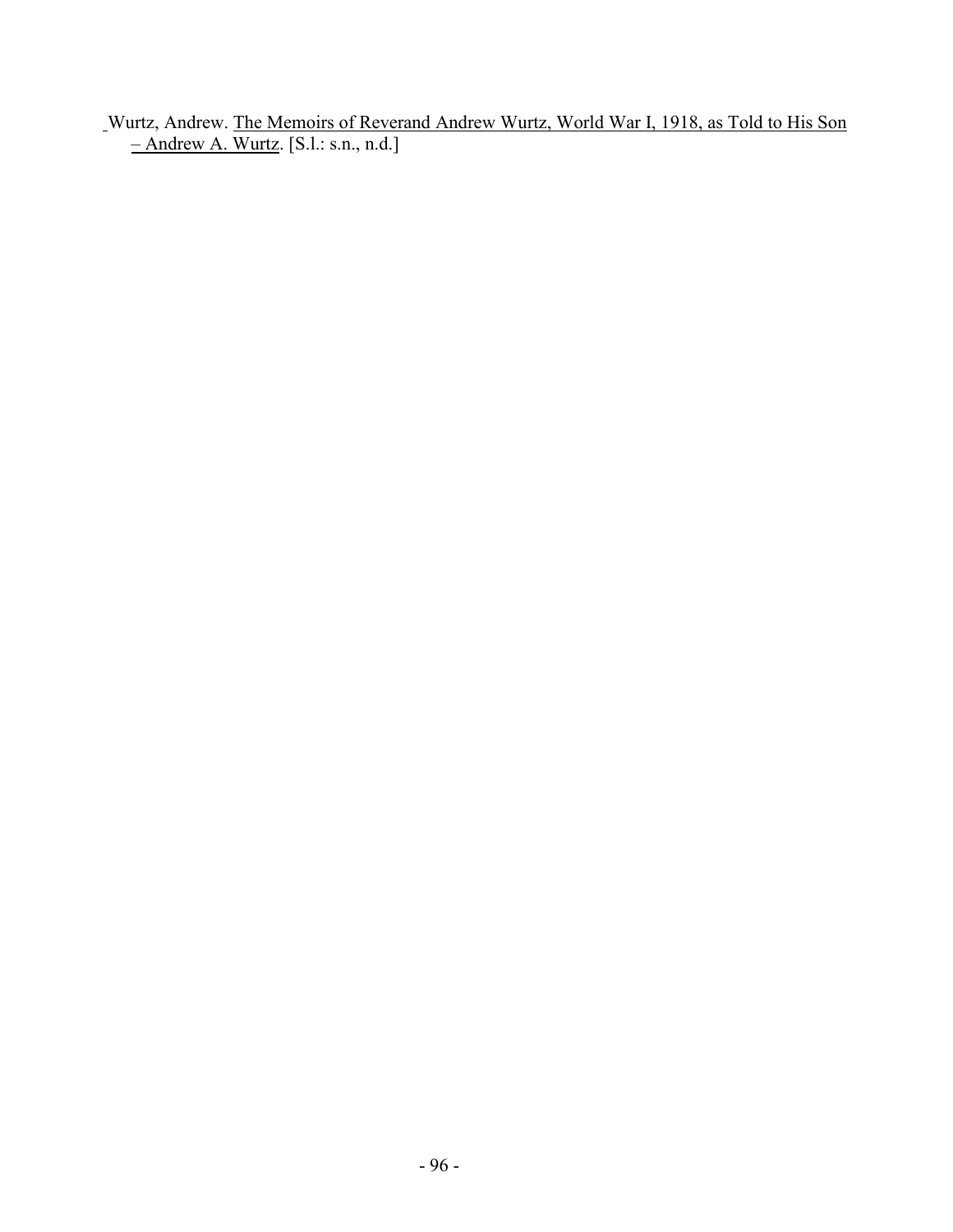Wurtz, Andrew. The Memoirs of Reverand Andrew Wurtz, World War I, 1918, as Told to His Son – Andrew A. Wurtz. [S.l.: s.n., n.d.]